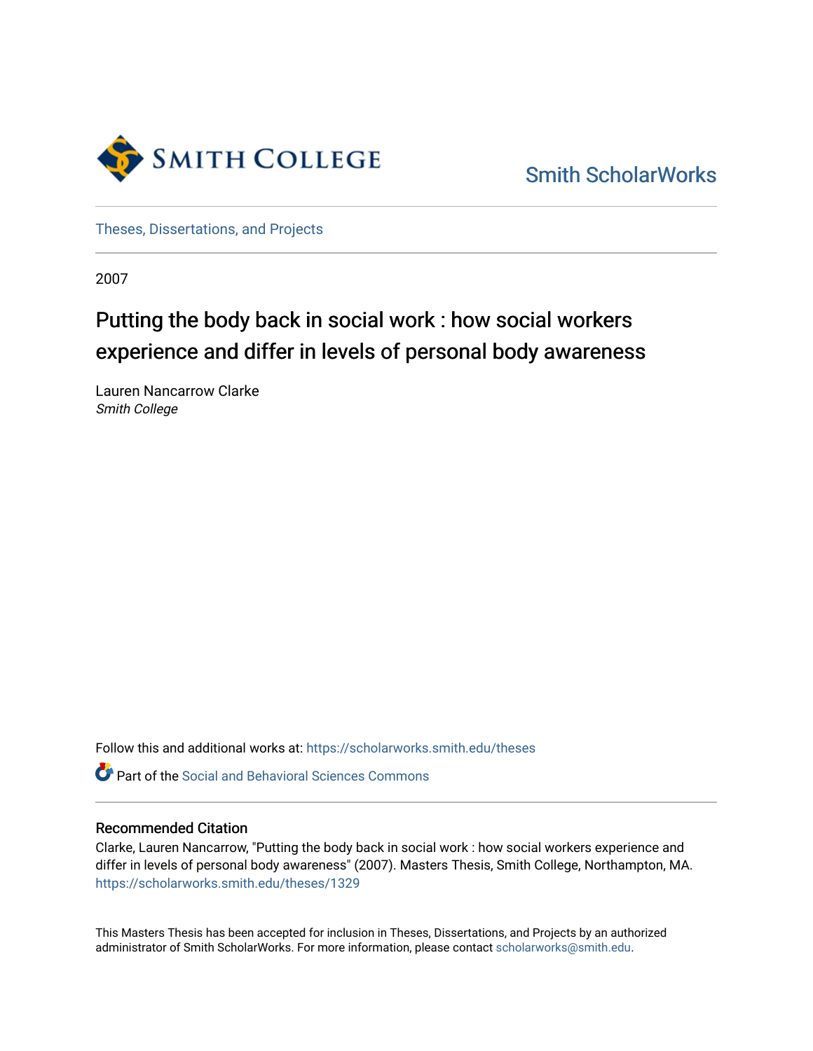Smith College

Smith ScholarWorks

Theses, Dissertations, and Projects

2007

# Putting the body back in social work : how social workers experience and differ in levels of personal body awareness

Lauren Nancarrow Clarke
*Smith College*

Follow this and additional works at: https://scholarworks.smith.edu/theses

Part of the Social and Behavioral Sciences Commons

## Recommended Citation

Clarke, Lauren Nancarrow, "Putting the body back in social work : how social workers experience and differ in levels of personal body awareness" (2007). Masters Thesis, Smith College, Northampton, MA. https://scholarworks.smith.edu/theses/1329

This Masters Thesis has been accepted for inclusion in Theses, Dissertations, and Projects by an authorized administrator of Smith ScholarWorks. For more information, please contact scholarworks@smith.edu.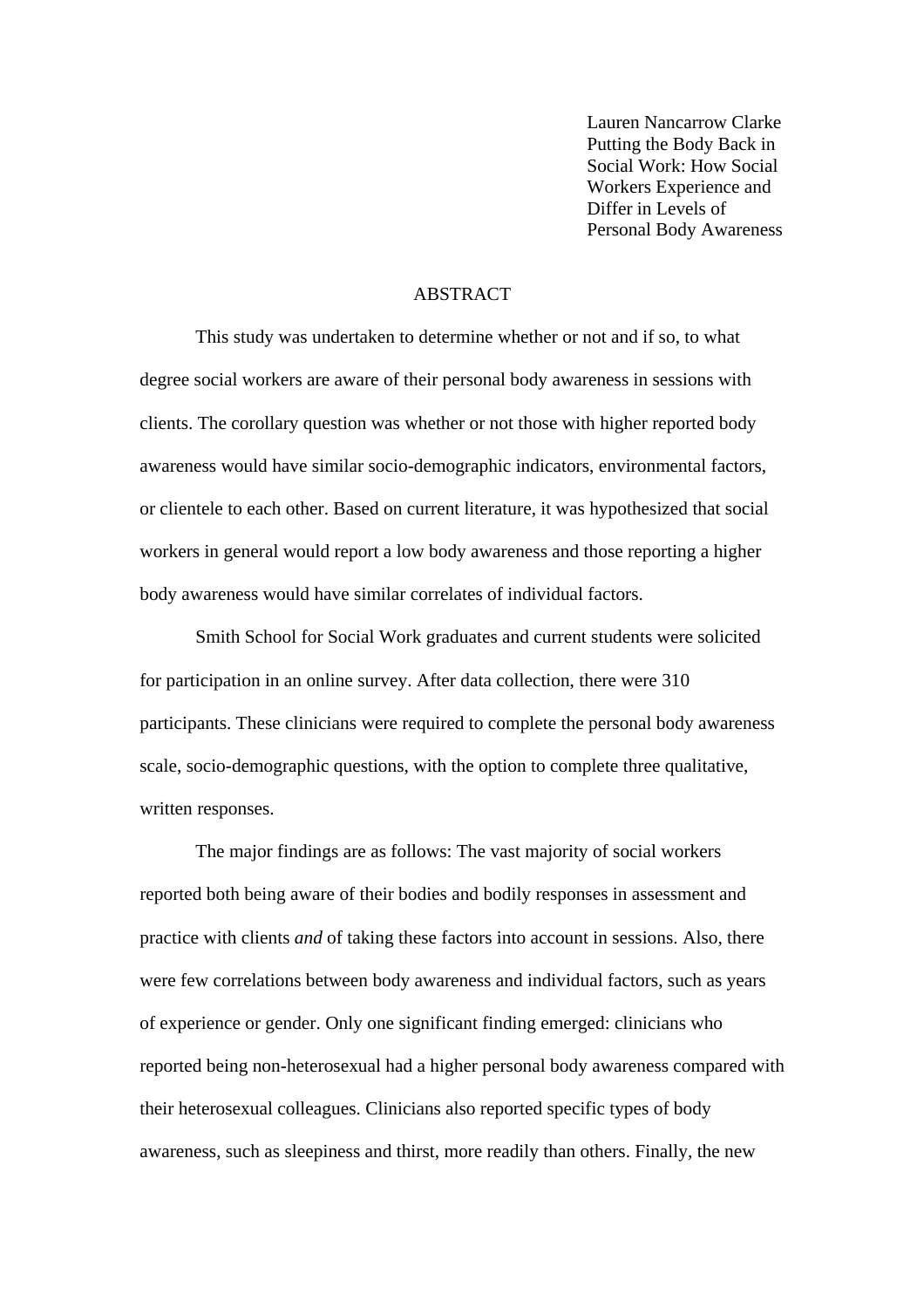Lauren Nancarrow Clarke
Putting the Body Back in Social Work: How Social Workers Experience and Differ in Levels of Personal Body Awareness

## ABSTRACT

This study was undertaken to determine whether or not and if so, to what degree social workers are aware of their personal body awareness in sessions with clients. The corollary question was whether or not those with higher reported body awareness would have similar socio-demographic indicators, environmental factors, or clientele to each other. Based on current literature, it was hypothesized that social workers in general would report a low body awareness and those reporting a higher body awareness would have similar correlates of individual factors.

Smith School for Social Work graduates and current students were solicited for participation in an online survey. After data collection, there were 310 participants. These clinicians were required to complete the personal body awareness scale, socio-demographic questions, with the option to complete three qualitative, written responses.

The major findings are as follows: The vast majority of social workers reported both being aware of their bodies and bodily responses in assessment and practice with clients *and* of taking these factors into account in sessions. Also, there were few correlations between body awareness and individual factors, such as years of experience or gender. Only one significant finding emerged: clinicians who reported being non-heterosexual had a higher personal body awareness compared with their heterosexual colleagues. Clinicians also reported specific types of body awareness, such as sleepiness and thirst, more readily than others. Finally, the new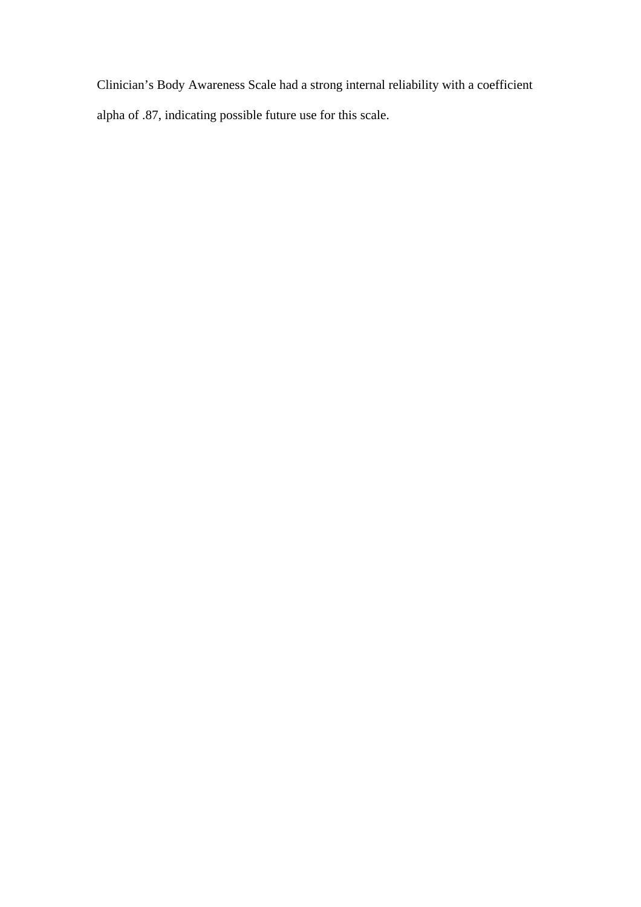Clinician's Body Awareness Scale had a strong internal reliability with a coefficient alpha of .87, indicating possible future use for this scale.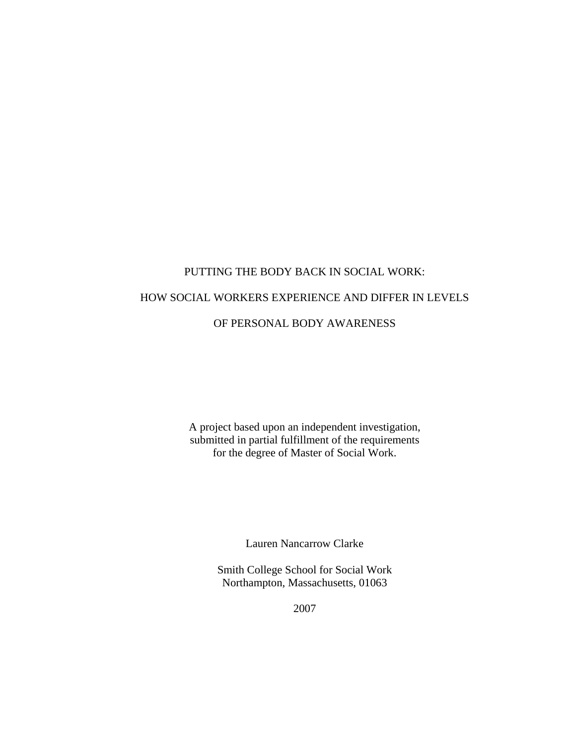# PUTTING THE BODY BACK IN SOCIAL WORK:

# HOW SOCIAL WORKERS EXPERIENCE AND DIFFER IN LEVELS OF PERSONAL BODY AWARENESS

A project based upon an independent investigation, submitted in partial fulfillment of the requirements for the degree of Master of Social Work.

Lauren Nancarrow Clarke

Smith College School for Social Work
Northampton, Massachusetts, 01063

2007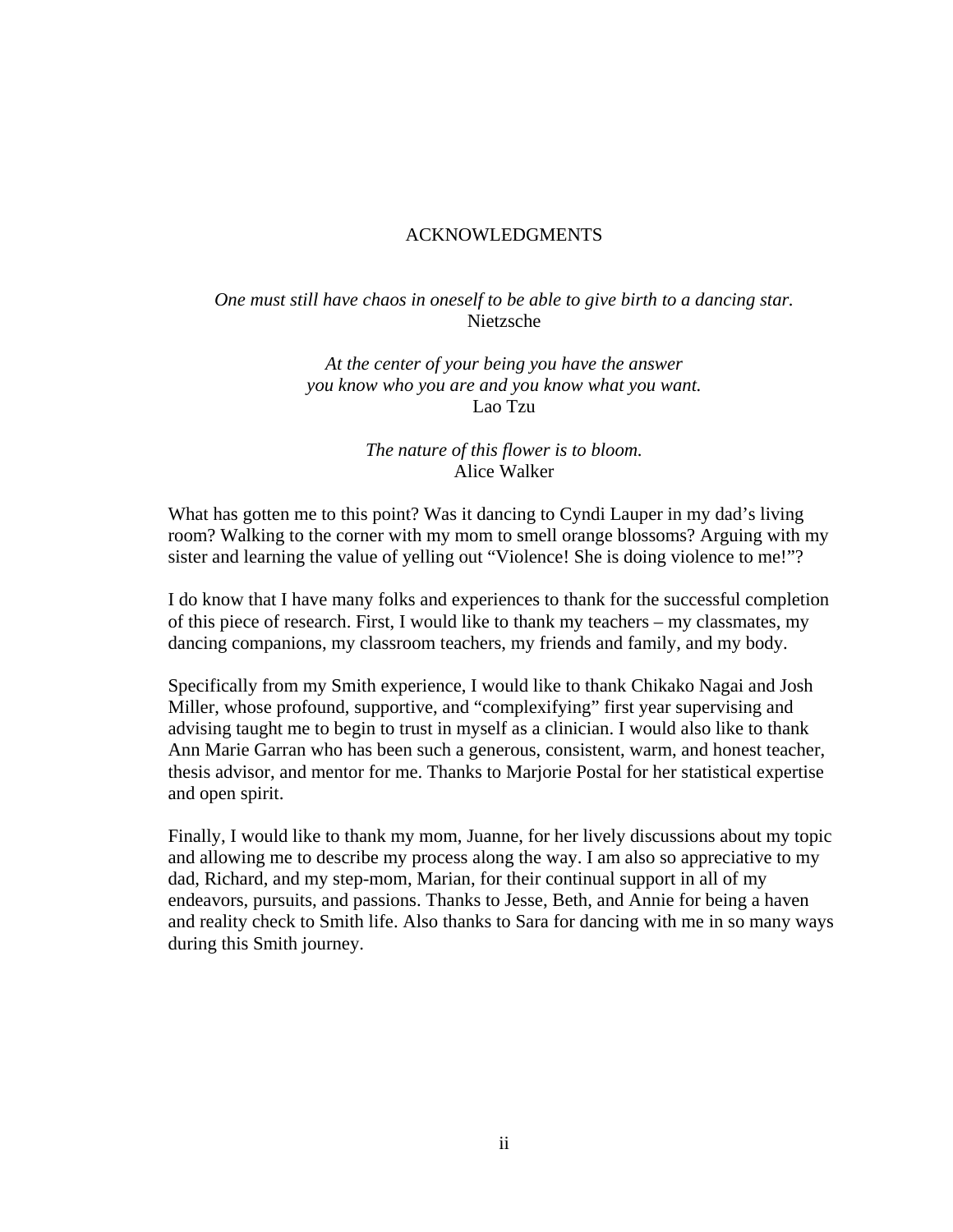# ACKNOWLEDGMENTS

*One must still have chaos in oneself to be able to give birth to a dancing star.*
Nietzsche

*At the center of your being you have the answer*
*you know who you are and you know what you want.*
Lao Tzu

*The nature of this flower is to bloom.*
Alice Walker

What has gotten me to this point? Was it dancing to Cyndi Lauper in my dad's living room? Walking to the corner with my mom to smell orange blossoms? Arguing with my sister and learning the value of yelling out "Violence! She is doing violence to me!"?

I do know that I have many folks and experiences to thank for the successful completion of this piece of research. First, I would like to thank my teachers – my classmates, my dancing companions, my classroom teachers, my friends and family, and my body.

Specifically from my Smith experience, I would like to thank Chikako Nagai and Josh Miller, whose profound, supportive, and "complexifying" first year supervising and advising taught me to begin to trust in myself as a clinician. I would also like to thank Ann Marie Garran who has been such a generous, consistent, warm, and honest teacher, thesis advisor, and mentor for me. Thanks to Marjorie Postal for her statistical expertise and open spirit.

Finally, I would like to thank my mom, Juanne, for her lively discussions about my topic and allowing me to describe my process along the way. I am also so appreciative to my dad, Richard, and my step-mom, Marian, for their continual support in all of my endeavors, pursuits, and passions. Thanks to Jesse, Beth, and Annie for being a haven and reality check to Smith life. Also thanks to Sara for dancing with me in so many ways during this Smith journey.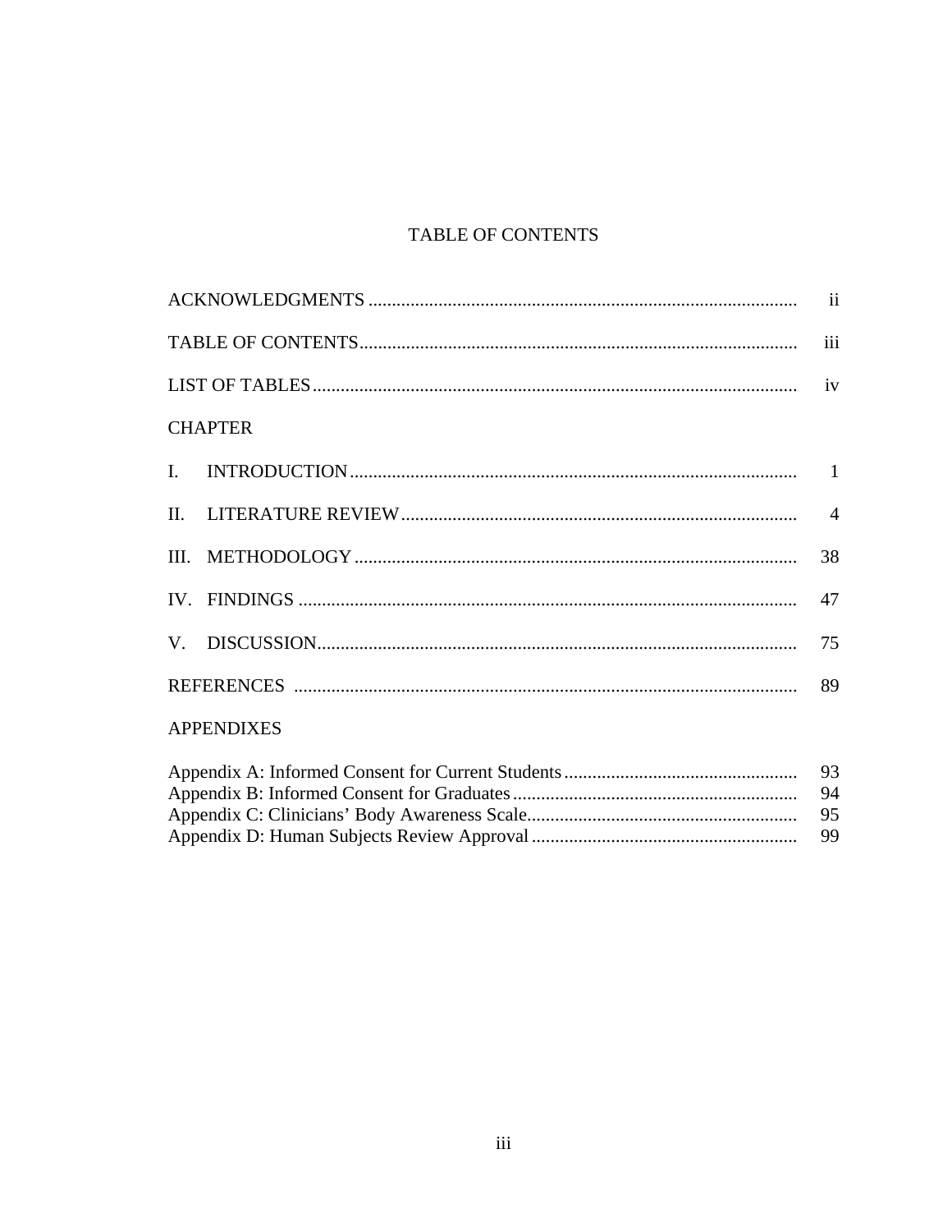# TABLE OF CONTENTS

ACKNOWLEDGMENTS ..................... ii

TABLE OF CONTENTS ..................... iii

LIST OF TABLES ..................... iv

CHAPTER

I. INTRODUCTION ..................... 1

II. LITERATURE REVIEW ..................... 4

III. METHODOLOGY ..................... 38

IV. FINDINGS ..................... 47

V. DISCUSSION ..................... 75

REFERENCES ..................... 89

APPENDIXES

Appendix A: Informed Consent for Current Students ..................... 93
Appendix B: Informed Consent for Graduates ..................... 94
Appendix C: Clinicians' Body Awareness Scale ..................... 95
Appendix D: Human Subjects Review Approval ..................... 99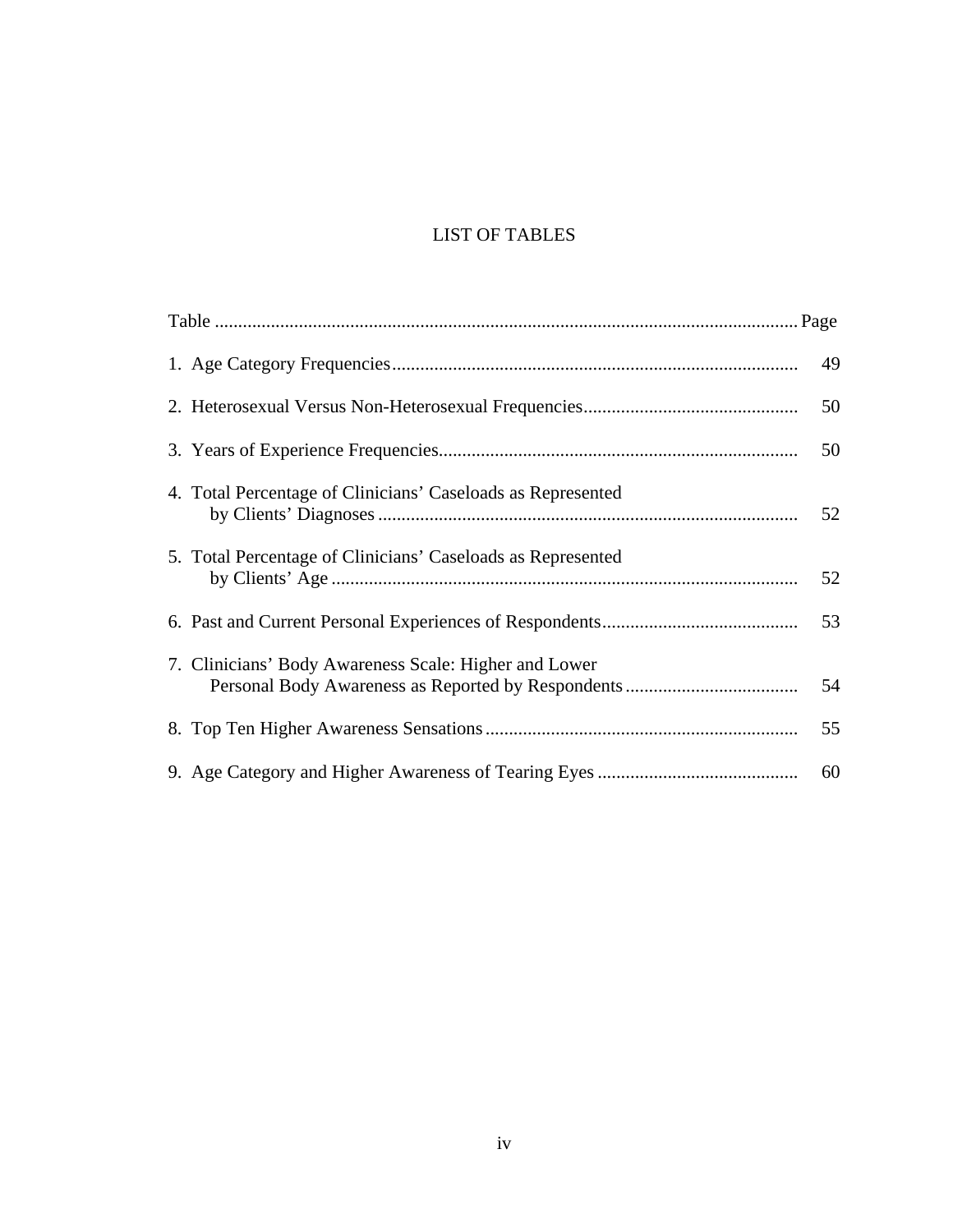# LIST OF TABLES

| Table | Page |
| --- | --- |
| 1. Age Category Frequencies | 49 |
| 2. Heterosexual Versus Non-Heterosexual Frequencies | 50 |
| 3. Years of Experience Frequencies | 50 |
| 4. Total Percentage of Clinicians' Caseloads as Represented by Clients' Diagnoses | 52 |
| 5. Total Percentage of Clinicians' Caseloads as Represented by Clients' Age | 52 |
| 6. Past and Current Personal Experiences of Respondents | 53 |
| 7. Clinicians' Body Awareness Scale: Higher and Lower Personal Body Awareness as Reported by Respondents | 54 |
| 8. Top Ten Higher Awareness Sensations | 55 |
| 9. Age Category and Higher Awareness of Tearing Eyes | 60 |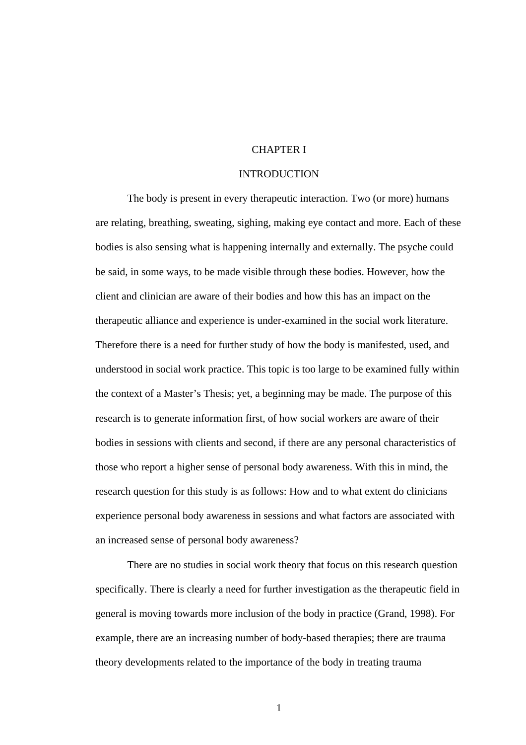# CHAPTER I

# INTRODUCTION

The body is present in every therapeutic interaction. Two (or more) humans are relating, breathing, sweating, sighing, making eye contact and more. Each of these bodies is also sensing what is happening internally and externally. The psyche could be said, in some ways, to be made visible through these bodies. However, how the client and clinician are aware of their bodies and how this has an impact on the therapeutic alliance and experience is under-examined in the social work literature. Therefore there is a need for further study of how the body is manifested, used, and understood in social work practice. This topic is too large to be examined fully within the context of a Master's Thesis; yet, a beginning may be made. The purpose of this research is to generate information first, of how social workers are aware of their bodies in sessions with clients and second, if there are any personal characteristics of those who report a higher sense of personal body awareness. With this in mind, the research question for this study is as follows: How and to what extent do clinicians experience personal body awareness in sessions and what factors are associated with an increased sense of personal body awareness?

There are no studies in social work theory that focus on this research question specifically. There is clearly a need for further investigation as the therapeutic field in general is moving towards more inclusion of the body in practice (Grand, 1998). For example, there are an increasing number of body-based therapies; there are trauma theory developments related to the importance of the body in treating trauma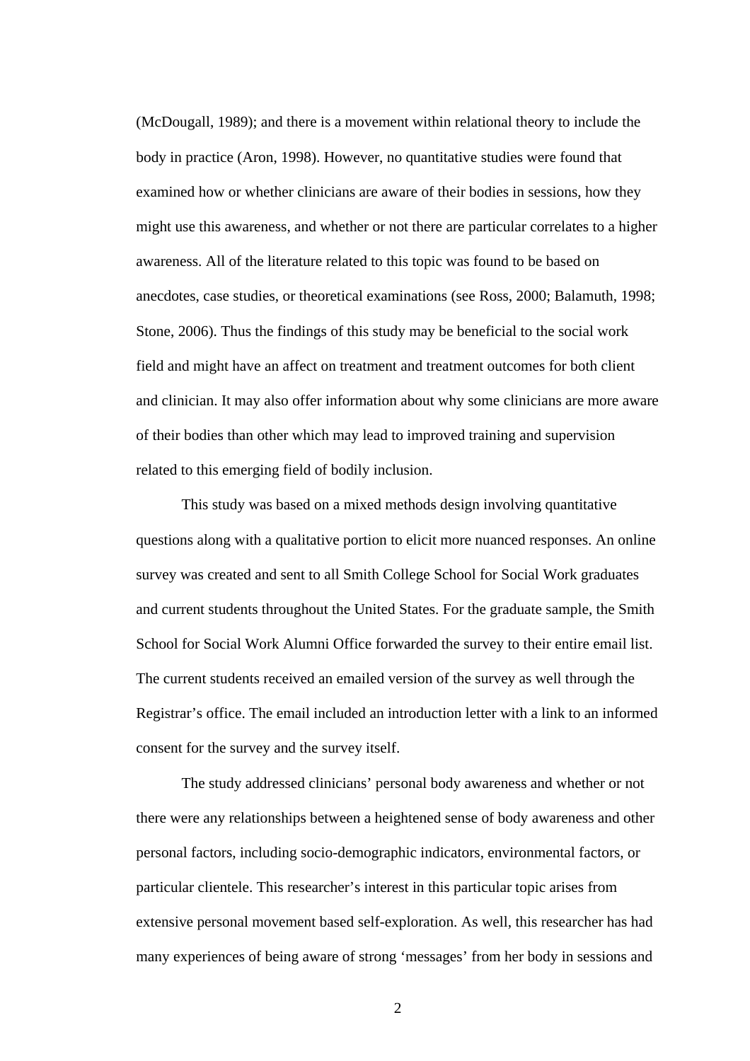(McDougall, 1989); and there is a movement within relational theory to include the body in practice (Aron, 1998). However, no quantitative studies were found that examined how or whether clinicians are aware of their bodies in sessions, how they might use this awareness, and whether or not there are particular correlates to a higher awareness. All of the literature related to this topic was found to be based on anecdotes, case studies, or theoretical examinations (see Ross, 2000; Balamuth, 1998; Stone, 2006). Thus the findings of this study may be beneficial to the social work field and might have an affect on treatment and treatment outcomes for both client and clinician. It may also offer information about why some clinicians are more aware of their bodies than other which may lead to improved training and supervision related to this emerging field of bodily inclusion.

This study was based on a mixed methods design involving quantitative questions along with a qualitative portion to elicit more nuanced responses. An online survey was created and sent to all Smith College School for Social Work graduates and current students throughout the United States. For the graduate sample, the Smith School for Social Work Alumni Office forwarded the survey to their entire email list. The current students received an emailed version of the survey as well through the Registrar's office. The email included an introduction letter with a link to an informed consent for the survey and the survey itself.

The study addressed clinicians' personal body awareness and whether or not there were any relationships between a heightened sense of body awareness and other personal factors, including socio-demographic indicators, environmental factors, or particular clientele. This researcher's interest in this particular topic arises from extensive personal movement based self-exploration. As well, this researcher has had many experiences of being aware of strong 'messages' from her body in sessions and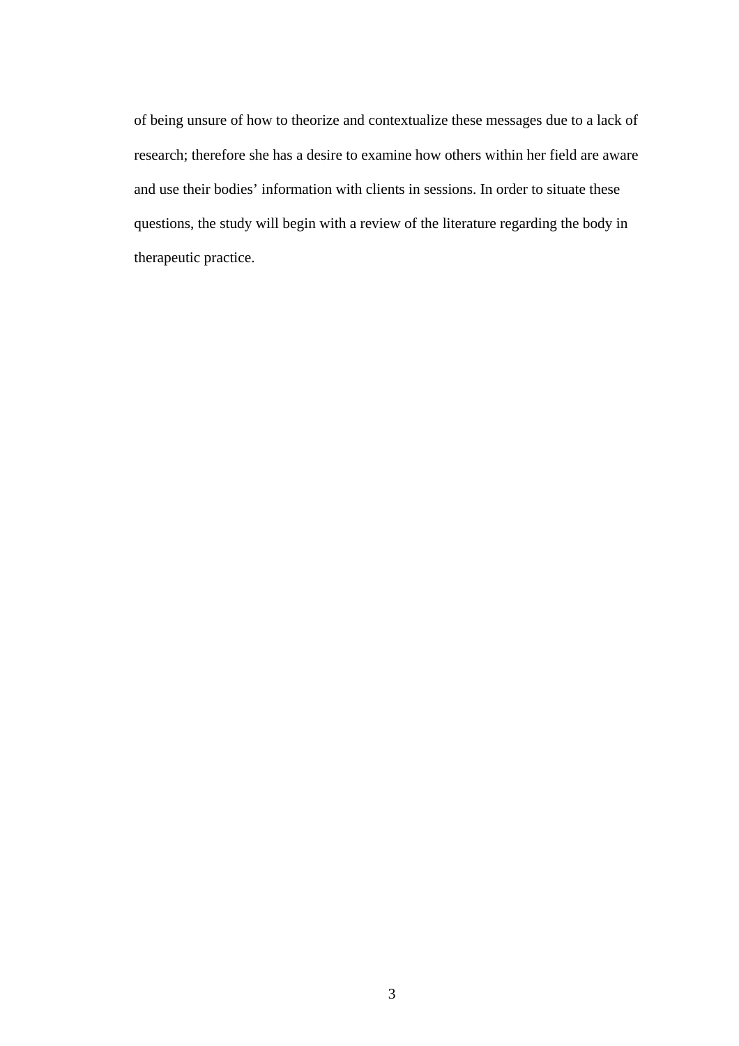of being unsure of how to theorize and contextualize these messages due to a lack of research; therefore she has a desire to examine how others within her field are aware and use their bodies' information with clients in sessions. In order to situate these questions, the study will begin with a review of the literature regarding the body in therapeutic practice.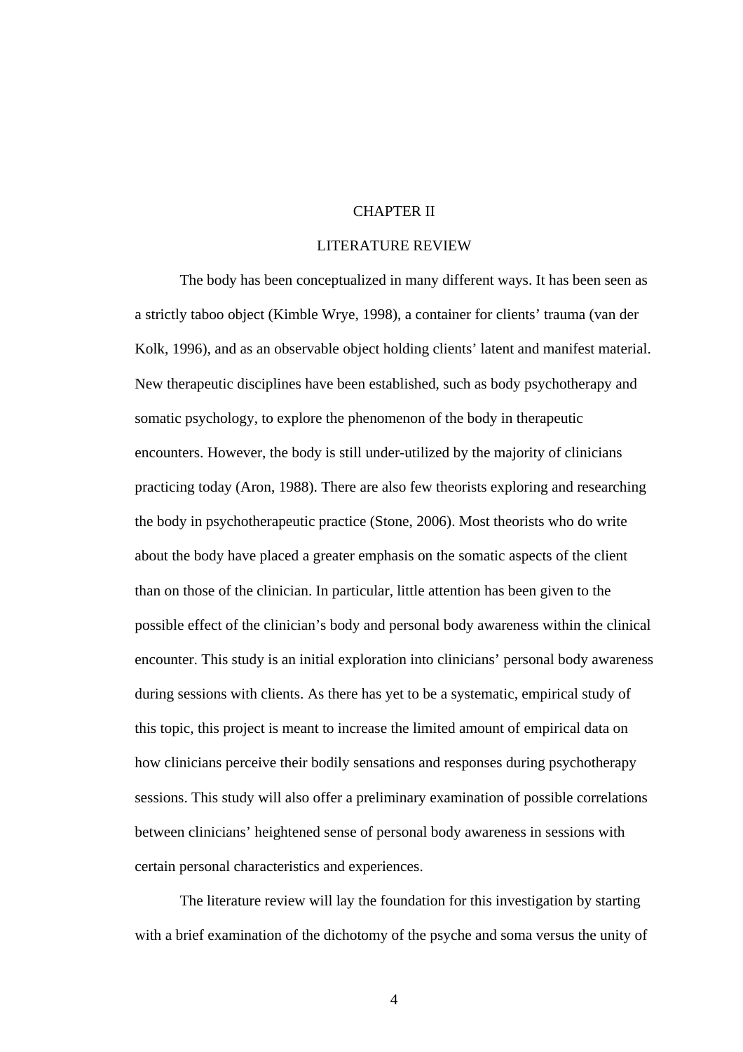# CHAPTER II

## LITERATURE REVIEW

The body has been conceptualized in many different ways. It has been seen as a strictly taboo object (Kimble Wrye, 1998), a container for clients' trauma (van der Kolk, 1996), and as an observable object holding clients' latent and manifest material. New therapeutic disciplines have been established, such as body psychotherapy and somatic psychology, to explore the phenomenon of the body in therapeutic encounters. However, the body is still under-utilized by the majority of clinicians practicing today (Aron, 1988). There are also few theorists exploring and researching the body in psychotherapeutic practice (Stone, 2006). Most theorists who do write about the body have placed a greater emphasis on the somatic aspects of the client than on those of the clinician. In particular, little attention has been given to the possible effect of the clinician's body and personal body awareness within the clinical encounter. This study is an initial exploration into clinicians' personal body awareness during sessions with clients. As there has yet to be a systematic, empirical study of this topic, this project is meant to increase the limited amount of empirical data on how clinicians perceive their bodily sensations and responses during psychotherapy sessions. This study will also offer a preliminary examination of possible correlations between clinicians' heightened sense of personal body awareness in sessions with certain personal characteristics and experiences.

The literature review will lay the foundation for this investigation by starting with a brief examination of the dichotomy of the psyche and soma versus the unity of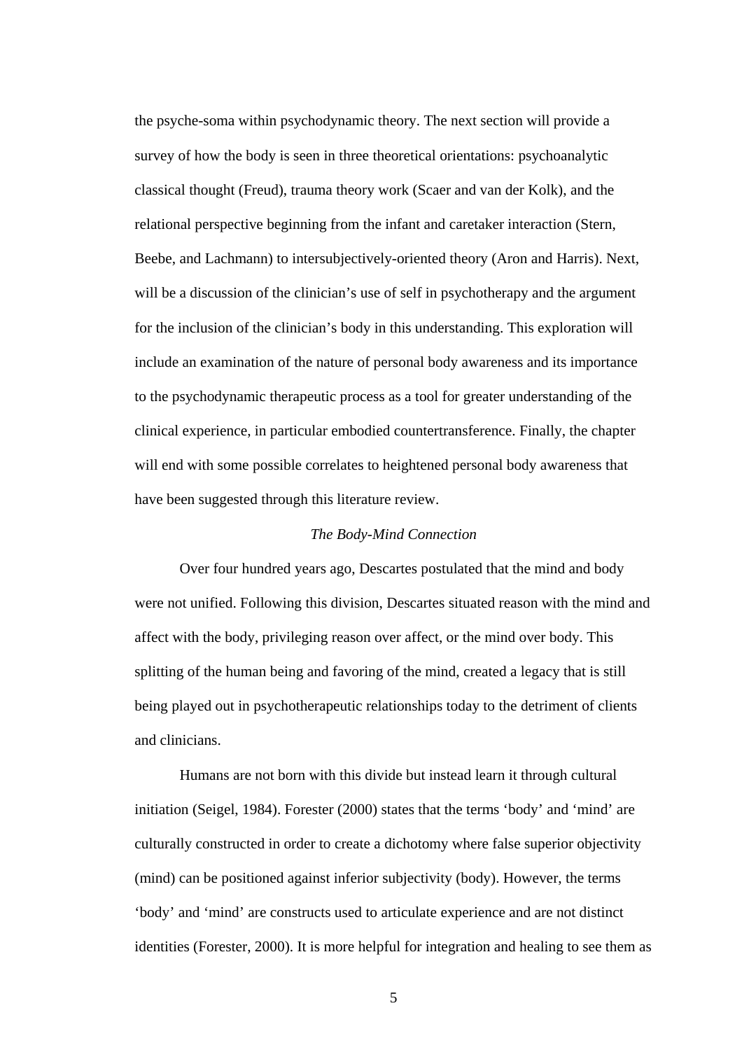the psyche-soma within psychodynamic theory. The next section will provide a survey of how the body is seen in three theoretical orientations: psychoanalytic classical thought (Freud), trauma theory work (Scaer and van der Kolk), and the relational perspective beginning from the infant and caretaker interaction (Stern, Beebe, and Lachmann) to intersubjectively-oriented theory (Aron and Harris). Next, will be a discussion of the clinician's use of self in psychotherapy and the argument for the inclusion of the clinician's body in this understanding. This exploration will include an examination of the nature of personal body awareness and its importance to the psychodynamic therapeutic process as a tool for greater understanding of the clinical experience, in particular embodied countertransference. Finally, the chapter will end with some possible correlates to heightened personal body awareness that have been suggested through this literature review.

### *The Body-Mind Connection*

Over four hundred years ago, Descartes postulated that the mind and body were not unified. Following this division, Descartes situated reason with the mind and affect with the body, privileging reason over affect, or the mind over body. This splitting of the human being and favoring of the mind, created a legacy that is still being played out in psychotherapeutic relationships today to the detriment of clients and clinicians.

Humans are not born with this divide but instead learn it through cultural initiation (Seigel, 1984). Forester (2000) states that the terms 'body' and 'mind' are culturally constructed in order to create a dichotomy where false superior objectivity (mind) can be positioned against inferior subjectivity (body). However, the terms 'body' and 'mind' are constructs used to articulate experience and are not distinct identities (Forester, 2000). It is more helpful for integration and healing to see them as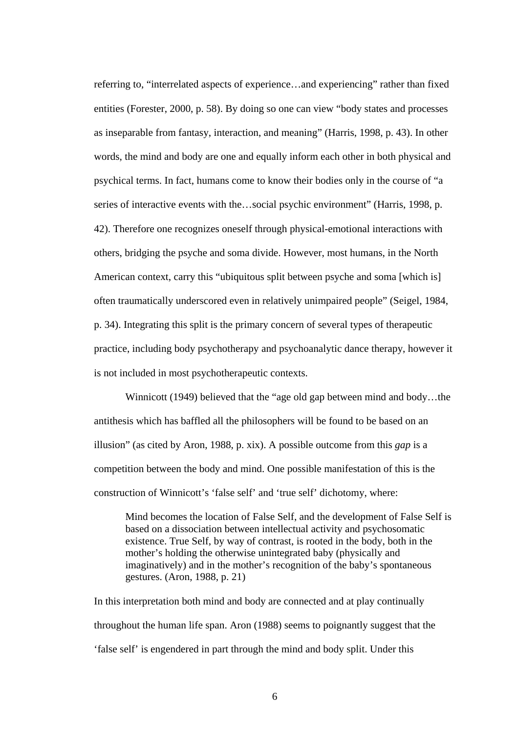referring to, "interrelated aspects of experience…and experiencing" rather than fixed entities (Forester, 2000, p. 58). By doing so one can view "body states and processes as inseparable from fantasy, interaction, and meaning" (Harris, 1998, p. 43). In other words, the mind and body are one and equally inform each other in both physical and psychical terms. In fact, humans come to know their bodies only in the course of "a series of interactive events with the…social psychic environment" (Harris, 1998, p. 42). Therefore one recognizes oneself through physical-emotional interactions with others, bridging the psyche and soma divide. However, most humans, in the North American context, carry this "ubiquitous split between psyche and soma [which is] often traumatically underscored even in relatively unimpaired people" (Seigel, 1984, p. 34). Integrating this split is the primary concern of several types of therapeutic practice, including body psychotherapy and psychoanalytic dance therapy, however it is not included in most psychotherapeutic contexts.

Winnicott (1949) believed that the "age old gap between mind and body…the antithesis which has baffled all the philosophers will be found to be based on an illusion" (as cited by Aron, 1988, p. xix). A possible outcome from this *gap* is a competition between the body and mind. One possible manifestation of this is the construction of Winnicott's 'false self' and 'true self' dichotomy, where:

> Mind becomes the location of False Self, and the development of False Self is based on a dissociation between intellectual activity and psychosomatic existence. True Self, by way of contrast, is rooted in the body, both in the mother's holding the otherwise unintegrated baby (physically and imaginatively) and in the mother's recognition of the baby's spontaneous gestures. (Aron, 1988, p. 21)

In this interpretation both mind and body are connected and at play continually throughout the human life span. Aron (1988) seems to poignantly suggest that the 'false self' is engendered in part through the mind and body split. Under this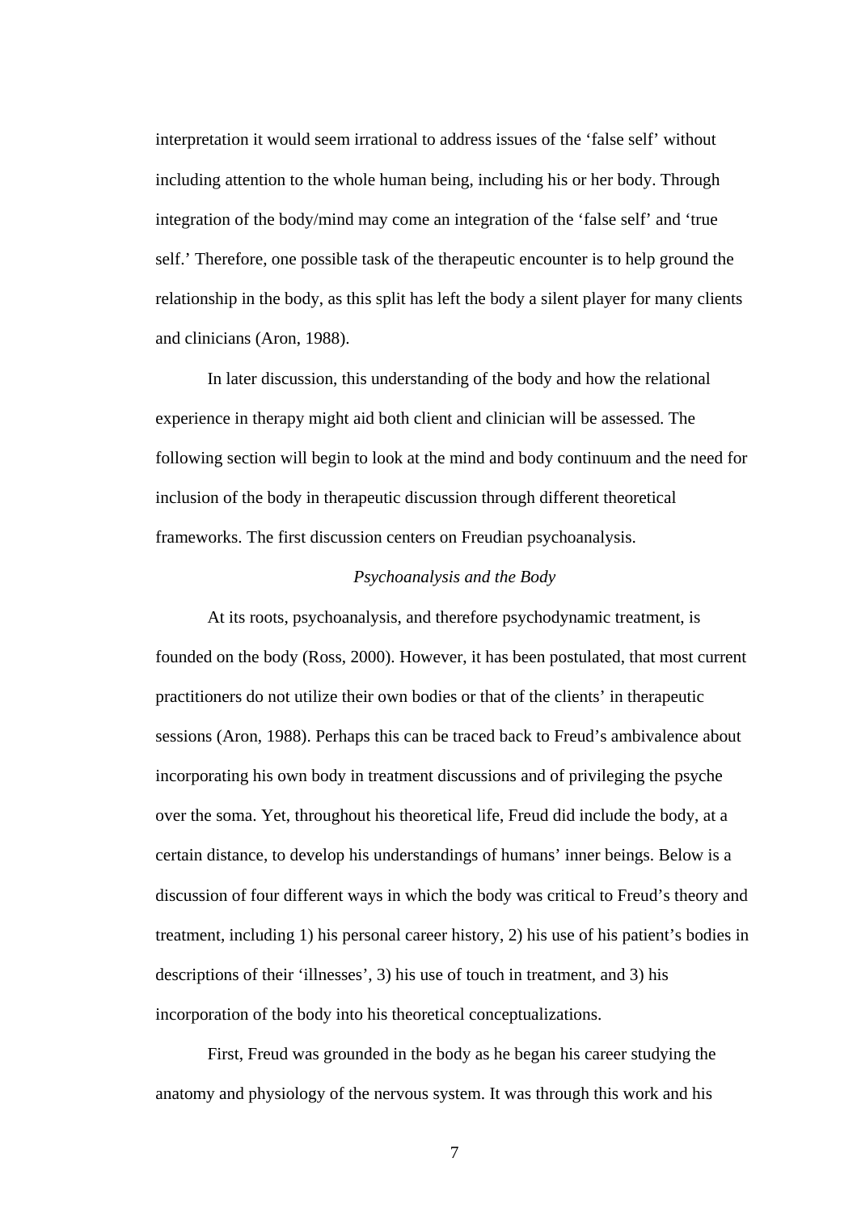interpretation it would seem irrational to address issues of the ‘false self’ without including attention to the whole human being, including his or her body. Through integration of the body/mind may come an integration of the ‘false self’ and ‘true self.’ Therefore, one possible task of the therapeutic encounter is to help ground the relationship in the body, as this split has left the body a silent player for many clients and clinicians (Aron, 1988).

In later discussion, this understanding of the body and how the relational experience in therapy might aid both client and clinician will be assessed. The following section will begin to look at the mind and body continuum and the need for inclusion of the body in therapeutic discussion through different theoretical frameworks. The first discussion centers on Freudian psychoanalysis.

### *Psychoanalysis and the Body*

At its roots, psychoanalysis, and therefore psychodynamic treatment, is founded on the body (Ross, 2000). However, it has been postulated, that most current practitioners do not utilize their own bodies or that of the clients’ in therapeutic sessions (Aron, 1988). Perhaps this can be traced back to Freud’s ambivalence about incorporating his own body in treatment discussions and of privileging the psyche over the soma. Yet, throughout his theoretical life, Freud did include the body, at a certain distance, to develop his understandings of humans’ inner beings. Below is a discussion of four different ways in which the body was critical to Freud’s theory and treatment, including 1) his personal career history, 2) his use of his patient’s bodies in descriptions of their ‘illnesses’, 3) his use of touch in treatment, and 3) his incorporation of the body into his theoretical conceptualizations.

First, Freud was grounded in the body as he began his career studying the anatomy and physiology of the nervous system. It was through this work and his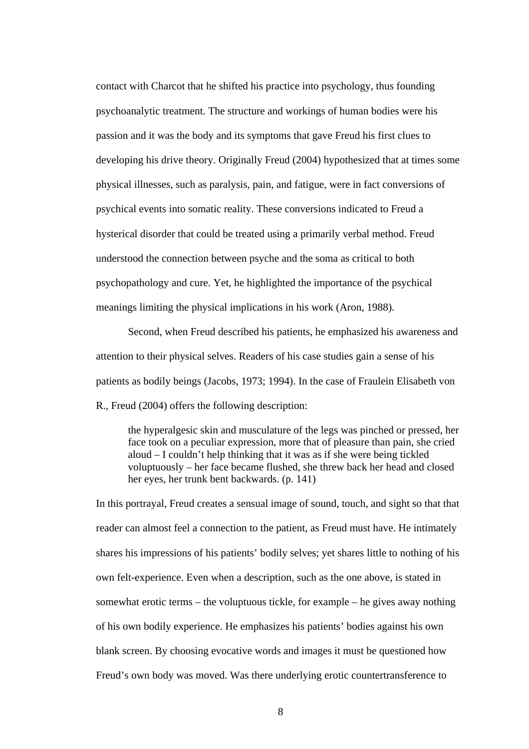contact with Charcot that he shifted his practice into psychology, thus founding psychoanalytic treatment. The structure and workings of human bodies were his passion and it was the body and its symptoms that gave Freud his first clues to developing his drive theory. Originally Freud (2004) hypothesized that at times some physical illnesses, such as paralysis, pain, and fatigue, were in fact conversions of psychical events into somatic reality. These conversions indicated to Freud a hysterical disorder that could be treated using a primarily verbal method. Freud understood the connection between psyche and the soma as critical to both psychopathology and cure. Yet, he highlighted the importance of the psychical meanings limiting the physical implications in his work (Aron, 1988).

Second, when Freud described his patients, he emphasized his awareness and attention to their physical selves. Readers of his case studies gain a sense of his patients as bodily beings (Jacobs, 1973; 1994). In the case of Fraulein Elisabeth von R., Freud (2004) offers the following description:

> the hyperalgesic skin and musculature of the legs was pinched or pressed, her face took on a peculiar expression, more that of pleasure than pain, she cried aloud – I couldn't help thinking that it was as if she were being tickled voluptuously – her face became flushed, she threw back her head and closed her eyes, her trunk bent backwards. (p. 141)

In this portrayal, Freud creates a sensual image of sound, touch, and sight so that that reader can almost feel a connection to the patient, as Freud must have. He intimately shares his impressions of his patients' bodily selves; yet shares little to nothing of his own felt-experience. Even when a description, such as the one above, is stated in somewhat erotic terms – the voluptuous tickle, for example – he gives away nothing of his own bodily experience. He emphasizes his patients' bodies against his own blank screen. By choosing evocative words and images it must be questioned how Freud's own body was moved. Was there underlying erotic countertransference to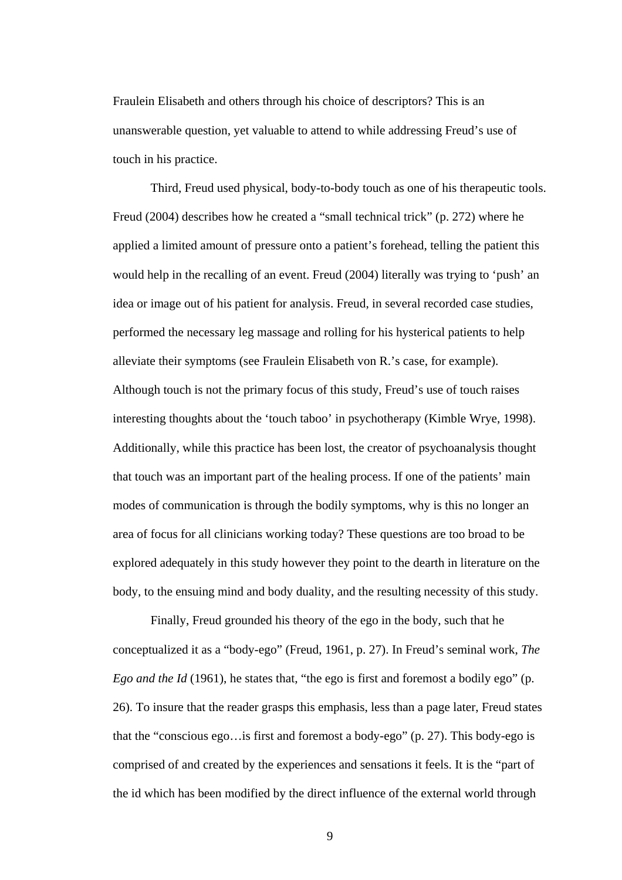Fraulein Elisabeth and others through his choice of descriptors? This is an unanswerable question, yet valuable to attend to while addressing Freud's use of touch in his practice.

Third, Freud used physical, body-to-body touch as one of his therapeutic tools. Freud (2004) describes how he created a "small technical trick" (p. 272) where he applied a limited amount of pressure onto a patient's forehead, telling the patient this would help in the recalling of an event. Freud (2004) literally was trying to 'push' an idea or image out of his patient for analysis. Freud, in several recorded case studies, performed the necessary leg massage and rolling for his hysterical patients to help alleviate their symptoms (see Fraulein Elisabeth von R.'s case, for example). Although touch is not the primary focus of this study, Freud's use of touch raises interesting thoughts about the 'touch taboo' in psychotherapy (Kimble Wrye, 1998). Additionally, while this practice has been lost, the creator of psychoanalysis thought that touch was an important part of the healing process. If one of the patients' main modes of communication is through the bodily symptoms, why is this no longer an area of focus for all clinicians working today? These questions are too broad to be explored adequately in this study however they point to the dearth in literature on the body, to the ensuing mind and body duality, and the resulting necessity of this study.

Finally, Freud grounded his theory of the ego in the body, such that he conceptualized it as a "body-ego" (Freud, 1961, p. 27). In Freud's seminal work, *The Ego and the Id* (1961), he states that, "the ego is first and foremost a bodily ego" (p. 26). To insure that the reader grasps this emphasis, less than a page later, Freud states that the "conscious ego…is first and foremost a body-ego" (p. 27). This body-ego is comprised of and created by the experiences and sensations it feels. It is the "part of the id which has been modified by the direct influence of the external world through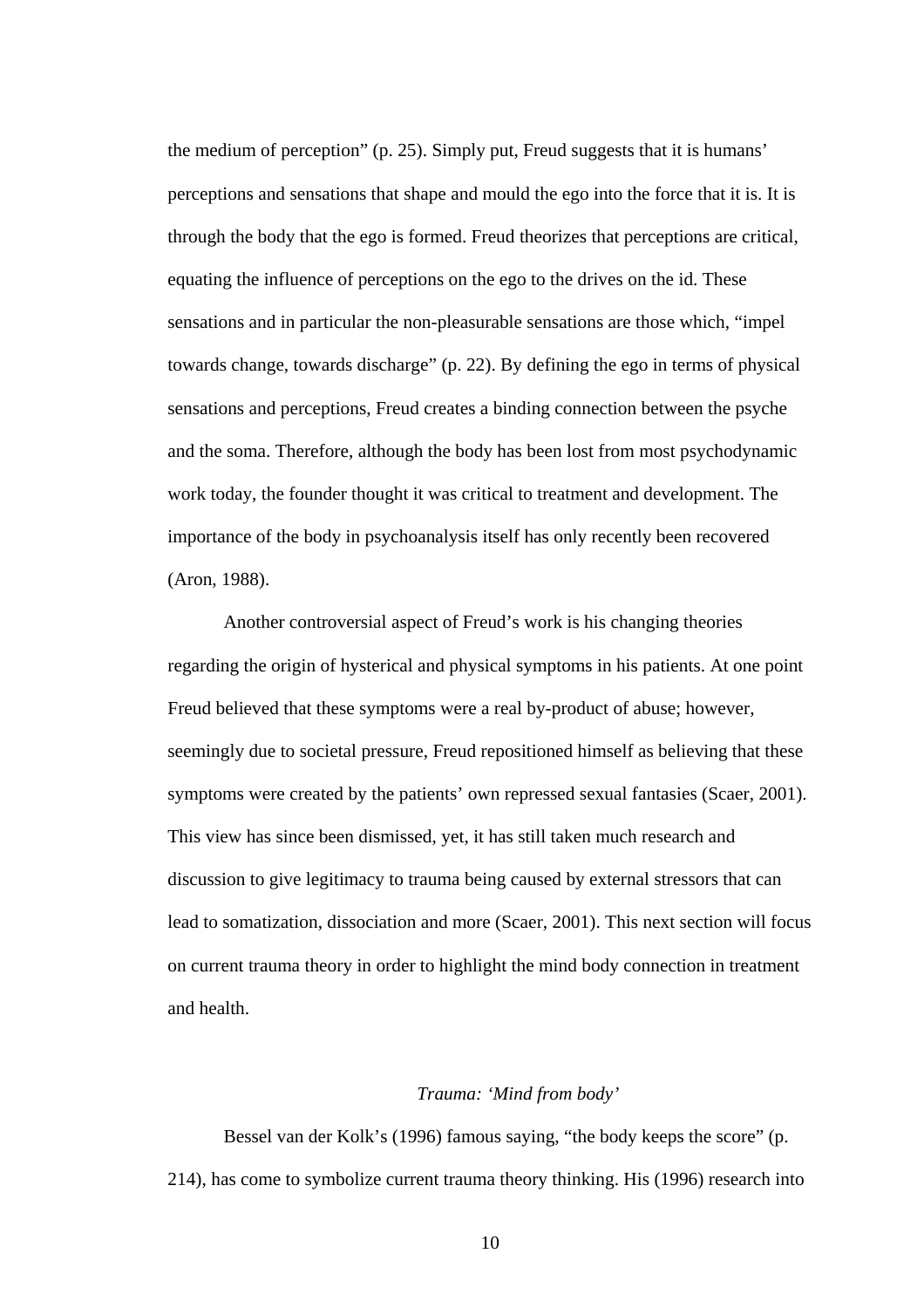the medium of perception" (p. 25). Simply put, Freud suggests that it is humans' perceptions and sensations that shape and mould the ego into the force that it is. It is through the body that the ego is formed. Freud theorizes that perceptions are critical, equating the influence of perceptions on the ego to the drives on the id. These sensations and in particular the non-pleasurable sensations are those which, "impel towards change, towards discharge" (p. 22). By defining the ego in terms of physical sensations and perceptions, Freud creates a binding connection between the psyche and the soma. Therefore, although the body has been lost from most psychodynamic work today, the founder thought it was critical to treatment and development. The importance of the body in psychoanalysis itself has only recently been recovered (Aron, 1988).

Another controversial aspect of Freud's work is his changing theories regarding the origin of hysterical and physical symptoms in his patients. At one point Freud believed that these symptoms were a real by-product of abuse; however, seemingly due to societal pressure, Freud repositioned himself as believing that these symptoms were created by the patients' own repressed sexual fantasies (Scaer, 2001). This view has since been dismissed, yet, it has still taken much research and discussion to give legitimacy to trauma being caused by external stressors that can lead to somatization, dissociation and more (Scaer, 2001). This next section will focus on current trauma theory in order to highlight the mind body connection in treatment and health.

### *Trauma: 'Mind from body'*

Bessel van der Kolk's (1996) famous saying, "the body keeps the score" (p. 214), has come to symbolize current trauma theory thinking. His (1996) research into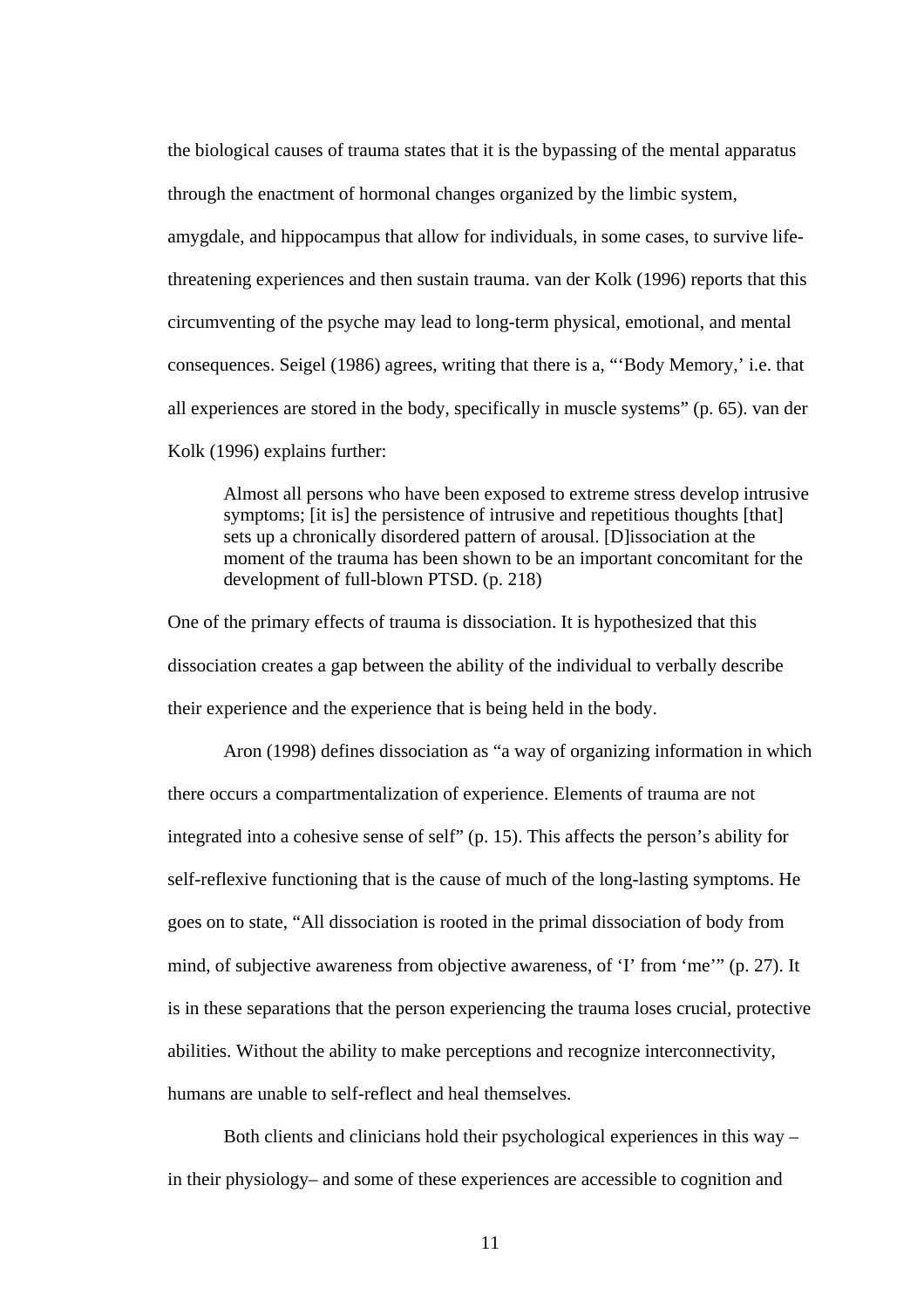the biological causes of trauma states that it is the bypassing of the mental apparatus through the enactment of hormonal changes organized by the limbic system, amygdale, and hippocampus that allow for individuals, in some cases, to survive life-threatening experiences and then sustain trauma. van der Kolk (1996) reports that this circumventing of the psyche may lead to long-term physical, emotional, and mental consequences. Seigel (1986) agrees, writing that there is a, "'Body Memory,' i.e. that all experiences are stored in the body, specifically in muscle systems" (p. 65). van der Kolk (1996) explains further:

> Almost all persons who have been exposed to extreme stress develop intrusive symptoms; [it is] the persistence of intrusive and repetitious thoughts [that] sets up a chronically disordered pattern of arousal. [D]issociation at the moment of the trauma has been shown to be an important concomitant for the development of full-blown PTSD. (p. 218)

One of the primary effects of trauma is dissociation. It is hypothesized that this dissociation creates a gap between the ability of the individual to verbally describe their experience and the experience that is being held in the body.

Aron (1998) defines dissociation as "a way of organizing information in which there occurs a compartmentalization of experience. Elements of trauma are not integrated into a cohesive sense of self" (p. 15). This affects the person's ability for self-reflexive functioning that is the cause of much of the long-lasting symptoms. He goes on to state, "All dissociation is rooted in the primal dissociation of body from mind, of subjective awareness from objective awareness, of 'I' from 'me'" (p. 27). It is in these separations that the person experiencing the trauma loses crucial, protective abilities. Without the ability to make perceptions and recognize interconnectivity, humans are unable to self-reflect and heal themselves.

Both clients and clinicians hold their psychological experiences in this way – in their physiology– and some of these experiences are accessible to cognition and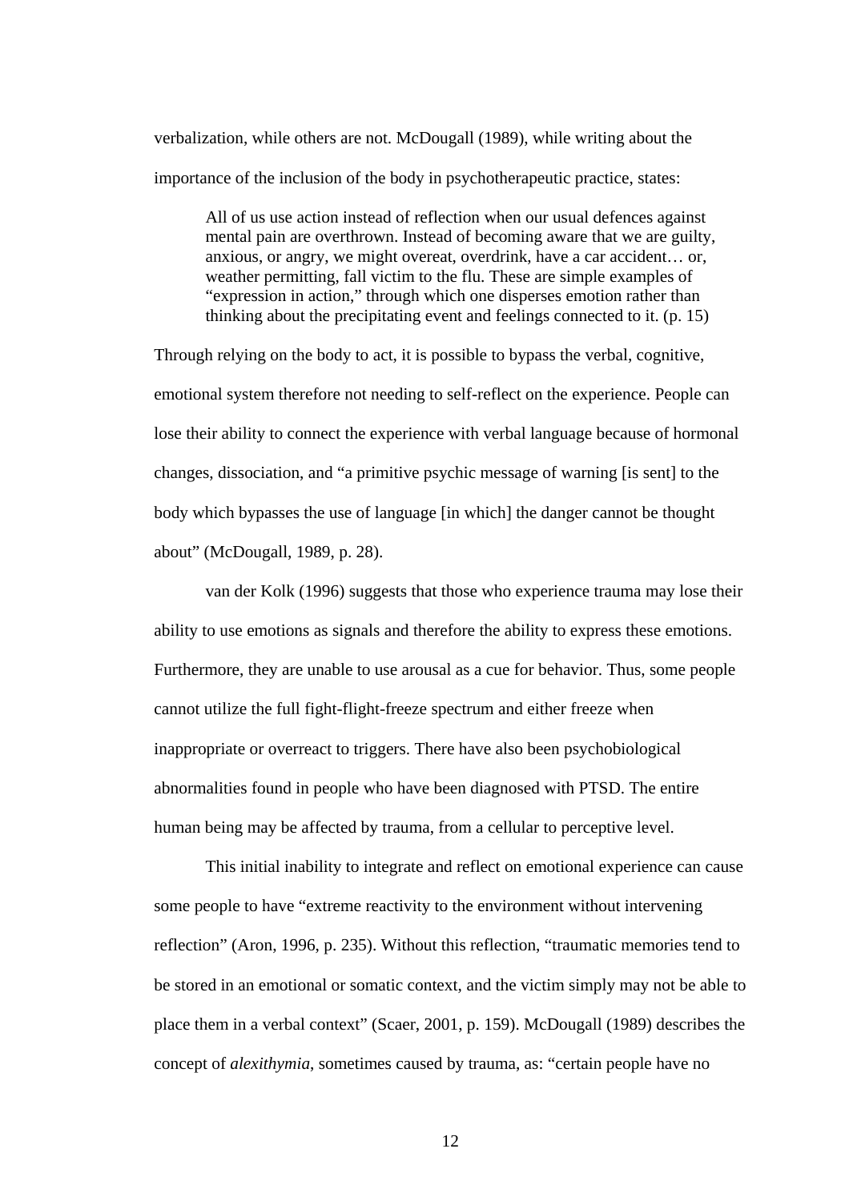verbalization, while others are not. McDougall (1989), while writing about the importance of the inclusion of the body in psychotherapeutic practice, states:

> All of us use action instead of reflection when our usual defences against mental pain are overthrown. Instead of becoming aware that we are guilty, anxious, or angry, we might overeat, overdrink, have a car accident… or, weather permitting, fall victim to the flu. These are simple examples of "expression in action," through which one disperses emotion rather than thinking about the precipitating event and feelings connected to it. (p. 15)

Through relying on the body to act, it is possible to bypass the verbal, cognitive, emotional system therefore not needing to self-reflect on the experience. People can lose their ability to connect the experience with verbal language because of hormonal changes, dissociation, and "a primitive psychic message of warning [is sent] to the body which bypasses the use of language [in which] the danger cannot be thought about" (McDougall, 1989, p. 28).

van der Kolk (1996) suggests that those who experience trauma may lose their ability to use emotions as signals and therefore the ability to express these emotions. Furthermore, they are unable to use arousal as a cue for behavior. Thus, some people cannot utilize the full fight-flight-freeze spectrum and either freeze when inappropriate or overreact to triggers. There have also been psychobiological abnormalities found in people who have been diagnosed with PTSD. The entire human being may be affected by trauma, from a cellular to perceptive level.

This initial inability to integrate and reflect on emotional experience can cause some people to have "extreme reactivity to the environment without intervening reflection" (Aron, 1996, p. 235). Without this reflection, "traumatic memories tend to be stored in an emotional or somatic context, and the victim simply may not be able to place them in a verbal context" (Scaer, 2001, p. 159). McDougall (1989) describes the concept of *alexithymia*, sometimes caused by trauma, as: "certain people have no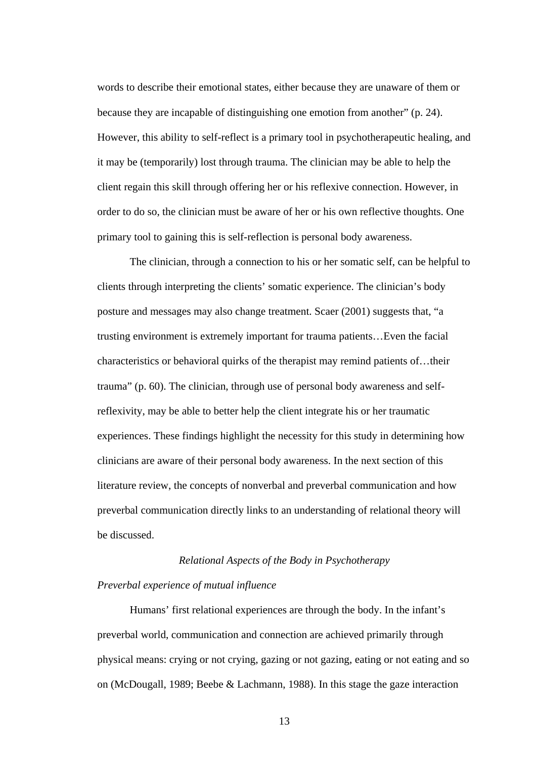words to describe their emotional states, either because they are unaware of them or because they are incapable of distinguishing one emotion from another" (p. 24). However, this ability to self-reflect is a primary tool in psychotherapeutic healing, and it may be (temporarily) lost through trauma. The clinician may be able to help the client regain this skill through offering her or his reflexive connection. However, in order to do so, the clinician must be aware of her or his own reflective thoughts. One primary tool to gaining this is self-reflection is personal body awareness.

The clinician, through a connection to his or her somatic self, can be helpful to clients through interpreting the clients' somatic experience. The clinician's body posture and messages may also change treatment. Scaer (2001) suggests that, "a trusting environment is extremely important for trauma patients…Even the facial characteristics or behavioral quirks of the therapist may remind patients of…their trauma" (p. 60). The clinician, through use of personal body awareness and self-reflexivity, may be able to better help the client integrate his or her traumatic experiences. These findings highlight the necessity for this study in determining how clinicians are aware of their personal body awareness. In the next section of this literature review, the concepts of nonverbal and preverbal communication and how preverbal communication directly links to an understanding of relational theory will be discussed.

## *Relational Aspects of the Body in Psychotherapy*

### *Preverbal experience of mutual influence*

Humans' first relational experiences are through the body. In the infant's preverbal world, communication and connection are achieved primarily through physical means: crying or not crying, gazing or not gazing, eating or not eating and so on (McDougall, 1989; Beebe & Lachmann, 1988). In this stage the gaze interaction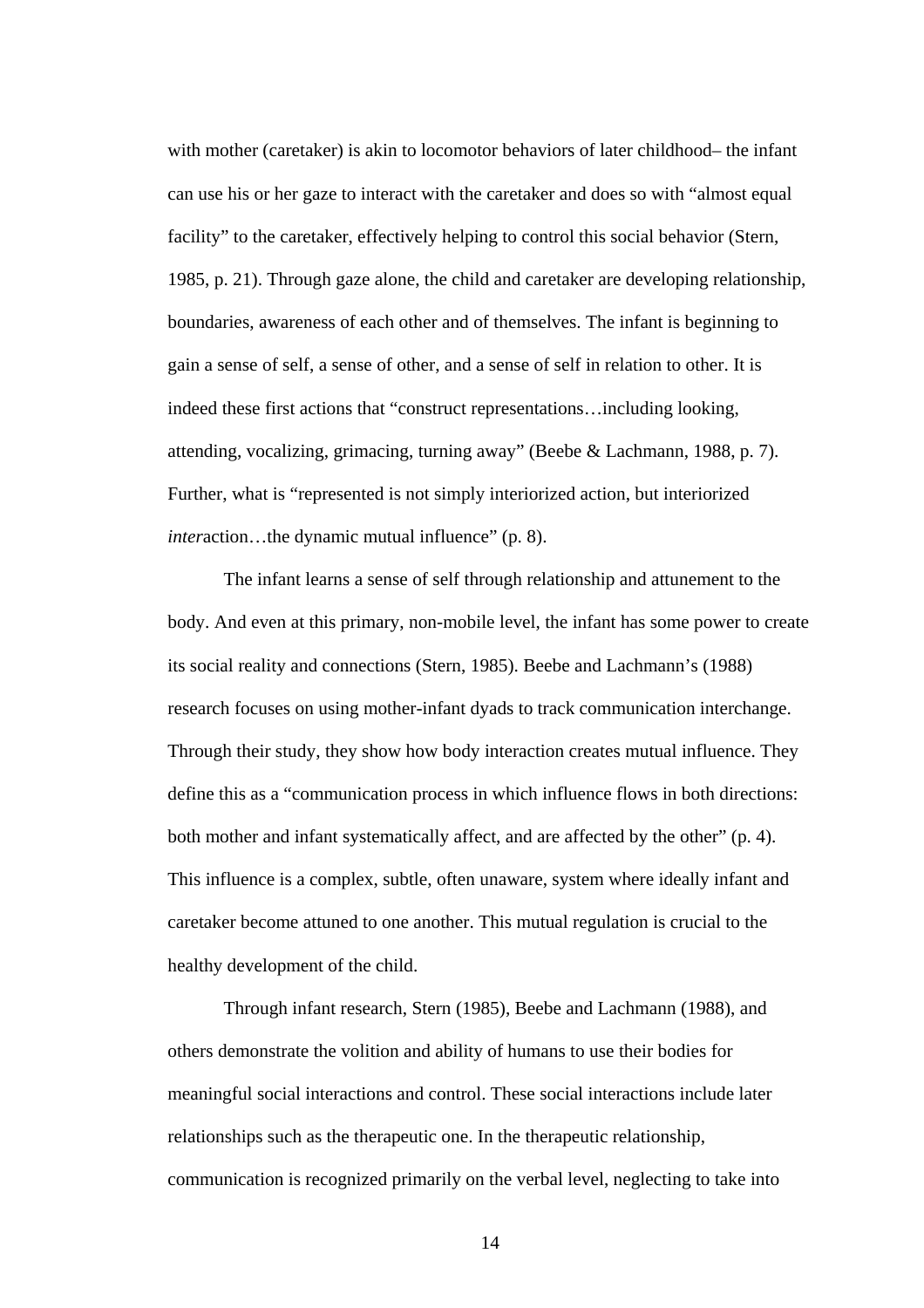with mother (caretaker) is akin to locomotor behaviors of later childhood– the infant can use his or her gaze to interact with the caretaker and does so with "almost equal facility" to the caretaker, effectively helping to control this social behavior (Stern, 1985, p. 21). Through gaze alone, the child and caretaker are developing relationship, boundaries, awareness of each other and of themselves. The infant is beginning to gain a sense of self, a sense of other, and a sense of self in relation to other. It is indeed these first actions that "construct representations…including looking, attending, vocalizing, grimacing, turning away" (Beebe & Lachmann, 1988, p. 7). Further, what is "represented is not simply interiorized action, but interiorized *inter*action…the dynamic mutual influence" (p. 8).

The infant learns a sense of self through relationship and attunement to the body. And even at this primary, non-mobile level, the infant has some power to create its social reality and connections (Stern, 1985). Beebe and Lachmann's (1988) research focuses on using mother-infant dyads to track communication interchange. Through their study, they show how body interaction creates mutual influence. They define this as a "communication process in which influence flows in both directions: both mother and infant systematically affect, and are affected by the other" (p. 4). This influence is a complex, subtle, often unaware, system where ideally infant and caretaker become attuned to one another. This mutual regulation is crucial to the healthy development of the child.

Through infant research, Stern (1985), Beebe and Lachmann (1988), and others demonstrate the volition and ability of humans to use their bodies for meaningful social interactions and control. These social interactions include later relationships such as the therapeutic one. In the therapeutic relationship, communication is recognized primarily on the verbal level, neglecting to take into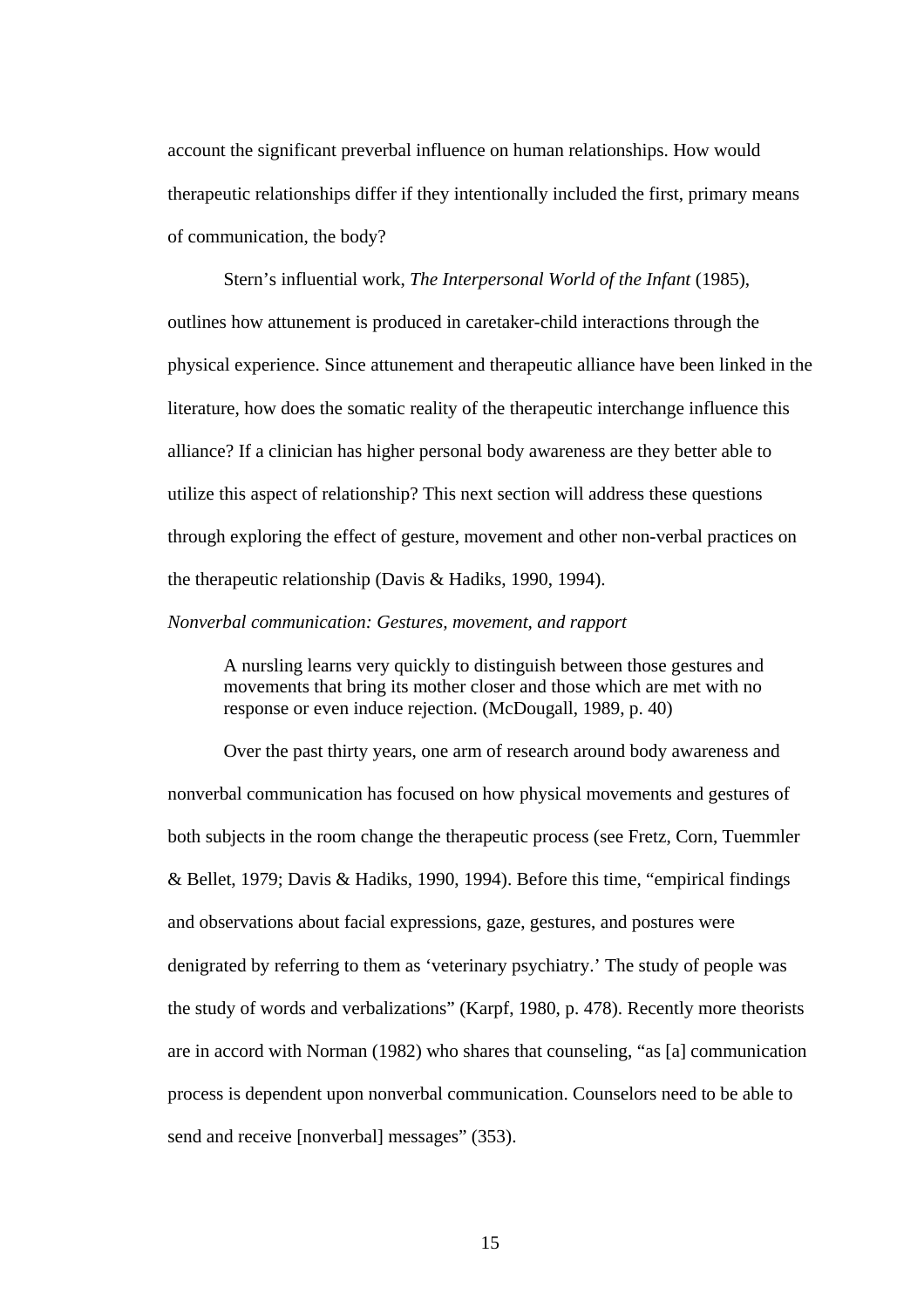account the significant preverbal influence on human relationships. How would therapeutic relationships differ if they intentionally included the first, primary means of communication, the body?

Stern's influential work, *The Interpersonal World of the Infant* (1985), outlines how attunement is produced in caretaker-child interactions through the physical experience. Since attunement and therapeutic alliance have been linked in the literature, how does the somatic reality of the therapeutic interchange influence this alliance? If a clinician has higher personal body awareness are they better able to utilize this aspect of relationship? This next section will address these questions through exploring the effect of gesture, movement and other non-verbal practices on the therapeutic relationship (Davis & Hadiks, 1990, 1994).

*Nonverbal communication: Gestures, movement, and rapport*

> A nursling learns very quickly to distinguish between those gestures and movements that bring its mother closer and those which are met with no response or even induce rejection. (McDougall, 1989, p. 40)

Over the past thirty years, one arm of research around body awareness and nonverbal communication has focused on how physical movements and gestures of both subjects in the room change the therapeutic process (see Fretz, Corn, Tuemmler & Bellet, 1979; Davis & Hadiks, 1990, 1994). Before this time, "empirical findings and observations about facial expressions, gaze, gestures, and postures were denigrated by referring to them as 'veterinary psychiatry.' The study of people was the study of words and verbalizations" (Karpf, 1980, p. 478). Recently more theorists are in accord with Norman (1982) who shares that counseling, "as [a] communication process is dependent upon nonverbal communication. Counselors need to be able to send and receive [nonverbal] messages" (353).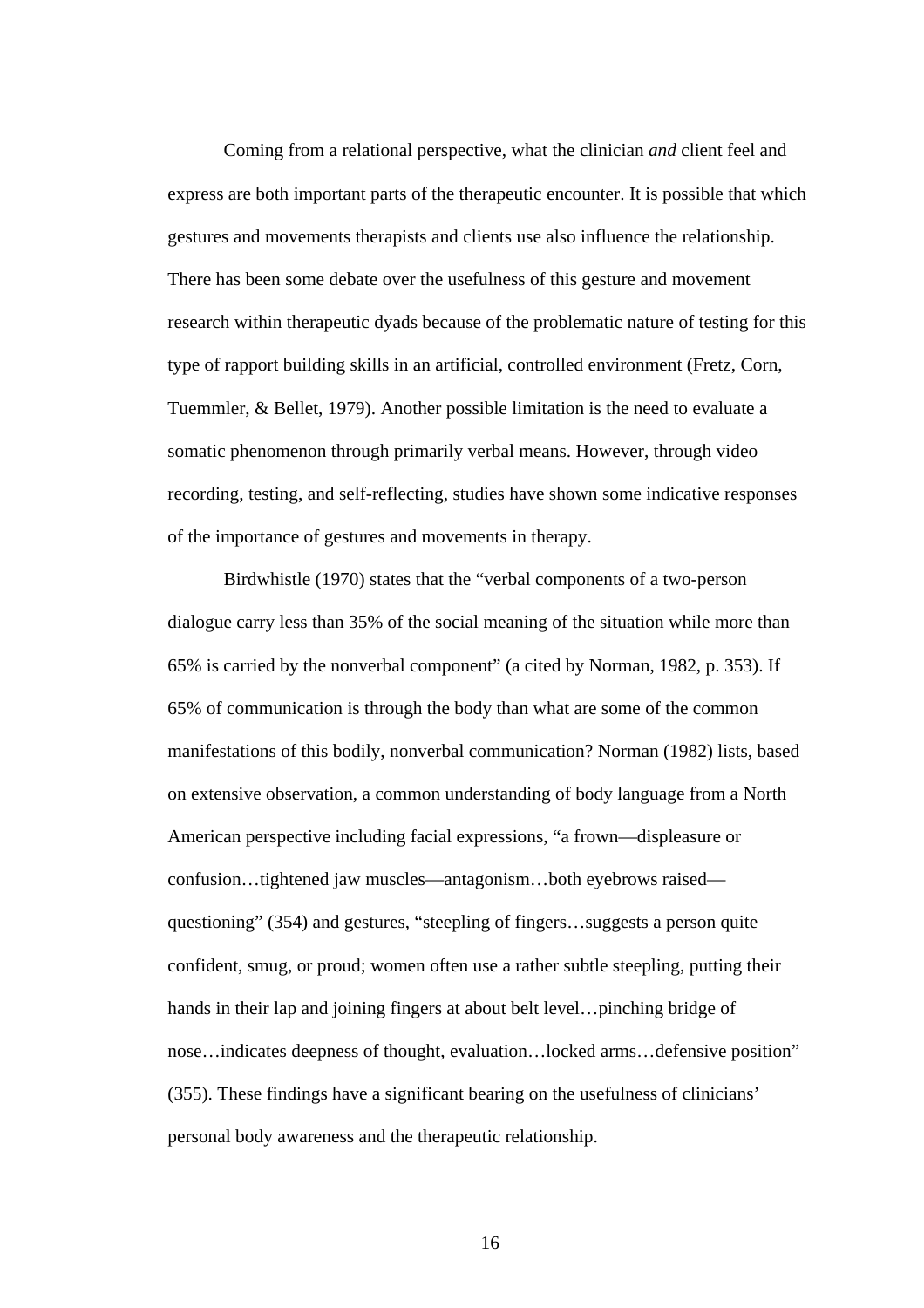Coming from a relational perspective, what the clinician *and* client feel and express are both important parts of the therapeutic encounter. It is possible that which gestures and movements therapists and clients use also influence the relationship. There has been some debate over the usefulness of this gesture and movement research within therapeutic dyads because of the problematic nature of testing for this type of rapport building skills in an artificial, controlled environment (Fretz, Corn, Tuemmler, & Bellet, 1979). Another possible limitation is the need to evaluate a somatic phenomenon through primarily verbal means. However, through video recording, testing, and self-reflecting, studies have shown some indicative responses of the importance of gestures and movements in therapy.

Birdwhistle (1970) states that the "verbal components of a two-person dialogue carry less than 35% of the social meaning of the situation while more than 65% is carried by the nonverbal component" (a cited by Norman, 1982, p. 353). If 65% of communication is through the body than what are some of the common manifestations of this bodily, nonverbal communication? Norman (1982) lists, based on extensive observation, a common understanding of body language from a North American perspective including facial expressions, "a frown—displeasure or confusion…tightened jaw muscles—antagonism…both eyebrows raised—questioning" (354) and gestures, "steepling of fingers…suggests a person quite confident, smug, or proud; women often use a rather subtle steepling, putting their hands in their lap and joining fingers at about belt level…pinching bridge of nose…indicates deepness of thought, evaluation…locked arms…defensive position" (355). These findings have a significant bearing on the usefulness of clinicians' personal body awareness and the therapeutic relationship.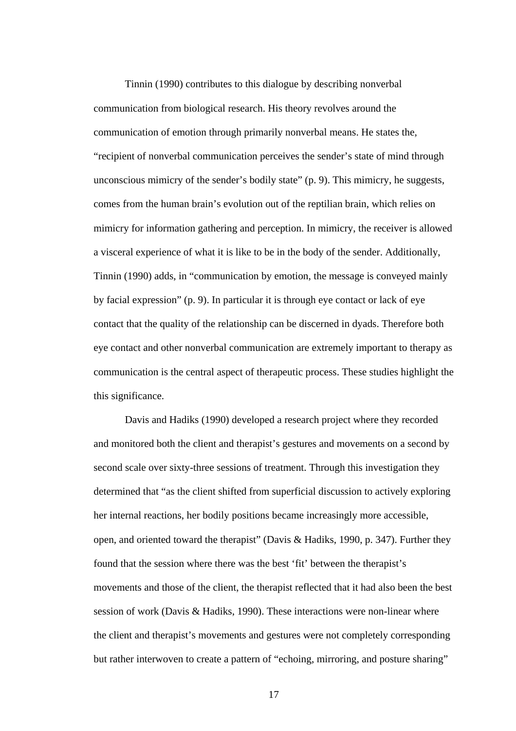Tinnin (1990) contributes to this dialogue by describing nonverbal communication from biological research. His theory revolves around the communication of emotion through primarily nonverbal means. He states the, "recipient of nonverbal communication perceives the sender's state of mind through unconscious mimicry of the sender's bodily state" (p. 9). This mimicry, he suggests, comes from the human brain's evolution out of the reptilian brain, which relies on mimicry for information gathering and perception. In mimicry, the receiver is allowed a visceral experience of what it is like to be in the body of the sender. Additionally, Tinnin (1990) adds, in "communication by emotion, the message is conveyed mainly by facial expression" (p. 9). In particular it is through eye contact or lack of eye contact that the quality of the relationship can be discerned in dyads. Therefore both eye contact and other nonverbal communication are extremely important to therapy as communication is the central aspect of therapeutic process. These studies highlight the this significance.

Davis and Hadiks (1990) developed a research project where they recorded and monitored both the client and therapist's gestures and movements on a second by second scale over sixty-three sessions of treatment. Through this investigation they determined that "as the client shifted from superficial discussion to actively exploring her internal reactions, her bodily positions became increasingly more accessible, open, and oriented toward the therapist" (Davis & Hadiks, 1990, p. 347). Further they found that the session where there was the best 'fit' between the therapist's movements and those of the client, the therapist reflected that it had also been the best session of work (Davis & Hadiks, 1990). These interactions were non-linear where the client and therapist's movements and gestures were not completely corresponding but rather interwoven to create a pattern of "echoing, mirroring, and posture sharing"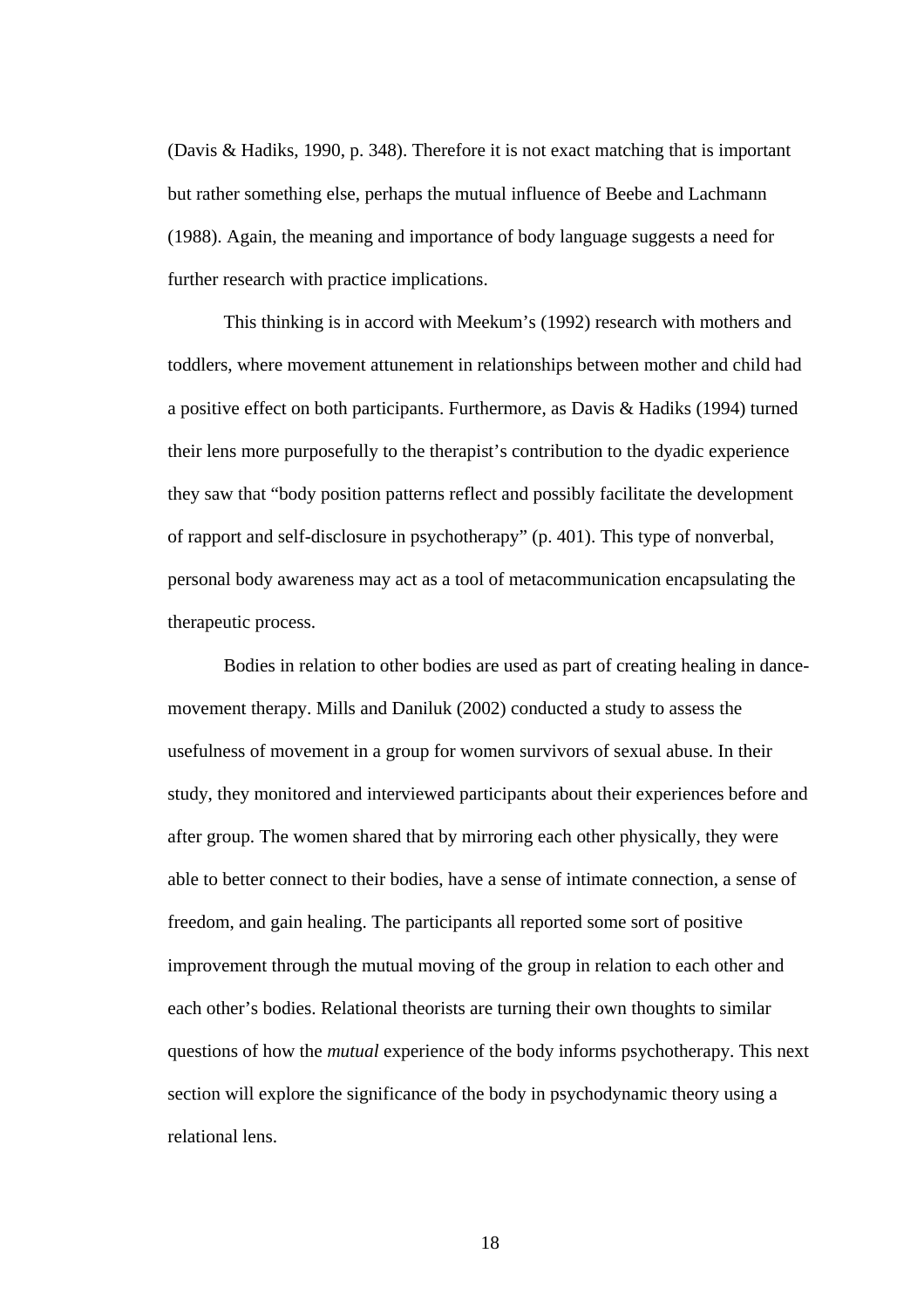(Davis & Hadiks, 1990, p. 348). Therefore it is not exact matching that is important but rather something else, perhaps the mutual influence of Beebe and Lachmann (1988). Again, the meaning and importance of body language suggests a need for further research with practice implications.

This thinking is in accord with Meekum's (1992) research with mothers and toddlers, where movement attunement in relationships between mother and child had a positive effect on both participants. Furthermore, as Davis & Hadiks (1994) turned their lens more purposefully to the therapist's contribution to the dyadic experience they saw that "body position patterns reflect and possibly facilitate the development of rapport and self-disclosure in psychotherapy" (p. 401). This type of nonverbal, personal body awareness may act as a tool of metacommunication encapsulating the therapeutic process.

Bodies in relation to other bodies are used as part of creating healing in dance-movement therapy. Mills and Daniluk (2002) conducted a study to assess the usefulness of movement in a group for women survivors of sexual abuse. In their study, they monitored and interviewed participants about their experiences before and after group. The women shared that by mirroring each other physically, they were able to better connect to their bodies, have a sense of intimate connection, a sense of freedom, and gain healing. The participants all reported some sort of positive improvement through the mutual moving of the group in relation to each other and each other's bodies. Relational theorists are turning their own thoughts to similar questions of how the *mutual* experience of the body informs psychotherapy. This next section will explore the significance of the body in psychodynamic theory using a relational lens.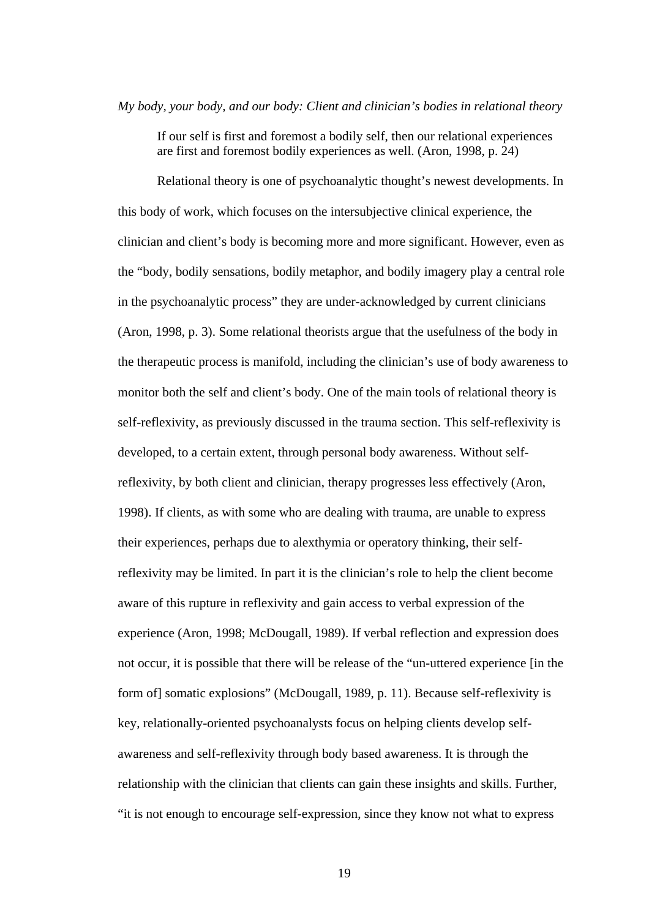*My body, your body, and our body: Client and clinician's bodies in relational theory*

> If our self is first and foremost a bodily self, then our relational experiences are first and foremost bodily experiences as well. (Aron, 1998, p. 24)

Relational theory is one of psychoanalytic thought's newest developments. In this body of work, which focuses on the intersubjective clinical experience, the clinician and client's body is becoming more and more significant. However, even as the "body, bodily sensations, bodily metaphor, and bodily imagery play a central role in the psychoanalytic process" they are under-acknowledged by current clinicians (Aron, 1998, p. 3). Some relational theorists argue that the usefulness of the body in the therapeutic process is manifold, including the clinician's use of body awareness to monitor both the self and client's body. One of the main tools of relational theory is self-reflexivity, as previously discussed in the trauma section. This self-reflexivity is developed, to a certain extent, through personal body awareness. Without self-reflexivity, by both client and clinician, therapy progresses less effectively (Aron, 1998). If clients, as with some who are dealing with trauma, are unable to express their experiences, perhaps due to alexthymia or operatory thinking, their self-reflexivity may be limited. In part it is the clinician's role to help the client become aware of this rupture in reflexivity and gain access to verbal expression of the experience (Aron, 1998; McDougall, 1989). If verbal reflection and expression does not occur, it is possible that there will be release of the "un-uttered experience [in the form of] somatic explosions" (McDougall, 1989, p. 11). Because self-reflexivity is key, relationally-oriented psychoanalysts focus on helping clients develop self-awareness and self-reflexivity through body based awareness. It is through the relationship with the clinician that clients can gain these insights and skills. Further, "it is not enough to encourage self-expression, since they know not what to express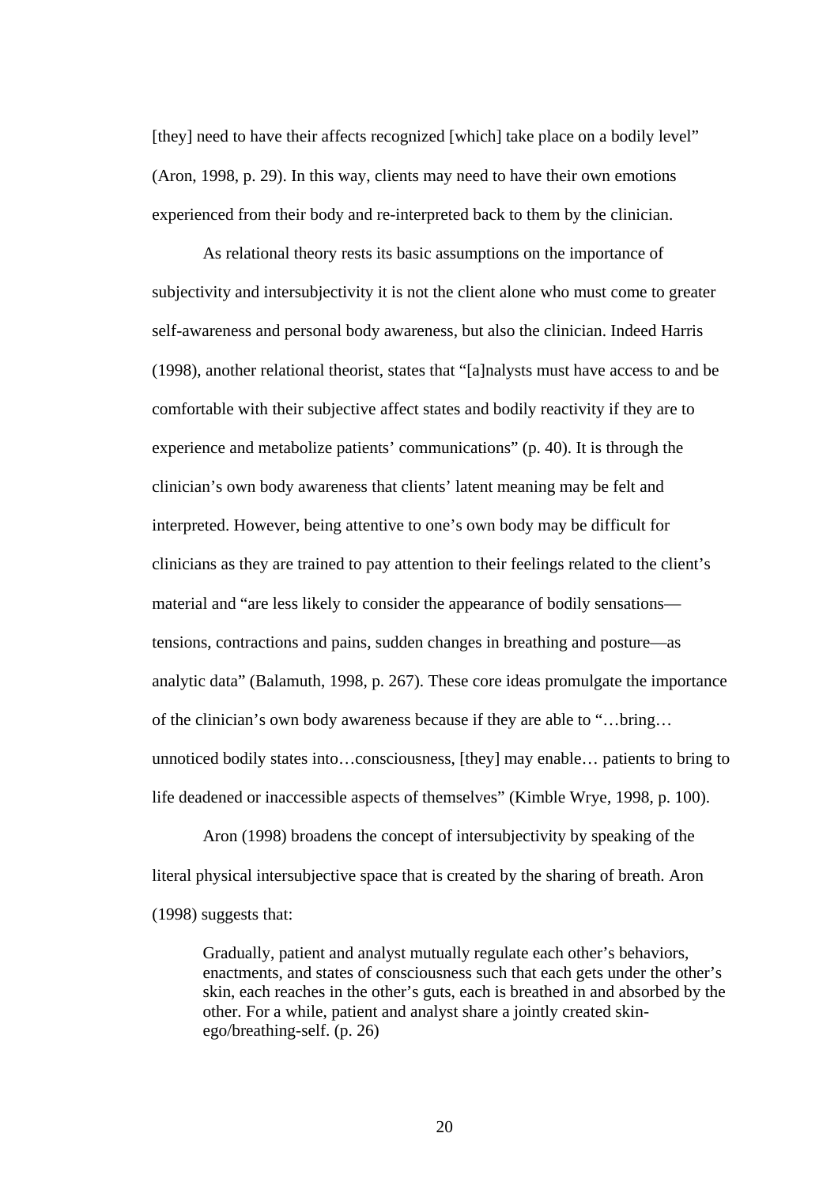[they] need to have their affects recognized [which] take place on a bodily level" (Aron, 1998, p. 29). In this way, clients may need to have their own emotions experienced from their body and re-interpreted back to them by the clinician.

As relational theory rests its basic assumptions on the importance of subjectivity and intersubjectivity it is not the client alone who must come to greater self-awareness and personal body awareness, but also the clinician. Indeed Harris (1998), another relational theorist, states that "[a]nalysts must have access to and be comfortable with their subjective affect states and bodily reactivity if they are to experience and metabolize patients' communications" (p. 40). It is through the clinician's own body awareness that clients' latent meaning may be felt and interpreted. However, being attentive to one's own body may be difficult for clinicians as they are trained to pay attention to their feelings related to the client's material and "are less likely to consider the appearance of bodily sensations—tensions, contractions and pains, sudden changes in breathing and posture—as analytic data" (Balamuth, 1998, p. 267). These core ideas promulgate the importance of the clinician's own body awareness because if they are able to "…bring… unnoticed bodily states into…consciousness, [they] may enable… patients to bring to life deadened or inaccessible aspects of themselves" (Kimble Wrye, 1998, p. 100).

Aron (1998) broadens the concept of intersubjectivity by speaking of the literal physical intersubjective space that is created by the sharing of breath. Aron (1998) suggests that:

> Gradually, patient and analyst mutually regulate each other's behaviors, enactments, and states of consciousness such that each gets under the other's skin, each reaches in the other's guts, each is breathed in and absorbed by the other. For a while, patient and analyst share a jointly created skin-ego/breathing-self. (p. 26)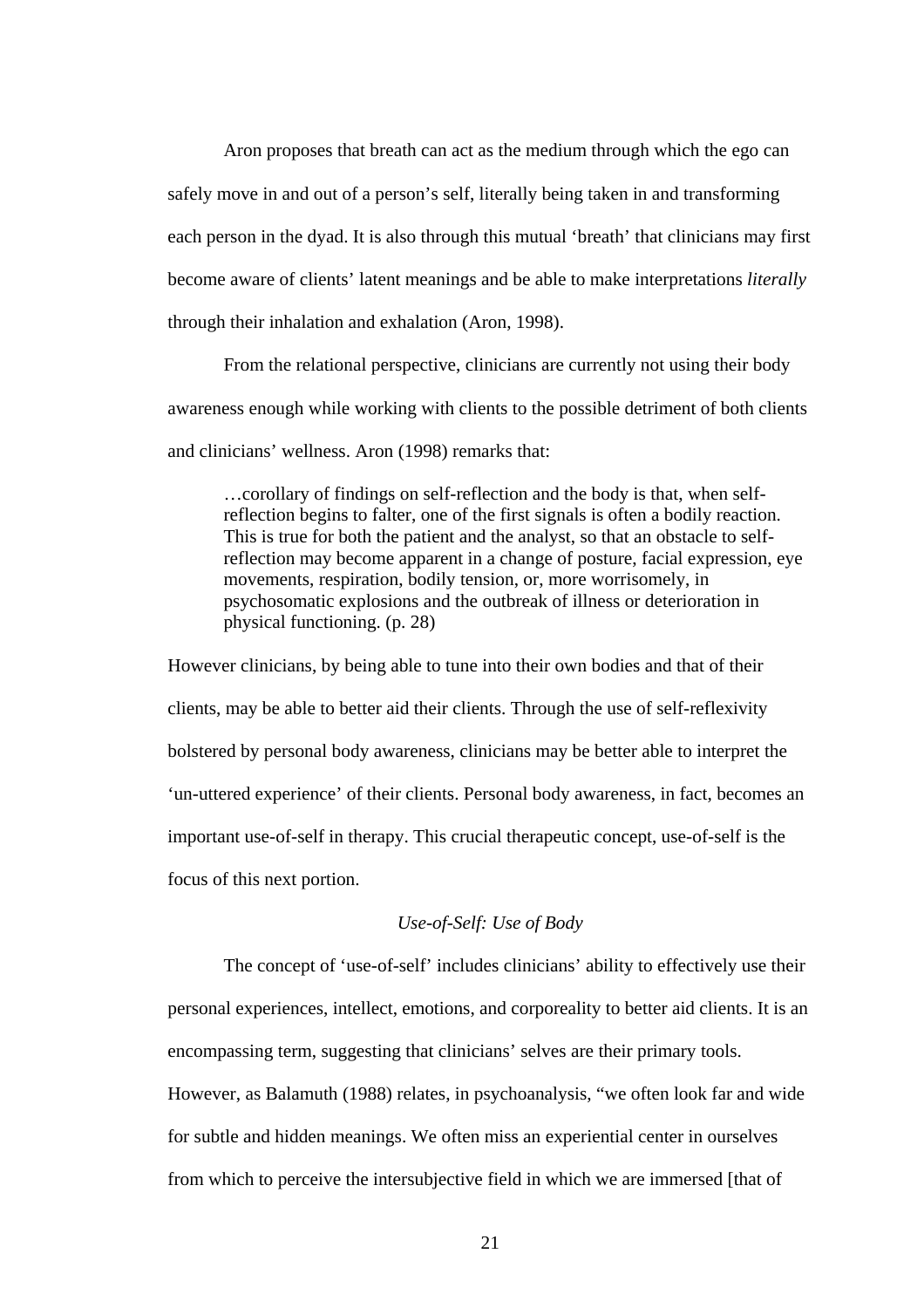Aron proposes that breath can act as the medium through which the ego can safely move in and out of a person's self, literally being taken in and transforming each person in the dyad. It is also through this mutual 'breath' that clinicians may first become aware of clients' latent meanings and be able to make interpretations *literally* through their inhalation and exhalation (Aron, 1998).

From the relational perspective, clinicians are currently not using their body awareness enough while working with clients to the possible detriment of both clients and clinicians' wellness. Aron (1998) remarks that:

> …corollary of findings on self-reflection and the body is that, when self-reflection begins to falter, one of the first signals is often a bodily reaction. This is true for both the patient and the analyst, so that an obstacle to self-reflection may become apparent in a change of posture, facial expression, eye movements, respiration, bodily tension, or, more worrisomely, in psychosomatic explosions and the outbreak of illness or deterioration in physical functioning. (p. 28)

However clinicians, by being able to tune into their own bodies and that of their clients, may be able to better aid their clients. Through the use of self-reflexivity bolstered by personal body awareness, clinicians may be better able to interpret the 'un-uttered experience' of their clients. Personal body awareness, in fact, becomes an important use-of-self in therapy. This crucial therapeutic concept, use-of-self is the focus of this next portion.

*Use-of-Self: Use of Body*

The concept of 'use-of-self' includes clinicians' ability to effectively use their personal experiences, intellect, emotions, and corporeality to better aid clients. It is an encompassing term, suggesting that clinicians' selves are their primary tools. However, as Balamuth (1988) relates, in psychoanalysis, "we often look far and wide for subtle and hidden meanings. We often miss an experiential center in ourselves from which to perceive the intersubjective field in which we are immersed [that of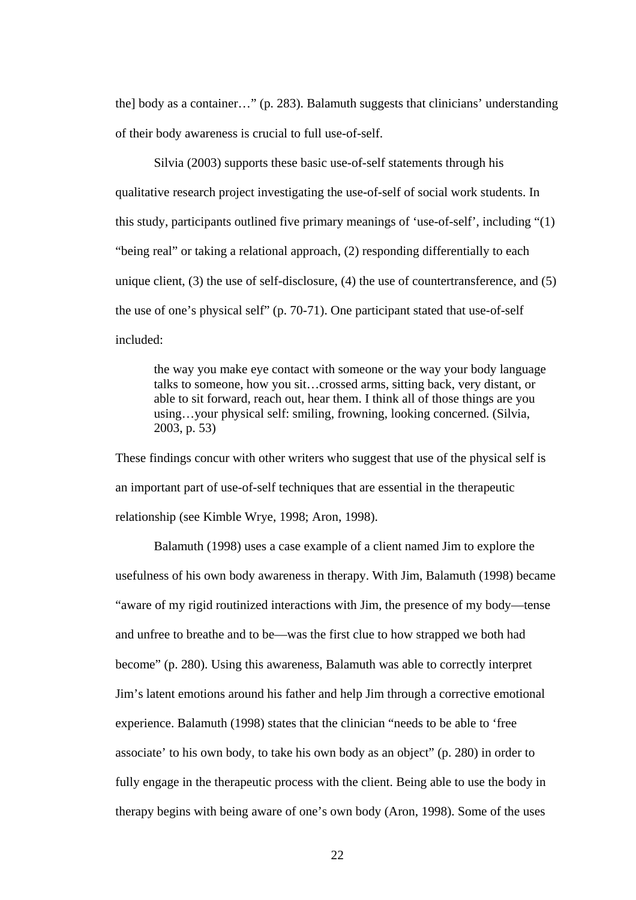the] body as a container…" (p. 283). Balamuth suggests that clinicians' understanding of their body awareness is crucial to full use-of-self.

Silvia (2003) supports these basic use-of-self statements through his qualitative research project investigating the use-of-self of social work students. In this study, participants outlined five primary meanings of 'use-of-self', including "(1) "being real" or taking a relational approach, (2) responding differentially to each unique client, (3) the use of self-disclosure, (4) the use of countertransference, and (5) the use of one's physical self" (p. 70-71). One participant stated that use-of-self included:

> the way you make eye contact with someone or the way your body language talks to someone, how you sit…crossed arms, sitting back, very distant, or able to sit forward, reach out, hear them. I think all of those things are you using…your physical self: smiling, frowning, looking concerned. (Silvia, 2003, p. 53)

These findings concur with other writers who suggest that use of the physical self is an important part of use-of-self techniques that are essential in the therapeutic relationship (see Kimble Wrye, 1998; Aron, 1998).

Balamuth (1998) uses a case example of a client named Jim to explore the usefulness of his own body awareness in therapy. With Jim, Balamuth (1998) became "aware of my rigid routinized interactions with Jim, the presence of my body—tense and unfree to breathe and to be—was the first clue to how strapped we both had become" (p. 280). Using this awareness, Balamuth was able to correctly interpret Jim's latent emotions around his father and help Jim through a corrective emotional experience. Balamuth (1998) states that the clinician "needs to be able to 'free associate' to his own body, to take his own body as an object" (p. 280) in order to fully engage in the therapeutic process with the client. Being able to use the body in therapy begins with being aware of one's own body (Aron, 1998). Some of the uses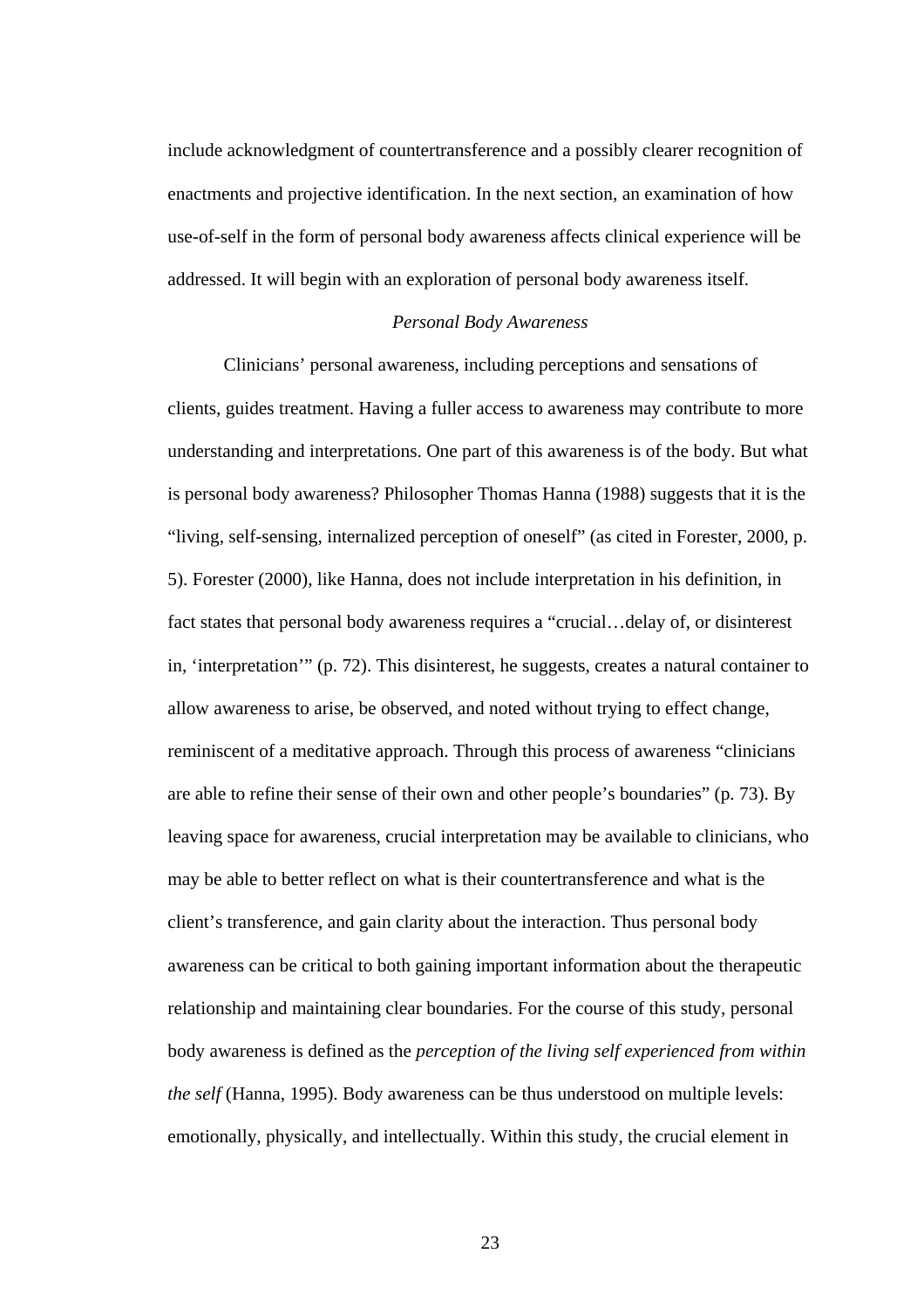include acknowledgment of countertransference and a possibly clearer recognition of enactments and projective identification. In the next section, an examination of how use-of-self in the form of personal body awareness affects clinical experience will be addressed. It will begin with an exploration of personal body awareness itself.

### *Personal Body Awareness*

Clinicians' personal awareness, including perceptions and sensations of clients, guides treatment. Having a fuller access to awareness may contribute to more understanding and interpretations. One part of this awareness is of the body. But what is personal body awareness? Philosopher Thomas Hanna (1988) suggests that it is the "living, self-sensing, internalized perception of oneself" (as cited in Forester, 2000, p. 5). Forester (2000), like Hanna, does not include interpretation in his definition, in fact states that personal body awareness requires a "crucial…delay of, or disinterest in, 'interpretation'" (p. 72). This disinterest, he suggests, creates a natural container to allow awareness to arise, be observed, and noted without trying to effect change, reminiscent of a meditative approach. Through this process of awareness "clinicians are able to refine their sense of their own and other people's boundaries" (p. 73). By leaving space for awareness, crucial interpretation may be available to clinicians, who may be able to better reflect on what is their countertransference and what is the client's transference, and gain clarity about the interaction. Thus personal body awareness can be critical to both gaining important information about the therapeutic relationship and maintaining clear boundaries. For the course of this study, personal body awareness is defined as the *perception of the living self experienced from within the self* (Hanna, 1995). Body awareness can be thus understood on multiple levels: emotionally, physically, and intellectually. Within this study, the crucial element in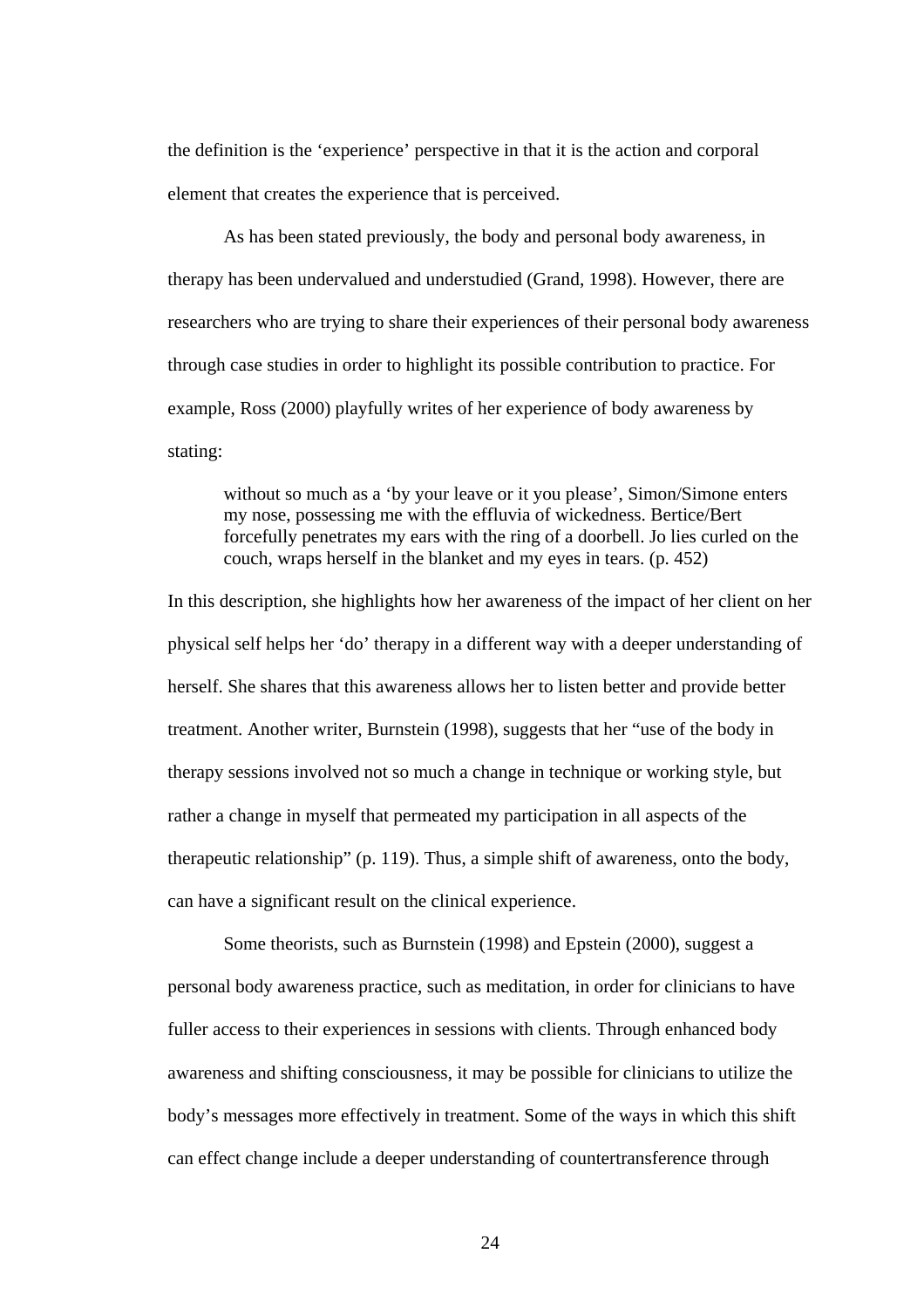the definition is the 'experience' perspective in that it is the action and corporal element that creates the experience that is perceived.

As has been stated previously, the body and personal body awareness, in therapy has been undervalued and understudied (Grand, 1998). However, there are researchers who are trying to share their experiences of their personal body awareness through case studies in order to highlight its possible contribution to practice. For example, Ross (2000) playfully writes of her experience of body awareness by stating:

> without so much as a 'by your leave or it you please', Simon/Simone enters my nose, possessing me with the effluvia of wickedness. Bertice/Bert forcefully penetrates my ears with the ring of a doorbell. Jo lies curled on the couch, wraps herself in the blanket and my eyes in tears. (p. 452)

In this description, she highlights how her awareness of the impact of her client on her physical self helps her 'do' therapy in a different way with a deeper understanding of herself. She shares that this awareness allows her to listen better and provide better treatment. Another writer, Burnstein (1998), suggests that her "use of the body in therapy sessions involved not so much a change in technique or working style, but rather a change in myself that permeated my participation in all aspects of the therapeutic relationship" (p. 119). Thus, a simple shift of awareness, onto the body, can have a significant result on the clinical experience.

Some theorists, such as Burnstein (1998) and Epstein (2000), suggest a personal body awareness practice, such as meditation, in order for clinicians to have fuller access to their experiences in sessions with clients. Through enhanced body awareness and shifting consciousness, it may be possible for clinicians to utilize the body's messages more effectively in treatment. Some of the ways in which this shift can effect change include a deeper understanding of countertransference through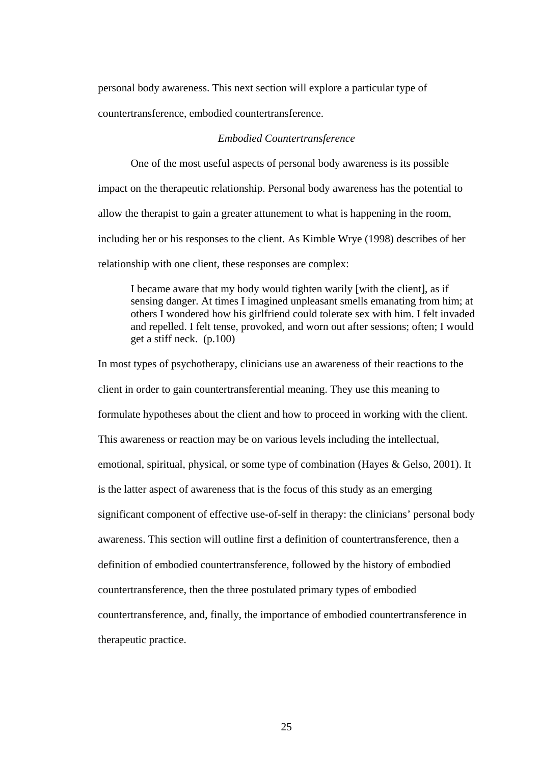personal body awareness. This next section will explore a particular type of countertransference, embodied countertransference.

### *Embodied Countertransference*

One of the most useful aspects of personal body awareness is its possible impact on the therapeutic relationship. Personal body awareness has the potential to allow the therapist to gain a greater attunement to what is happening in the room, including her or his responses to the client. As Kimble Wrye (1998) describes of her relationship with one client, these responses are complex:

> I became aware that my body would tighten warily [with the client], as if sensing danger. At times I imagined unpleasant smells emanating from him; at others I wondered how his girlfriend could tolerate sex with him. I felt invaded and repelled. I felt tense, provoked, and worn out after sessions; often; I would get a stiff neck. (p.100)

In most types of psychotherapy, clinicians use an awareness of their reactions to the client in order to gain countertransferential meaning. They use this meaning to formulate hypotheses about the client and how to proceed in working with the client. This awareness or reaction may be on various levels including the intellectual, emotional, spiritual, physical, or some type of combination (Hayes & Gelso, 2001). It is the latter aspect of awareness that is the focus of this study as an emerging significant component of effective use-of-self in therapy: the clinicians' personal body awareness. This section will outline first a definition of countertransference, then a definition of embodied countertransference, followed by the history of embodied countertransference, then the three postulated primary types of embodied countertransference, and, finally, the importance of embodied countertransference in therapeutic practice.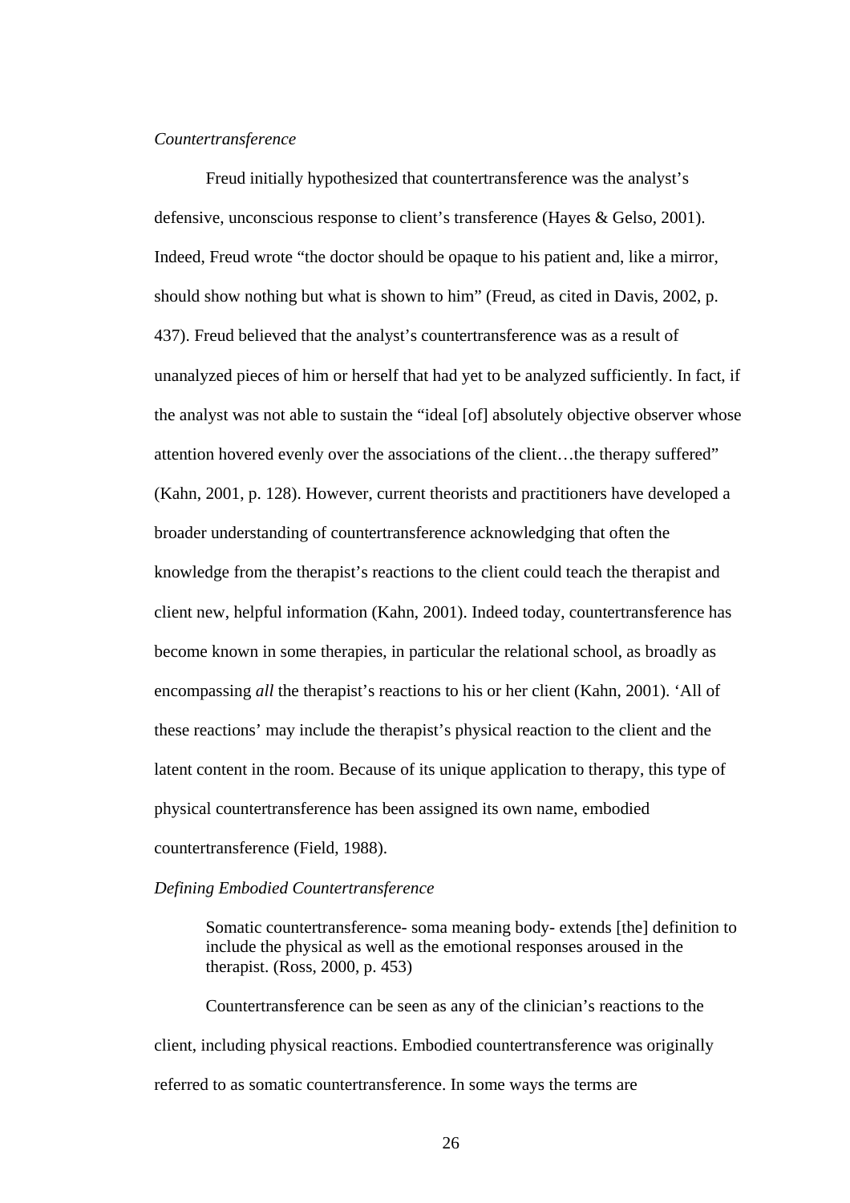*Countertransference*

Freud initially hypothesized that countertransference was the analyst's defensive, unconscious response to client's transference (Hayes & Gelso, 2001). Indeed, Freud wrote "the doctor should be opaque to his patient and, like a mirror, should show nothing but what is shown to him" (Freud, as cited in Davis, 2002, p. 437). Freud believed that the analyst's countertransference was as a result of unanalyzed pieces of him or herself that had yet to be analyzed sufficiently. In fact, if the analyst was not able to sustain the "ideal [of] absolutely objective observer whose attention hovered evenly over the associations of the client…the therapy suffered" (Kahn, 2001, p. 128). However, current theorists and practitioners have developed a broader understanding of countertransference acknowledging that often the knowledge from the therapist's reactions to the client could teach the therapist and client new, helpful information (Kahn, 2001). Indeed today, countertransference has become known in some therapies, in particular the relational school, as broadly as encompassing *all* the therapist's reactions to his or her client (Kahn, 2001). 'All of these reactions' may include the therapist's physical reaction to the client and the latent content in the room. Because of its unique application to therapy, this type of physical countertransference has been assigned its own name, embodied countertransference (Field, 1988).

*Defining Embodied Countertransference*

> Somatic countertransference- soma meaning body- extends [the] definition to include the physical as well as the emotional responses aroused in the therapist. (Ross, 2000, p. 453)

Countertransference can be seen as any of the clinician's reactions to the client, including physical reactions. Embodied countertransference was originally referred to as somatic countertransference. In some ways the terms are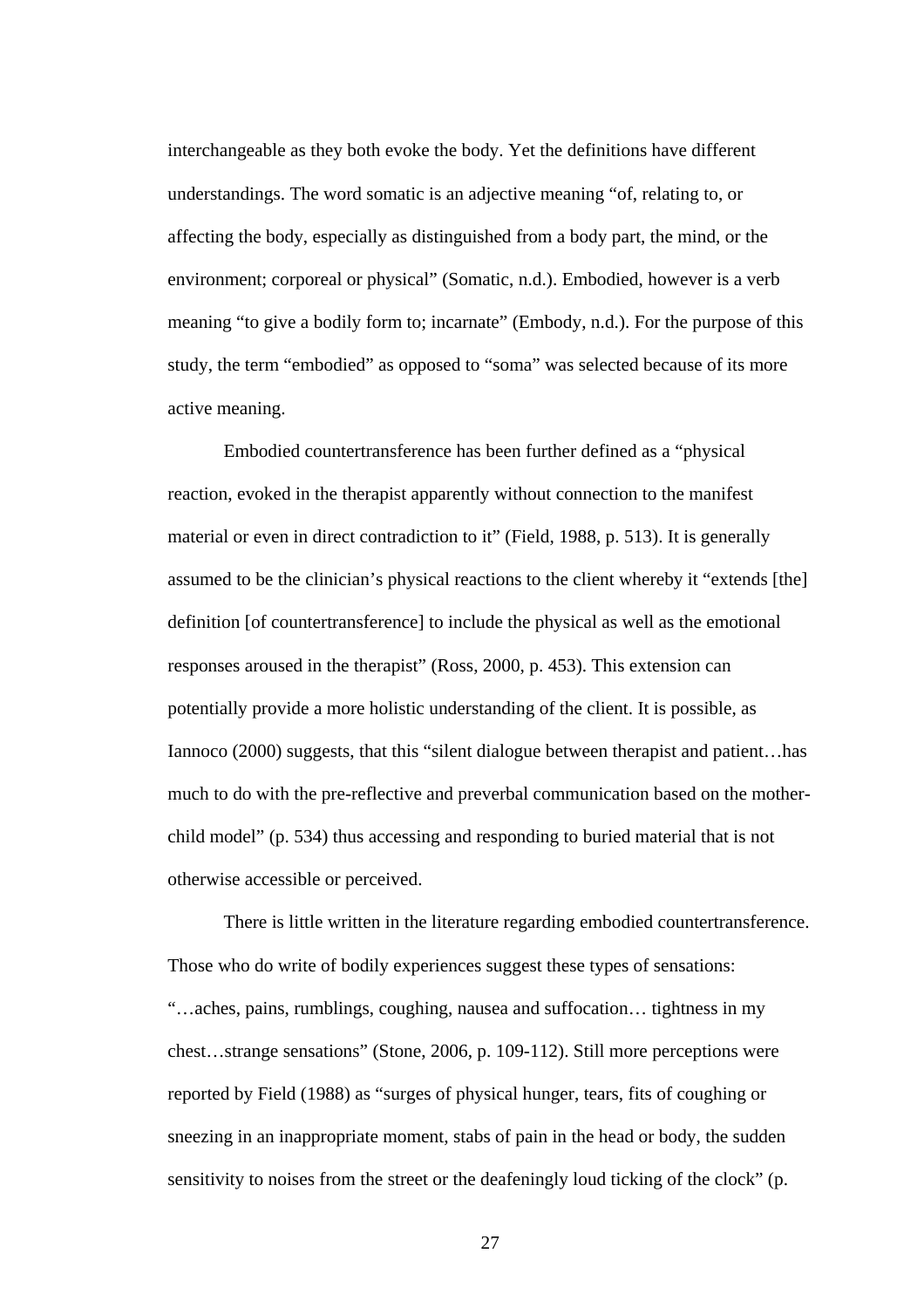interchangeable as they both evoke the body. Yet the definitions have different understandings. The word somatic is an adjective meaning "of, relating to, or affecting the body, especially as distinguished from a body part, the mind, or the environment; corporeal or physical" (Somatic, n.d.). Embodied, however is a verb meaning "to give a bodily form to; incarnate" (Embody, n.d.). For the purpose of this study, the term "embodied" as opposed to "soma" was selected because of its more active meaning.

Embodied countertransference has been further defined as a "physical reaction, evoked in the therapist apparently without connection to the manifest material or even in direct contradiction to it" (Field, 1988, p. 513). It is generally assumed to be the clinician's physical reactions to the client whereby it "extends [the] definition [of countertransference] to include the physical as well as the emotional responses aroused in the therapist" (Ross, 2000, p. 453). This extension can potentially provide a more holistic understanding of the client. It is possible, as Iannoco (2000) suggests, that this "silent dialogue between therapist and patient…has much to do with the pre-reflective and preverbal communication based on the mother-child model" (p. 534) thus accessing and responding to buried material that is not otherwise accessible or perceived.

There is little written in the literature regarding embodied countertransference. Those who do write of bodily experiences suggest these types of sensations: "…aches, pains, rumblings, coughing, nausea and suffocation… tightness in my chest…strange sensations" (Stone, 2006, p. 109-112). Still more perceptions were reported by Field (1988) as "surges of physical hunger, tears, fits of coughing or sneezing in an inappropriate moment, stabs of pain in the head or body, the sudden sensitivity to noises from the street or the deafeningly loud ticking of the clock" (p.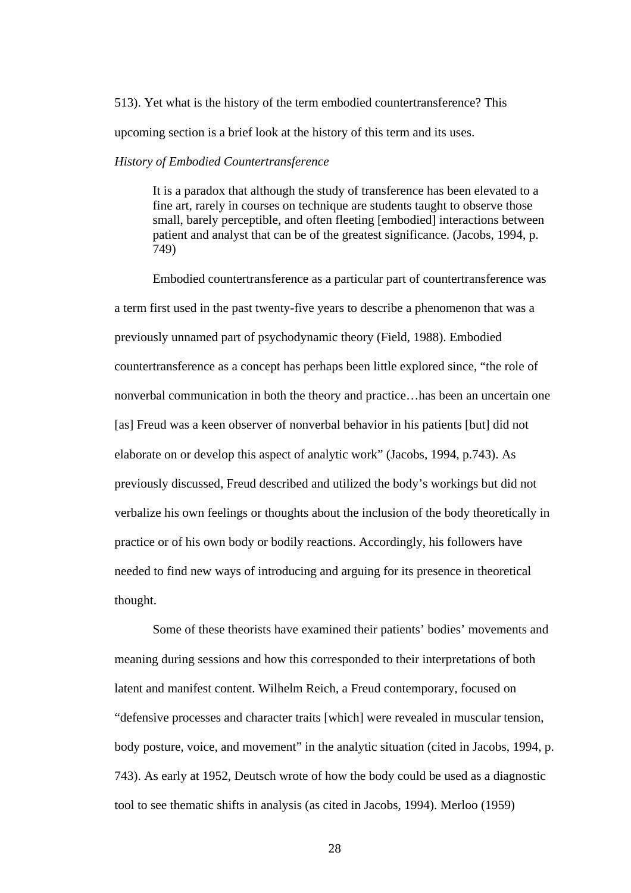513). Yet what is the history of the term embodied countertransference? This upcoming section is a brief look at the history of this term and its uses.

*History of Embodied Countertransference*

> It is a paradox that although the study of transference has been elevated to a fine art, rarely in courses on technique are students taught to observe those small, barely perceptible, and often fleeting [embodied] interactions between patient and analyst that can be of the greatest significance. (Jacobs, 1994, p. 749)

Embodied countertransference as a particular part of countertransference was a term first used in the past twenty-five years to describe a phenomenon that was a previously unnamed part of psychodynamic theory (Field, 1988). Embodied countertransference as a concept has perhaps been little explored since, "the role of nonverbal communication in both the theory and practice…has been an uncertain one [as] Freud was a keen observer of nonverbal behavior in his patients [but] did not elaborate on or develop this aspect of analytic work" (Jacobs, 1994, p.743). As previously discussed, Freud described and utilized the body's workings but did not verbalize his own feelings or thoughts about the inclusion of the body theoretically in practice or of his own body or bodily reactions. Accordingly, his followers have needed to find new ways of introducing and arguing for its presence in theoretical thought.

Some of these theorists have examined their patients' bodies' movements and meaning during sessions and how this corresponded to their interpretations of both latent and manifest content. Wilhelm Reich, a Freud contemporary, focused on "defensive processes and character traits [which] were revealed in muscular tension, body posture, voice, and movement" in the analytic situation (cited in Jacobs, 1994, p. 743). As early at 1952, Deutsch wrote of how the body could be used as a diagnostic tool to see thematic shifts in analysis (as cited in Jacobs, 1994). Merloo (1959)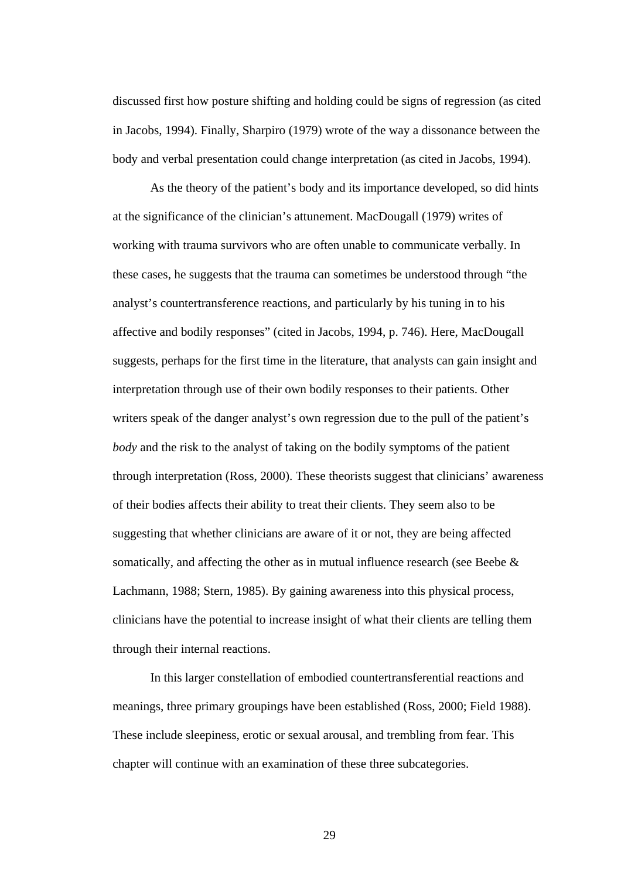discussed first how posture shifting and holding could be signs of regression (as cited in Jacobs, 1994). Finally, Sharpiro (1979) wrote of the way a dissonance between the body and verbal presentation could change interpretation (as cited in Jacobs, 1994).

As the theory of the patient's body and its importance developed, so did hints at the significance of the clinician's attunement. MacDougall (1979) writes of working with trauma survivors who are often unable to communicate verbally. In these cases, he suggests that the trauma can sometimes be understood through "the analyst's countertransference reactions, and particularly by his tuning in to his affective and bodily responses" (cited in Jacobs, 1994, p. 746). Here, MacDougall suggests, perhaps for the first time in the literature, that analysts can gain insight and interpretation through use of their own bodily responses to their patients. Other writers speak of the danger analyst's own regression due to the pull of the patient's *body* and the risk to the analyst of taking on the bodily symptoms of the patient through interpretation (Ross, 2000). These theorists suggest that clinicians' awareness of their bodies affects their ability to treat their clients. They seem also to be suggesting that whether clinicians are aware of it or not, they are being affected somatically, and affecting the other as in mutual influence research (see Beebe & Lachmann, 1988; Stern, 1985). By gaining awareness into this physical process, clinicians have the potential to increase insight of what their clients are telling them through their internal reactions.

In this larger constellation of embodied countertransferential reactions and meanings, three primary groupings have been established (Ross, 2000; Field 1988). These include sleepiness, erotic or sexual arousal, and trembling from fear. This chapter will continue with an examination of these three subcategories.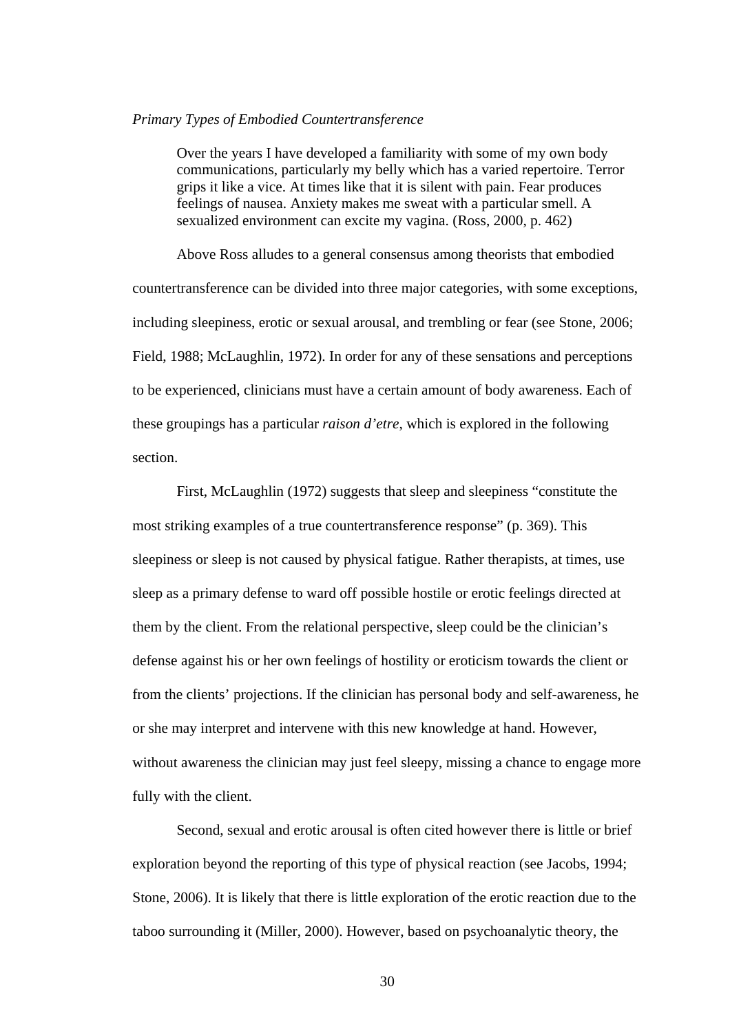*Primary Types of Embodied Countertransference*

> Over the years I have developed a familiarity with some of my own body communications, particularly my belly which has a varied repertoire. Terror grips it like a vice. At times like that it is silent with pain. Fear produces feelings of nausea. Anxiety makes me sweat with a particular smell. A sexualized environment can excite my vagina. (Ross, 2000, p. 462)

Above Ross alludes to a general consensus among theorists that embodied countertransference can be divided into three major categories, with some exceptions, including sleepiness, erotic or sexual arousal, and trembling or fear (see Stone, 2006; Field, 1988; McLaughlin, 1972). In order for any of these sensations and perceptions to be experienced, clinicians must have a certain amount of body awareness. Each of these groupings has a particular *raison d'etre*, which is explored in the following section.

First, McLaughlin (1972) suggests that sleep and sleepiness "constitute the most striking examples of a true countertransference response" (p. 369). This sleepiness or sleep is not caused by physical fatigue. Rather therapists, at times, use sleep as a primary defense to ward off possible hostile or erotic feelings directed at them by the client. From the relational perspective, sleep could be the clinician's defense against his or her own feelings of hostility or eroticism towards the client or from the clients' projections. If the clinician has personal body and self-awareness, he or she may interpret and intervene with this new knowledge at hand. However, without awareness the clinician may just feel sleepy, missing a chance to engage more fully with the client.

Second, sexual and erotic arousal is often cited however there is little or brief exploration beyond the reporting of this type of physical reaction (see Jacobs, 1994; Stone, 2006). It is likely that there is little exploration of the erotic reaction due to the taboo surrounding it (Miller, 2000). However, based on psychoanalytic theory, the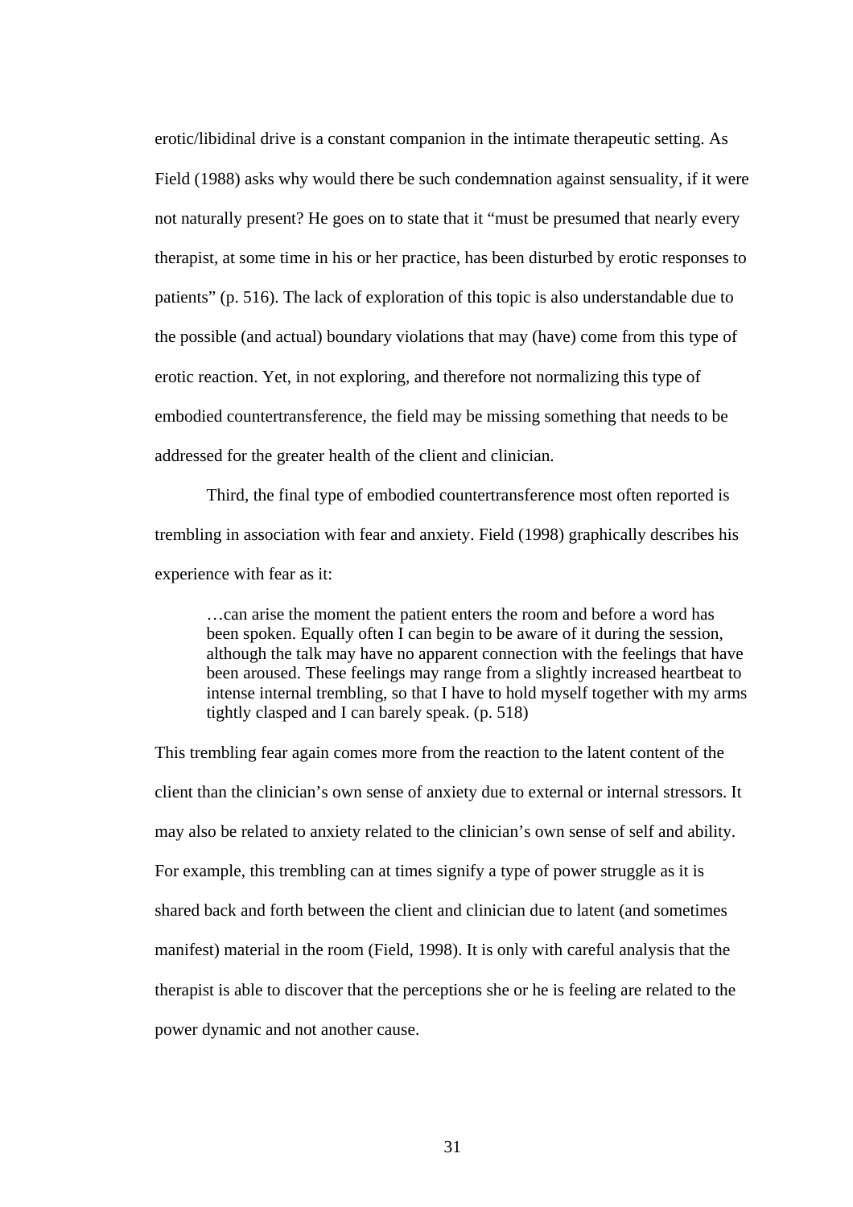erotic/libidinal drive is a constant companion in the intimate therapeutic setting. As Field (1988) asks why would there be such condemnation against sensuality, if it were not naturally present? He goes on to state that it "must be presumed that nearly every therapist, at some time in his or her practice, has been disturbed by erotic responses to patients" (p. 516). The lack of exploration of this topic is also understandable due to the possible (and actual) boundary violations that may (have) come from this type of erotic reaction. Yet, in not exploring, and therefore not normalizing this type of embodied countertransference, the field may be missing something that needs to be addressed for the greater health of the client and clinician.

Third, the final type of embodied countertransference most often reported is trembling in association with fear and anxiety. Field (1998) graphically describes his experience with fear as it:

> …can arise the moment the patient enters the room and before a word has been spoken. Equally often I can begin to be aware of it during the session, although the talk may have no apparent connection with the feelings that have been aroused. These feelings may range from a slightly increased heartbeat to intense internal trembling, so that I have to hold myself together with my arms tightly clasped and I can barely speak. (p. 518)

This trembling fear again comes more from the reaction to the latent content of the client than the clinician's own sense of anxiety due to external or internal stressors. It may also be related to anxiety related to the clinician's own sense of self and ability. For example, this trembling can at times signify a type of power struggle as it is shared back and forth between the client and clinician due to latent (and sometimes manifest) material in the room (Field, 1998). It is only with careful analysis that the therapist is able to discover that the perceptions she or he is feeling are related to the power dynamic and not another cause.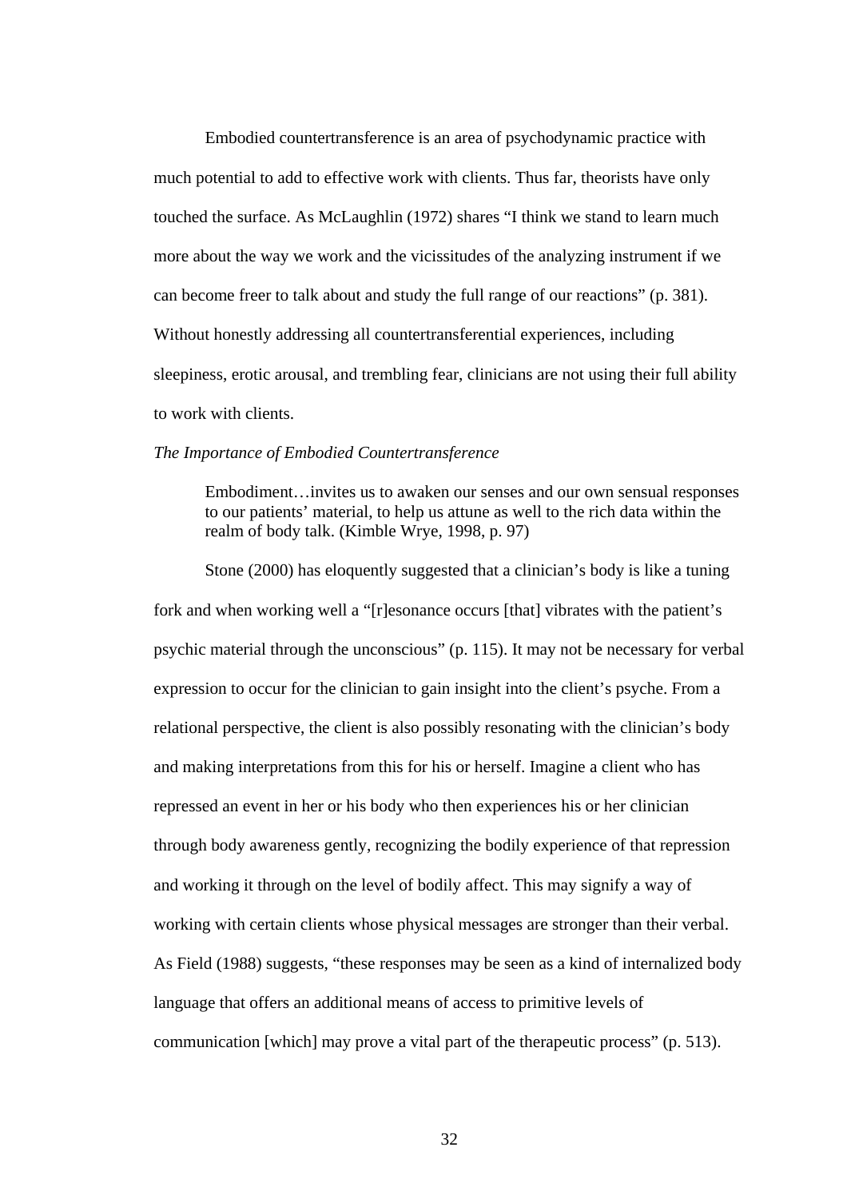Embodied countertransference is an area of psychodynamic practice with much potential to add to effective work with clients. Thus far, theorists have only touched the surface. As McLaughlin (1972) shares "I think we stand to learn much more about the way we work and the vicissitudes of the analyzing instrument if we can become freer to talk about and study the full range of our reactions" (p. 381). Without honestly addressing all countertransferential experiences, including sleepiness, erotic arousal, and trembling fear, clinicians are not using their full ability to work with clients.

*The Importance of Embodied Countertransference*

> Embodiment…invites us to awaken our senses and our own sensual responses to our patients' material, to help us attune as well to the rich data within the realm of body talk. (Kimble Wrye, 1998, p. 97)

Stone (2000) has eloquently suggested that a clinician's body is like a tuning fork and when working well a "[r]esonance occurs [that] vibrates with the patient's psychic material through the unconscious" (p. 115). It may not be necessary for verbal expression to occur for the clinician to gain insight into the client's psyche. From a relational perspective, the client is also possibly resonating with the clinician's body and making interpretations from this for his or herself. Imagine a client who has repressed an event in her or his body who then experiences his or her clinician through body awareness gently, recognizing the bodily experience of that repression and working it through on the level of bodily affect. This may signify a way of working with certain clients whose physical messages are stronger than their verbal. As Field (1988) suggests, "these responses may be seen as a kind of internalized body language that offers an additional means of access to primitive levels of communication [which] may prove a vital part of the therapeutic process" (p. 513).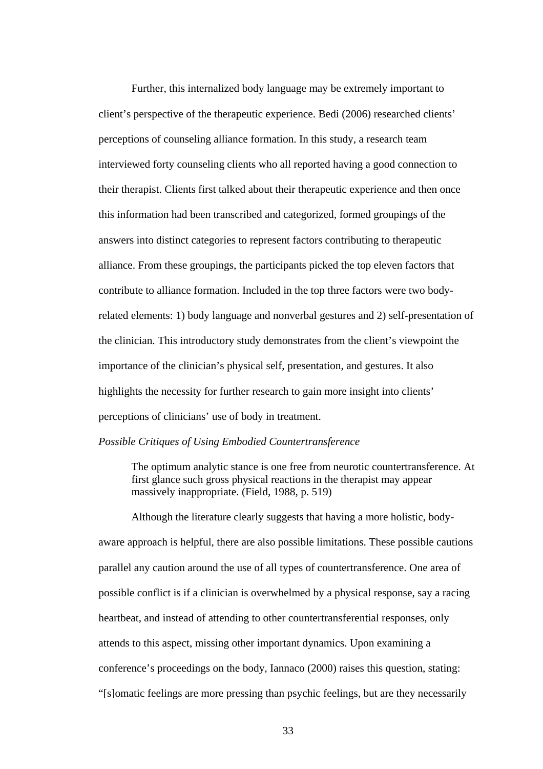Further, this internalized body language may be extremely important to client's perspective of the therapeutic experience. Bedi (2006) researched clients' perceptions of counseling alliance formation. In this study, a research team interviewed forty counseling clients who all reported having a good connection to their therapist. Clients first talked about their therapeutic experience and then once this information had been transcribed and categorized, formed groupings of the answers into distinct categories to represent factors contributing to therapeutic alliance. From these groupings, the participants picked the top eleven factors that contribute to alliance formation. Included in the top three factors were two body-related elements: 1) body language and nonverbal gestures and 2) self-presentation of the clinician. This introductory study demonstrates from the client's viewpoint the importance of the clinician's physical self, presentation, and gestures. It also highlights the necessity for further research to gain more insight into clients' perceptions of clinicians' use of body in treatment.

*Possible Critiques of Using Embodied Countertransference*

> The optimum analytic stance is one free from neurotic countertransference. At first glance such gross physical reactions in the therapist may appear massively inappropriate. (Field, 1988, p. 519)

Although the literature clearly suggests that having a more holistic, body-aware approach is helpful, there are also possible limitations. These possible cautions parallel any caution around the use of all types of countertransference. One area of possible conflict is if a clinician is overwhelmed by a physical response, say a racing heartbeat, and instead of attending to other countertransferential responses, only attends to this aspect, missing other important dynamics. Upon examining a conference's proceedings on the body, Iannaco (2000) raises this question, stating: "[s]omatic feelings are more pressing than psychic feelings, but are they necessarily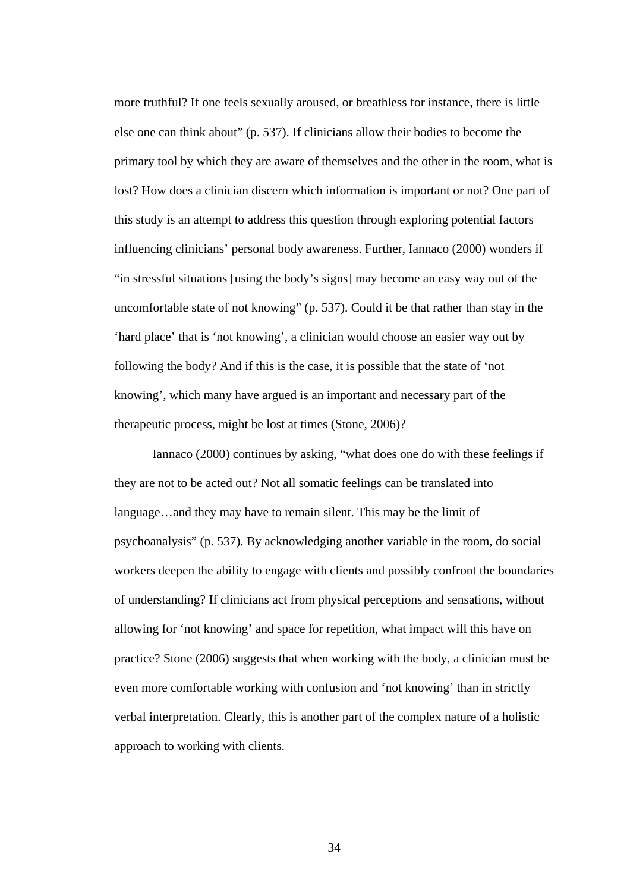more truthful? If one feels sexually aroused, or breathless for instance, there is little else one can think about" (p. 537). If clinicians allow their bodies to become the primary tool by which they are aware of themselves and the other in the room, what is lost? How does a clinician discern which information is important or not? One part of this study is an attempt to address this question through exploring potential factors influencing clinicians' personal body awareness. Further, Iannaco (2000) wonders if "in stressful situations [using the body's signs] may become an easy way out of the uncomfortable state of not knowing" (p. 537). Could it be that rather than stay in the 'hard place' that is 'not knowing', a clinician would choose an easier way out by following the body? And if this is the case, it is possible that the state of 'not knowing', which many have argued is an important and necessary part of the therapeutic process, might be lost at times (Stone, 2006)?

Iannaco (2000) continues by asking, "what does one do with these feelings if they are not to be acted out? Not all somatic feelings can be translated into language…and they may have to remain silent. This may be the limit of psychoanalysis" (p. 537). By acknowledging another variable in the room, do social workers deepen the ability to engage with clients and possibly confront the boundaries of understanding? If clinicians act from physical perceptions and sensations, without allowing for 'not knowing' and space for repetition, what impact will this have on practice? Stone (2006) suggests that when working with the body, a clinician must be even more comfortable working with confusion and 'not knowing' than in strictly verbal interpretation. Clearly, this is another part of the complex nature of a holistic approach to working with clients.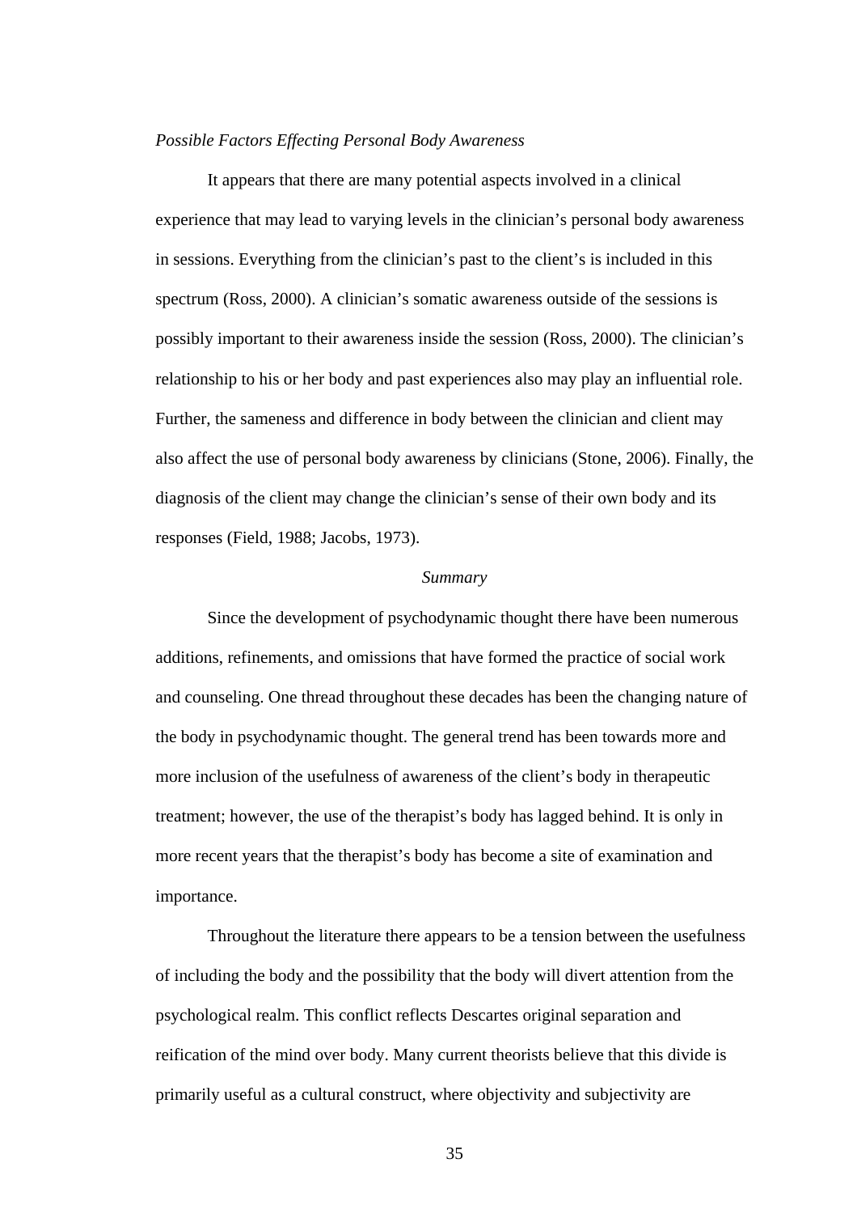*Possible Factors Effecting Personal Body Awareness*

It appears that there are many potential aspects involved in a clinical experience that may lead to varying levels in the clinician's personal body awareness in sessions. Everything from the clinician's past to the client's is included in this spectrum (Ross, 2000). A clinician's somatic awareness outside of the sessions is possibly important to their awareness inside the session (Ross, 2000). The clinician's relationship to his or her body and past experiences also may play an influential role. Further, the sameness and difference in body between the clinician and client may also affect the use of personal body awareness by clinicians (Stone, 2006). Finally, the diagnosis of the client may change the clinician's sense of their own body and its responses (Field, 1988; Jacobs, 1973).

## *Summary*

Since the development of psychodynamic thought there have been numerous additions, refinements, and omissions that have formed the practice of social work and counseling. One thread throughout these decades has been the changing nature of the body in psychodynamic thought. The general trend has been towards more and more inclusion of the usefulness of awareness of the client's body in therapeutic treatment; however, the use of the therapist's body has lagged behind. It is only in more recent years that the therapist's body has become a site of examination and importance.

Throughout the literature there appears to be a tension between the usefulness of including the body and the possibility that the body will divert attention from the psychological realm. This conflict reflects Descartes original separation and reification of the mind over body. Many current theorists believe that this divide is primarily useful as a cultural construct, where objectivity and subjectivity are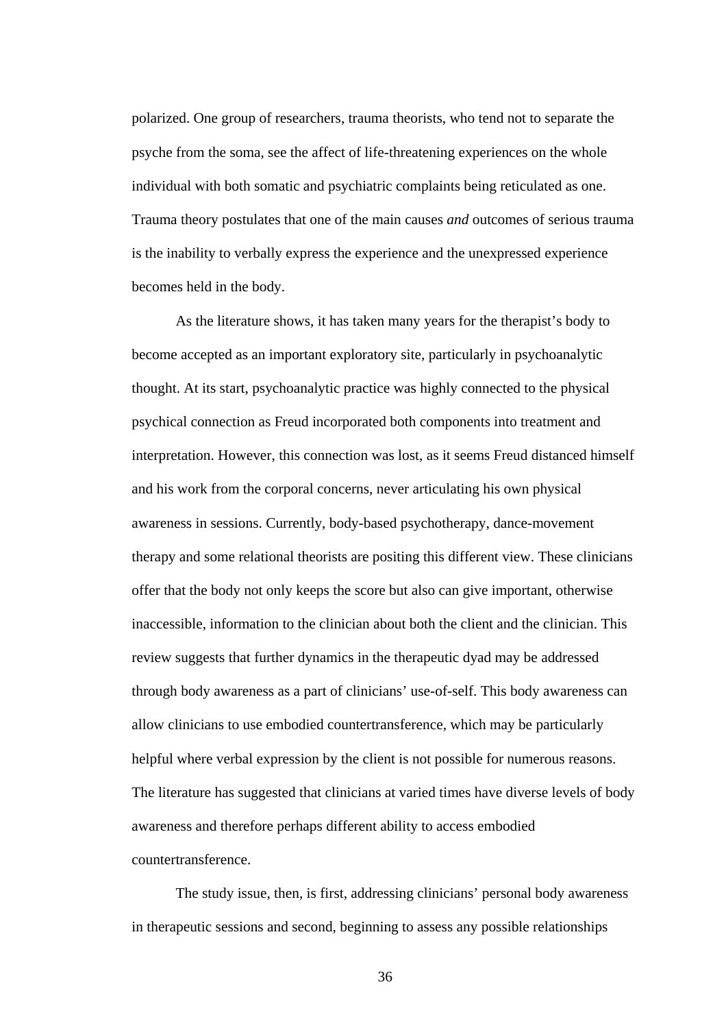polarized. One group of researchers, trauma theorists, who tend not to separate the psyche from the soma, see the affect of life-threatening experiences on the whole individual with both somatic and psychiatric complaints being reticulated as one. Trauma theory postulates that one of the main causes *and* outcomes of serious trauma is the inability to verbally express the experience and the unexpressed experience becomes held in the body.

As the literature shows, it has taken many years for the therapist's body to become accepted as an important exploratory site, particularly in psychoanalytic thought. At its start, psychoanalytic practice was highly connected to the physical psychical connection as Freud incorporated both components into treatment and interpretation. However, this connection was lost, as it seems Freud distanced himself and his work from the corporal concerns, never articulating his own physical awareness in sessions. Currently, body-based psychotherapy, dance-movement therapy and some relational theorists are positing this different view. These clinicians offer that the body not only keeps the score but also can give important, otherwise inaccessible, information to the clinician about both the client and the clinician. This review suggests that further dynamics in the therapeutic dyad may be addressed through body awareness as a part of clinicians' use-of-self. This body awareness can allow clinicians to use embodied countertransference, which may be particularly helpful where verbal expression by the client is not possible for numerous reasons. The literature has suggested that clinicians at varied times have diverse levels of body awareness and therefore perhaps different ability to access embodied countertransference.

The study issue, then, is first, addressing clinicians' personal body awareness in therapeutic sessions and second, beginning to assess any possible relationships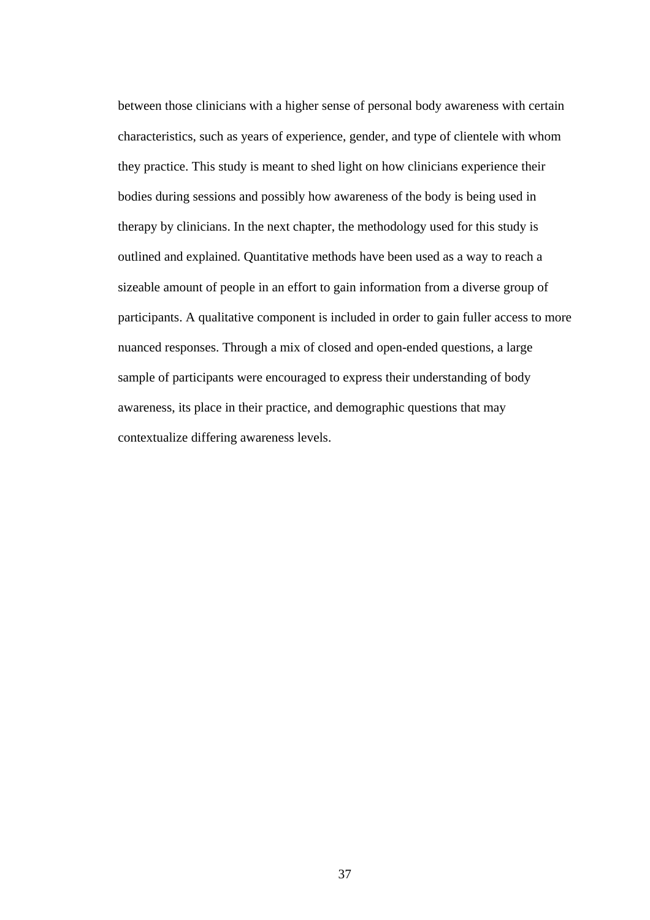between those clinicians with a higher sense of personal body awareness with certain characteristics, such as years of experience, gender, and type of clientele with whom they practice. This study is meant to shed light on how clinicians experience their bodies during sessions and possibly how awareness of the body is being used in therapy by clinicians. In the next chapter, the methodology used for this study is outlined and explained. Quantitative methods have been used as a way to reach a sizeable amount of people in an effort to gain information from a diverse group of participants. A qualitative component is included in order to gain fuller access to more nuanced responses. Through a mix of closed and open-ended questions, a large sample of participants were encouraged to express their understanding of body awareness, its place in their practice, and demographic questions that may contextualize differing awareness levels.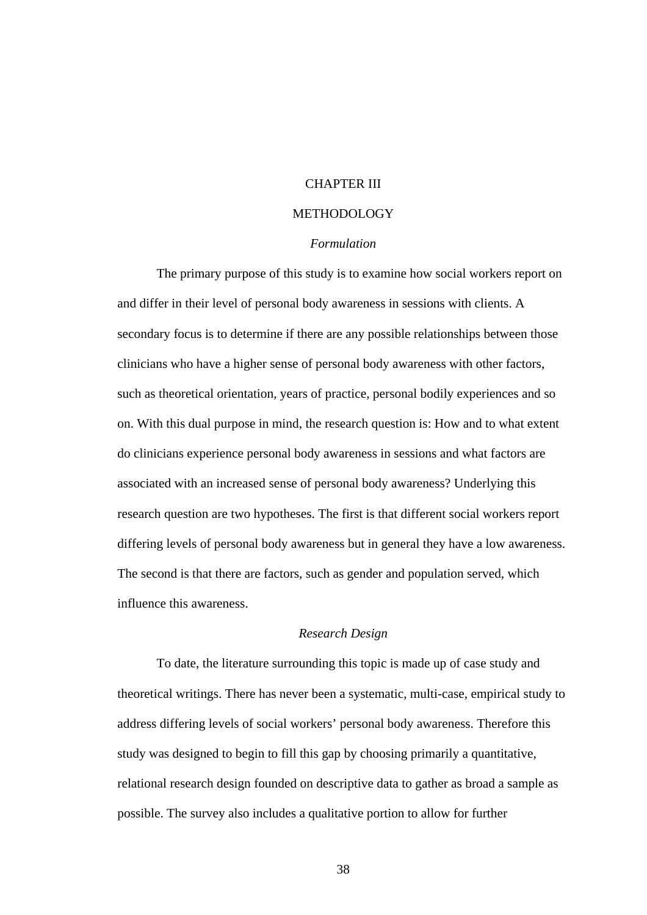# CHAPTER III

# METHODOLOGY

### *Formulation*

The primary purpose of this study is to examine how social workers report on and differ in their level of personal body awareness in sessions with clients. A secondary focus is to determine if there are any possible relationships between those clinicians who have a higher sense of personal body awareness with other factors, such as theoretical orientation, years of practice, personal bodily experiences and so on. With this dual purpose in mind, the research question is: How and to what extent do clinicians experience personal body awareness in sessions and what factors are associated with an increased sense of personal body awareness? Underlying this research question are two hypotheses. The first is that different social workers report differing levels of personal body awareness but in general they have a low awareness. The second is that there are factors, such as gender and population served, which influence this awareness.

### *Research Design*

To date, the literature surrounding this topic is made up of case study and theoretical writings. There has never been a systematic, multi-case, empirical study to address differing levels of social workers' personal body awareness. Therefore this study was designed to begin to fill this gap by choosing primarily a quantitative, relational research design founded on descriptive data to gather as broad a sample as possible. The survey also includes a qualitative portion to allow for further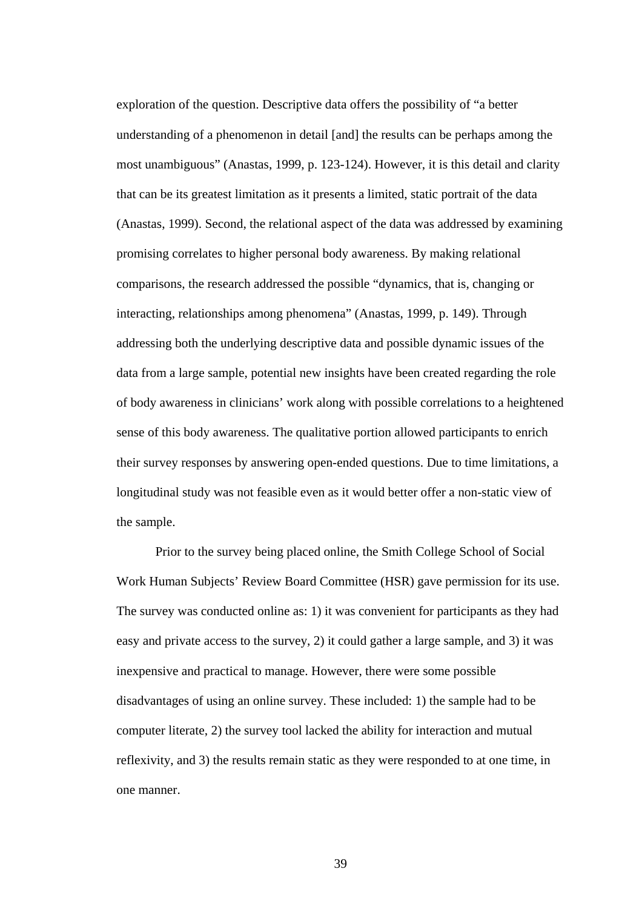exploration of the question. Descriptive data offers the possibility of "a better understanding of a phenomenon in detail [and] the results can be perhaps among the most unambiguous" (Anastas, 1999, p. 123-124). However, it is this detail and clarity that can be its greatest limitation as it presents a limited, static portrait of the data (Anastas, 1999). Second, the relational aspect of the data was addressed by examining promising correlates to higher personal body awareness. By making relational comparisons, the research addressed the possible "dynamics, that is, changing or interacting, relationships among phenomena" (Anastas, 1999, p. 149). Through addressing both the underlying descriptive data and possible dynamic issues of the data from a large sample, potential new insights have been created regarding the role of body awareness in clinicians' work along with possible correlations to a heightened sense of this body awareness. The qualitative portion allowed participants to enrich their survey responses by answering open-ended questions. Due to time limitations, a longitudinal study was not feasible even as it would better offer a non-static view of the sample.

Prior to the survey being placed online, the Smith College School of Social Work Human Subjects' Review Board Committee (HSR) gave permission for its use. The survey was conducted online as: 1) it was convenient for participants as they had easy and private access to the survey, 2) it could gather a large sample, and 3) it was inexpensive and practical to manage. However, there were some possible disadvantages of using an online survey. These included: 1) the sample had to be computer literate, 2) the survey tool lacked the ability for interaction and mutual reflexivity, and 3) the results remain static as they were responded to at one time, in one manner.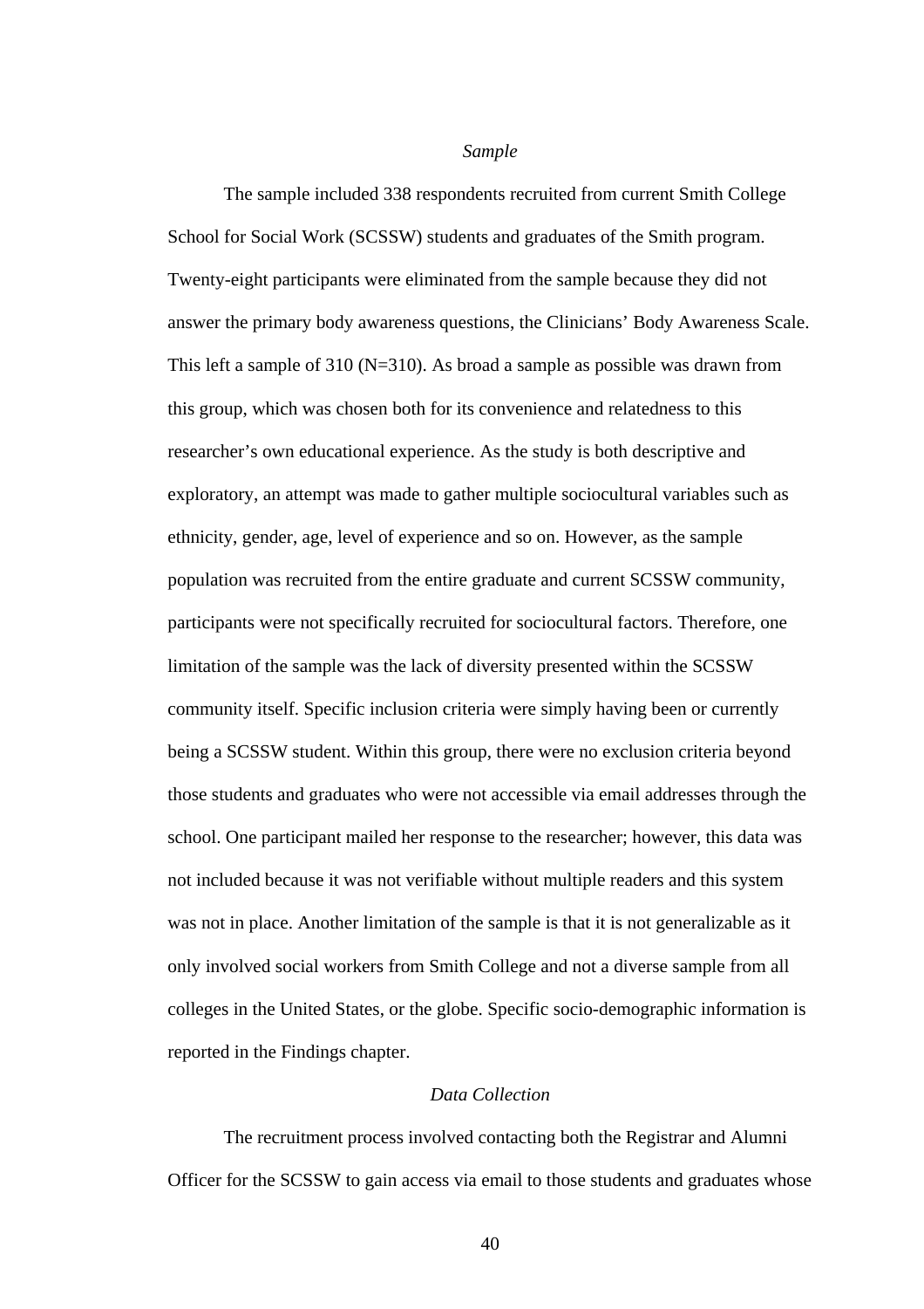### *Sample*

The sample included 338 respondents recruited from current Smith College School for Social Work (SCSSW) students and graduates of the Smith program. Twenty-eight participants were eliminated from the sample because they did not answer the primary body awareness questions, the Clinicians' Body Awareness Scale. This left a sample of 310 (N=310). As broad a sample as possible was drawn from this group, which was chosen both for its convenience and relatedness to this researcher's own educational experience. As the study is both descriptive and exploratory, an attempt was made to gather multiple sociocultural variables such as ethnicity, gender, age, level of experience and so on. However, as the sample population was recruited from the entire graduate and current SCSSW community, participants were not specifically recruited for sociocultural factors. Therefore, one limitation of the sample was the lack of diversity presented within the SCSSW community itself. Specific inclusion criteria were simply having been or currently being a SCSSW student. Within this group, there were no exclusion criteria beyond those students and graduates who were not accessible via email addresses through the school. One participant mailed her response to the researcher; however, this data was not included because it was not verifiable without multiple readers and this system was not in place. Another limitation of the sample is that it is not generalizable as it only involved social workers from Smith College and not a diverse sample from all colleges in the United States, or the globe. Specific socio-demographic information is reported in the Findings chapter.

### *Data Collection*

The recruitment process involved contacting both the Registrar and Alumni Officer for the SCSSW to gain access via email to those students and graduates whose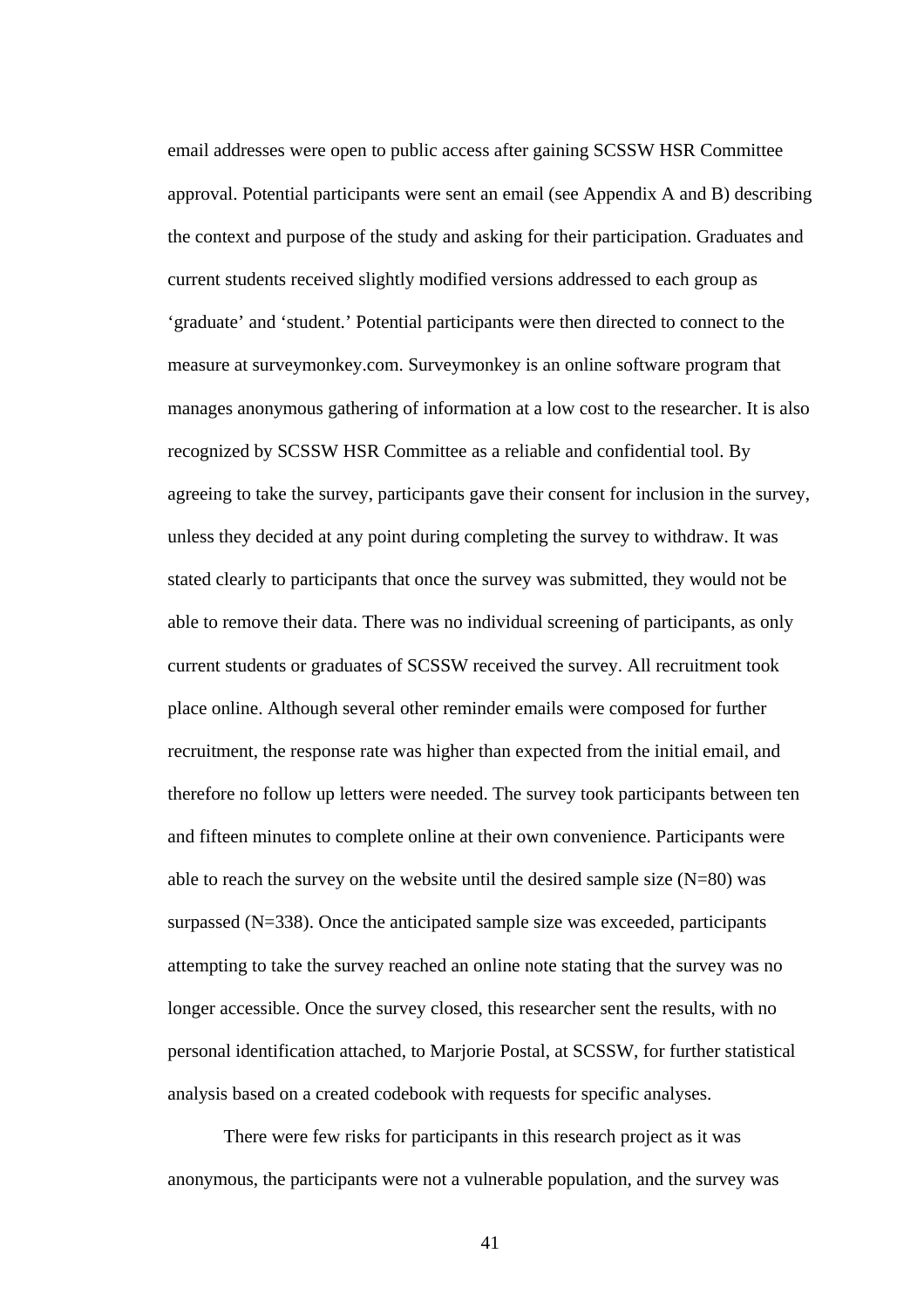email addresses were open to public access after gaining SCSSW HSR Committee approval. Potential participants were sent an email (see Appendix A and B) describing the context and purpose of the study and asking for their participation. Graduates and current students received slightly modified versions addressed to each group as 'graduate' and 'student.' Potential participants were then directed to connect to the measure at surveymonkey.com. Surveymonkey is an online software program that manages anonymous gathering of information at a low cost to the researcher. It is also recognized by SCSSW HSR Committee as a reliable and confidential tool. By agreeing to take the survey, participants gave their consent for inclusion in the survey, unless they decided at any point during completing the survey to withdraw. It was stated clearly to participants that once the survey was submitted, they would not be able to remove their data. There was no individual screening of participants, as only current students or graduates of SCSSW received the survey. All recruitment took place online. Although several other reminder emails were composed for further recruitment, the response rate was higher than expected from the initial email, and therefore no follow up letters were needed. The survey took participants between ten and fifteen minutes to complete online at their own convenience. Participants were able to reach the survey on the website until the desired sample size (N=80) was surpassed (N=338). Once the anticipated sample size was exceeded, participants attempting to take the survey reached an online note stating that the survey was no longer accessible. Once the survey closed, this researcher sent the results, with no personal identification attached, to Marjorie Postal, at SCSSW, for further statistical analysis based on a created codebook with requests for specific analyses.

There were few risks for participants in this research project as it was anonymous, the participants were not a vulnerable population, and the survey was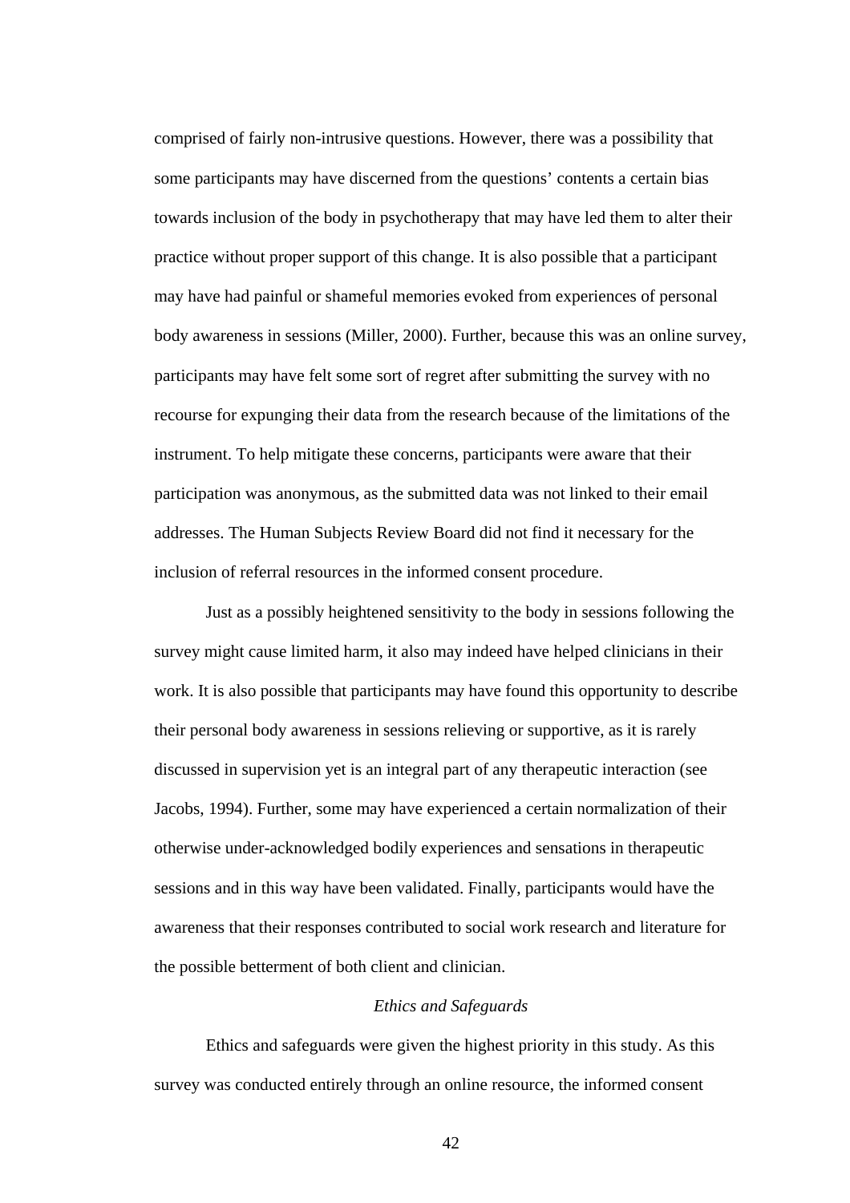comprised of fairly non-intrusive questions. However, there was a possibility that some participants may have discerned from the questions' contents a certain bias towards inclusion of the body in psychotherapy that may have led them to alter their practice without proper support of this change. It is also possible that a participant may have had painful or shameful memories evoked from experiences of personal body awareness in sessions (Miller, 2000). Further, because this was an online survey, participants may have felt some sort of regret after submitting the survey with no recourse for expunging their data from the research because of the limitations of the instrument. To help mitigate these concerns, participants were aware that their participation was anonymous, as the submitted data was not linked to their email addresses. The Human Subjects Review Board did not find it necessary for the inclusion of referral resources in the informed consent procedure.

Just as a possibly heightened sensitivity to the body in sessions following the survey might cause limited harm, it also may indeed have helped clinicians in their work. It is also possible that participants may have found this opportunity to describe their personal body awareness in sessions relieving or supportive, as it is rarely discussed in supervision yet is an integral part of any therapeutic interaction (see Jacobs, 1994). Further, some may have experienced a certain normalization of their otherwise under-acknowledged bodily experiences and sensations in therapeutic sessions and in this way have been validated. Finally, participants would have the awareness that their responses contributed to social work research and literature for the possible betterment of both client and clinician.

*Ethics and Safeguards*

Ethics and safeguards were given the highest priority in this study. As this survey was conducted entirely through an online resource, the informed consent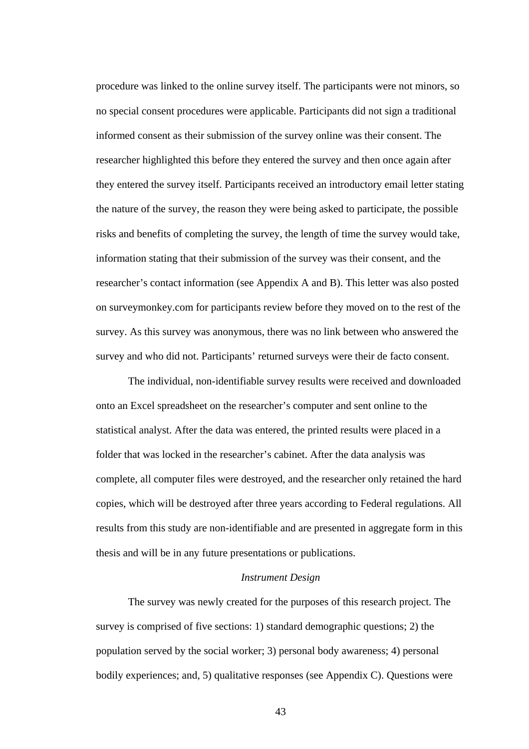procedure was linked to the online survey itself. The participants were not minors, so no special consent procedures were applicable. Participants did not sign a traditional informed consent as their submission of the survey online was their consent. The researcher highlighted this before they entered the survey and then once again after they entered the survey itself. Participants received an introductory email letter stating the nature of the survey, the reason they were being asked to participate, the possible risks and benefits of completing the survey, the length of time the survey would take, information stating that their submission of the survey was their consent, and the researcher's contact information (see Appendix A and B). This letter was also posted on surveymonkey.com for participants review before they moved on to the rest of the survey. As this survey was anonymous, there was no link between who answered the survey and who did not. Participants' returned surveys were their de facto consent.

The individual, non-identifiable survey results were received and downloaded onto an Excel spreadsheet on the researcher's computer and sent online to the statistical analyst. After the data was entered, the printed results were placed in a folder that was locked in the researcher's cabinet. After the data analysis was complete, all computer files were destroyed, and the researcher only retained the hard copies, which will be destroyed after three years according to Federal regulations. All results from this study are non-identifiable and are presented in aggregate form in this thesis and will be in any future presentations or publications.

### *Instrument Design*

The survey was newly created for the purposes of this research project. The survey is comprised of five sections: 1) standard demographic questions; 2) the population served by the social worker; 3) personal body awareness; 4) personal bodily experiences; and, 5) qualitative responses (see Appendix C). Questions were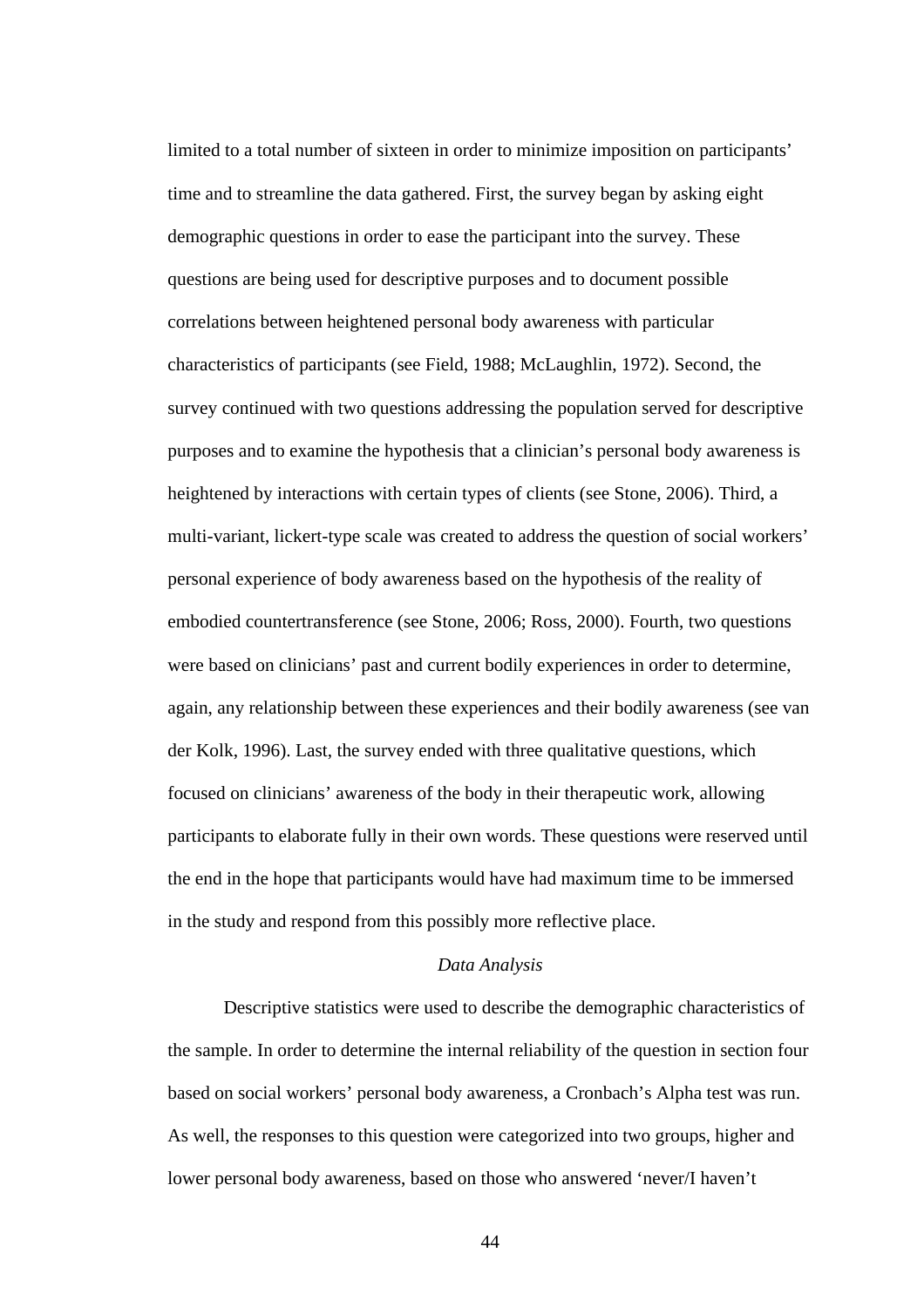limited to a total number of sixteen in order to minimize imposition on participants' time and to streamline the data gathered. First, the survey began by asking eight demographic questions in order to ease the participant into the survey. These questions are being used for descriptive purposes and to document possible correlations between heightened personal body awareness with particular characteristics of participants (see Field, 1988; McLaughlin, 1972). Second, the survey continued with two questions addressing the population served for descriptive purposes and to examine the hypothesis that a clinician's personal body awareness is heightened by interactions with certain types of clients (see Stone, 2006). Third, a multi-variant, lickert-type scale was created to address the question of social workers' personal experience of body awareness based on the hypothesis of the reality of embodied countertransference (see Stone, 2006; Ross, 2000). Fourth, two questions were based on clinicians' past and current bodily experiences in order to determine, again, any relationship between these experiences and their bodily awareness (see van der Kolk, 1996). Last, the survey ended with three qualitative questions, which focused on clinicians' awareness of the body in their therapeutic work, allowing participants to elaborate fully in their own words. These questions were reserved until the end in the hope that participants would have had maximum time to be immersed in the study and respond from this possibly more reflective place.

### *Data Analysis*

Descriptive statistics were used to describe the demographic characteristics of the sample. In order to determine the internal reliability of the question in section four based on social workers' personal body awareness, a Cronbach's Alpha test was run. As well, the responses to this question were categorized into two groups, higher and lower personal body awareness, based on those who answered 'never/I haven't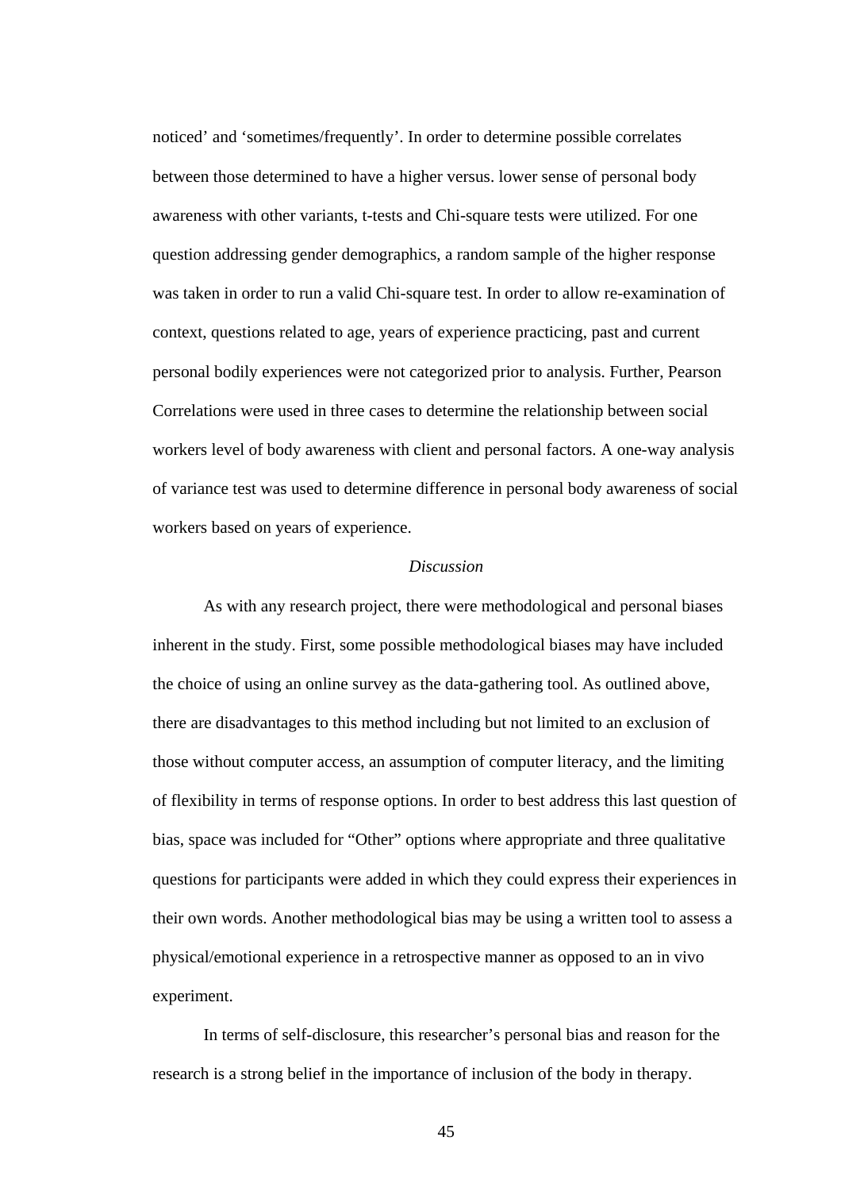noticed' and 'sometimes/frequently'. In order to determine possible correlates between those determined to have a higher versus. lower sense of personal body awareness with other variants, t-tests and Chi-square tests were utilized. For one question addressing gender demographics, a random sample of the higher response was taken in order to run a valid Chi-square test. In order to allow re-examination of context, questions related to age, years of experience practicing, past and current personal bodily experiences were not categorized prior to analysis. Further, Pearson Correlations were used in three cases to determine the relationship between social workers level of body awareness with client and personal factors. A one-way analysis of variance test was used to determine difference in personal body awareness of social workers based on years of experience.

*Discussion*

As with any research project, there were methodological and personal biases inherent in the study. First, some possible methodological biases may have included the choice of using an online survey as the data-gathering tool. As outlined above, there are disadvantages to this method including but not limited to an exclusion of those without computer access, an assumption of computer literacy, and the limiting of flexibility in terms of response options. In order to best address this last question of bias, space was included for "Other" options where appropriate and three qualitative questions for participants were added in which they could express their experiences in their own words. Another methodological bias may be using a written tool to assess a physical/emotional experience in a retrospective manner as opposed to an in vivo experiment.

In terms of self-disclosure, this researcher's personal bias and reason for the research is a strong belief in the importance of inclusion of the body in therapy.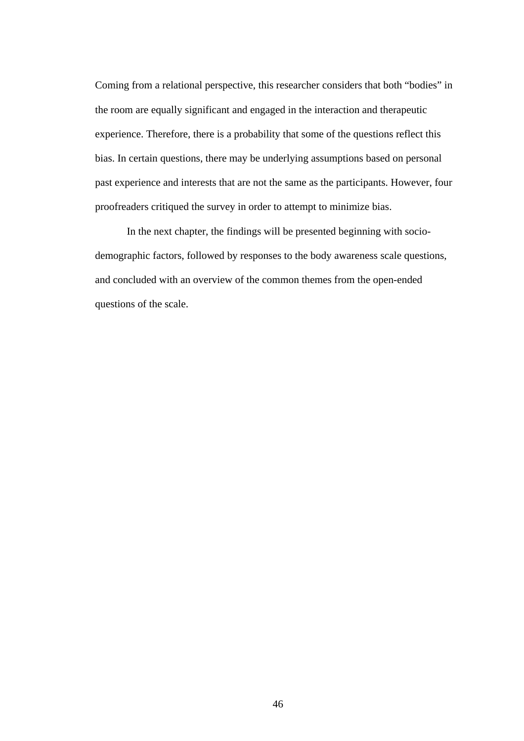Coming from a relational perspective, this researcher considers that both “bodies” in the room are equally significant and engaged in the interaction and therapeutic experience. Therefore, there is a probability that some of the questions reflect this bias. In certain questions, there may be underlying assumptions based on personal past experience and interests that are not the same as the participants. However, four proofreaders critiqued the survey in order to attempt to minimize bias.

In the next chapter, the findings will be presented beginning with socio-demographic factors, followed by responses to the body awareness scale questions, and concluded with an overview of the common themes from the open-ended questions of the scale.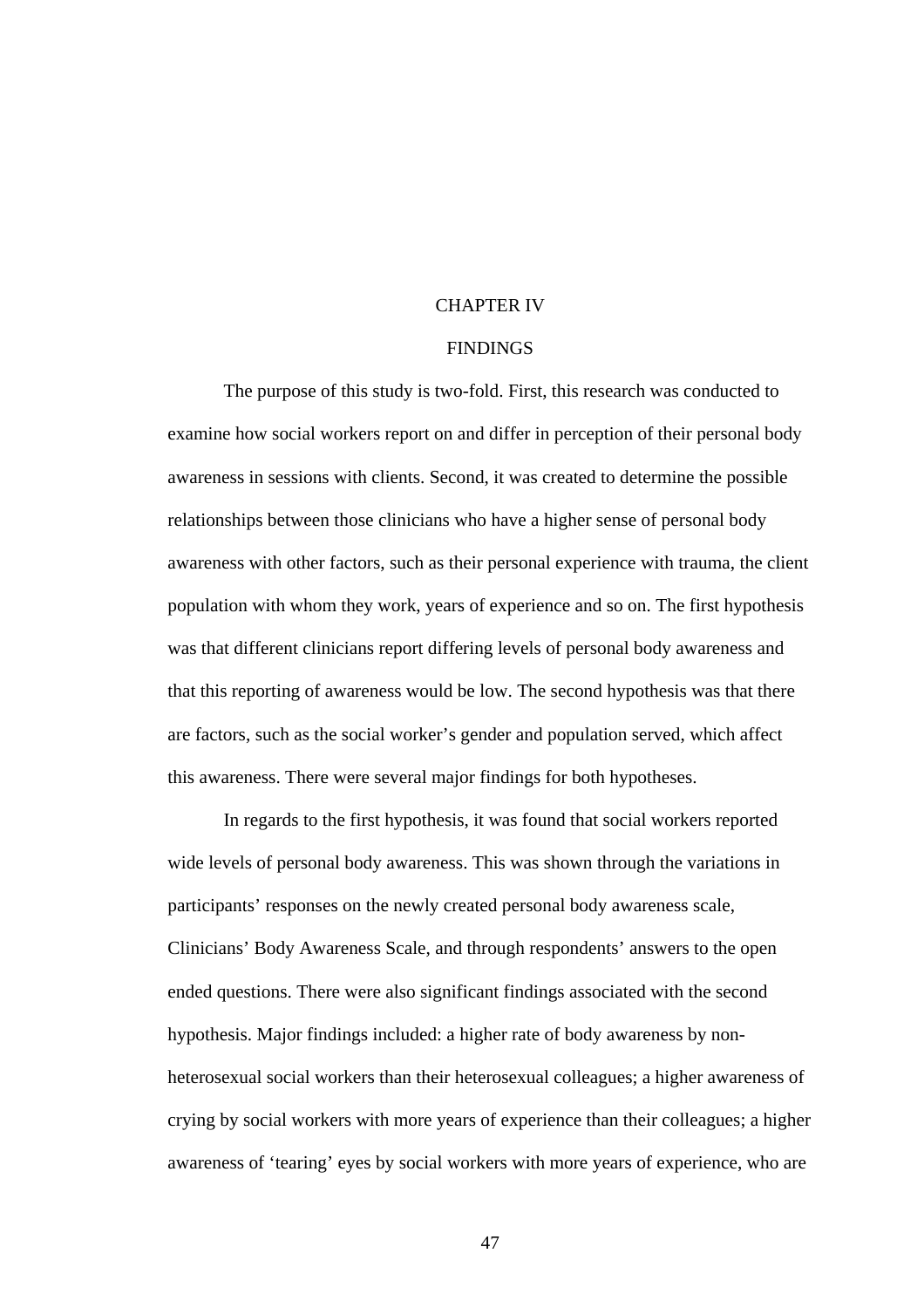# CHAPTER IV

## FINDINGS

The purpose of this study is two-fold. First, this research was conducted to examine how social workers report on and differ in perception of their personal body awareness in sessions with clients. Second, it was created to determine the possible relationships between those clinicians who have a higher sense of personal body awareness with other factors, such as their personal experience with trauma, the client population with whom they work, years of experience and so on. The first hypothesis was that different clinicians report differing levels of personal body awareness and that this reporting of awareness would be low. The second hypothesis was that there are factors, such as the social worker's gender and population served, which affect this awareness. There were several major findings for both hypotheses.

In regards to the first hypothesis, it was found that social workers reported wide levels of personal body awareness. This was shown through the variations in participants' responses on the newly created personal body awareness scale, Clinicians' Body Awareness Scale, and through respondents' answers to the open ended questions. There were also significant findings associated with the second hypothesis. Major findings included: a higher rate of body awareness by non-heterosexual social workers than their heterosexual colleagues; a higher awareness of crying by social workers with more years of experience than their colleagues; a higher awareness of 'tearing' eyes by social workers with more years of experience, who are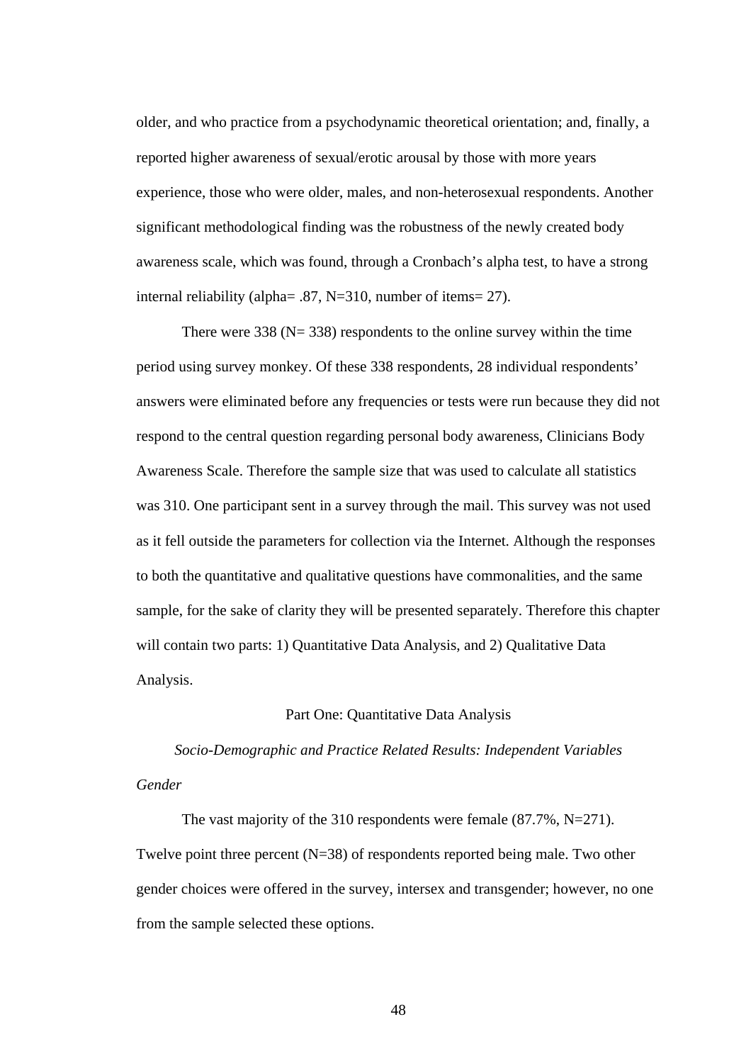older, and who practice from a psychodynamic theoretical orientation; and, finally, a reported higher awareness of sexual/erotic arousal by those with more years experience, those who were older, males, and non-heterosexual respondents. Another significant methodological finding was the robustness of the newly created body awareness scale, which was found, through a Cronbach's alpha test, to have a strong internal reliability (alpha= .87, N=310, number of items= 27).

There were 338 (N= 338) respondents to the online survey within the time period using survey monkey. Of these 338 respondents, 28 individual respondents' answers were eliminated before any frequencies or tests were run because they did not respond to the central question regarding personal body awareness, Clinicians Body Awareness Scale. Therefore the sample size that was used to calculate all statistics was 310. One participant sent in a survey through the mail. This survey was not used as it fell outside the parameters for collection via the Internet. Although the responses to both the quantitative and qualitative questions have commonalities, and the same sample, for the sake of clarity they will be presented separately. Therefore this chapter will contain two parts: 1) Quantitative Data Analysis, and 2) Qualitative Data Analysis.

## Part One: Quantitative Data Analysis

### *Socio-Demographic and Practice Related Results: Independent Variables*

#### *Gender*

The vast majority of the 310 respondents were female (87.7%, N=271). Twelve point three percent (N=38) of respondents reported being male. Two other gender choices were offered in the survey, intersex and transgender; however, no one from the sample selected these options.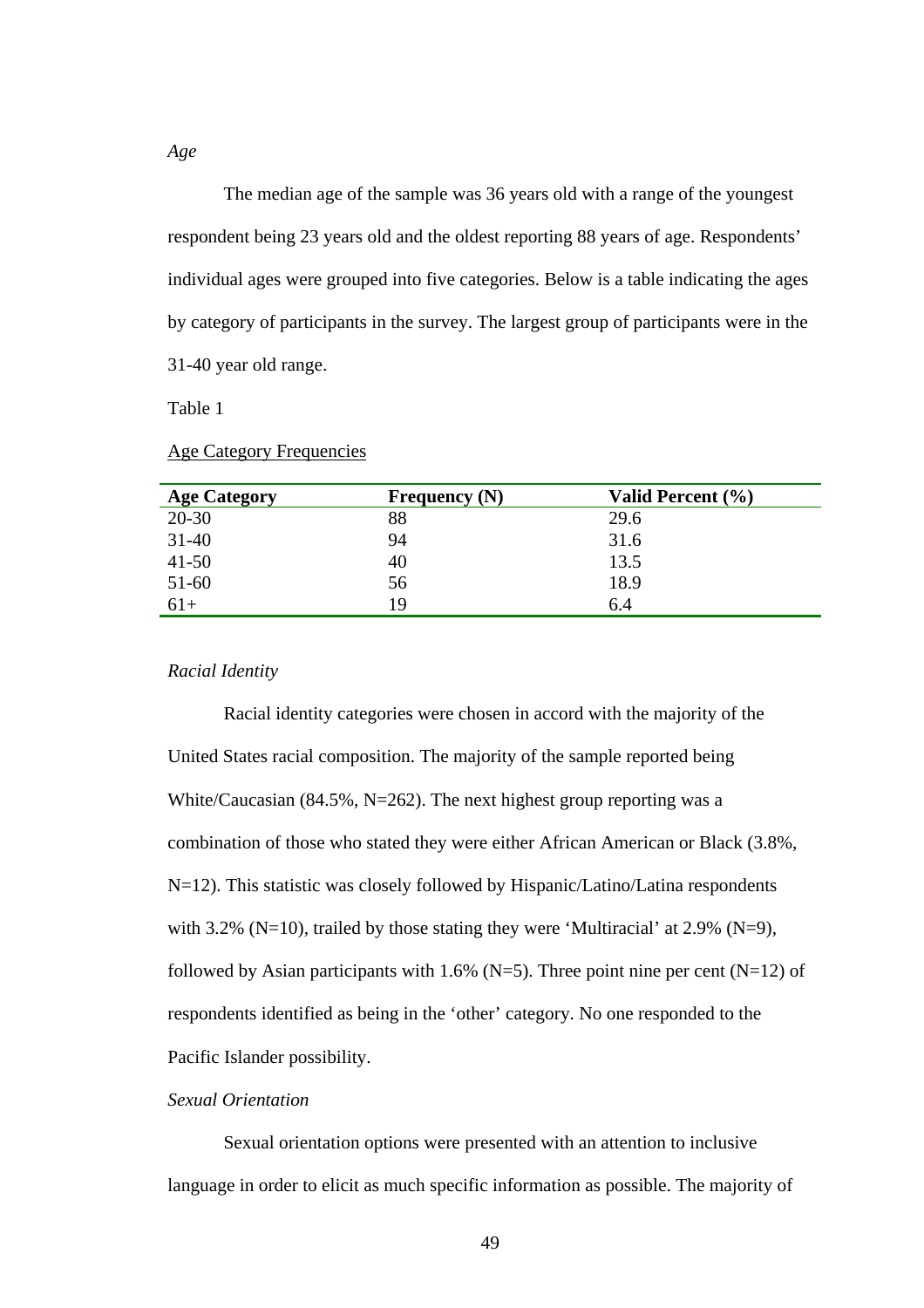*Age*

The median age of the sample was 36 years old with a range of the youngest respondent being 23 years old and the oldest reporting 88 years of age. Respondents' individual ages were grouped into five categories. Below is a table indicating the ages by category of participants in the survey. The largest group of participants were in the 31-40 year old range.

Table 1

Age Category Frequencies

| Age Category | Frequency (N) | Valid Percent (%) |
|---|---|---|
| 20-30 | 88 | 29.6 |
| 31-40 | 94 | 31.6 |
| 41-50 | 40 | 13.5 |
| 51-60 | 56 | 18.9 |
| 61+ | 19 | 6.4 |

*Racial Identity*

Racial identity categories were chosen in accord with the majority of the United States racial composition. The majority of the sample reported being White/Caucasian (84.5%, N=262). The next highest group reporting was a combination of those who stated they were either African American or Black (3.8%, N=12). This statistic was closely followed by Hispanic/Latino/Latina respondents with 3.2% (N=10), trailed by those stating they were 'Multiracial' at 2.9% (N=9), followed by Asian participants with 1.6% (N=5). Three point nine per cent (N=12) of respondents identified as being in the 'other' category. No one responded to the Pacific Islander possibility.

*Sexual Orientation*

Sexual orientation options were presented with an attention to inclusive language in order to elicit as much specific information as possible. The majority of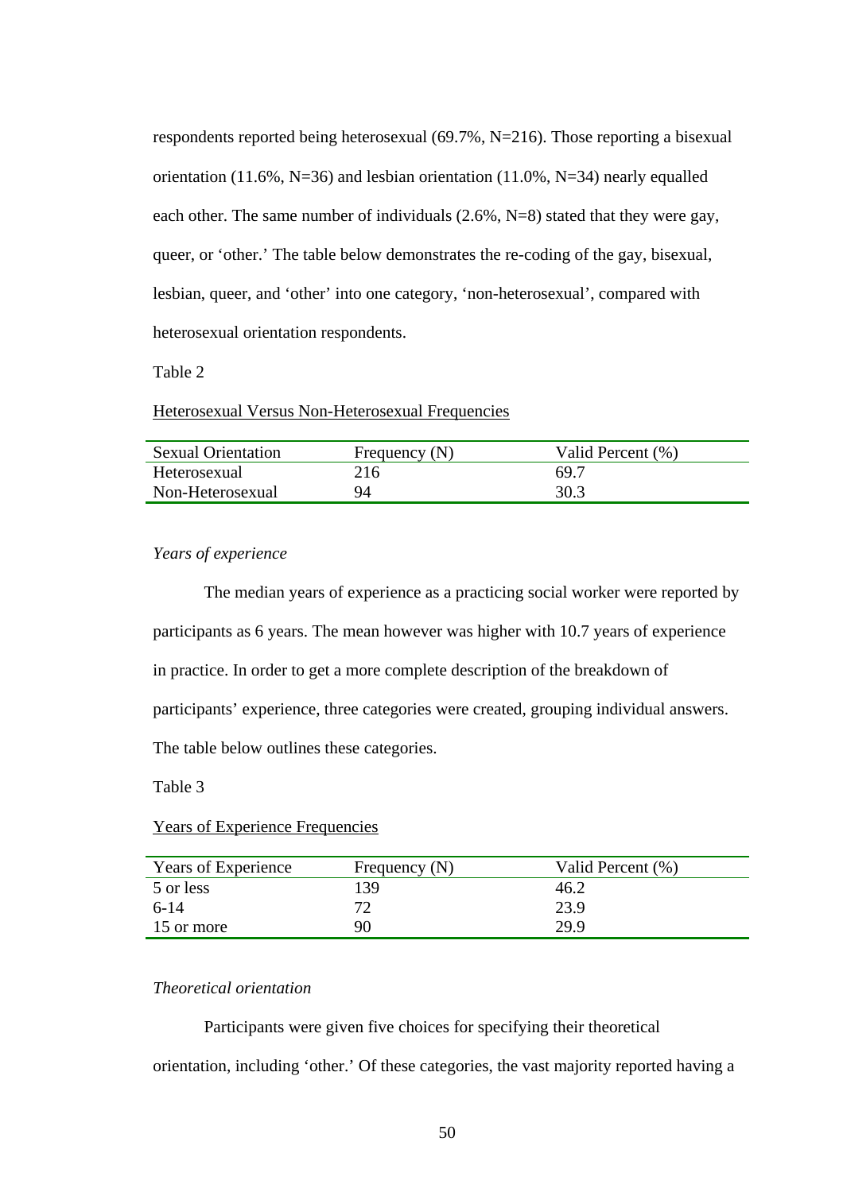respondents reported being heterosexual (69.7%, N=216). Those reporting a bisexual orientation (11.6%, N=36) and lesbian orientation (11.0%, N=34) nearly equalled each other. The same number of individuals (2.6%, N=8) stated that they were gay, queer, or 'other.' The table below demonstrates the re-coding of the gay, bisexual, lesbian, queer, and 'other' into one category, 'non-heterosexual', compared with heterosexual orientation respondents.

Table 2

Heterosexual Versus Non-Heterosexual Frequencies

| Sexual Orientation | Frequency (N) | Valid Percent (%) |
|---|---|---|
| Heterosexual | 216 | 69.7 |
| Non-Heterosexual | 94 | 30.3 |

*Years of experience*

The median years of experience as a practicing social worker were reported by participants as 6 years. The mean however was higher with 10.7 years of experience in practice. In order to get a more complete description of the breakdown of participants' experience, three categories were created, grouping individual answers. The table below outlines these categories.

Table 3

Years of Experience Frequencies

| Years of Experience | Frequency (N) | Valid Percent (%) |
|---|---|---|
| 5 or less | 139 | 46.2 |
| 6-14 | 72 | 23.9 |
| 15 or more | 90 | 29.9 |

*Theoretical orientation*

Participants were given five choices for specifying their theoretical orientation, including 'other.' Of these categories, the vast majority reported having a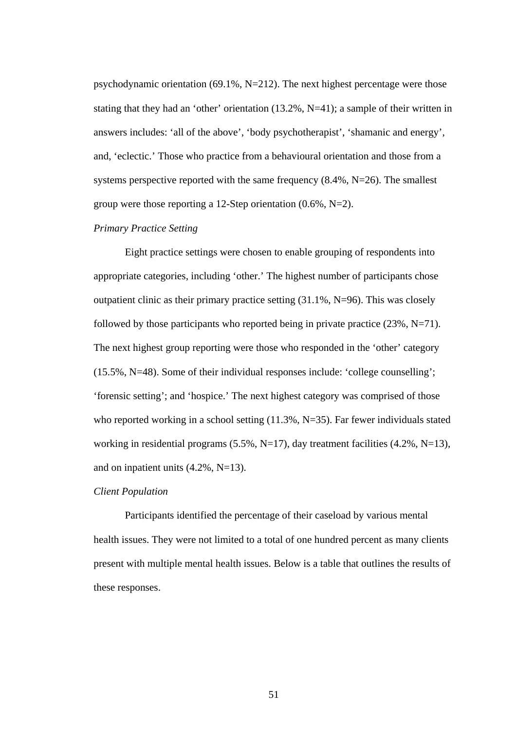psychodynamic orientation (69.1%, N=212). The next highest percentage were those stating that they had an 'other' orientation (13.2%, N=41); a sample of their written in answers includes: 'all of the above', 'body psychotherapist', 'shamanic and energy', and, 'eclectic.' Those who practice from a behavioural orientation and those from a systems perspective reported with the same frequency (8.4%, N=26). The smallest group were those reporting a 12-Step orientation (0.6%, N=2).

*Primary Practice Setting*

Eight practice settings were chosen to enable grouping of respondents into appropriate categories, including 'other.' The highest number of participants chose outpatient clinic as their primary practice setting (31.1%, N=96). This was closely followed by those participants who reported being in private practice (23%, N=71). The next highest group reporting were those who responded in the 'other' category (15.5%, N=48). Some of their individual responses include: 'college counselling'; 'forensic setting'; and 'hospice.' The next highest category was comprised of those who reported working in a school setting (11.3%, N=35). Far fewer individuals stated working in residential programs (5.5%, N=17), day treatment facilities (4.2%, N=13), and on inpatient units (4.2%, N=13).

*Client Population*

Participants identified the percentage of their caseload by various mental health issues. They were not limited to a total of one hundred percent as many clients present with multiple mental health issues. Below is a table that outlines the results of these responses.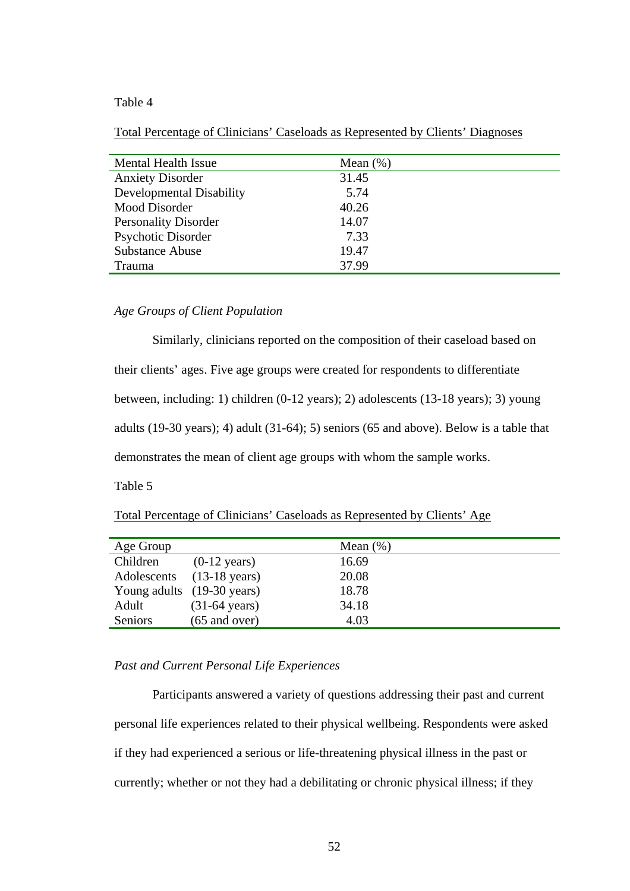Table 4

Total Percentage of Clinicians' Caseloads as Represented by Clients' Diagnoses

| Mental Health Issue | Mean (%) |
|---|---|
| Anxiety Disorder | 31.45 |
| Developmental Disability | 5.74 |
| Mood Disorder | 40.26 |
| Personality Disorder | 14.07 |
| Psychotic Disorder | 7.33 |
| Substance Abuse | 19.47 |
| Trauma | 37.99 |

*Age Groups of Client Population*

Similarly, clinicians reported on the composition of their caseload based on their clients' ages. Five age groups were created for respondents to differentiate between, including: 1) children (0-12 years); 2) adolescents (13-18 years); 3) young adults (19-30 years); 4) adult (31-64); 5) seniors (65 and above). Below is a table that demonstrates the mean of client age groups with whom the sample works.

Table 5

Total Percentage of Clinicians' Caseloads as Represented by Clients' Age

| Age Group | | Mean (%) |
|---|---|---|
| Children | (0-12 years) | 16.69 |
| Adolescents | (13-18 years) | 20.08 |
| Young adults | (19-30 years) | 18.78 |
| Adult | (31-64 years) | 34.18 |
| Seniors | (65 and over) | 4.03 |

*Past and Current Personal Life Experiences*

Participants answered a variety of questions addressing their past and current personal life experiences related to their physical wellbeing. Respondents were asked if they had experienced a serious or life-threatening physical illness in the past or currently; whether or not they had a debilitating or chronic physical illness; if they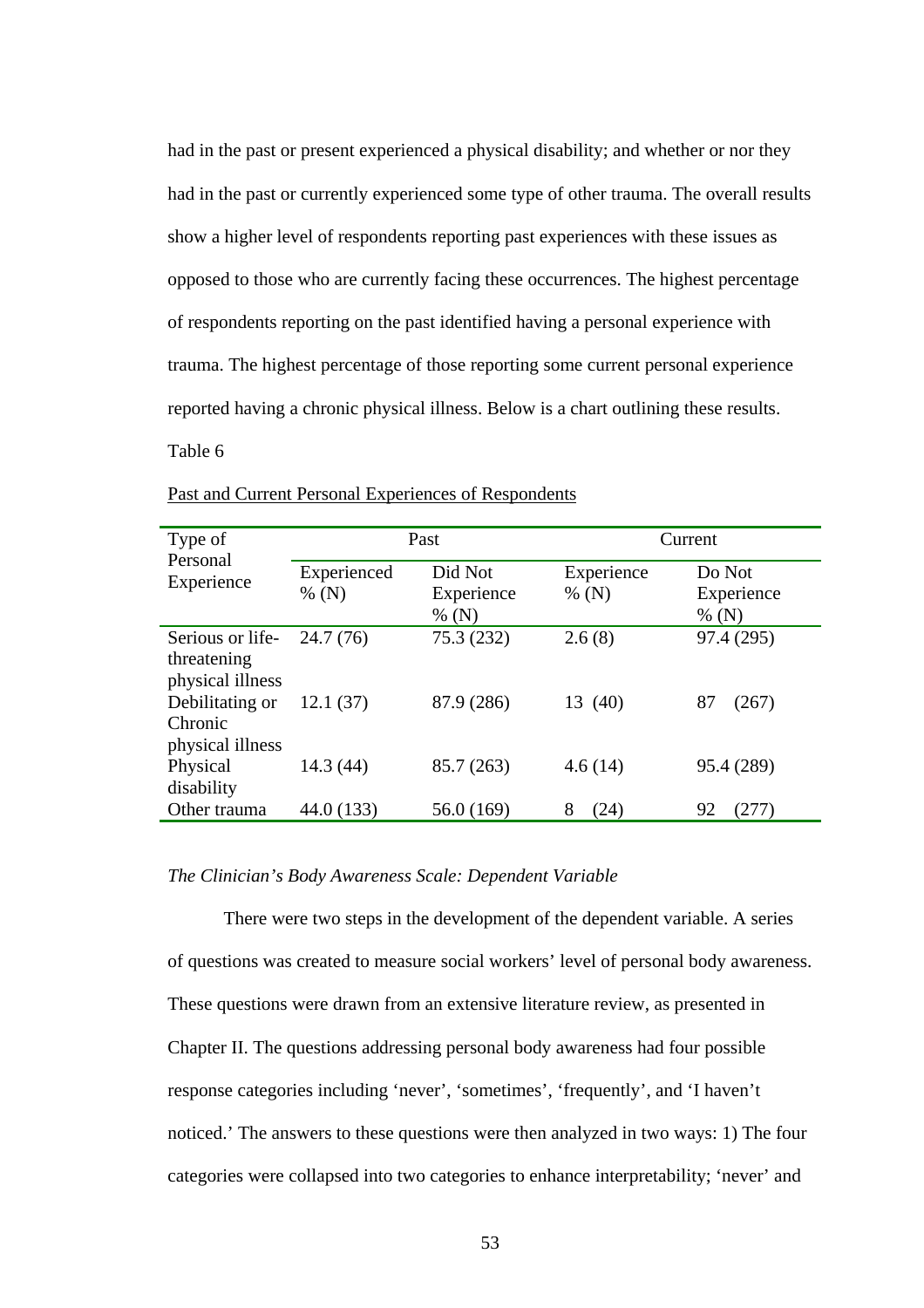had in the past or present experienced a physical disability; and whether or nor they had in the past or currently experienced some type of other trauma. The overall results show a higher level of respondents reporting past experiences with these issues as opposed to those who are currently facing these occurrences. The highest percentage of respondents reporting on the past identified having a personal experience with trauma. The highest percentage of those reporting some current personal experience reported having a chronic physical illness. Below is a chart outlining these results.

Table 6

Past and Current Personal Experiences of Respondents

| Type of Personal Experience | Past | | Current | |
|---|---|---|---|---|
| | Experienced % (N) | Did Not Experience % (N) | Experience % (N) | Do Not Experience % (N) |
| Serious or life-threatening physical illness | 24.7 (76) | 75.3 (232) | 2.6 (8) | 97.4 (295) |
| Debilitating or Chronic physical illness | 12.1 (37) | 87.9 (286) | 13 (40) | 87 (267) |
| Physical disability | 14.3 (44) | 85.7 (263) | 4.6 (14) | 95.4 (289) |
| Other trauma | 44.0 (133) | 56.0 (169) | 8 (24) | 92 (277) |

*The Clinician's Body Awareness Scale: Dependent Variable*

There were two steps in the development of the dependent variable. A series of questions was created to measure social workers' level of personal body awareness. These questions were drawn from an extensive literature review, as presented in Chapter II. The questions addressing personal body awareness had four possible response categories including 'never', 'sometimes', 'frequently', and 'I haven't noticed.' The answers to these questions were then analyzed in two ways: 1) The four categories were collapsed into two categories to enhance interpretability; 'never' and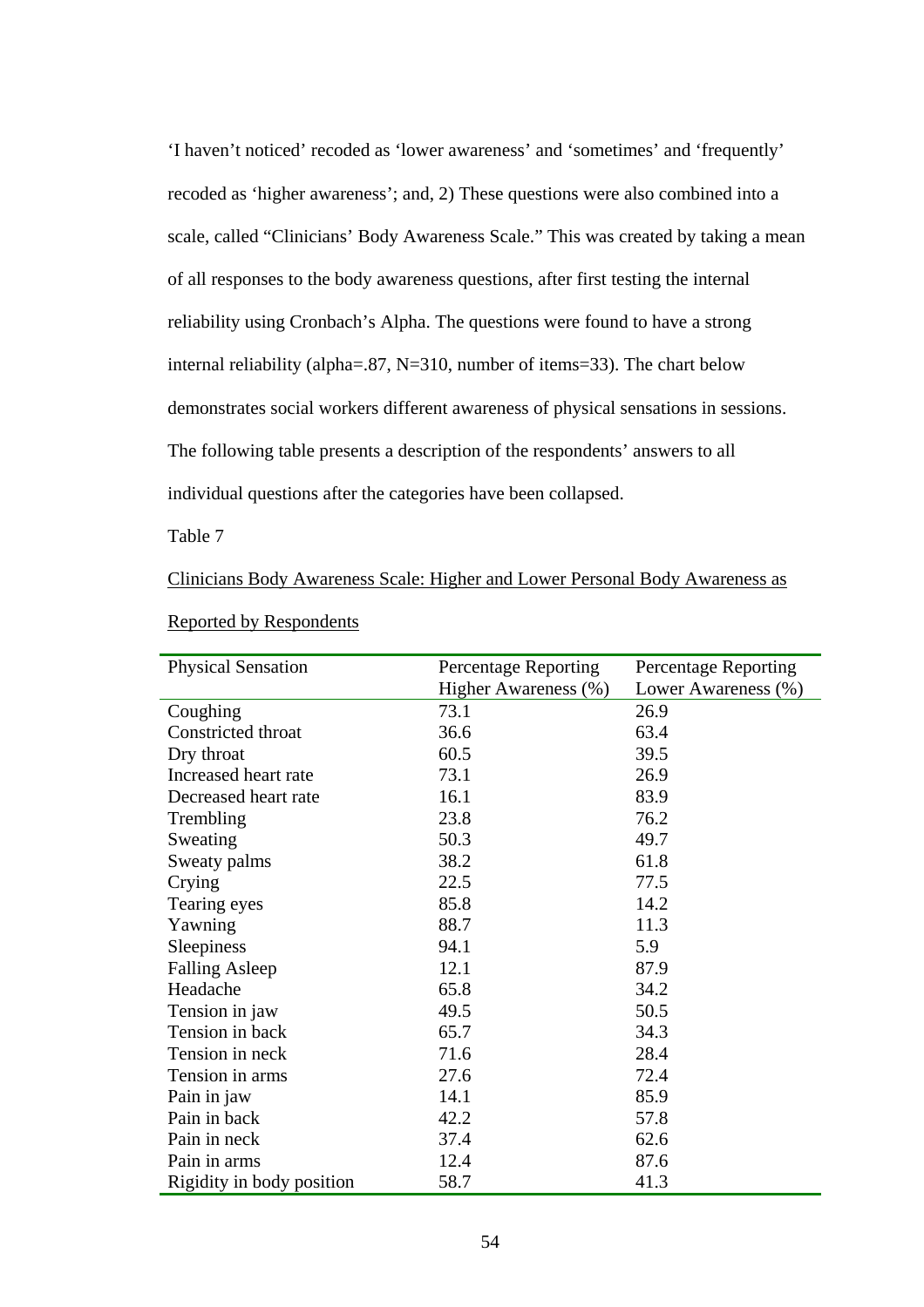'I haven't noticed' recoded as 'lower awareness' and 'sometimes' and 'frequently' recoded as 'higher awareness'; and, 2) These questions were also combined into a scale, called "Clinicians' Body Awareness Scale." This was created by taking a mean of all responses to the body awareness questions, after first testing the internal reliability using Cronbach's Alpha. The questions were found to have a strong internal reliability (alpha=.87, N=310, number of items=33). The chart below demonstrates social workers different awareness of physical sensations in sessions. The following table presents a description of the respondents' answers to all individual questions after the categories have been collapsed.

Table 7

Clinicians Body Awareness Scale: Higher and Lower Personal Body Awareness as Reported by Respondents

| Physical Sensation | Percentage Reporting Higher Awareness (%) | Percentage Reporting Lower Awareness (%) |
|---|---|---|
| Coughing | 73.1 | 26.9 |
| Constricted throat | 36.6 | 63.4 |
| Dry throat | 60.5 | 39.5 |
| Increased heart rate | 73.1 | 26.9 |
| Decreased heart rate | 16.1 | 83.9 |
| Trembling | 23.8 | 76.2 |
| Sweating | 50.3 | 49.7 |
| Sweaty palms | 38.2 | 61.8 |
| Crying | 22.5 | 77.5 |
| Tearing eyes | 85.8 | 14.2 |
| Yawning | 88.7 | 11.3 |
| Sleepiness | 94.1 | 5.9 |
| Falling Asleep | 12.1 | 87.9 |
| Headache | 65.8 | 34.2 |
| Tension in jaw | 49.5 | 50.5 |
| Tension in back | 65.7 | 34.3 |
| Tension in neck | 71.6 | 28.4 |
| Tension in arms | 27.6 | 72.4 |
| Pain in jaw | 14.1 | 85.9 |
| Pain in back | 42.2 | 57.8 |
| Pain in neck | 37.4 | 62.6 |
| Pain in arms | 12.4 | 87.6 |
| Rigidity in body position | 58.7 | 41.3 |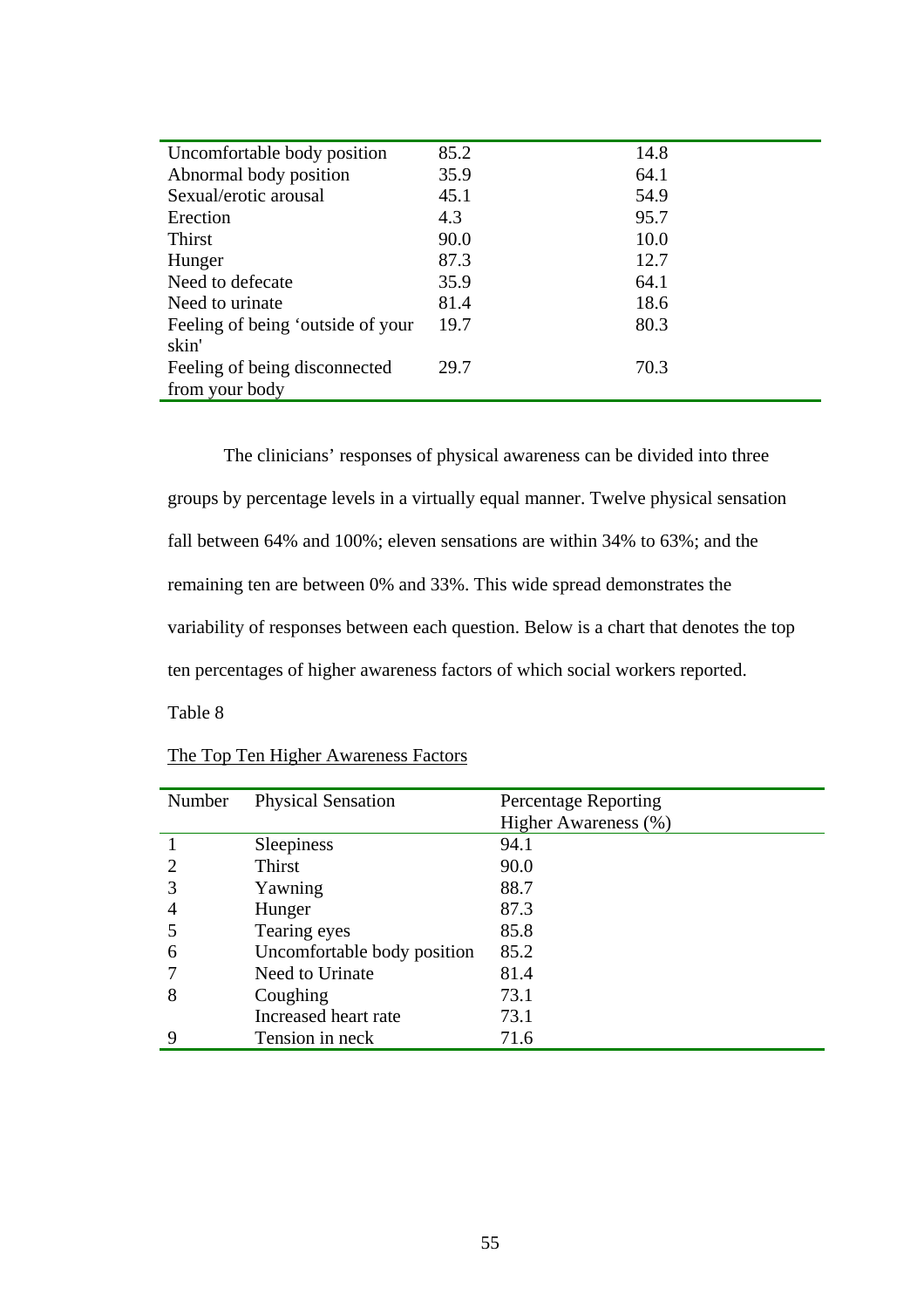| | | |
|---|---|---|
| Uncomfortable body position | 85.2 | 14.8 |
| Abnormal body position | 35.9 | 64.1 |
| Sexual/erotic arousal | 45.1 | 54.9 |
| Erection | 4.3 | 95.7 |
| Thirst | 90.0 | 10.0 |
| Hunger | 87.3 | 12.7 |
| Need to defecate | 35.9 | 64.1 |
| Need to urinate | 81.4 | 18.6 |
| Feeling of being 'outside of your skin' | 19.7 | 80.3 |
| Feeling of being disconnected from your body | 29.7 | 70.3 |

The clinicians' responses of physical awareness can be divided into three groups by percentage levels in a virtually equal manner. Twelve physical sensation fall between 64% and 100%; eleven sensations are within 34% to 63%; and the remaining ten are between 0% and 33%. This wide spread demonstrates the variability of responses between each question. Below is a chart that denotes the top ten percentages of higher awareness factors of which social workers reported.

Table 8

The Top Ten Higher Awareness Factors

| Number | Physical Sensation | Percentage Reporting Higher Awareness (%) |
|---|---|---|
| 1 | Sleepiness | 94.1 |
| 2 | Thirst | 90.0 |
| 3 | Yawning | 88.7 |
| 4 | Hunger | 87.3 |
| 5 | Tearing eyes | 85.8 |
| 6 | Uncomfortable body position | 85.2 |
| 7 | Need to Urinate | 81.4 |
| 8 | Coughing | 73.1 |
| | Increased heart rate | 73.1 |
| 9 | Tension in neck | 71.6 |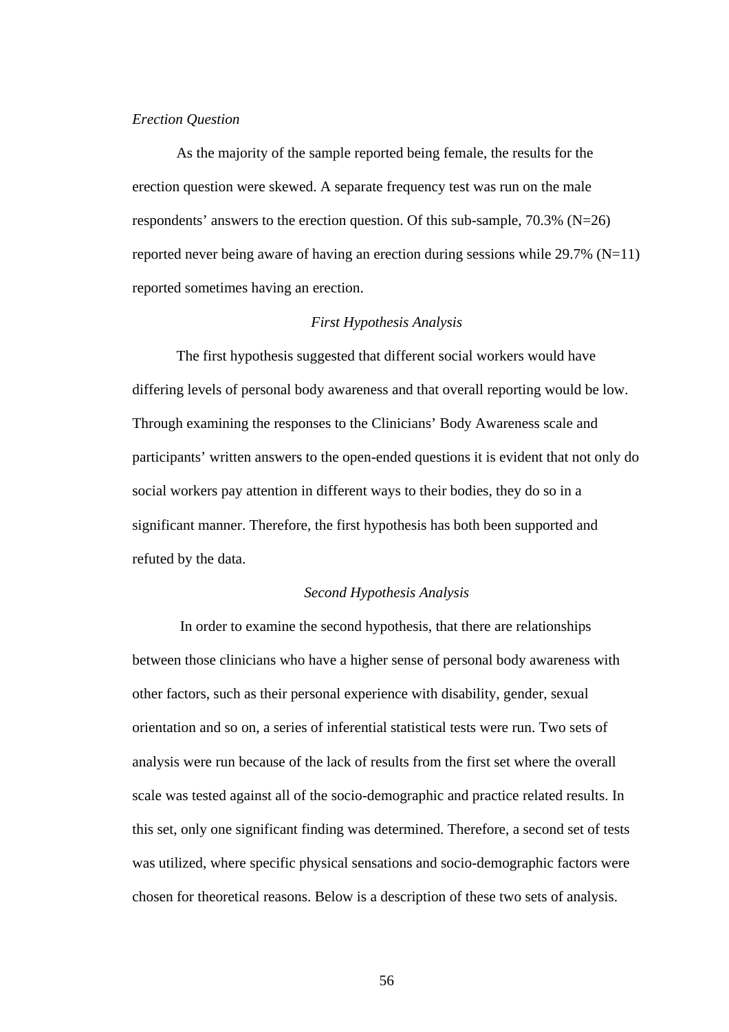*Erection Question*

As the majority of the sample reported being female, the results for the erection question were skewed. A separate frequency test was run on the male respondents' answers to the erection question. Of this sub-sample, 70.3% (N=26) reported never being aware of having an erection during sessions while 29.7% (N=11) reported sometimes having an erection.

### *First Hypothesis Analysis*

The first hypothesis suggested that different social workers would have differing levels of personal body awareness and that overall reporting would be low. Through examining the responses to the Clinicians' Body Awareness scale and participants' written answers to the open-ended questions it is evident that not only do social workers pay attention in different ways to their bodies, they do so in a significant manner. Therefore, the first hypothesis has both been supported and refuted by the data.

### *Second Hypothesis Analysis*

In order to examine the second hypothesis, that there are relationships between those clinicians who have a higher sense of personal body awareness with other factors, such as their personal experience with disability, gender, sexual orientation and so on, a series of inferential statistical tests were run. Two sets of analysis were run because of the lack of results from the first set where the overall scale was tested against all of the socio-demographic and practice related results. In this set, only one significant finding was determined. Therefore, a second set of tests was utilized, where specific physical sensations and socio-demographic factors were chosen for theoretical reasons. Below is a description of these two sets of analysis.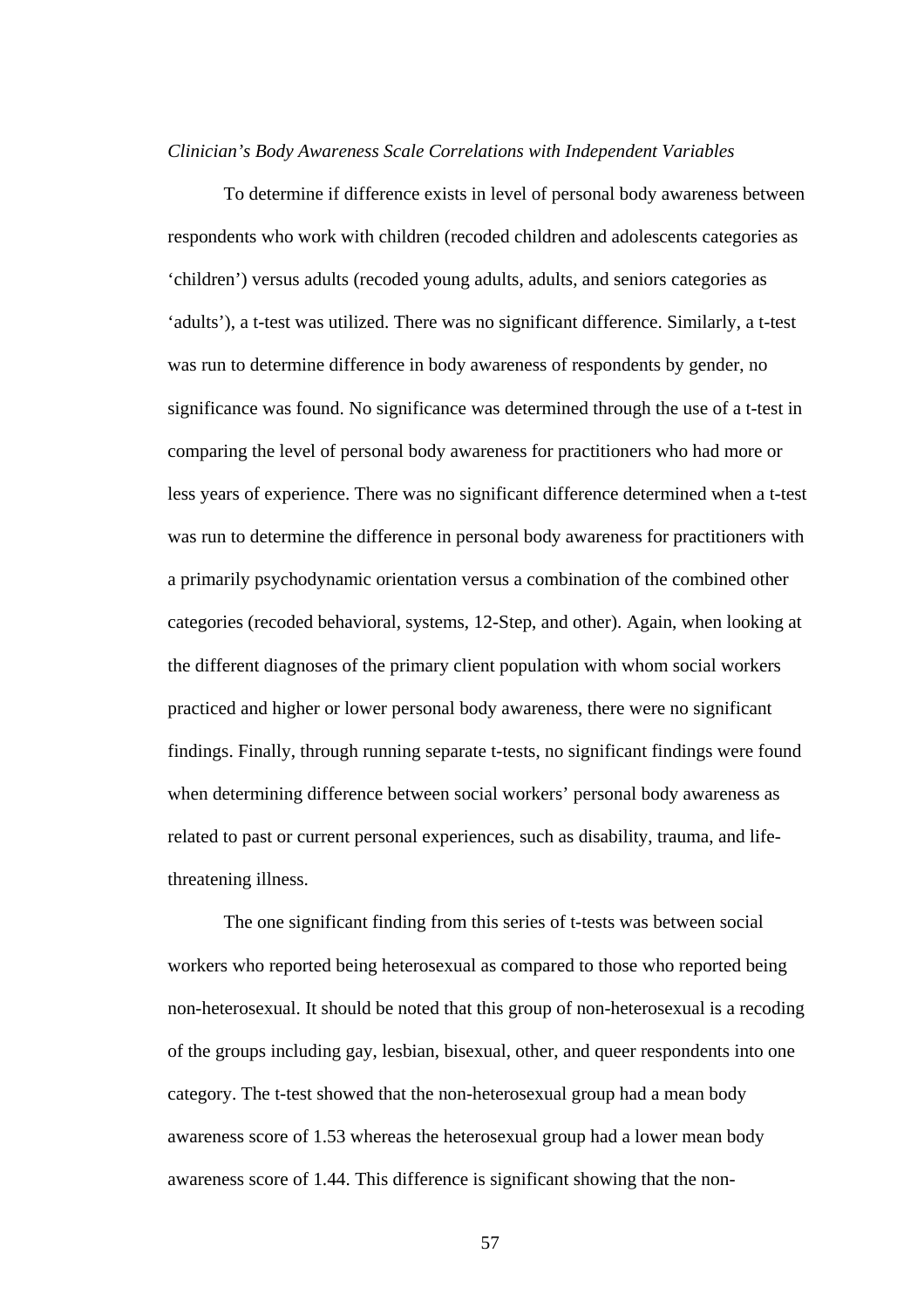*Clinician's Body Awareness Scale Correlations with Independent Variables*

To determine if difference exists in level of personal body awareness between respondents who work with children (recoded children and adolescents categories as 'children') versus adults (recoded young adults, adults, and seniors categories as 'adults'), a t-test was utilized. There was no significant difference. Similarly, a t-test was run to determine difference in body awareness of respondents by gender, no significance was found. No significance was determined through the use of a t-test in comparing the level of personal body awareness for practitioners who had more or less years of experience. There was no significant difference determined when a t-test was run to determine the difference in personal body awareness for practitioners with a primarily psychodynamic orientation versus a combination of the combined other categories (recoded behavioral, systems, 12-Step, and other). Again, when looking at the different diagnoses of the primary client population with whom social workers practiced and higher or lower personal body awareness, there were no significant findings. Finally, through running separate t-tests, no significant findings were found when determining difference between social workers' personal body awareness as related to past or current personal experiences, such as disability, trauma, and life-threatening illness.

The one significant finding from this series of t-tests was between social workers who reported being heterosexual as compared to those who reported being non-heterosexual. It should be noted that this group of non-heterosexual is a recoding of the groups including gay, lesbian, bisexual, other, and queer respondents into one category. The t-test showed that the non-heterosexual group had a mean body awareness score of 1.53 whereas the heterosexual group had a lower mean body awareness score of 1.44. This difference is significant showing that the non-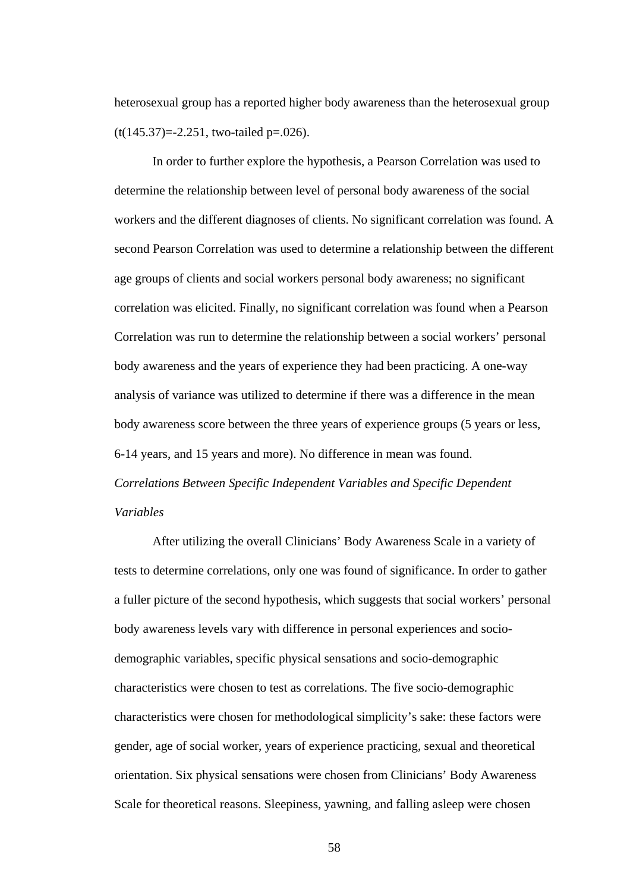heterosexual group has a reported higher body awareness than the heterosexual group ($t(145.37)=-2.251$, two-tailed $p=.026$).

In order to further explore the hypothesis, a Pearson Correlation was used to determine the relationship between level of personal body awareness of the social workers and the different diagnoses of clients. No significant correlation was found. A second Pearson Correlation was used to determine a relationship between the different age groups of clients and social workers personal body awareness; no significant correlation was elicited. Finally, no significant correlation was found when a Pearson Correlation was run to determine the relationship between a social workers' personal body awareness and the years of experience they had been practicing. A one-way analysis of variance was utilized to determine if there was a difference in the mean body awareness score between the three years of experience groups (5 years or less, 6-14 years, and 15 years and more). No difference in mean was found.

*Correlations Between Specific Independent Variables and Specific Dependent Variables*

After utilizing the overall Clinicians' Body Awareness Scale in a variety of tests to determine correlations, only one was found of significance. In order to gather a fuller picture of the second hypothesis, which suggests that social workers' personal body awareness levels vary with difference in personal experiences and socio-demographic variables, specific physical sensations and socio-demographic characteristics were chosen to test as correlations. The five socio-demographic characteristics were chosen for methodological simplicity's sake: these factors were gender, age of social worker, years of experience practicing, sexual and theoretical orientation. Six physical sensations were chosen from Clinicians' Body Awareness Scale for theoretical reasons. Sleepiness, yawning, and falling asleep were chosen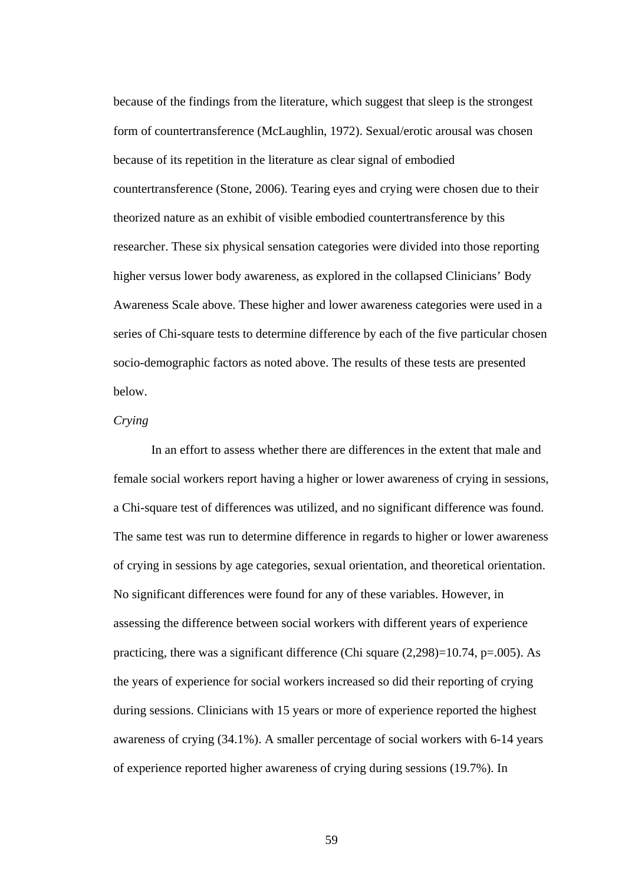because of the findings from the literature, which suggest that sleep is the strongest form of countertransference (McLaughlin, 1972). Sexual/erotic arousal was chosen because of its repetition in the literature as clear signal of embodied countertransference (Stone, 2006). Tearing eyes and crying were chosen due to their theorized nature as an exhibit of visible embodied countertransference by this researcher. These six physical sensation categories were divided into those reporting higher versus lower body awareness, as explored in the collapsed Clinicians' Body Awareness Scale above. These higher and lower awareness categories were used in a series of Chi-square tests to determine difference by each of the five particular chosen socio-demographic factors as noted above. The results of these tests are presented below.

*Crying*

In an effort to assess whether there are differences in the extent that male and female social workers report having a higher or lower awareness of crying in sessions, a Chi-square test of differences was utilized, and no significant difference was found. The same test was run to determine difference in regards to higher or lower awareness of crying in sessions by age categories, sexual orientation, and theoretical orientation. No significant differences were found for any of these variables. However, in assessing the difference between social workers with different years of experience practicing, there was a significant difference (Chi square $(2,298)=10.74$, $p=.005$). As the years of experience for social workers increased so did their reporting of crying during sessions. Clinicians with 15 years or more of experience reported the highest awareness of crying (34.1%). A smaller percentage of social workers with 6-14 years of experience reported higher awareness of crying during sessions (19.7%). In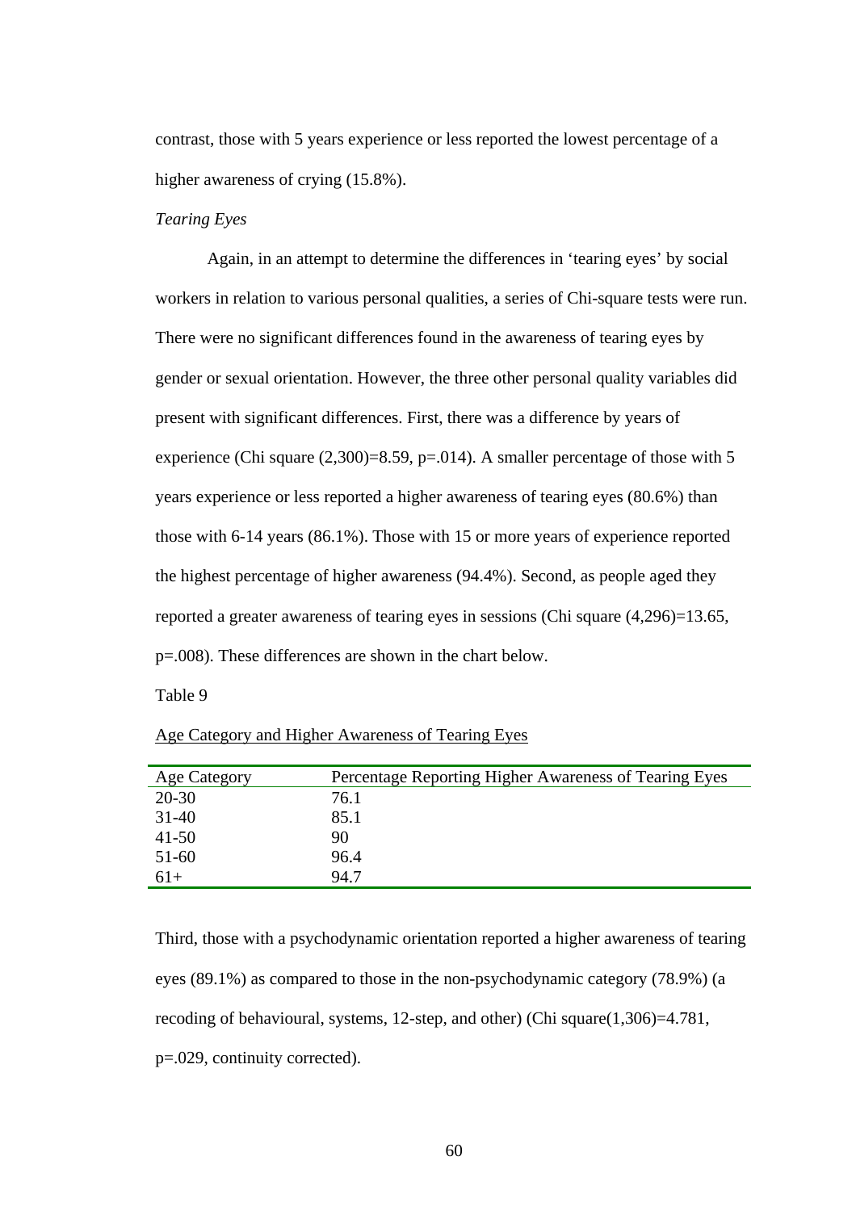contrast, those with 5 years experience or less reported the lowest percentage of a higher awareness of crying (15.8%).

*Tearing Eyes*

Again, in an attempt to determine the differences in 'tearing eyes' by social workers in relation to various personal qualities, a series of Chi-square tests were run. There were no significant differences found in the awareness of tearing eyes by gender or sexual orientation. However, the three other personal quality variables did present with significant differences. First, there was a difference by years of experience (Chi square (2,300)=8.59, p=.014). A smaller percentage of those with 5 years experience or less reported a higher awareness of tearing eyes (80.6%) than those with 6-14 years (86.1%). Those with 15 or more years of experience reported the highest percentage of higher awareness (94.4%). Second, as people aged they reported a greater awareness of tearing eyes in sessions (Chi square (4,296)=13.65, p=.008). These differences are shown in the chart below.

Table 9

Age Category and Higher Awareness of Tearing Eyes

| Age Category | Percentage Reporting Higher Awareness of Tearing Eyes |
|---|---|
| 20-30 | 76.1 |
| 31-40 | 85.1 |
| 41-50 | 90 |
| 51-60 | 96.4 |
| 61+ | 94.7 |

Third, those with a psychodynamic orientation reported a higher awareness of tearing eyes (89.1%) as compared to those in the non-psychodynamic category (78.9%) (a recoding of behavioural, systems, 12-step, and other) (Chi square(1,306)=4.781, p=.029, continuity corrected).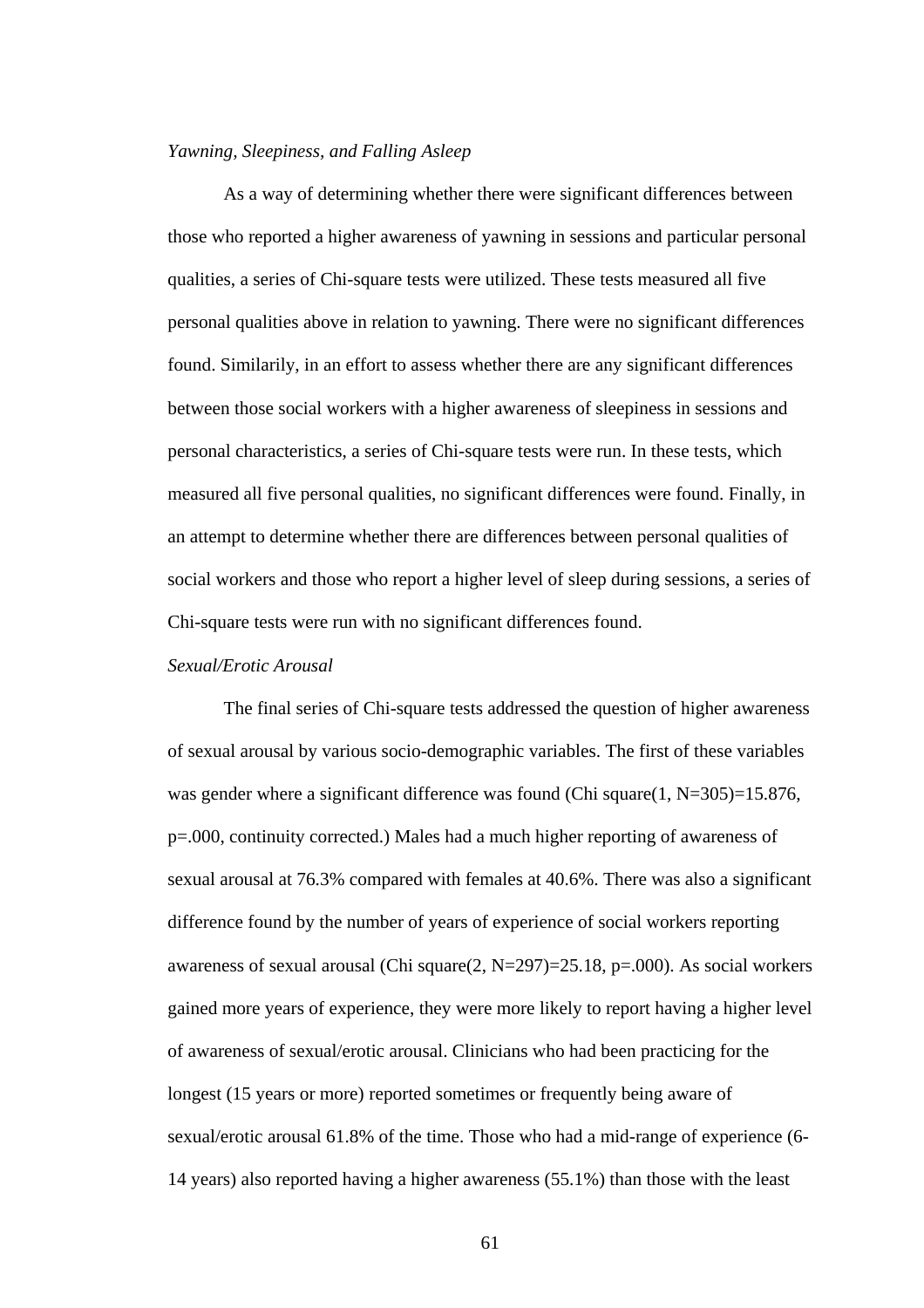*Yawning, Sleepiness, and Falling Asleep*

As a way of determining whether there were significant differences between those who reported a higher awareness of yawning in sessions and particular personal qualities, a series of Chi-square tests were utilized. These tests measured all five personal qualities above in relation to yawning. There were no significant differences found. Similarly, in an effort to assess whether there are any significant differences between those social workers with a higher awareness of sleepiness in sessions and personal characteristics, a series of Chi-square tests were run. In these tests, which measured all five personal qualities, no significant differences were found. Finally, in an attempt to determine whether there are differences between personal qualities of social workers and those who report a higher level of sleep during sessions, a series of Chi-square tests were run with no significant differences found.

*Sexual/Erotic Arousal*

The final series of Chi-square tests addressed the question of higher awareness of sexual arousal by various socio-demographic variables. The first of these variables was gender where a significant difference was found (Chi square(1, N=305)=15.876, p=.000, continuity corrected.) Males had a much higher reporting of awareness of sexual arousal at 76.3% compared with females at 40.6%. There was also a significant difference found by the number of years of experience of social workers reporting awareness of sexual arousal (Chi square(2, N=297)=25.18, p=.000). As social workers gained more years of experience, they were more likely to report having a higher level of awareness of sexual/erotic arousal. Clinicians who had been practicing for the longest (15 years or more) reported sometimes or frequently being aware of sexual/erotic arousal 61.8% of the time. Those who had a mid-range of experience (6-14 years) also reported having a higher awareness (55.1%) than those with the least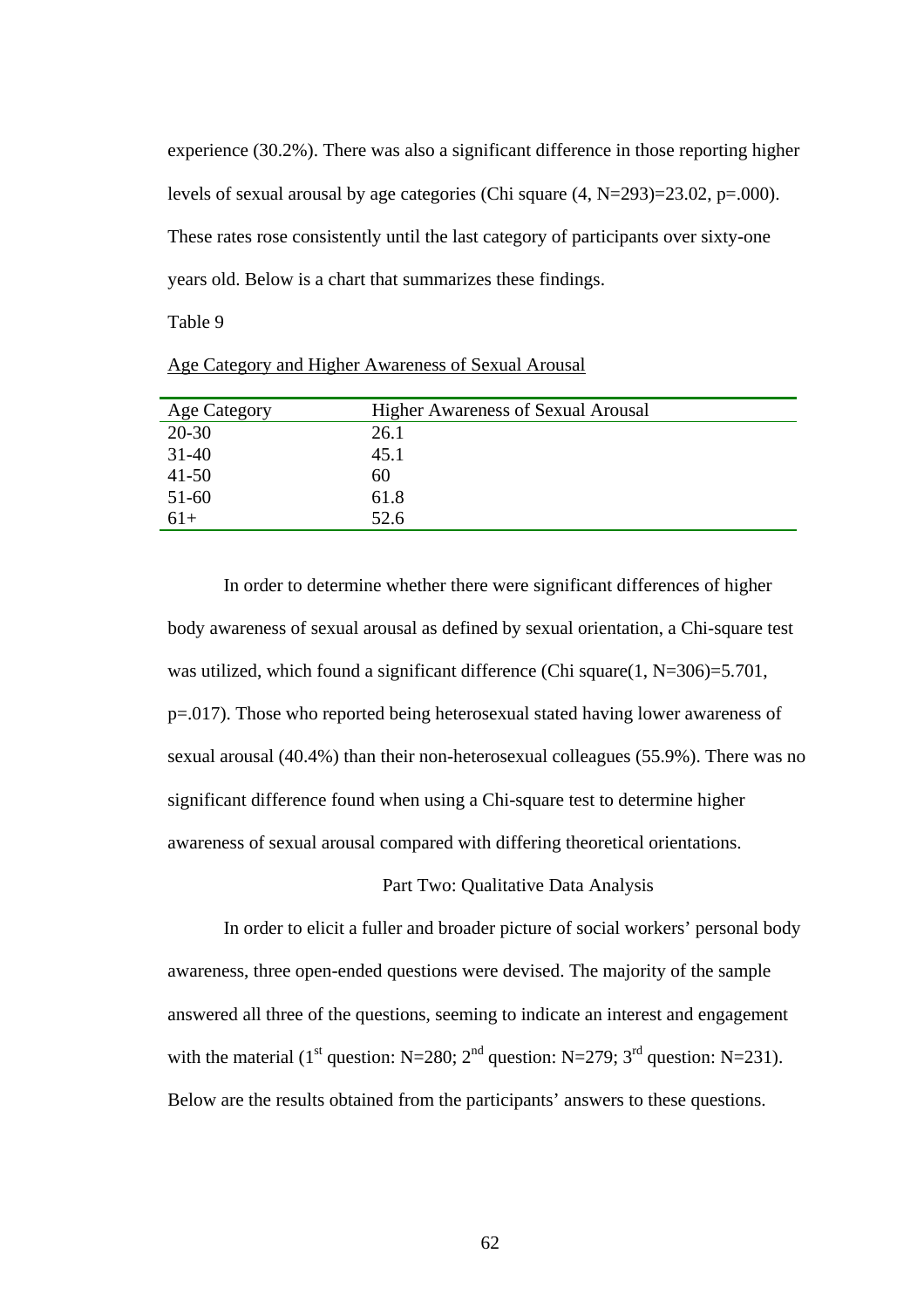experience (30.2%). There was also a significant difference in those reporting higher levels of sexual arousal by age categories (Chi square (4, N=293)=23.02, p=.000). These rates rose consistently until the last category of participants over sixty-one years old. Below is a chart that summarizes these findings.

Table 9

Age Category and Higher Awareness of Sexual Arousal

| Age Category | Higher Awareness of Sexual Arousal |
|---|---|
| 20-30 | 26.1 |
| 31-40 | 45.1 |
| 41-50 | 60 |
| 51-60 | 61.8 |
| 61+ | 52.6 |

In order to determine whether there were significant differences of higher body awareness of sexual arousal as defined by sexual orientation, a Chi-square test was utilized, which found a significant difference (Chi square(1, N=306)=5.701, p=.017). Those who reported being heterosexual stated having lower awareness of sexual arousal (40.4%) than their non-heterosexual colleagues (55.9%). There was no significant difference found when using a Chi-square test to determine higher awareness of sexual arousal compared with differing theoretical orientations.

## Part Two: Qualitative Data Analysis

In order to elicit a fuller and broader picture of social workers' personal body awareness, three open-ended questions were devised. The majority of the sample answered all three of the questions, seeming to indicate an interest and engagement with the material (1st question: N=280; 2nd question: N=279; 3rd question: N=231). Below are the results obtained from the participants' answers to these questions.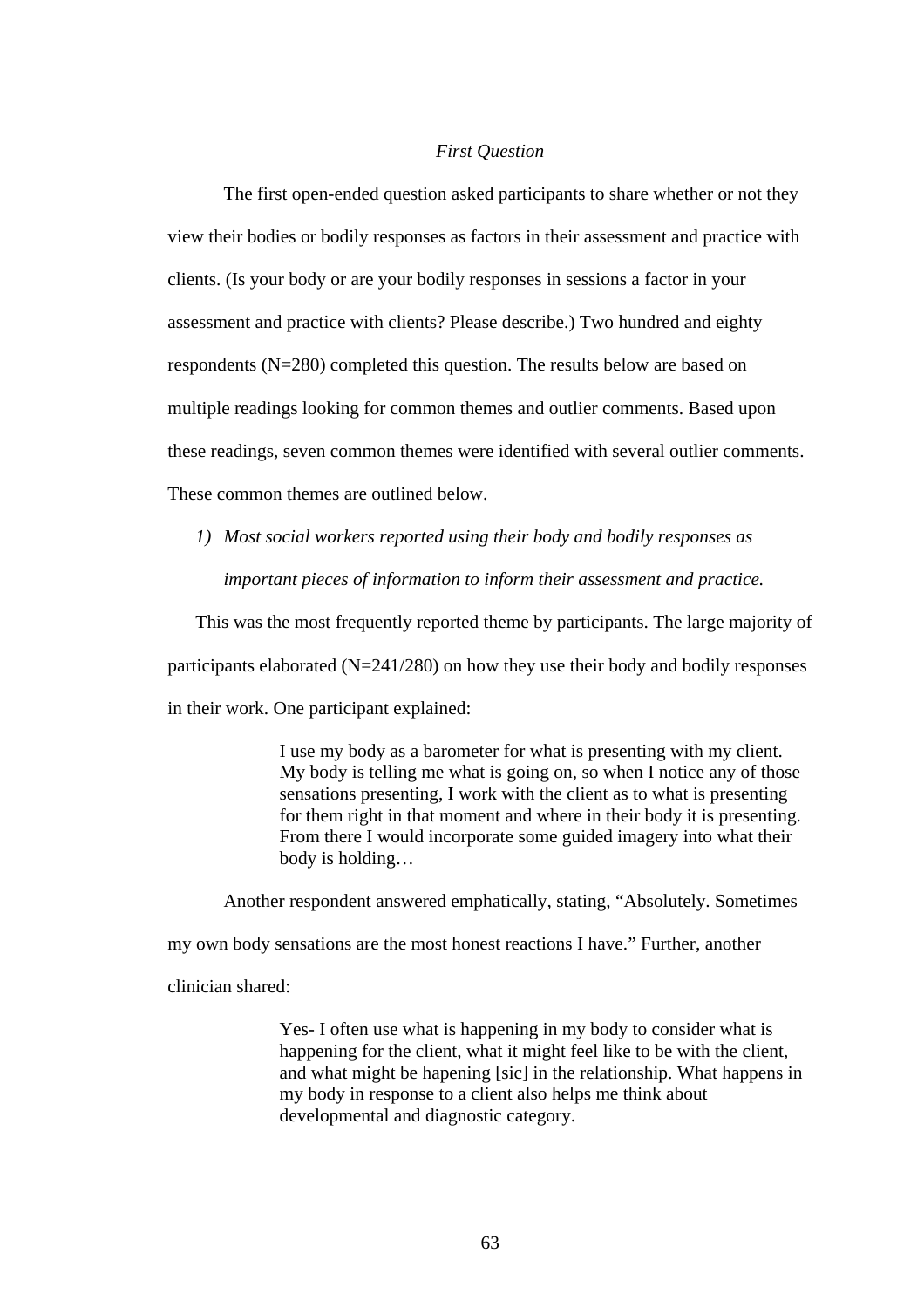*First Question*

The first open-ended question asked participants to share whether or not they view their bodies or bodily responses as factors in their assessment and practice with clients. (Is your body or are your bodily responses in sessions a factor in your assessment and practice with clients? Please describe.) Two hundred and eighty respondents (N=280) completed this question. The results below are based on multiple readings looking for common themes and outlier comments. Based upon these readings, seven common themes were identified with several outlier comments. These common themes are outlined below.

1) *Most social workers reported using their body and bodily responses as important pieces of information to inform their assessment and practice.*

This was the most frequently reported theme by participants. The large majority of participants elaborated (N=241/280) on how they use their body and bodily responses in their work. One participant explained:

> I use my body as a barometer for what is presenting with my client. My body is telling me what is going on, so when I notice any of those sensations presenting, I work with the client as to what is presenting for them right in that moment and where in their body it is presenting. From there I would incorporate some guided imagery into what their body is holding…

Another respondent answered emphatically, stating, “Absolutely. Sometimes my own body sensations are the most honest reactions I have.” Further, another clinician shared:

> Yes- I often use what is happening in my body to consider what is happening for the client, what it might feel like to be with the client, and what might be hapening [sic] in the relationship. What happens in my body in response to a client also helps me think about developmental and diagnostic category.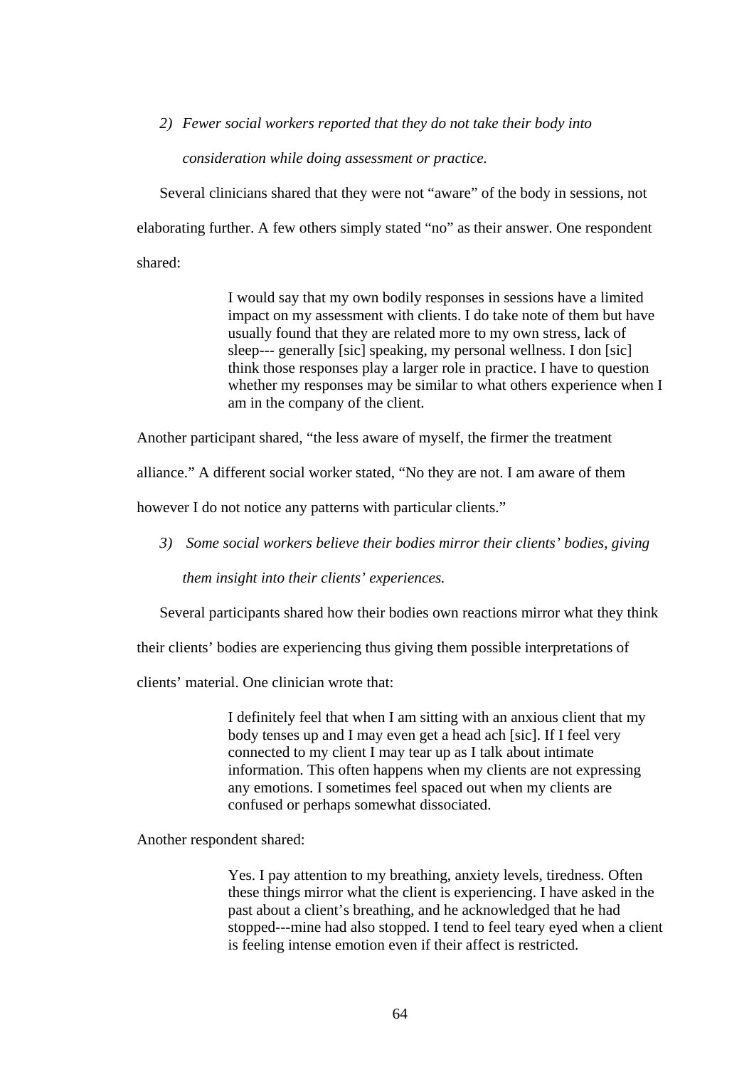2) *Fewer social workers reported that they do not take their body into consideration while doing assessment or practice.*

Several clinicians shared that they were not "aware" of the body in sessions, not elaborating further. A few others simply stated "no" as their answer. One respondent shared:

> I would say that my own bodily responses in sessions have a limited impact on my assessment with clients. I do take note of them but have usually found that they are related more to my own stress, lack of sleep--- generally [sic] speaking, my personal wellness. I don [sic] think those responses play a larger role in practice. I have to question whether my responses may be similar to what others experience when I am in the company of the client.

Another participant shared, "the less aware of myself, the firmer the treatment alliance." A different social worker stated, "No they are not. I am aware of them however I do not notice any patterns with particular clients."

3) *Some social workers believe their bodies mirror their clients' bodies, giving them insight into their clients' experiences.*

Several participants shared how their bodies own reactions mirror what they think their clients' bodies are experiencing thus giving them possible interpretations of clients' material. One clinician wrote that:

> I definitely feel that when I am sitting with an anxious client that my body tenses up and I may even get a head ach [sic]. If I feel very connected to my client I may tear up as I talk about intimate information. This often happens when my clients are not expressing any emotions. I sometimes feel spaced out when my clients are confused or perhaps somewhat dissociated.

Another respondent shared:

> Yes. I pay attention to my breathing, anxiety levels, tiredness. Often these things mirror what the client is experiencing. I have asked in the past about a client's breathing, and he acknowledged that he had stopped---mine had also stopped. I tend to feel teary eyed when a client is feeling intense emotion even if their affect is restricted.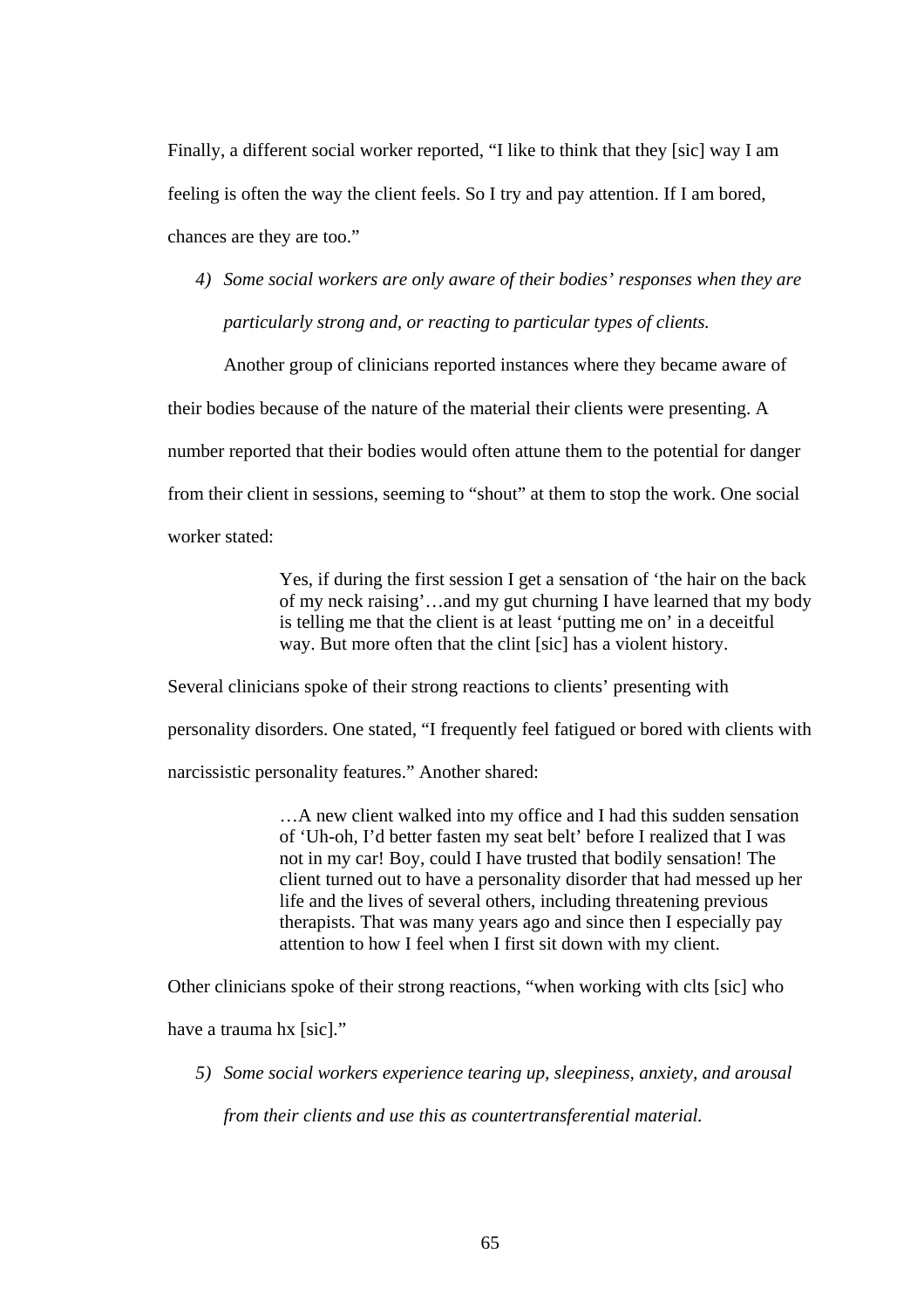Finally, a different social worker reported, "I like to think that they [sic] way I am feeling is often the way the client feels. So I try and pay attention. If I am bored, chances are they are too."

4) *Some social workers are only aware of their bodies' responses when they are particularly strong and, or reacting to particular types of clients.*

Another group of clinicians reported instances where they became aware of their bodies because of the nature of the material their clients were presenting. A number reported that their bodies would often attune them to the potential for danger from their client in sessions, seeming to "shout" at them to stop the work. One social worker stated:

> Yes, if during the first session I get a sensation of 'the hair on the back of my neck raising'…and my gut churning I have learned that my body is telling me that the client is at least 'putting me on' in a deceitful way. But more often that the clint [sic] has a violent history.

Several clinicians spoke of their strong reactions to clients' presenting with personality disorders. One stated, "I frequently feel fatigued or bored with clients with narcissistic personality features." Another shared:

> …A new client walked into my office and I had this sudden sensation of 'Uh-oh, I'd better fasten my seat belt' before I realized that I was not in my car! Boy, could I have trusted that bodily sensation! The client turned out to have a personality disorder that had messed up her life and the lives of several others, including threatening previous therapists. That was many years ago and since then I especially pay attention to how I feel when I first sit down with my client.

Other clinicians spoke of their strong reactions, "when working with clts [sic] who have a trauma hx [sic]."

5) *Some social workers experience tearing up, sleepiness, anxiety, and arousal from their clients and use this as countertransferential material.*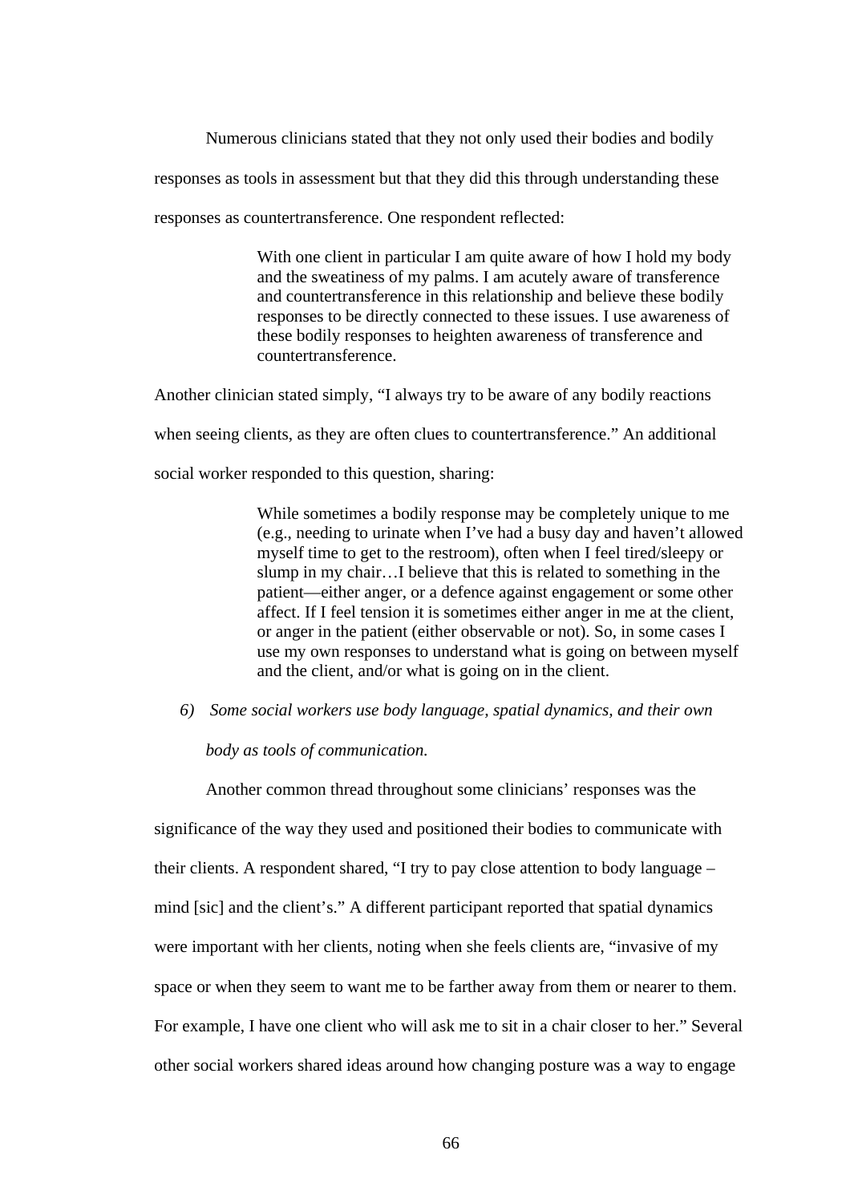Numerous clinicians stated that they not only used their bodies and bodily responses as tools in assessment but that they did this through understanding these responses as countertransference. One respondent reflected:

> With one client in particular I am quite aware of how I hold my body and the sweatiness of my palms. I am acutely aware of transference and countertransference in this relationship and believe these bodily responses to be directly connected to these issues. I use awareness of these bodily responses to heighten awareness of transference and countertransference.

Another clinician stated simply, "I always try to be aware of any bodily reactions when seeing clients, as they are often clues to countertransference." An additional social worker responded to this question, sharing:

> While sometimes a bodily response may be completely unique to me (e.g., needing to urinate when I've had a busy day and haven't allowed myself time to get to the restroom), often when I feel tired/sleepy or slump in my chair…I believe that this is related to something in the patient—either anger, or a defence against engagement or some other affect. If I feel tension it is sometimes either anger in me at the client, or anger in the patient (either observable or not). So, in some cases I use my own responses to understand what is going on between myself and the client, and/or what is going on in the client.

*6) Some social workers use body language, spatial dynamics, and their own body as tools of communication.*

Another common thread throughout some clinicians' responses was the significance of the way they used and positioned their bodies to communicate with their clients. A respondent shared, "I try to pay close attention to body language – mind [sic] and the client's." A different participant reported that spatial dynamics were important with her clients, noting when she feels clients are, "invasive of my space or when they seem to want me to be farther away from them or nearer to them. For example, I have one client who will ask me to sit in a chair closer to her." Several other social workers shared ideas around how changing posture was a way to engage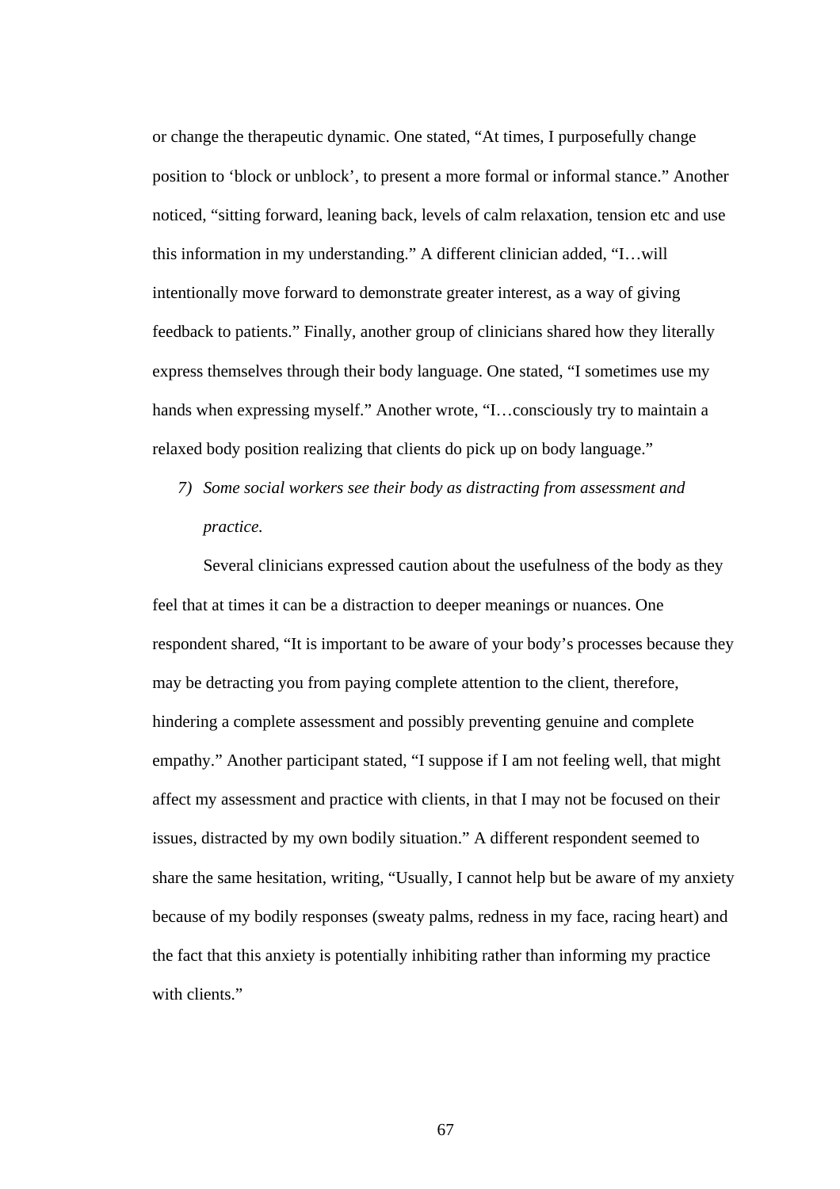or change the therapeutic dynamic. One stated, “At times, I purposefully change position to ‘block or unblock’, to present a more formal or informal stance.” Another noticed, “sitting forward, leaning back, levels of calm relaxation, tension etc and use this information in my understanding.” A different clinician added, “I…will intentionally move forward to demonstrate greater interest, as a way of giving feedback to patients.” Finally, another group of clinicians shared how they literally express themselves through their body language. One stated, “I sometimes use my hands when expressing myself.” Another wrote, “I…consciously try to maintain a relaxed body position realizing that clients do pick up on body language.”

7) *Some social workers see their body as distracting from assessment and practice.*

Several clinicians expressed caution about the usefulness of the body as they feel that at times it can be a distraction to deeper meanings or nuances. One respondent shared, “It is important to be aware of your body’s processes because they may be detracting you from paying complete attention to the client, therefore, hindering a complete assessment and possibly preventing genuine and complete empathy.” Another participant stated, “I suppose if I am not feeling well, that might affect my assessment and practice with clients, in that I may not be focused on their issues, distracted by my own bodily situation.” A different respondent seemed to share the same hesitation, writing, “Usually, I cannot help but be aware of my anxiety because of my bodily responses (sweaty palms, redness in my face, racing heart) and the fact that this anxiety is potentially inhibiting rather than informing my practice with clients.”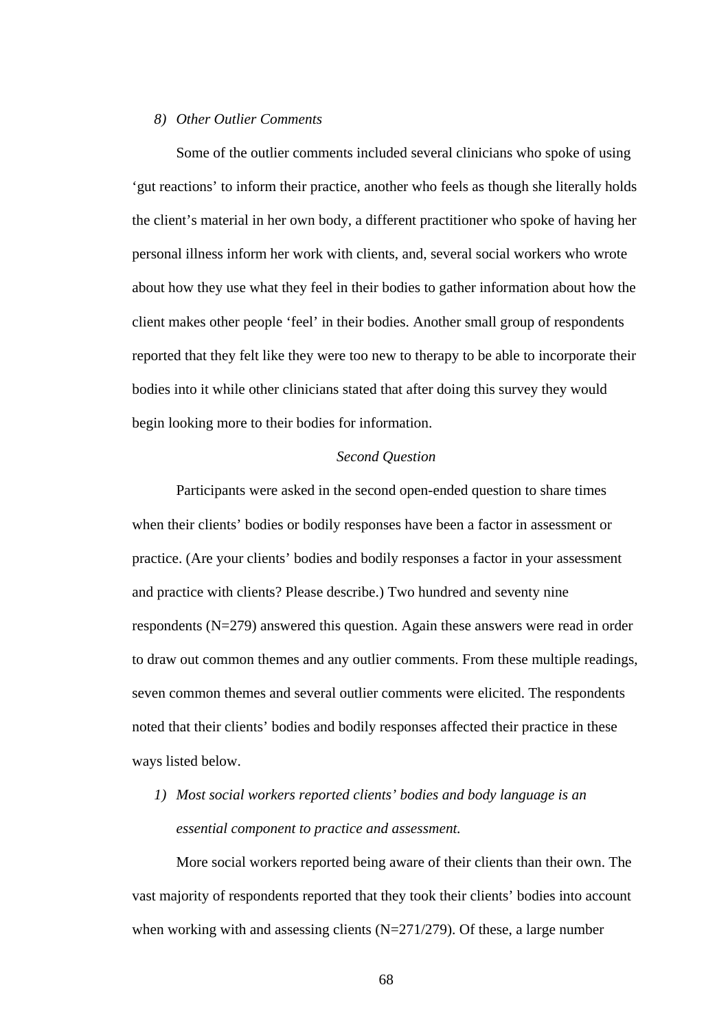*8) Other Outlier Comments*

Some of the outlier comments included several clinicians who spoke of using 'gut reactions' to inform their practice, another who feels as though she literally holds the client's material in her own body, a different practitioner who spoke of having her personal illness inform her work with clients, and, several social workers who wrote about how they use what they feel in their bodies to gather information about how the client makes other people 'feel' in their bodies. Another small group of respondents reported that they felt like they were too new to therapy to be able to incorporate their bodies into it while other clinicians stated that after doing this survey they would begin looking more to their bodies for information.

### *Second Question*

Participants were asked in the second open-ended question to share times when their clients' bodies or bodily responses have been a factor in assessment or practice. (Are your clients' bodies and bodily responses a factor in your assessment and practice with clients? Please describe.) Two hundred and seventy nine respondents (N=279) answered this question. Again these answers were read in order to draw out common themes and any outlier comments. From these multiple readings, seven common themes and several outlier comments were elicited. The respondents noted that their clients' bodies and bodily responses affected their practice in these ways listed below.

*1) Most social workers reported clients' bodies and body language is an essential component to practice and assessment.*

More social workers reported being aware of their clients than their own. The vast majority of respondents reported that they took their clients' bodies into account when working with and assessing clients (N=271/279). Of these, a large number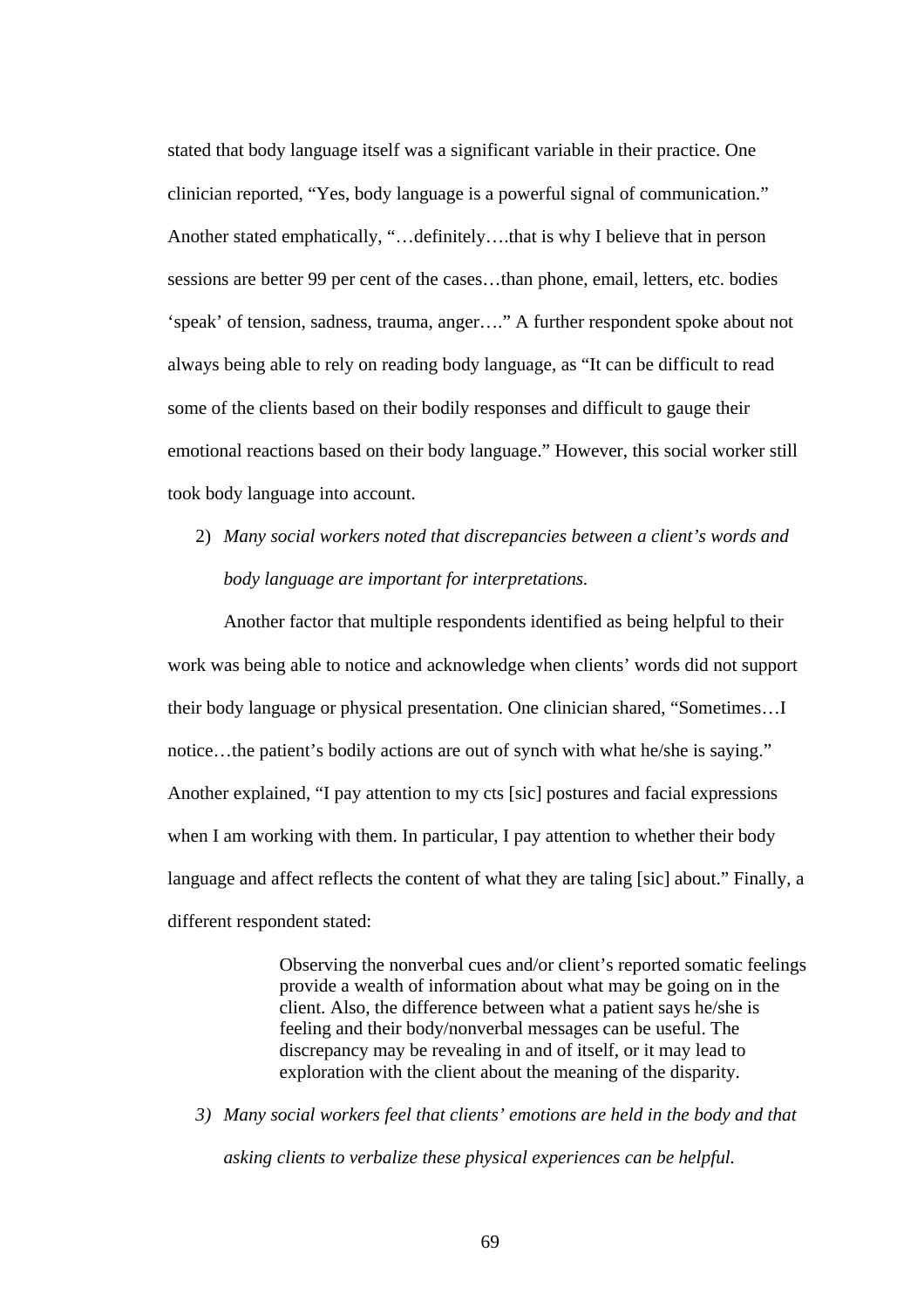stated that body language itself was a significant variable in their practice. One clinician reported, "Yes, body language is a powerful signal of communication." Another stated emphatically, "…definitely….that is why I believe that in person sessions are better 99 per cent of the cases…than phone, email, letters, etc. bodies 'speak' of tension, sadness, trauma, anger…." A further respondent spoke about not always being able to rely on reading body language, as "It can be difficult to read some of the clients based on their bodily responses and difficult to gauge their emotional reactions based on their body language." However, this social worker still took body language into account.

2) *Many social workers noted that discrepancies between a client's words and body language are important for interpretations.*

Another factor that multiple respondents identified as being helpful to their work was being able to notice and acknowledge when clients' words did not support their body language or physical presentation. One clinician shared, "Sometimes…I notice…the patient's bodily actions are out of synch with what he/she is saying." Another explained, "I pay attention to my cts [sic] postures and facial expressions when I am working with them. In particular, I pay attention to whether their body language and affect reflects the content of what they are taling [sic] about." Finally, a different respondent stated:

> Observing the nonverbal cues and/or client's reported somatic feelings provide a wealth of information about what may be going on in the client. Also, the difference between what a patient says he/she is feeling and their body/nonverbal messages can be useful. The discrepancy may be revealing in and of itself, or it may lead to exploration with the client about the meaning of the disparity.

3) *Many social workers feel that clients' emotions are held in the body and that asking clients to verbalize these physical experiences can be helpful.*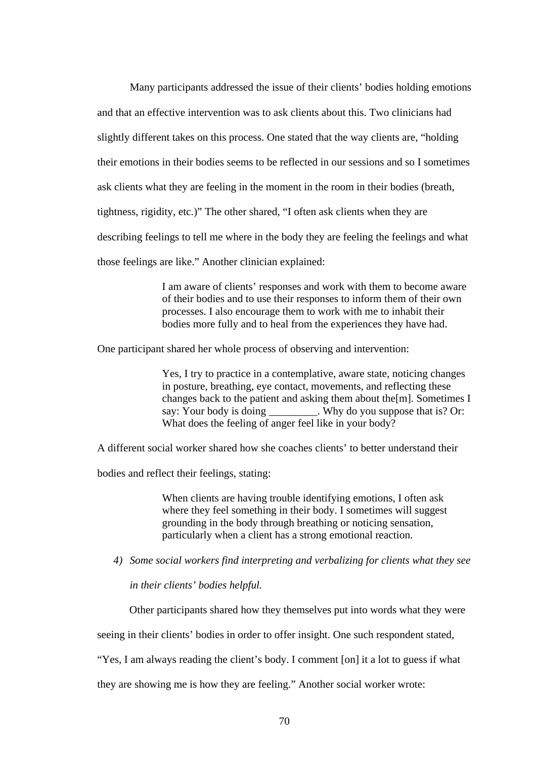Many participants addressed the issue of their clients' bodies holding emotions and that an effective intervention was to ask clients about this. Two clinicians had slightly different takes on this process. One stated that the way clients are, "holding their emotions in their bodies seems to be reflected in our sessions and so I sometimes ask clients what they are feeling in the moment in the room in their bodies (breath, tightness, rigidity, etc.)" The other shared, "I often ask clients when they are describing feelings to tell me where in the body they are feeling the feelings and what those feelings are like." Another clinician explained:

> I am aware of clients' responses and work with them to become aware of their bodies and to use their responses to inform them of their own processes. I also encourage them to work with me to inhabit their bodies more fully and to heal from the experiences they have had.

One participant shared her whole process of observing and intervention:

> Yes, I try to practice in a contemplative, aware state, noticing changes in posture, breathing, eye contact, movements, and reflecting these changes back to the patient and asking them about the[m]. Sometimes I say: Your body is doing _________. Why do you suppose that is? Or: What does the feeling of anger feel like in your body?

A different social worker shared how she coaches clients' to better understand their bodies and reflect their feelings, stating:

> When clients are having trouble identifying emotions, I often ask where they feel something in their body. I sometimes will suggest grounding in the body through breathing or noticing sensation, particularly when a client has a strong emotional reaction.

4) *Some social workers find interpreting and verbalizing for clients what they see in their clients' bodies helpful.*

Other participants shared how they themselves put into words what they were seeing in their clients' bodies in order to offer insight. One such respondent stated, "Yes, I am always reading the client's body. I comment [on] it a lot to guess if what they are showing me is how they are feeling." Another social worker wrote: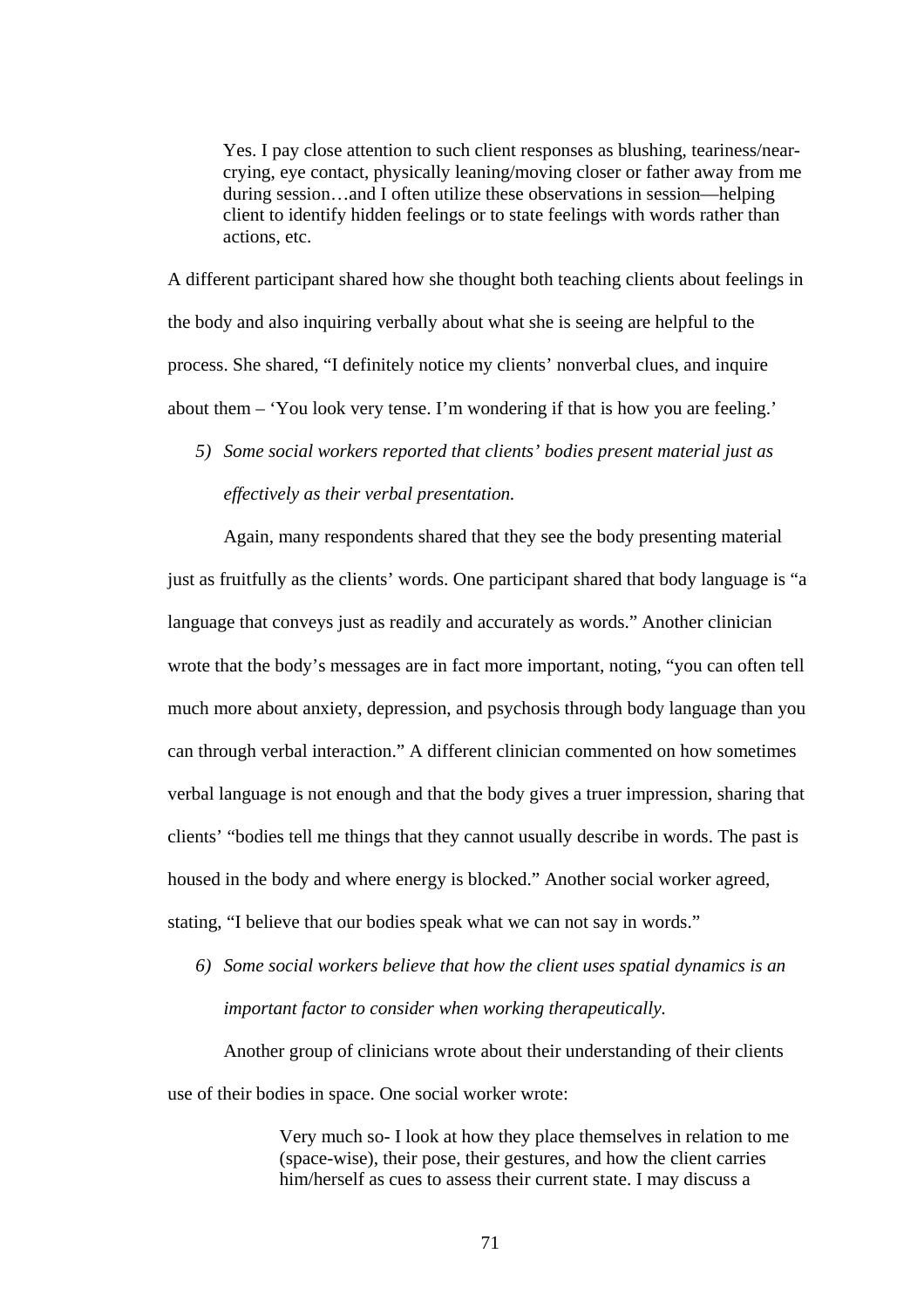> Yes. I pay close attention to such client responses as blushing, teariness/near-crying, eye contact, physically leaning/moving closer or father away from me during session…and I often utilize these observations in session—helping client to identify hidden feelings or to state feelings with words rather than actions, etc.

A different participant shared how she thought both teaching clients about feelings in the body and also inquiring verbally about what she is seeing are helpful to the process. She shared, "I definitely notice my clients' nonverbal clues, and inquire about them – 'You look very tense. I'm wondering if that is how you are feeling.'

5) *Some social workers reported that clients' bodies present material just as effectively as their verbal presentation.*

Again, many respondents shared that they see the body presenting material just as fruitfully as the clients' words. One participant shared that body language is "a language that conveys just as readily and accurately as words." Another clinician wrote that the body's messages are in fact more important, noting, "you can often tell much more about anxiety, depression, and psychosis through body language than you can through verbal interaction." A different clinician commented on how sometimes verbal language is not enough and that the body gives a truer impression, sharing that clients' "bodies tell me things that they cannot usually describe in words. The past is housed in the body and where energy is blocked." Another social worker agreed, stating, "I believe that our bodies speak what we can not say in words."

6) *Some social workers believe that how the client uses spatial dynamics is an important factor to consider when working therapeutically.*

Another group of clinicians wrote about their understanding of their clients use of their bodies in space. One social worker wrote:

> Very much so- I look at how they place themselves in relation to me (space-wise), their pose, their gestures, and how the client carries him/herself as cues to assess their current state. I may discuss a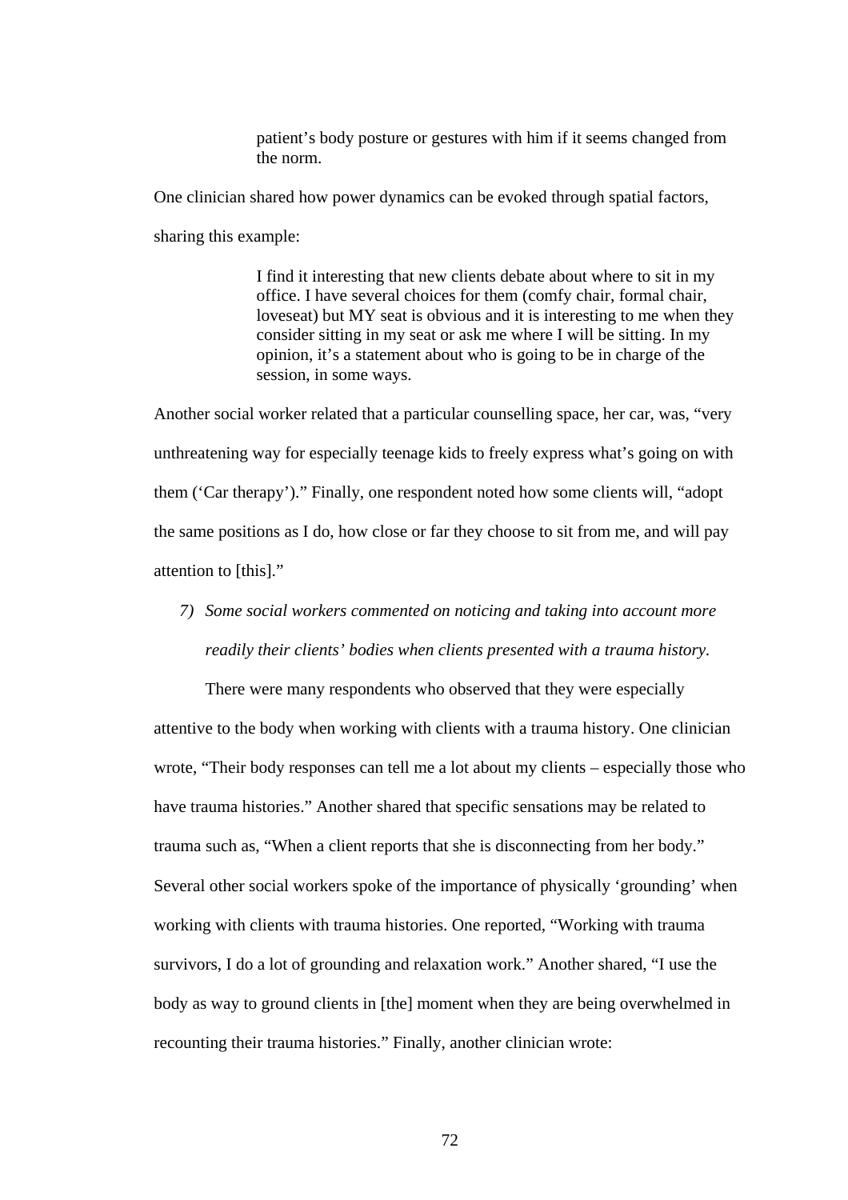> patient's body posture or gestures with him if it seems changed from the norm.

One clinician shared how power dynamics can be evoked through spatial factors, sharing this example:

> I find it interesting that new clients debate about where to sit in my office. I have several choices for them (comfy chair, formal chair, loveseat) but MY seat is obvious and it is interesting to me when they consider sitting in my seat or ask me where I will be sitting. In my opinion, it's a statement about who is going to be in charge of the session, in some ways.

Another social worker related that a particular counselling space, her car, was, "very unthreatening way for especially teenage kids to freely express what's going on with them ('Car therapy')." Finally, one respondent noted how some clients will, "adopt the same positions as I do, how close or far they choose to sit from me, and will pay attention to [this]."

7) *Some social workers commented on noticing and taking into account more readily their clients' bodies when clients presented with a trauma history.*

There were many respondents who observed that they were especially attentive to the body when working with clients with a trauma history. One clinician wrote, "Their body responses can tell me a lot about my clients – especially those who have trauma histories." Another shared that specific sensations may be related to trauma such as, "When a client reports that she is disconnecting from her body." Several other social workers spoke of the importance of physically 'grounding' when working with clients with trauma histories. One reported, "Working with trauma survivors, I do a lot of grounding and relaxation work." Another shared, "I use the body as way to ground clients in [the] moment when they are being overwhelmed in recounting their trauma histories." Finally, another clinician wrote: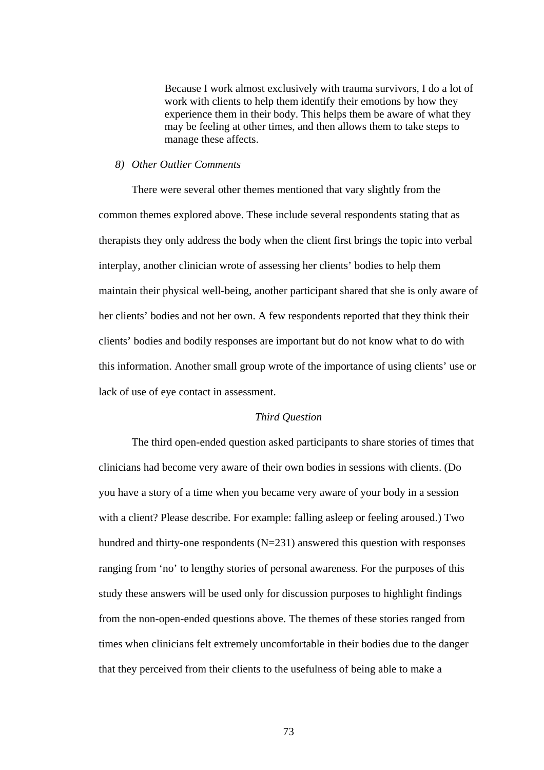> Because I work almost exclusively with trauma survivors, I do a lot of work with clients to help them identify their emotions by how they experience them in their body. This helps them be aware of what they may be feeling at other times, and then allows them to take steps to manage these affects.

*8) Other Outlier Comments*

There were several other themes mentioned that vary slightly from the common themes explored above. These include several respondents stating that as therapists they only address the body when the client first brings the topic into verbal interplay, another clinician wrote of assessing her clients' bodies to help them maintain their physical well-being, another participant shared that she is only aware of her clients' bodies and not her own. A few respondents reported that they think their clients' bodies and bodily responses are important but do not know what to do with this information. Another small group wrote of the importance of using clients' use or lack of use of eye contact in assessment.

### *Third Question*

The third open-ended question asked participants to share stories of times that clinicians had become very aware of their own bodies in sessions with clients. (Do you have a story of a time when you became very aware of your body in a session with a client? Please describe. For example: falling asleep or feeling aroused.) Two hundred and thirty-one respondents (N=231) answered this question with responses ranging from 'no' to lengthy stories of personal awareness. For the purposes of this study these answers will be used only for discussion purposes to highlight findings from the non-open-ended questions above. The themes of these stories ranged from times when clinicians felt extremely uncomfortable in their bodies due to the danger that they perceived from their clients to the usefulness of being able to make a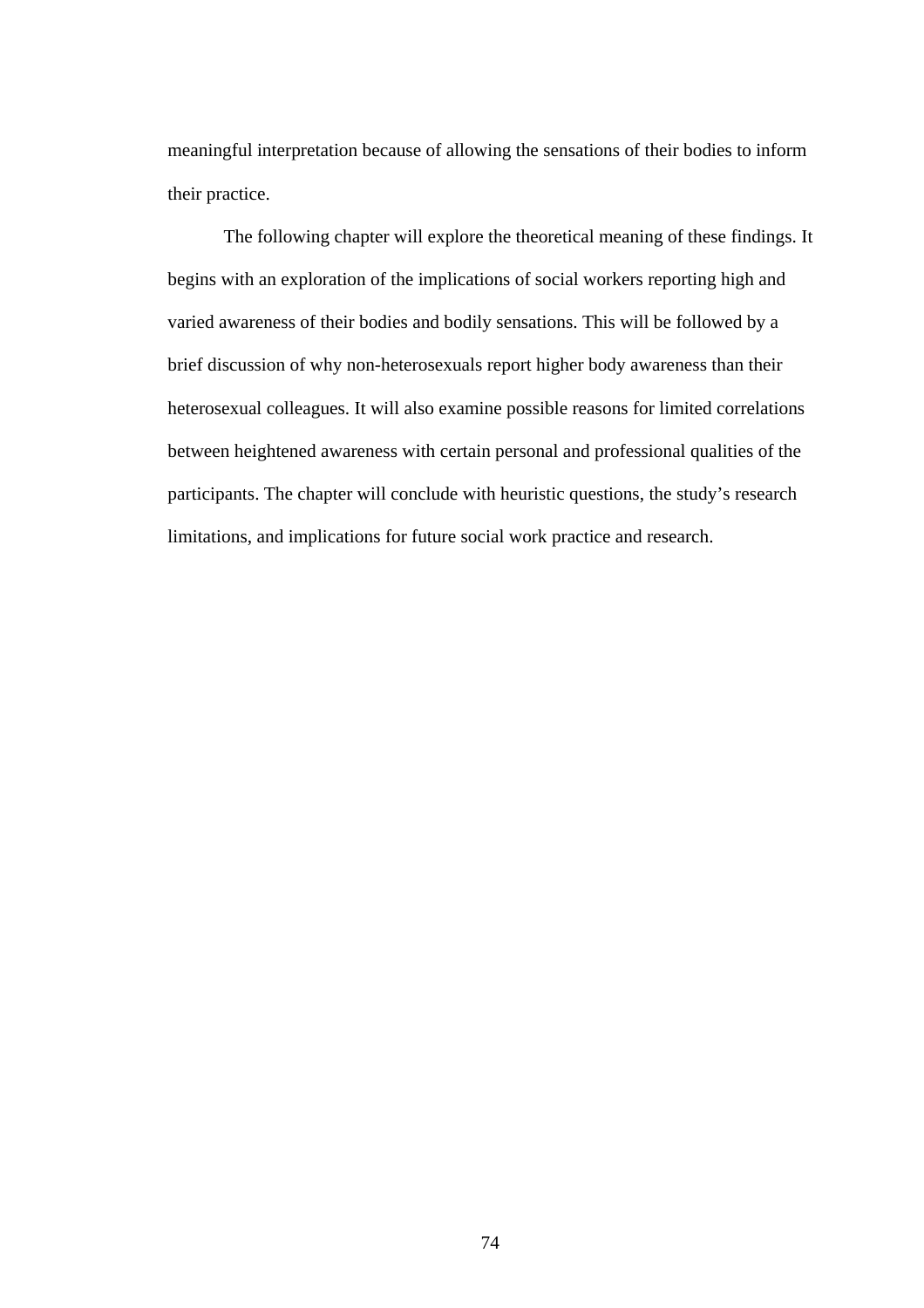meaningful interpretation because of allowing the sensations of their bodies to inform their practice.

The following chapter will explore the theoretical meaning of these findings. It begins with an exploration of the implications of social workers reporting high and varied awareness of their bodies and bodily sensations. This will be followed by a brief discussion of why non-heterosexuals report higher body awareness than their heterosexual colleagues. It will also examine possible reasons for limited correlations between heightened awareness with certain personal and professional qualities of the participants. The chapter will conclude with heuristic questions, the study's research limitations, and implications for future social work practice and research.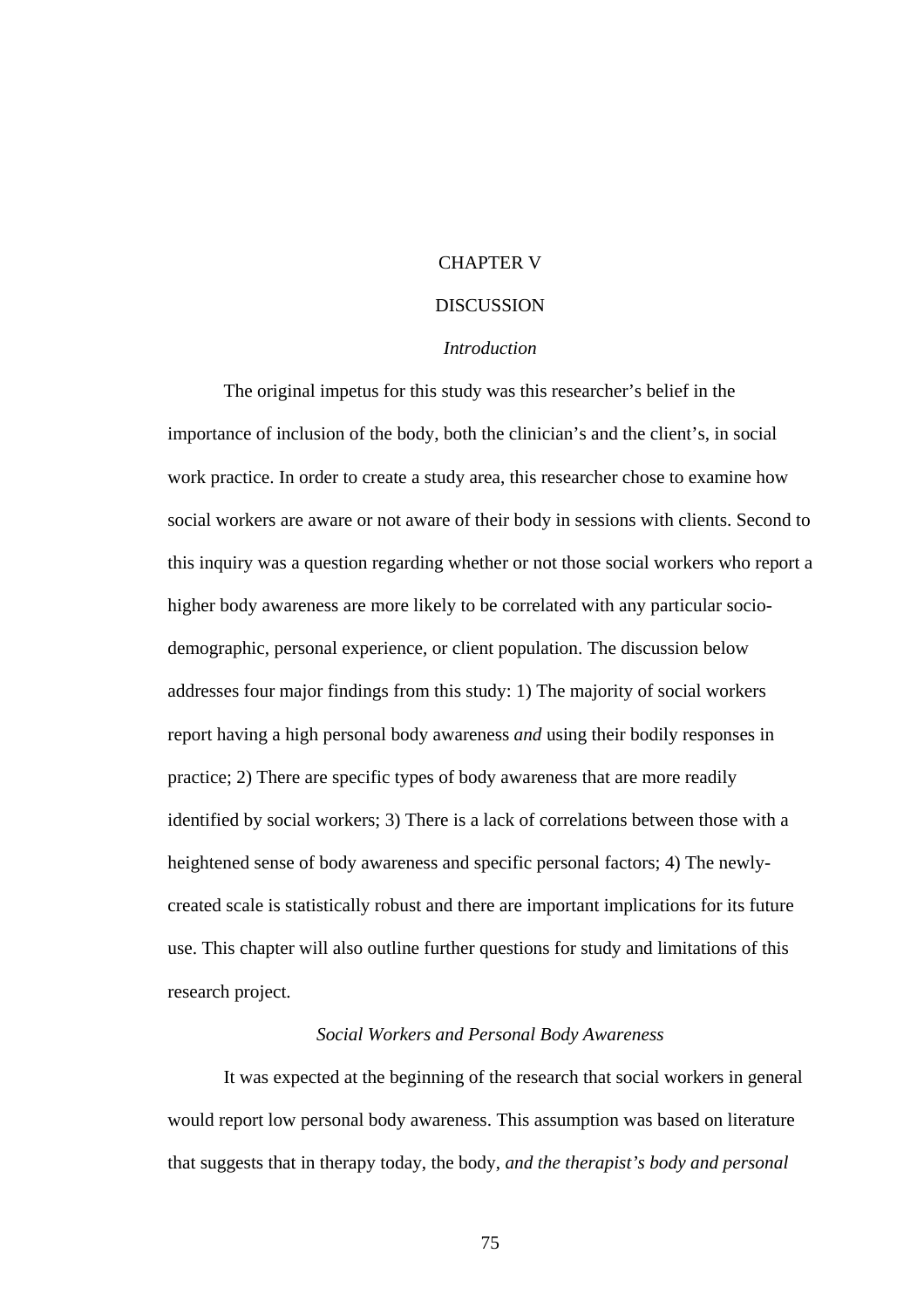# CHAPTER V

# DISCUSSION

## *Introduction*

The original impetus for this study was this researcher's belief in the importance of inclusion of the body, both the clinician's and the client's, in social work practice. In order to create a study area, this researcher chose to examine how social workers are aware or not aware of their body in sessions with clients. Second to this inquiry was a question regarding whether or not those social workers who report a higher body awareness are more likely to be correlated with any particular socio-demographic, personal experience, or client population. The discussion below addresses four major findings from this study: 1) The majority of social workers report having a high personal body awareness *and* using their bodily responses in practice; 2) There are specific types of body awareness that are more readily identified by social workers; 3) There is a lack of correlations between those with a heightened sense of body awareness and specific personal factors; 4) The newly-created scale is statistically robust and there are important implications for its future use. This chapter will also outline further questions for study and limitations of this research project.

## *Social Workers and Personal Body Awareness*

It was expected at the beginning of the research that social workers in general would report low personal body awareness. This assumption was based on literature that suggests that in therapy today, the body, *and the therapist's body and personal*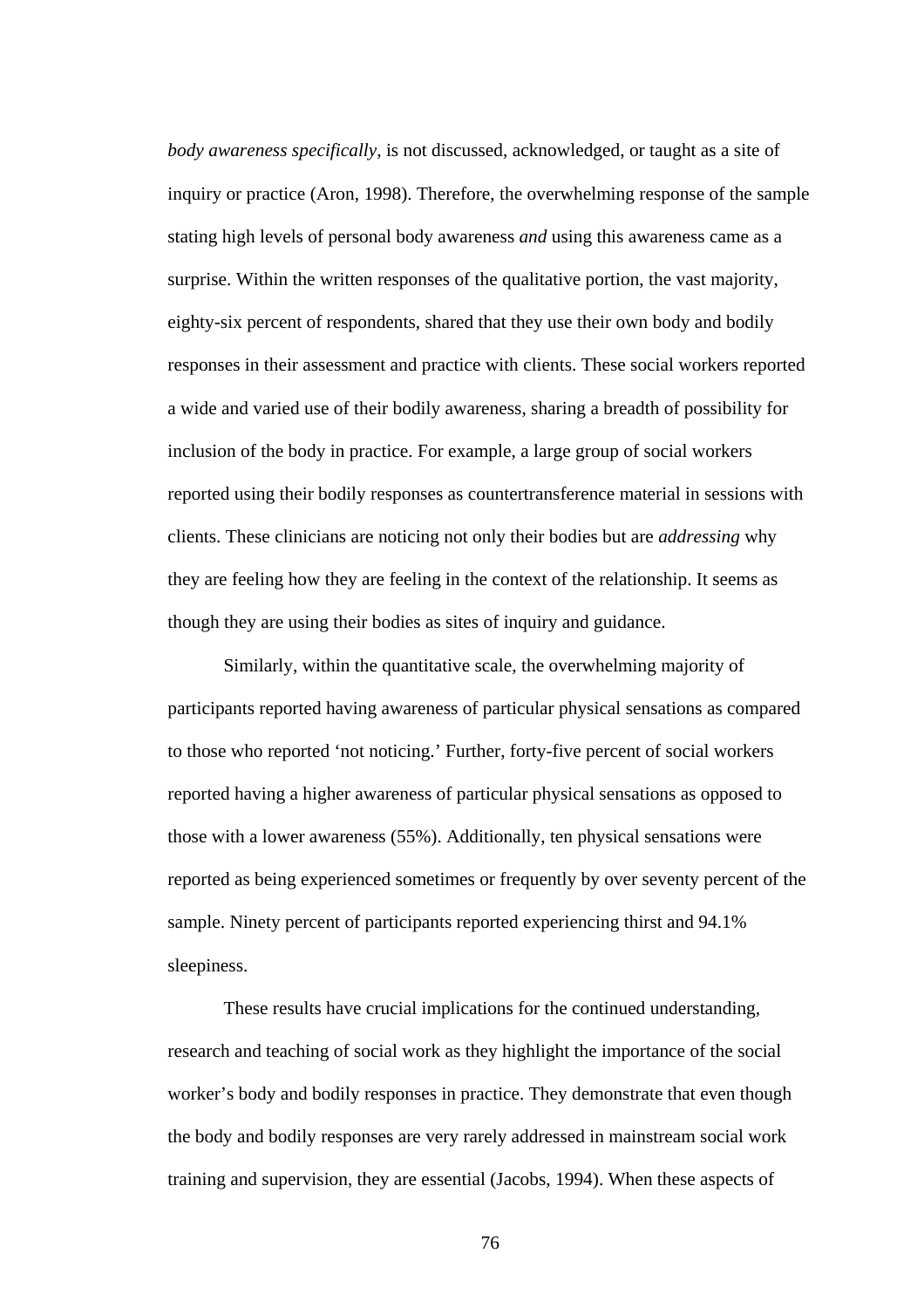*body awareness specifically*, is not discussed, acknowledged, or taught as a site of inquiry or practice (Aron, 1998). Therefore, the overwhelming response of the sample stating high levels of personal body awareness *and* using this awareness came as a surprise. Within the written responses of the qualitative portion, the vast majority, eighty-six percent of respondents, shared that they use their own body and bodily responses in their assessment and practice with clients. These social workers reported a wide and varied use of their bodily awareness, sharing a breadth of possibility for inclusion of the body in practice. For example, a large group of social workers reported using their bodily responses as countertransference material in sessions with clients. These clinicians are noticing not only their bodies but are *addressing* why they are feeling how they are feeling in the context of the relationship. It seems as though they are using their bodies as sites of inquiry and guidance.

Similarly, within the quantitative scale, the overwhelming majority of participants reported having awareness of particular physical sensations as compared to those who reported 'not noticing.' Further, forty-five percent of social workers reported having a higher awareness of particular physical sensations as opposed to those with a lower awareness (55%). Additionally, ten physical sensations were reported as being experienced sometimes or frequently by over seventy percent of the sample. Ninety percent of participants reported experiencing thirst and 94.1% sleepiness.

These results have crucial implications for the continued understanding, research and teaching of social work as they highlight the importance of the social worker's body and bodily responses in practice. They demonstrate that even though the body and bodily responses are very rarely addressed in mainstream social work training and supervision, they are essential (Jacobs, 1994). When these aspects of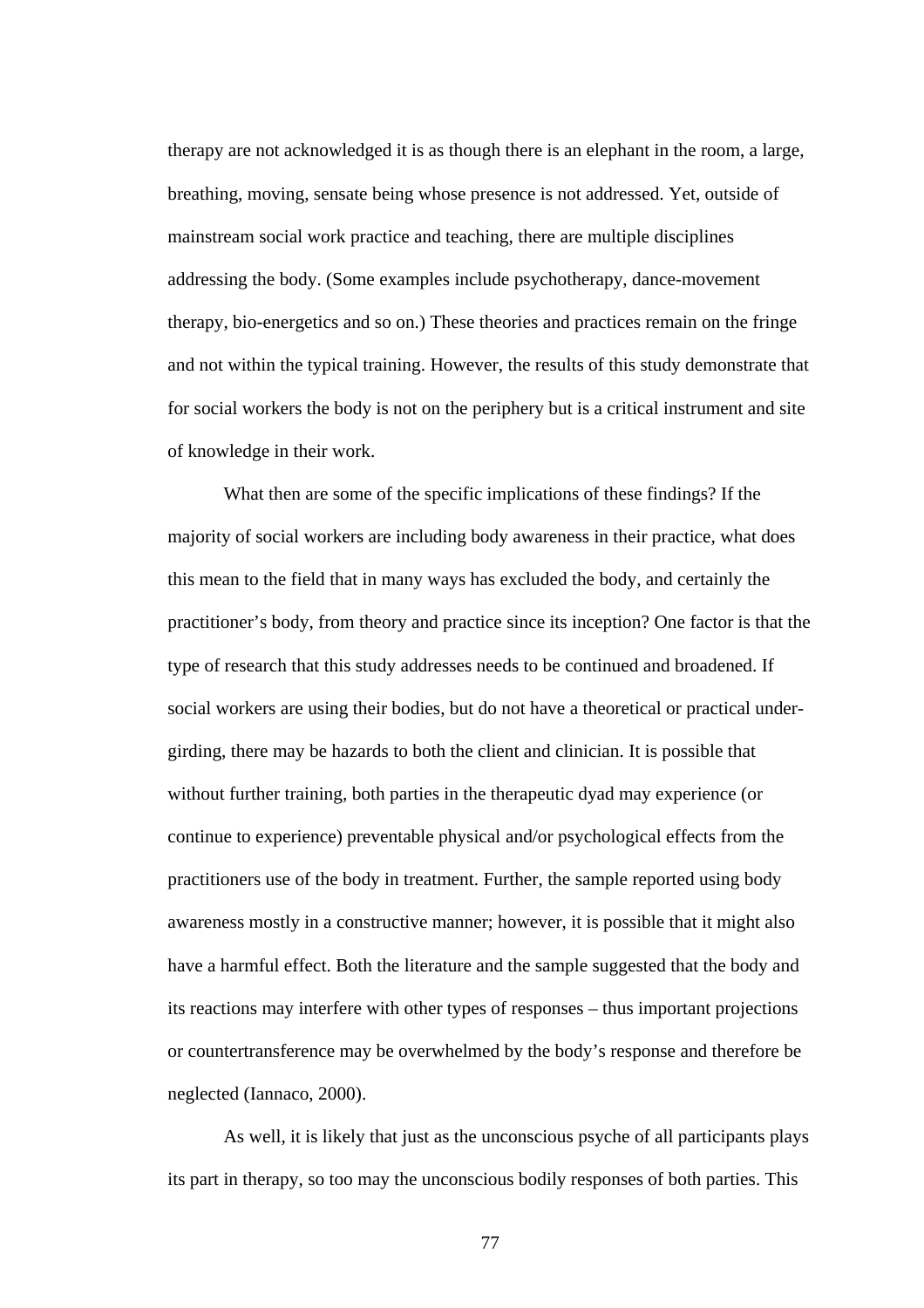therapy are not acknowledged it is as though there is an elephant in the room, a large, breathing, moving, sensate being whose presence is not addressed. Yet, outside of mainstream social work practice and teaching, there are multiple disciplines addressing the body. (Some examples include psychotherapy, dance-movement therapy, bio-energetics and so on.) These theories and practices remain on the fringe and not within the typical training. However, the results of this study demonstrate that for social workers the body is not on the periphery but is a critical instrument and site of knowledge in their work.

What then are some of the specific implications of these findings? If the majority of social workers are including body awareness in their practice, what does this mean to the field that in many ways has excluded the body, and certainly the practitioner's body, from theory and practice since its inception? One factor is that the type of research that this study addresses needs to be continued and broadened. If social workers are using their bodies, but do not have a theoretical or practical under-girding, there may be hazards to both the client and clinician. It is possible that without further training, both parties in the therapeutic dyad may experience (or continue to experience) preventable physical and/or psychological effects from the practitioners use of the body in treatment. Further, the sample reported using body awareness mostly in a constructive manner; however, it is possible that it might also have a harmful effect. Both the literature and the sample suggested that the body and its reactions may interfere with other types of responses – thus important projections or countertransference may be overwhelmed by the body's response and therefore be neglected (Iannaco, 2000).

As well, it is likely that just as the unconscious psyche of all participants plays its part in therapy, so too may the unconscious bodily responses of both parties. This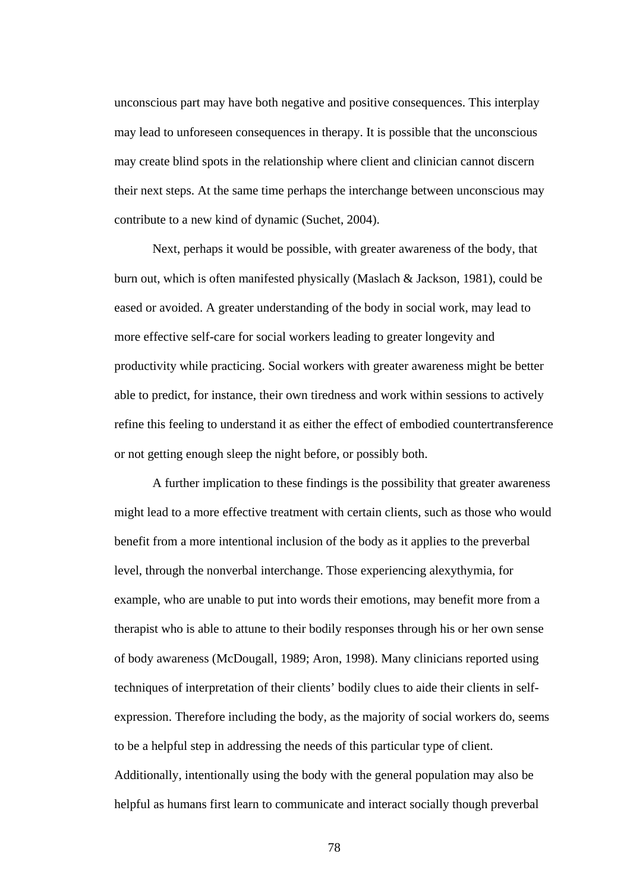unconscious part may have both negative and positive consequences. This interplay may lead to unforeseen consequences in therapy. It is possible that the unconscious may create blind spots in the relationship where client and clinician cannot discern their next steps. At the same time perhaps the interchange between unconscious may contribute to a new kind of dynamic (Suchet, 2004).

Next, perhaps it would be possible, with greater awareness of the body, that burn out, which is often manifested physically (Maslach & Jackson, 1981), could be eased or avoided. A greater understanding of the body in social work, may lead to more effective self-care for social workers leading to greater longevity and productivity while practicing. Social workers with greater awareness might be better able to predict, for instance, their own tiredness and work within sessions to actively refine this feeling to understand it as either the effect of embodied countertransference or not getting enough sleep the night before, or possibly both.

A further implication to these findings is the possibility that greater awareness might lead to a more effective treatment with certain clients, such as those who would benefit from a more intentional inclusion of the body as it applies to the preverbal level, through the nonverbal interchange. Those experiencing alexythymia, for example, who are unable to put into words their emotions, may benefit more from a therapist who is able to attune to their bodily responses through his or her own sense of body awareness (McDougall, 1989; Aron, 1998). Many clinicians reported using techniques of interpretation of their clients' bodily clues to aide their clients in self-expression. Therefore including the body, as the majority of social workers do, seems to be a helpful step in addressing the needs of this particular type of client. Additionally, intentionally using the body with the general population may also be helpful as humans first learn to communicate and interact socially though preverbal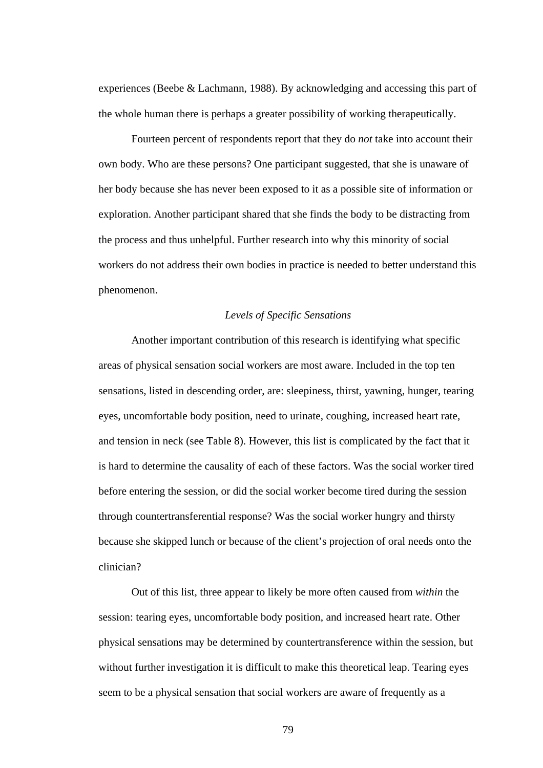experiences (Beebe & Lachmann, 1988). By acknowledging and accessing this part of the whole human there is perhaps a greater possibility of working therapeutically.

Fourteen percent of respondents report that they do *not* take into account their own body. Who are these persons? One participant suggested, that she is unaware of her body because she has never been exposed to it as a possible site of information or exploration. Another participant shared that she finds the body to be distracting from the process and thus unhelpful. Further research into why this minority of social workers do not address their own bodies in practice is needed to better understand this phenomenon.

### *Levels of Specific Sensations*

Another important contribution of this research is identifying what specific areas of physical sensation social workers are most aware. Included in the top ten sensations, listed in descending order, are: sleepiness, thirst, yawning, hunger, tearing eyes, uncomfortable body position, need to urinate, coughing, increased heart rate, and tension in neck (see Table 8). However, this list is complicated by the fact that it is hard to determine the causality of each of these factors. Was the social worker tired before entering the session, or did the social worker become tired during the session through countertransferential response? Was the social worker hungry and thirsty because she skipped lunch or because of the client's projection of oral needs onto the clinician?

Out of this list, three appear to likely be more often caused from *within* the session: tearing eyes, uncomfortable body position, and increased heart rate. Other physical sensations may be determined by countertransference within the session, but without further investigation it is difficult to make this theoretical leap. Tearing eyes seem to be a physical sensation that social workers are aware of frequently as a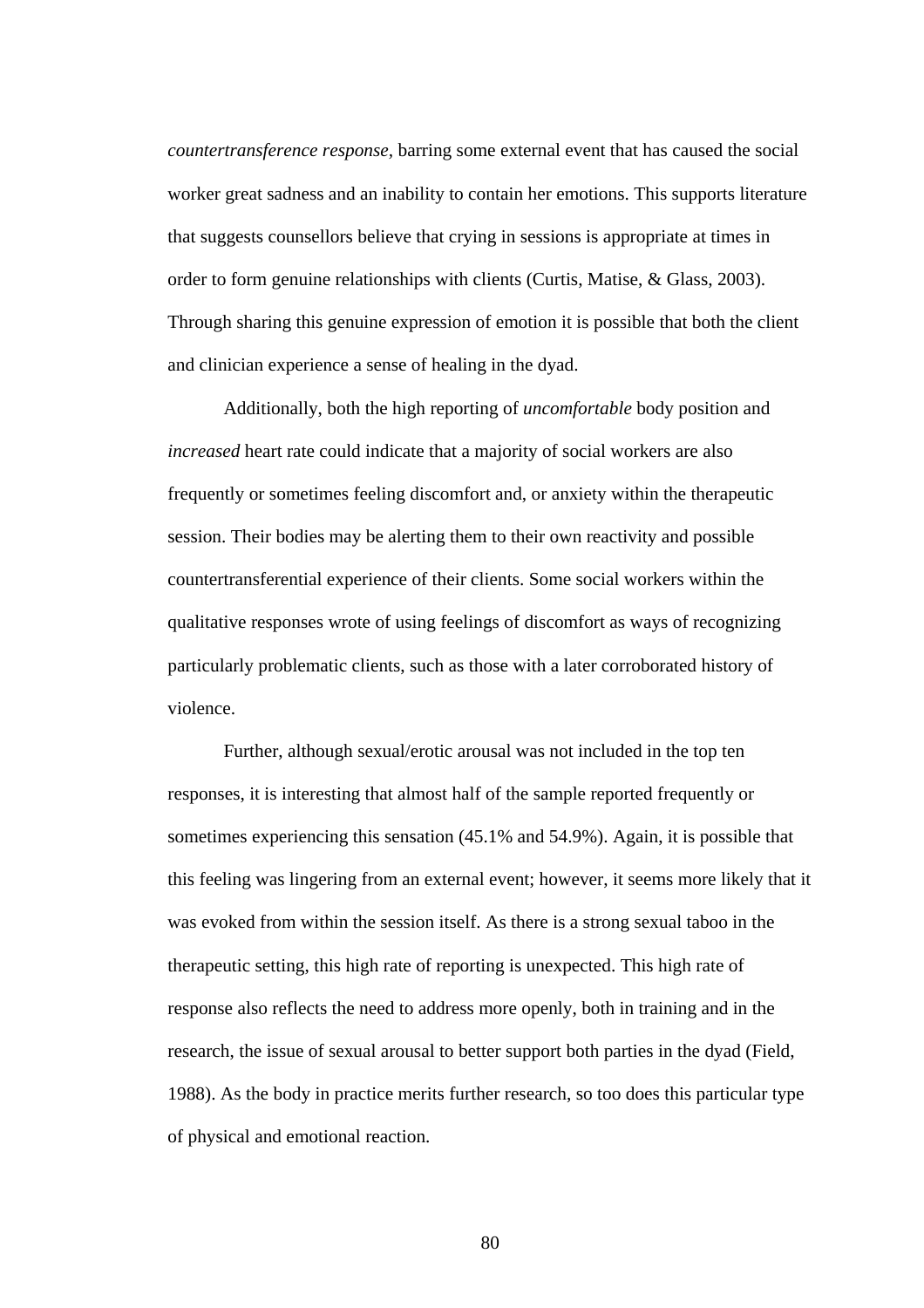*countertransference response*, barring some external event that has caused the social worker great sadness and an inability to contain her emotions. This supports literature that suggests counsellors believe that crying in sessions is appropriate at times in order to form genuine relationships with clients (Curtis, Matise, & Glass, 2003). Through sharing this genuine expression of emotion it is possible that both the client and clinician experience a sense of healing in the dyad.

Additionally, both the high reporting of *uncomfortable* body position and *increased* heart rate could indicate that a majority of social workers are also frequently or sometimes feeling discomfort and, or anxiety within the therapeutic session. Their bodies may be alerting them to their own reactivity and possible countertransferential experience of their clients. Some social workers within the qualitative responses wrote of using feelings of discomfort as ways of recognizing particularly problematic clients, such as those with a later corroborated history of violence.

Further, although sexual/erotic arousal was not included in the top ten responses, it is interesting that almost half of the sample reported frequently or sometimes experiencing this sensation (45.1% and 54.9%). Again, it is possible that this feeling was lingering from an external event; however, it seems more likely that it was evoked from within the session itself. As there is a strong sexual taboo in the therapeutic setting, this high rate of reporting is unexpected. This high rate of response also reflects the need to address more openly, both in training and in the research, the issue of sexual arousal to better support both parties in the dyad (Field, 1988). As the body in practice merits further research, so too does this particular type of physical and emotional reaction.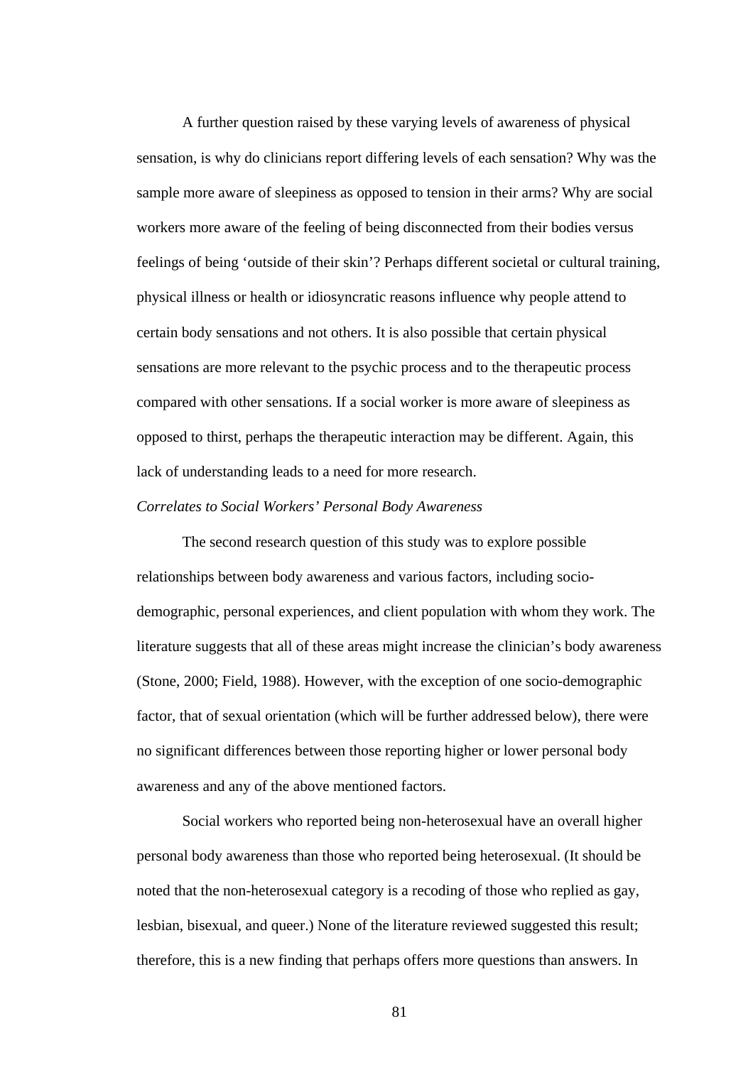A further question raised by these varying levels of awareness of physical sensation, is why do clinicians report differing levels of each sensation? Why was the sample more aware of sleepiness as opposed to tension in their arms? Why are social workers more aware of the feeling of being disconnected from their bodies versus feelings of being 'outside of their skin'? Perhaps different societal or cultural training, physical illness or health or idiosyncratic reasons influence why people attend to certain body sensations and not others. It is also possible that certain physical sensations are more relevant to the psychic process and to the therapeutic process compared with other sensations. If a social worker is more aware of sleepiness as opposed to thirst, perhaps the therapeutic interaction may be different. Again, this lack of understanding leads to a need for more research.

*Correlates to Social Workers' Personal Body Awareness*

The second research question of this study was to explore possible relationships between body awareness and various factors, including socio-demographic, personal experiences, and client population with whom they work. The literature suggests that all of these areas might increase the clinician's body awareness (Stone, 2000; Field, 1988). However, with the exception of one socio-demographic factor, that of sexual orientation (which will be further addressed below), there were no significant differences between those reporting higher or lower personal body awareness and any of the above mentioned factors.

Social workers who reported being non-heterosexual have an overall higher personal body awareness than those who reported being heterosexual. (It should be noted that the non-heterosexual category is a recoding of those who replied as gay, lesbian, bisexual, and queer.) None of the literature reviewed suggested this result; therefore, this is a new finding that perhaps offers more questions than answers. In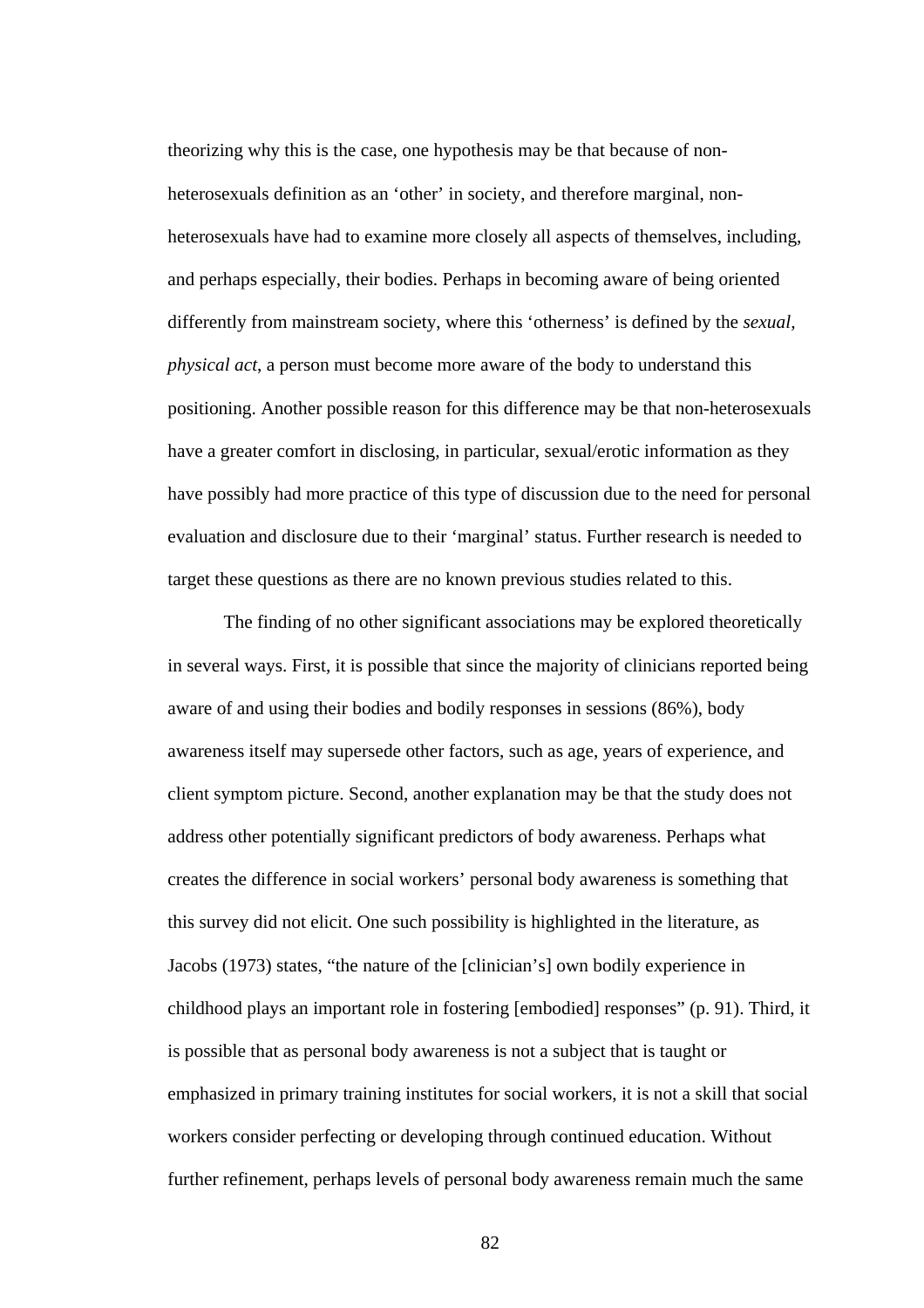theorizing why this is the case, one hypothesis may be that because of non-heterosexuals definition as an 'other' in society, and therefore marginal, non-heterosexuals have had to examine more closely all aspects of themselves, including, and perhaps especially, their bodies. Perhaps in becoming aware of being oriented differently from mainstream society, where this 'otherness' is defined by the *sexual, physical act*, a person must become more aware of the body to understand this positioning. Another possible reason for this difference may be that non-heterosexuals have a greater comfort in disclosing, in particular, sexual/erotic information as they have possibly had more practice of this type of discussion due to the need for personal evaluation and disclosure due to their 'marginal' status. Further research is needed to target these questions as there are no known previous studies related to this.

The finding of no other significant associations may be explored theoretically in several ways. First, it is possible that since the majority of clinicians reported being aware of and using their bodies and bodily responses in sessions (86%), body awareness itself may supersede other factors, such as age, years of experience, and client symptom picture. Second, another explanation may be that the study does not address other potentially significant predictors of body awareness. Perhaps what creates the difference in social workers' personal body awareness is something that this survey did not elicit. One such possibility is highlighted in the literature, as Jacobs (1973) states, "the nature of the [clinician's] own bodily experience in childhood plays an important role in fostering [embodied] responses" (p. 91). Third, it is possible that as personal body awareness is not a subject that is taught or emphasized in primary training institutes for social workers, it is not a skill that social workers consider perfecting or developing through continued education. Without further refinement, perhaps levels of personal body awareness remain much the same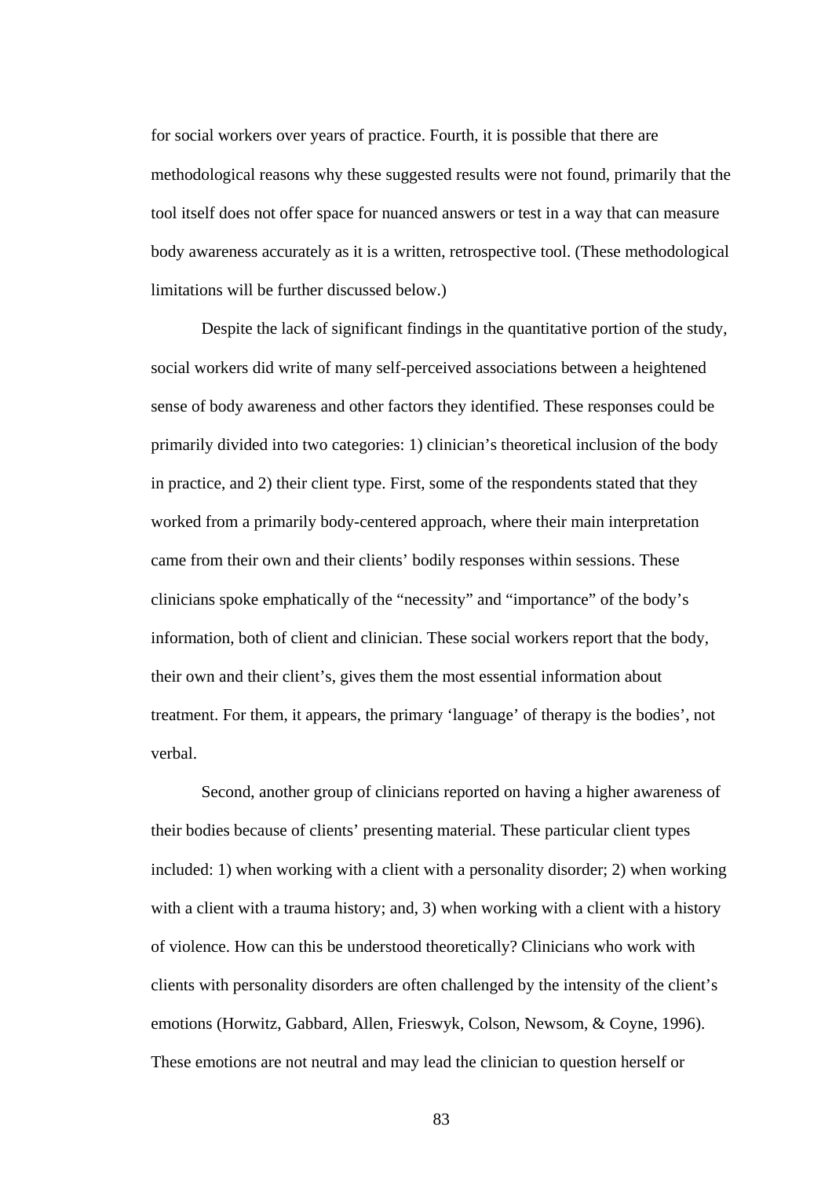for social workers over years of practice. Fourth, it is possible that there are methodological reasons why these suggested results were not found, primarily that the tool itself does not offer space for nuanced answers or test in a way that can measure body awareness accurately as it is a written, retrospective tool. (These methodological limitations will be further discussed below.)

Despite the lack of significant findings in the quantitative portion of the study, social workers did write of many self-perceived associations between a heightened sense of body awareness and other factors they identified. These responses could be primarily divided into two categories: 1) clinician's theoretical inclusion of the body in practice, and 2) their client type. First, some of the respondents stated that they worked from a primarily body-centered approach, where their main interpretation came from their own and their clients' bodily responses within sessions. These clinicians spoke emphatically of the "necessity" and "importance" of the body's information, both of client and clinician. These social workers report that the body, their own and their client's, gives them the most essential information about treatment. For them, it appears, the primary 'language' of therapy is the bodies', not verbal.

Second, another group of clinicians reported on having a higher awareness of their bodies because of clients' presenting material. These particular client types included: 1) when working with a client with a personality disorder; 2) when working with a client with a trauma history; and, 3) when working with a client with a history of violence. How can this be understood theoretically? Clinicians who work with clients with personality disorders are often challenged by the intensity of the client's emotions (Horwitz, Gabbard, Allen, Frieswyk, Colson, Newsom, & Coyne, 1996). These emotions are not neutral and may lead the clinician to question herself or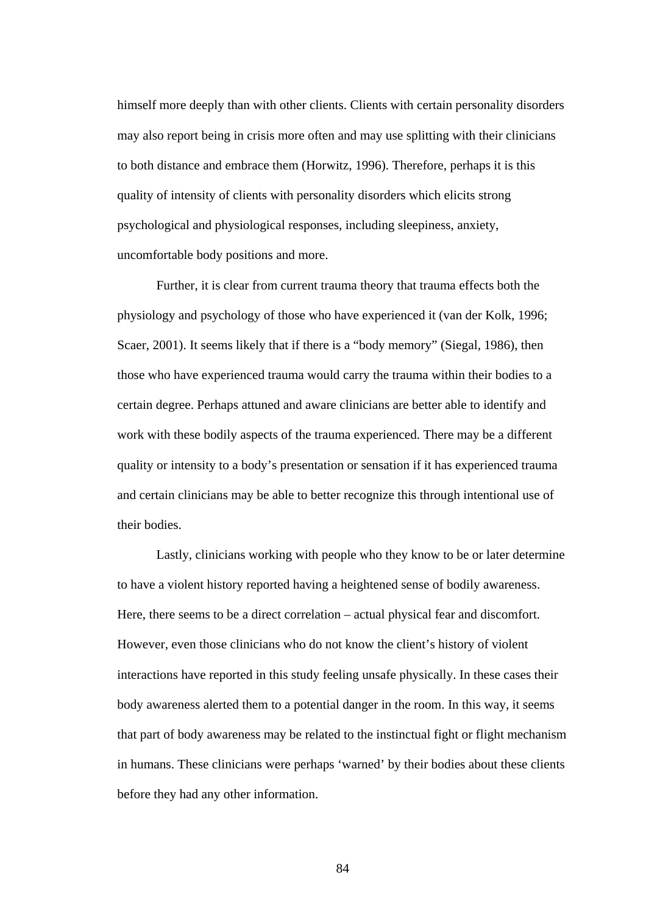himself more deeply than with other clients. Clients with certain personality disorders may also report being in crisis more often and may use splitting with their clinicians to both distance and embrace them (Horwitz, 1996). Therefore, perhaps it is this quality of intensity of clients with personality disorders which elicits strong psychological and physiological responses, including sleepiness, anxiety, uncomfortable body positions and more.

Further, it is clear from current trauma theory that trauma effects both the physiology and psychology of those who have experienced it (van der Kolk, 1996; Scaer, 2001). It seems likely that if there is a "body memory" (Siegal, 1986), then those who have experienced trauma would carry the trauma within their bodies to a certain degree. Perhaps attuned and aware clinicians are better able to identify and work with these bodily aspects of the trauma experienced. There may be a different quality or intensity to a body's presentation or sensation if it has experienced trauma and certain clinicians may be able to better recognize this through intentional use of their bodies.

Lastly, clinicians working with people who they know to be or later determine to have a violent history reported having a heightened sense of bodily awareness. Here, there seems to be a direct correlation – actual physical fear and discomfort. However, even those clinicians who do not know the client's history of violent interactions have reported in this study feeling unsafe physically. In these cases their body awareness alerted them to a potential danger in the room. In this way, it seems that part of body awareness may be related to the instinctual fight or flight mechanism in humans. These clinicians were perhaps 'warned' by their bodies about these clients before they had any other information.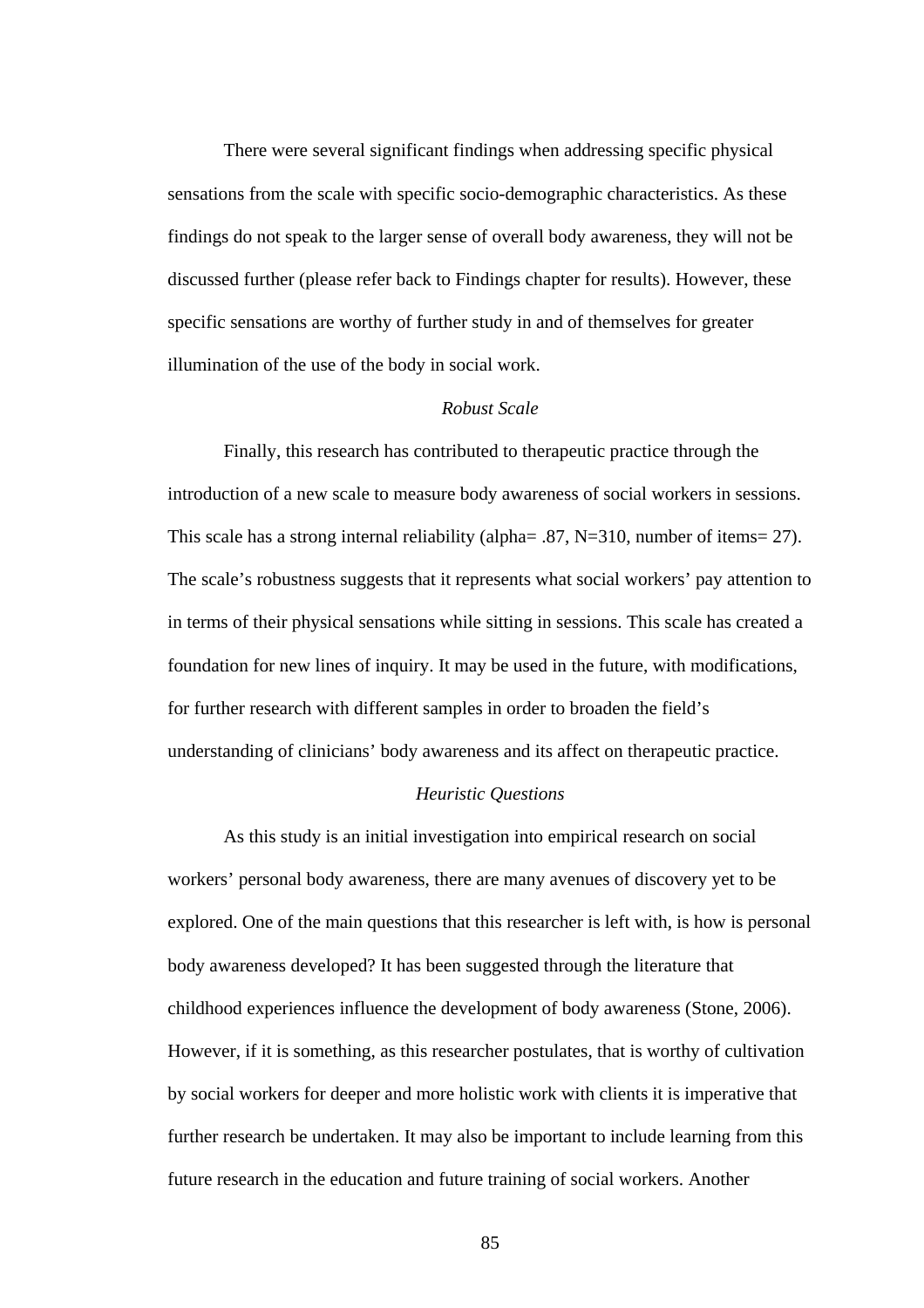There were several significant findings when addressing specific physical sensations from the scale with specific socio-demographic characteristics. As these findings do not speak to the larger sense of overall body awareness, they will not be discussed further (please refer back to Findings chapter for results). However, these specific sensations are worthy of further study in and of themselves for greater illumination of the use of the body in social work.

### *Robust Scale*

Finally, this research has contributed to therapeutic practice through the introduction of a new scale to measure body awareness of social workers in sessions. This scale has a strong internal reliability (alpha= .87, N=310, number of items= 27). The scale's robustness suggests that it represents what social workers' pay attention to in terms of their physical sensations while sitting in sessions. This scale has created a foundation for new lines of inquiry. It may be used in the future, with modifications, for further research with different samples in order to broaden the field's understanding of clinicians' body awareness and its affect on therapeutic practice.

### *Heuristic Questions*

As this study is an initial investigation into empirical research on social workers' personal body awareness, there are many avenues of discovery yet to be explored. One of the main questions that this researcher is left with, is how is personal body awareness developed? It has been suggested through the literature that childhood experiences influence the development of body awareness (Stone, 2006). However, if it is something, as this researcher postulates, that is worthy of cultivation by social workers for deeper and more holistic work with clients it is imperative that further research be undertaken. It may also be important to include learning from this future research in the education and future training of social workers. Another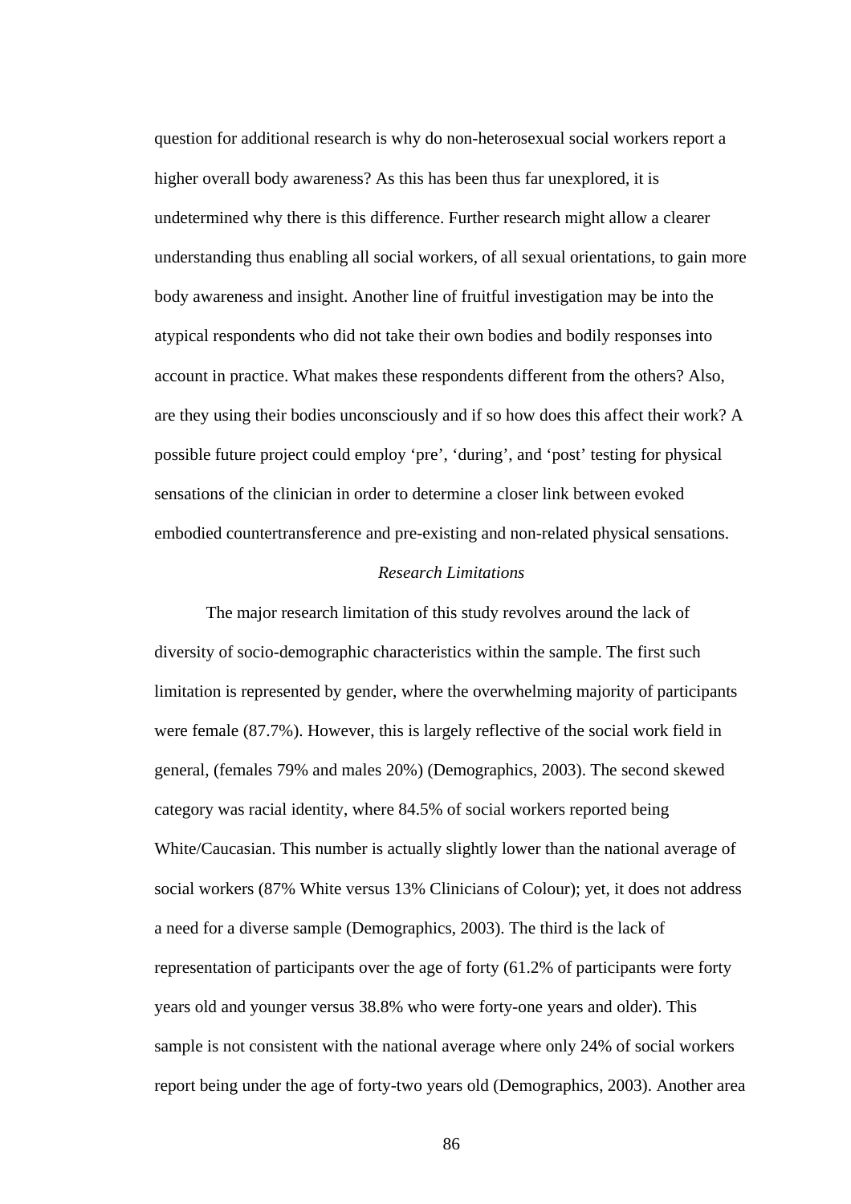question for additional research is why do non-heterosexual social workers report a higher overall body awareness? As this has been thus far unexplored, it is undetermined why there is this difference. Further research might allow a clearer understanding thus enabling all social workers, of all sexual orientations, to gain more body awareness and insight. Another line of fruitful investigation may be into the atypical respondents who did not take their own bodies and bodily responses into account in practice. What makes these respondents different from the others? Also, are they using their bodies unconsciously and if so how does this affect their work? A possible future project could employ 'pre', 'during', and 'post' testing for physical sensations of the clinician in order to determine a closer link between evoked embodied countertransference and pre-existing and non-related physical sensations.

### *Research Limitations*

The major research limitation of this study revolves around the lack of diversity of socio-demographic characteristics within the sample. The first such limitation is represented by gender, where the overwhelming majority of participants were female (87.7%). However, this is largely reflective of the social work field in general, (females 79% and males 20%) (Demographics, 2003). The second skewed category was racial identity, where 84.5% of social workers reported being White/Caucasian. This number is actually slightly lower than the national average of social workers (87% White versus 13% Clinicians of Colour); yet, it does not address a need for a diverse sample (Demographics, 2003). The third is the lack of representation of participants over the age of forty (61.2% of participants were forty years old and younger versus 38.8% who were forty-one years and older). This sample is not consistent with the national average where only 24% of social workers report being under the age of forty-two years old (Demographics, 2003). Another area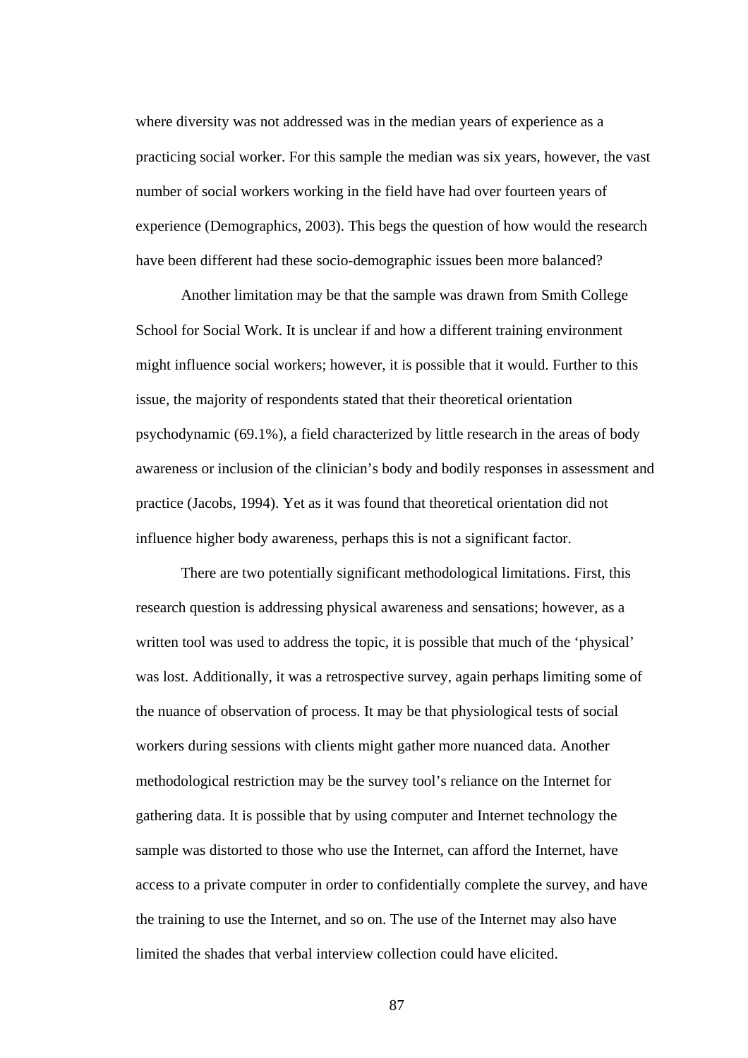where diversity was not addressed was in the median years of experience as a practicing social worker. For this sample the median was six years, however, the vast number of social workers working in the field have had over fourteen years of experience (Demographics, 2003). This begs the question of how would the research have been different had these socio-demographic issues been more balanced?

Another limitation may be that the sample was drawn from Smith College School for Social Work. It is unclear if and how a different training environment might influence social workers; however, it is possible that it would. Further to this issue, the majority of respondents stated that their theoretical orientation psychodynamic (69.1%), a field characterized by little research in the areas of body awareness or inclusion of the clinician's body and bodily responses in assessment and practice (Jacobs, 1994). Yet as it was found that theoretical orientation did not influence higher body awareness, perhaps this is not a significant factor.

There are two potentially significant methodological limitations. First, this research question is addressing physical awareness and sensations; however, as a written tool was used to address the topic, it is possible that much of the 'physical' was lost. Additionally, it was a retrospective survey, again perhaps limiting some of the nuance of observation of process. It may be that physiological tests of social workers during sessions with clients might gather more nuanced data. Another methodological restriction may be the survey tool's reliance on the Internet for gathering data. It is possible that by using computer and Internet technology the sample was distorted to those who use the Internet, can afford the Internet, have access to a private computer in order to confidentially complete the survey, and have the training to use the Internet, and so on. The use of the Internet may also have limited the shades that verbal interview collection could have elicited.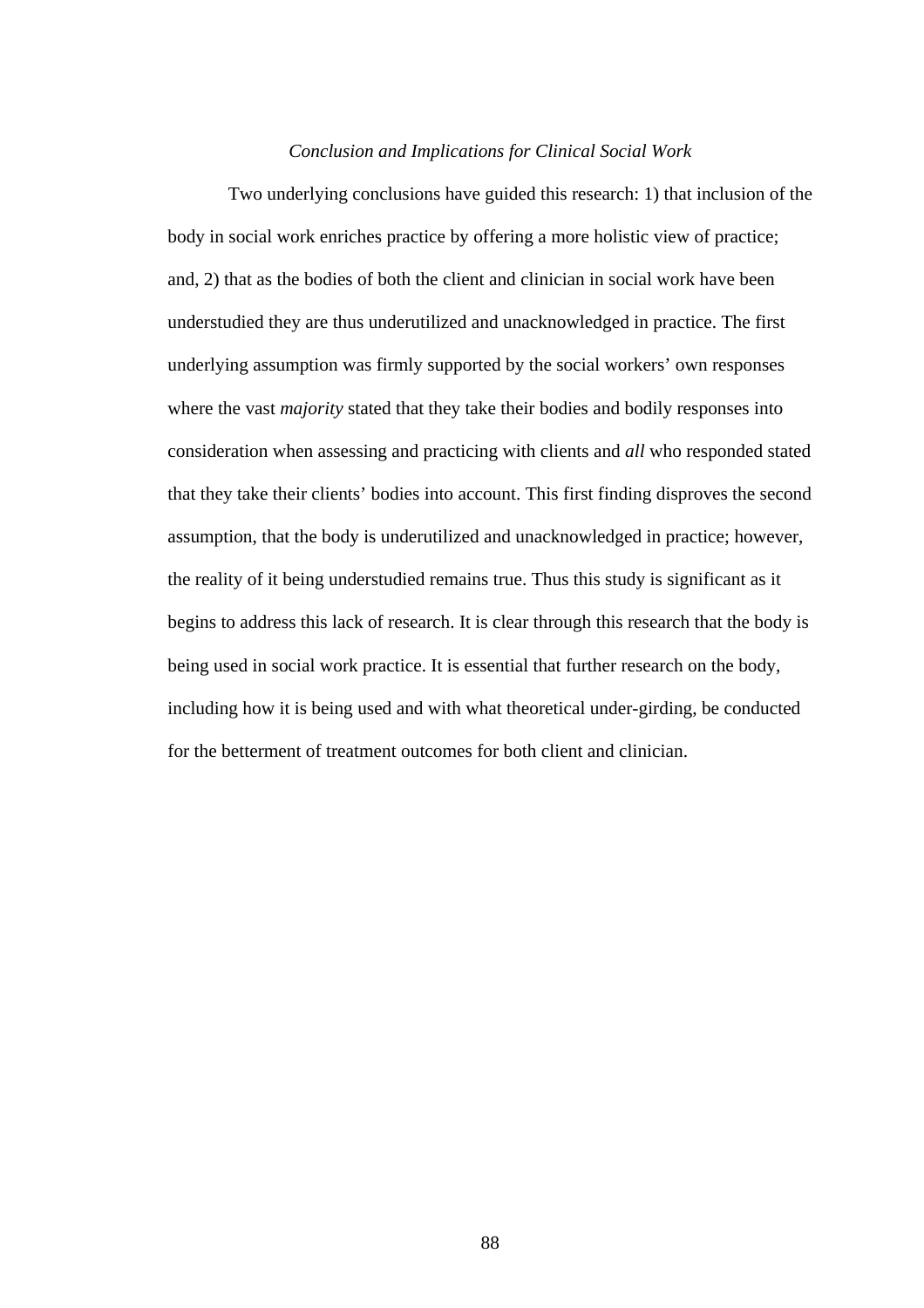*Conclusion and Implications for Clinical Social Work*

Two underlying conclusions have guided this research: 1) that inclusion of the body in social work enriches practice by offering a more holistic view of practice; and, 2) that as the bodies of both the client and clinician in social work have been understudied they are thus underutilized and unacknowledged in practice. The first underlying assumption was firmly supported by the social workers' own responses where the vast *majority* stated that they take their bodies and bodily responses into consideration when assessing and practicing with clients and *all* who responded stated that they take their clients' bodies into account. This first finding disproves the second assumption, that the body is underutilized and unacknowledged in practice; however, the reality of it being understudied remains true. Thus this study is significant as it begins to address this lack of research. It is clear through this research that the body is being used in social work practice. It is essential that further research on the body, including how it is being used and with what theoretical under-girding, be conducted for the betterment of treatment outcomes for both client and clinician.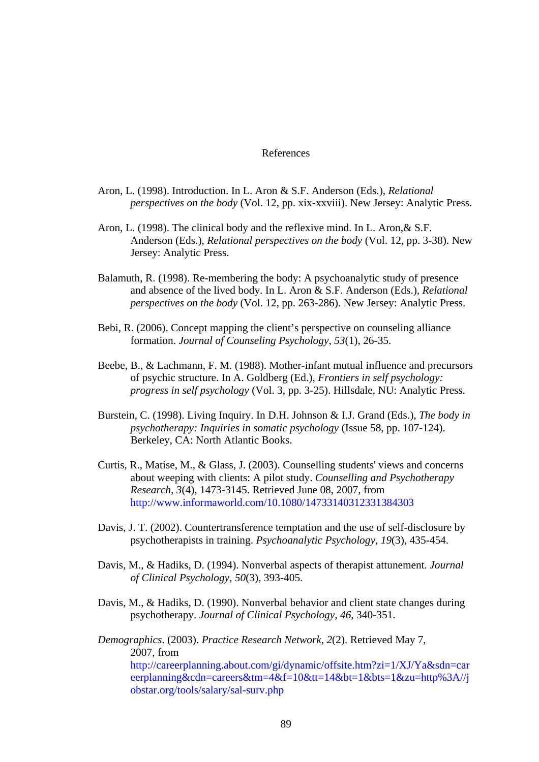# References

Aron, L. (1998). Introduction. In L. Aron & S.F. Anderson (Eds.), *Relational perspectives on the body* (Vol. 12, pp. xix-xxviii). New Jersey: Analytic Press.

Aron, L. (1998). The clinical body and the reflexive mind. In L. Aron,& S.F. Anderson (Eds.), *Relational perspectives on the body* (Vol. 12, pp. 3-38). New Jersey: Analytic Press.

Balamuth, R. (1998). Re-membering the body: A psychoanalytic study of presence and absence of the lived body. In L. Aron & S.F. Anderson (Eds.), *Relational perspectives on the body* (Vol. 12, pp. 263-286). New Jersey: Analytic Press.

Bebi, R. (2006). Concept mapping the client's perspective on counseling alliance formation. *Journal of Counseling Psychology*, *53*(1), 26-35.

Beebe, B., & Lachmann, F. M. (1988). Mother-infant mutual influence and precursors of psychic structure. In A. Goldberg (Ed.), *Frontiers in self psychology: progress in self psychology* (Vol. 3, pp. 3-25). Hillsdale, NU: Analytic Press.

Burstein, C. (1998). Living Inquiry. In D.H. Johnson & I.J. Grand (Eds.), *The body in psychotherapy: Inquiries in somatic psychology* (Issue 58, pp. 107-124). Berkeley, CA: North Atlantic Books.

Curtis, R., Matise, M., & Glass, J. (2003). Counselling students' views and concerns about weeping with clients: A pilot study. *Counselling and Psychotherapy Research, 3*(4), 1473-3145. Retrieved June 08, 2007, from http://www.informaworld.com/10.1080/14733140312331384303

Davis, J. T. (2002). Countertransference temptation and the use of self-disclosure by psychotherapists in training. *Psychoanalytic Psychology*, *19*(3), 435-454.

Davis, M., & Hadiks, D. (1994). Nonverbal aspects of therapist attunement. *Journal of Clinical Psychology*, *50*(3), 393-405.

Davis, M., & Hadiks, D. (1990). Nonverbal behavior and client state changes during psychotherapy. *Journal of Clinical Psychology*, *46*, 340-351.

*Demographics*. (2003). *Practice Research Network*, *2*(2). Retrieved May 7, 2007, from http://careerplanning.about.com/gi/dynamic/offsite.htm?zi=1/XJ/Ya&sdn=careerplanning&cdn=careers&tm=4&f=10&tt=14&bt=1&bts=1&zu=http%3A//jobstar.org/tools/salary/sal-surv.php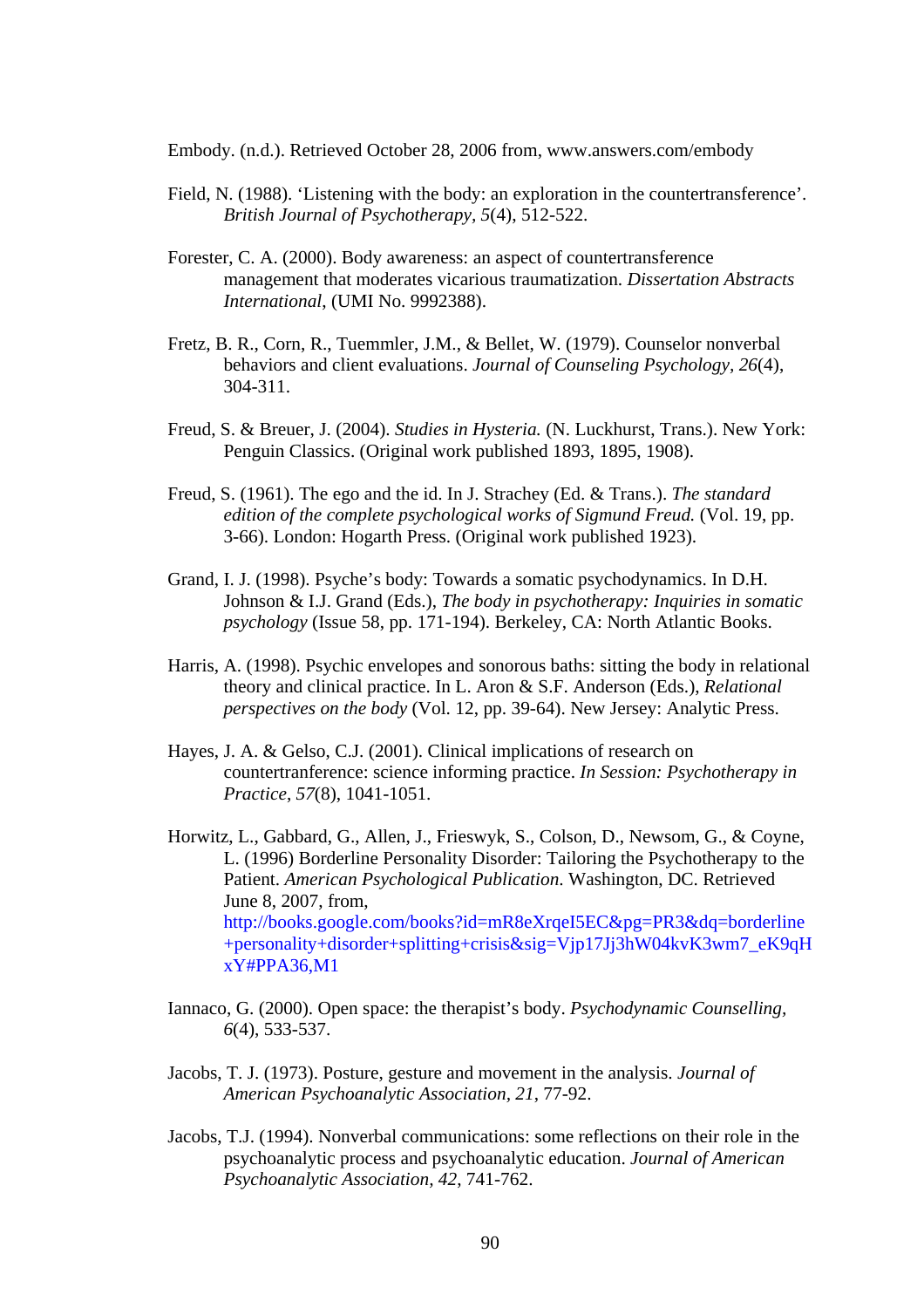Embody. (n.d.). Retrieved October 28, 2006 from, www.answers.com/embody

Field, N. (1988). 'Listening with the body: an exploration in the countertransference'. *British Journal of Psychotherapy*, *5*(4), 512-522.

Forester, C. A. (2000). Body awareness: an aspect of countertransference management that moderates vicarious traumatization. *Dissertation Abstracts International*, (UMI No. 9992388).

Fretz, B. R., Corn, R., Tuemmler, J.M., & Bellet, W. (1979). Counselor nonverbal behaviors and client evaluations. *Journal of Counseling Psychology*, *26*(4), 304-311.

Freud, S. & Breuer, J. (2004). *Studies in Hysteria.* (N. Luckhurst, Trans.). New York: Penguin Classics. (Original work published 1893, 1895, 1908).

Freud, S. (1961). The ego and the id. In J. Strachey (Ed. & Trans.). *The standard edition of the complete psychological works of Sigmund Freud.* (Vol. 19, pp. 3-66). London: Hogarth Press. (Original work published 1923).

Grand, I. J. (1998). Psyche's body: Towards a somatic psychodynamics. In D.H. Johnson & I.J. Grand (Eds.), *The body in psychotherapy: Inquiries in somatic psychology* (Issue 58, pp. 171-194). Berkeley, CA: North Atlantic Books.

Harris, A. (1998). Psychic envelopes and sonorous baths: sitting the body in relational theory and clinical practice. In L. Aron & S.F. Anderson (Eds.), *Relational perspectives on the body* (Vol. 12, pp. 39-64). New Jersey: Analytic Press.

Hayes, J. A. & Gelso, C.J. (2001). Clinical implications of research on countertranference: science informing practice. *In Session: Psychotherapy in Practice*, *57*(8), 1041-1051.

Horwitz, L., Gabbard, G., Allen, J., Frieswyk, S., Colson, D., Newsom, G., & Coyne, L. (1996) Borderline Personality Disorder: Tailoring the Psychotherapy to the Patient. *American Psychological Publication.* Washington, DC. Retrieved June 8, 2007, from, http://books.google.com/books?id=mR8eXrqeI5EC&pg=PR3&dq=borderline+personality+disorder+splitting+crisis&sig=Vjp17Jj3hW04kvK3wm7_eK9qHxY#PPA36,M1

Iannaco, G. (2000). Open space: the therapist's body. *Psychodynamic Counselling*, *6*(4), 533-537.

Jacobs, T. J. (1973). Posture, gesture and movement in the analysis. *Journal of American Psychoanalytic Association*, *21*, 77-92.

Jacobs, T.J. (1994). Nonverbal communications: some reflections on their role in the psychoanalytic process and psychoanalytic education. *Journal of American Psychoanalytic Association*, *42*, 741-762.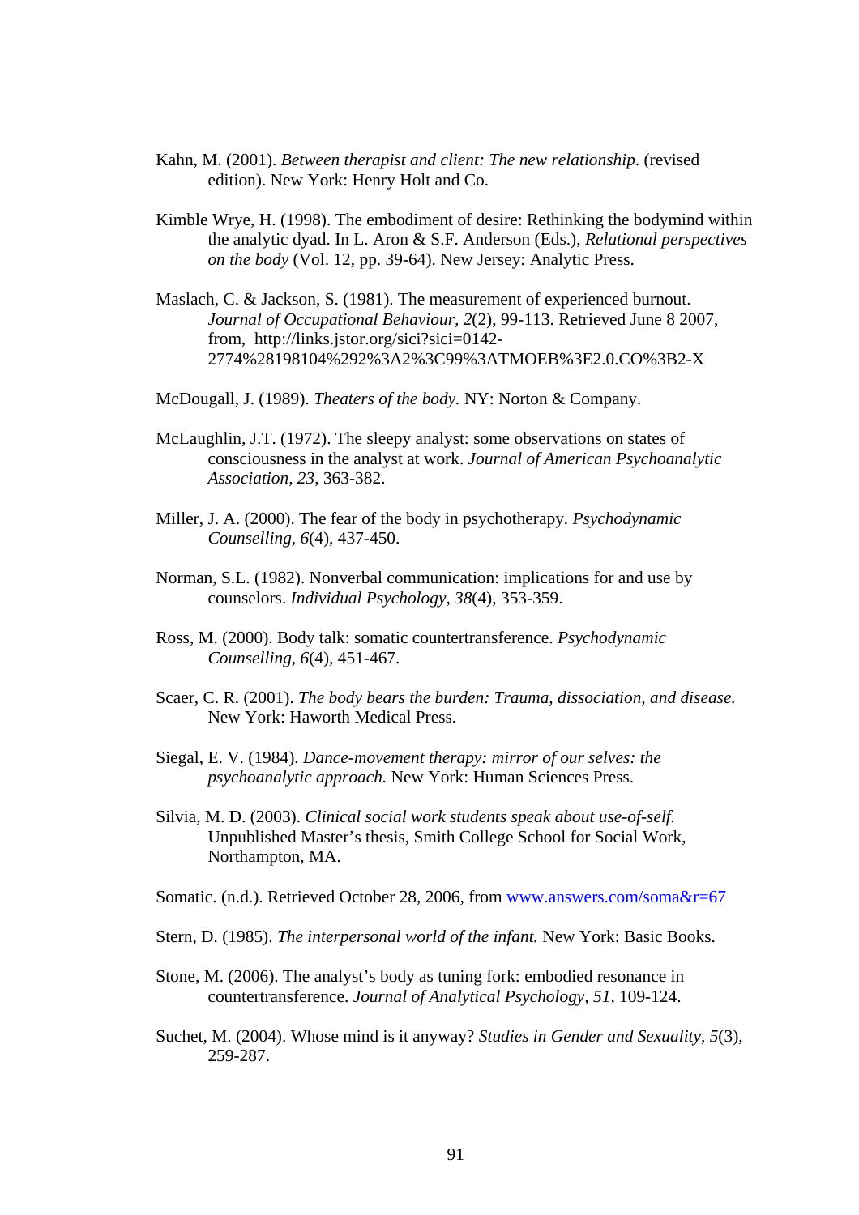Kahn, M. (2001). *Between therapist and client: The new relationship*. (revised edition). New York: Henry Holt and Co.

Kimble Wrye, H. (1998). The embodiment of desire: Rethinking the bodymind within the analytic dyad. In L. Aron & S.F. Anderson (Eds.), *Relational perspectives on the body* (Vol. 12, pp. 39-64). New Jersey: Analytic Press.

Maslach, C. & Jackson, S. (1981). The measurement of experienced burnout. *Journal of Occupational Behaviour, 2*(2), 99-113. Retrieved June 8 2007, from, http://links.jstor.org/sici?sici=0142-2774%28198104%292%3A2%3C99%3ATMOEB%3E2.0.CO%3B2-X

McDougall, J. (1989). *Theaters of the body.* NY: Norton & Company.

McLaughlin, J.T. (1972). The sleepy analyst: some observations on states of consciousness in the analyst at work. *Journal of American Psychoanalytic Association, 23*, 363-382.

Miller, J. A. (2000). The fear of the body in psychotherapy. *Psychodynamic Counselling, 6*(4), 437-450.

Norman, S.L. (1982). Nonverbal communication: implications for and use by counselors. *Individual Psychology, 38*(4), 353-359.

Ross, M. (2000). Body talk: somatic countertransference. *Psychodynamic Counselling, 6*(4), 451-467.

Scaer, C. R. (2001). *The body bears the burden: Trauma, dissociation, and disease.* New York: Haworth Medical Press.

Siegal, E. V. (1984). *Dance-movement therapy: mirror of our selves: the psychoanalytic approach.* New York: Human Sciences Press.

Silvia, M. D. (2003). *Clinical social work students speak about use-of-self.* Unpublished Master's thesis, Smith College School for Social Work, Northampton, MA.

Somatic. (n.d.). Retrieved October 28, 2006, from www.answers.com/soma&r=67

Stern, D. (1985). *The interpersonal world of the infant.* New York: Basic Books.

Stone, M. (2006). The analyst's body as tuning fork: embodied resonance in countertransference. *Journal of Analytical Psychology, 51*, 109-124.

Suchet, M. (2004). Whose mind is it anyway? *Studies in Gender and Sexuality, 5*(3), 259-287.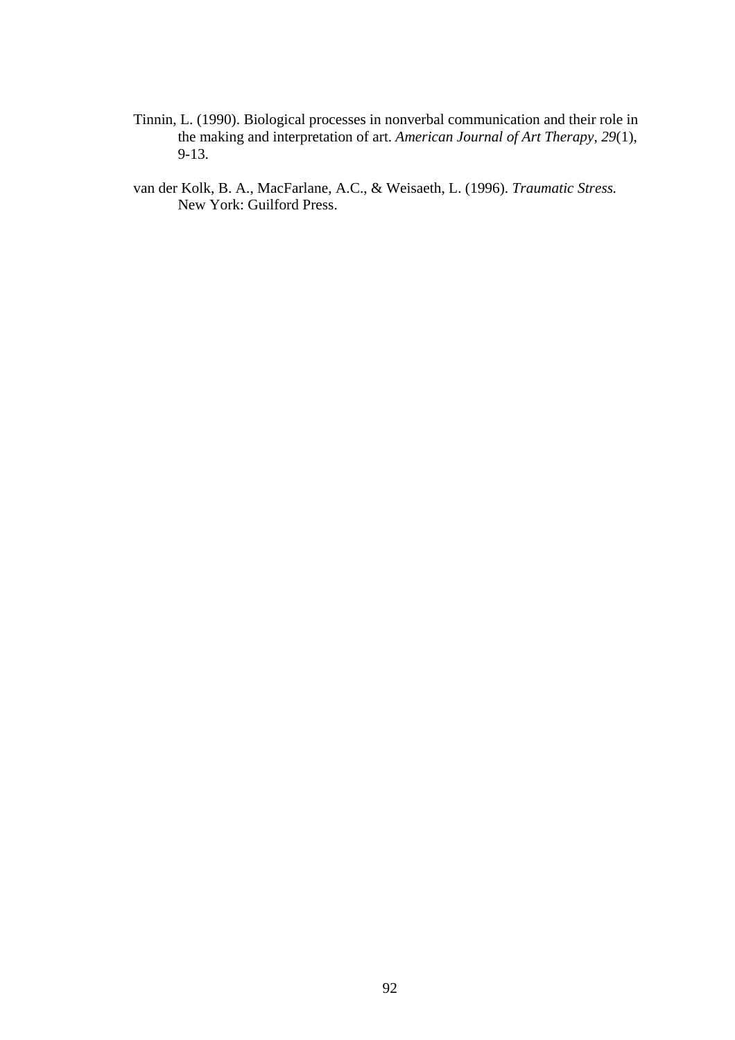Tinnin, L. (1990). Biological processes in nonverbal communication and their role in the making and interpretation of art. *American Journal of Art Therapy*, *29*(1), 9-13.

van der Kolk, B. A., MacFarlane, A.C., & Weisaeth, L. (1996). *Traumatic Stress.* New York: Guilford Press.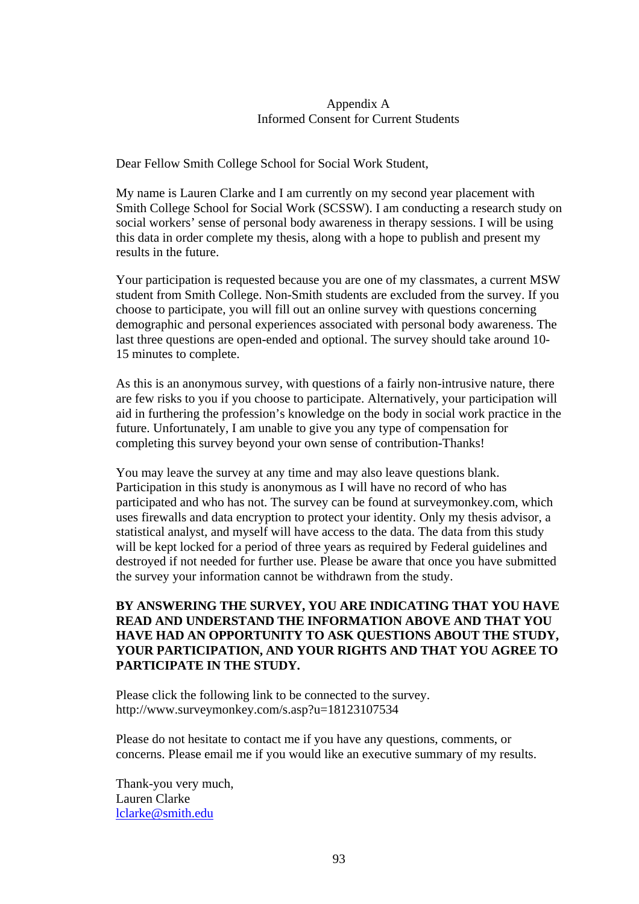# Appendix A
## Informed Consent for Current Students

Dear Fellow Smith College School for Social Work Student,

My name is Lauren Clarke and I am currently on my second year placement with Smith College School for Social Work (SCSSW). I am conducting a research study on social workers' sense of personal body awareness in therapy sessions. I will be using this data in order complete my thesis, along with a hope to publish and present my results in the future.

Your participation is requested because you are one of my classmates, a current MSW student from Smith College. Non-Smith students are excluded from the survey. If you choose to participate, you will fill out an online survey with questions concerning demographic and personal experiences associated with personal body awareness. The last three questions are open-ended and optional. The survey should take around 10-15 minutes to complete.

As this is an anonymous survey, with questions of a fairly non-intrusive nature, there are few risks to you if you choose to participate. Alternatively, your participation will aid in furthering the profession's knowledge on the body in social work practice in the future. Unfortunately, I am unable to give you any type of compensation for completing this survey beyond your own sense of contribution-Thanks!

You may leave the survey at any time and may also leave questions blank. Participation in this study is anonymous as I will have no record of who has participated and who has not. The survey can be found at surveymonkey.com, which uses firewalls and data encryption to protect your identity. Only my thesis advisor, a statistical analyst, and myself will have access to the data. The data from this study will be kept locked for a period of three years as required by Federal guidelines and destroyed if not needed for further use. Please be aware that once you have submitted the survey your information cannot be withdrawn from the study.

**BY ANSWERING THE SURVEY, YOU ARE INDICATING THAT YOU HAVE READ AND UNDERSTAND THE INFORMATION ABOVE AND THAT YOU HAVE HAD AN OPPORTUNITY TO ASK QUESTIONS ABOUT THE STUDY, YOUR PARTICIPATION, AND YOUR RIGHTS AND THAT YOU AGREE TO PARTICIPATE IN THE STUDY.**

Please click the following link to be connected to the survey.
http://www.surveymonkey.com/s.asp?u=18123107534

Please do not hesitate to contact me if you have any questions, comments, or concerns. Please email me if you would like an executive summary of my results.

Thank-you very much,
Lauren Clarke
lclarke@smith.edu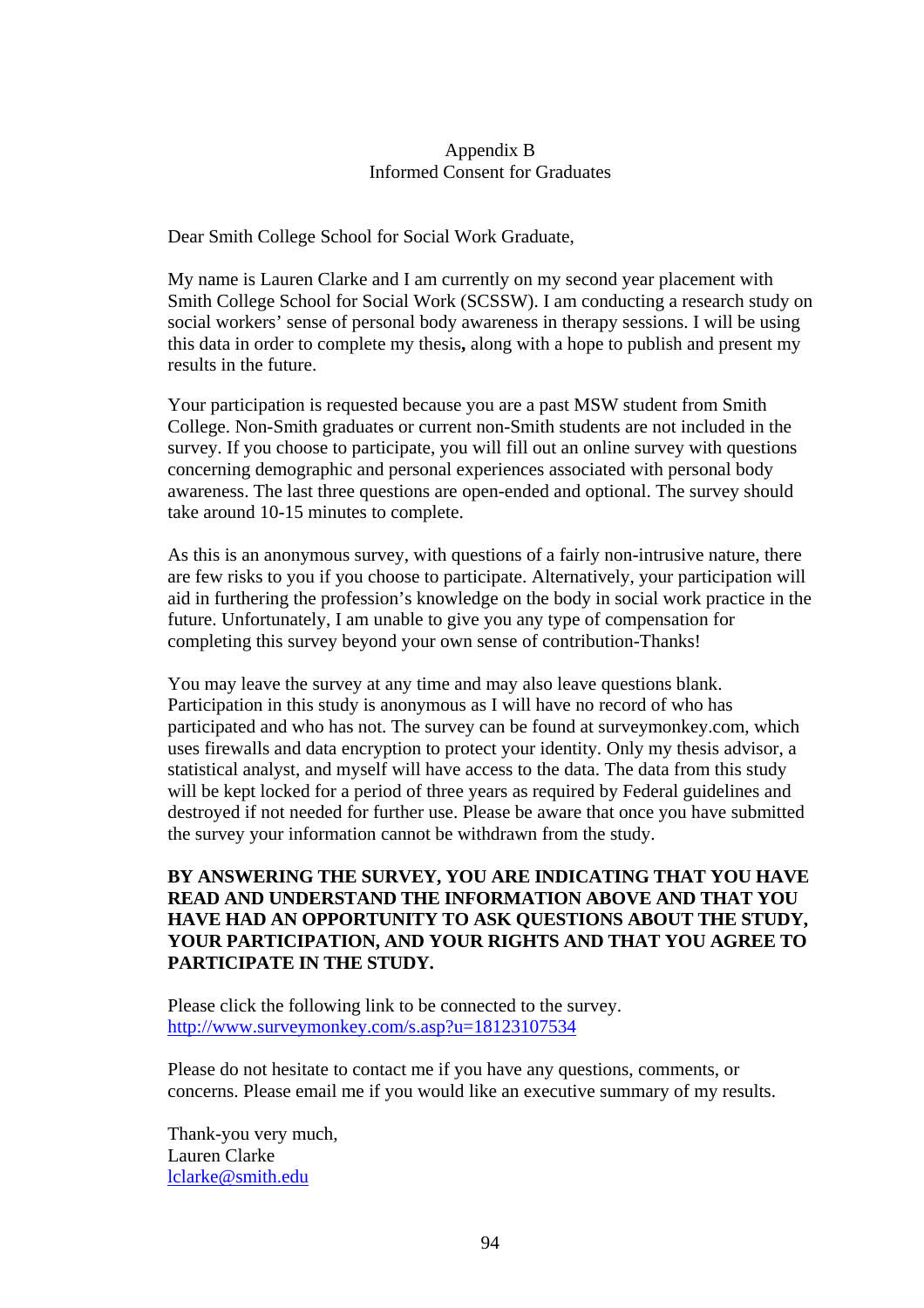# Appendix B
## Informed Consent for Graduates

Dear Smith College School for Social Work Graduate,

My name is Lauren Clarke and I am currently on my second year placement with Smith College School for Social Work (SCSSW). I am conducting a research study on social workers' sense of personal body awareness in therapy sessions. I will be using this data in order to complete my thesis**,** along with a hope to publish and present my results in the future.

Your participation is requested because you are a past MSW student from Smith College. Non-Smith graduates or current non-Smith students are not included in the survey. If you choose to participate, you will fill out an online survey with questions concerning demographic and personal experiences associated with personal body awareness. The last three questions are open-ended and optional. The survey should take around 10-15 minutes to complete.

As this is an anonymous survey, with questions of a fairly non-intrusive nature, there are few risks to you if you choose to participate. Alternatively, your participation will aid in furthering the profession's knowledge on the body in social work practice in the future. Unfortunately, I am unable to give you any type of compensation for completing this survey beyond your own sense of contribution-Thanks!

You may leave the survey at any time and may also leave questions blank. Participation in this study is anonymous as I will have no record of who has participated and who has not. The survey can be found at surveymonkey.com, which uses firewalls and data encryption to protect your identity. Only my thesis advisor, a statistical analyst, and myself will have access to the data. The data from this study will be kept locked for a period of three years as required by Federal guidelines and destroyed if not needed for further use. Please be aware that once you have submitted the survey your information cannot be withdrawn from the study.

**BY ANSWERING THE SURVEY, YOU ARE INDICATING THAT YOU HAVE READ AND UNDERSTAND THE INFORMATION ABOVE AND THAT YOU HAVE HAD AN OPPORTUNITY TO ASK QUESTIONS ABOUT THE STUDY, YOUR PARTICIPATION, AND YOUR RIGHTS AND THAT YOU AGREE TO PARTICIPATE IN THE STUDY.**

Please click the following link to be connected to the survey.
[http://www.surveymonkey.com/s.asp?u=18123107534](http://www.surveymonkey.com/s.asp?u=18123107534)

Please do not hesitate to contact me if you have any questions, comments, or concerns. Please email me if you would like an executive summary of my results.

Thank-you very much,
Lauren Clarke
[lclarke@smith.edu](mailto:lclarke@smith.edu)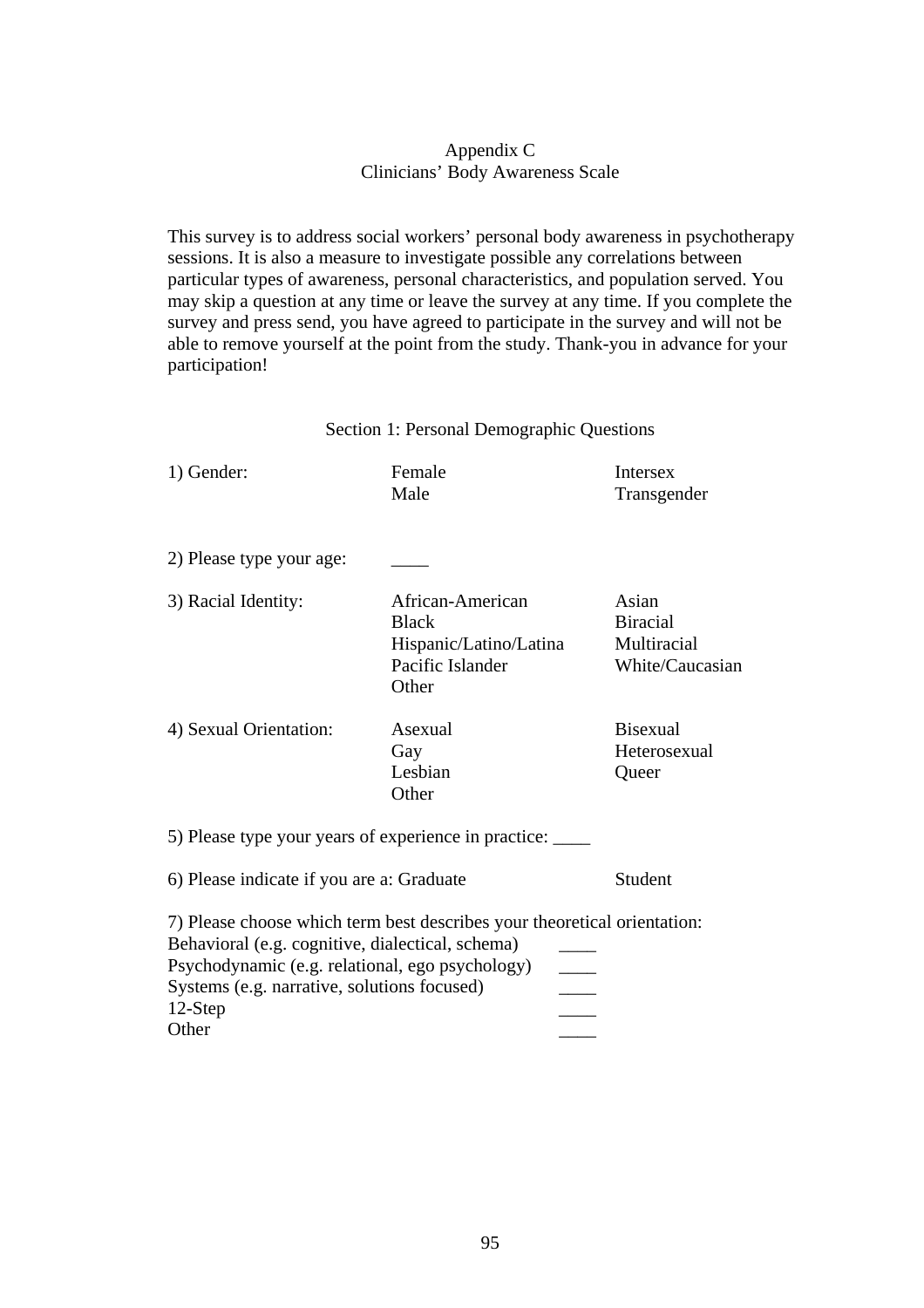# Appendix C
## Clinicians' Body Awareness Scale

This survey is to address social workers' personal body awareness in psychotherapy sessions. It is also a measure to investigate possible any correlations between particular types of awareness, personal characteristics, and population served. You may skip a question at any time or leave the survey at any time. If you complete the survey and press send, you have agreed to participate in the survey and will not be able to remove yourself at the point from the study. Thank-you in advance for your participation!

### Section 1: Personal Demographic Questions

1) Gender:
- Female
- Male
- Intersex
- Transgender

2) Please type your age: ____

3) Racial Identity:
- African-American
- Black
- Hispanic/Latino/Latina
- Pacific Islander
- Other
- Asian
- Biracial
- Multiracial
- White/Caucasian

4) Sexual Orientation:
- Asexual
- Gay
- Lesbian
- Other
- Bisexual
- Heterosexual
- Queer

5) Please type your years of experience in practice: ____

6) Please indicate if you are a: Graduate Student

7) Please choose which term best describes your theoretical orientation:

Behavioral (e.g. cognitive, dialectical, schema) ____
Psychodynamic (e.g. relational, ego psychology) ____
Systems (e.g. narrative, solutions focused) ____
12-Step ____
Other ____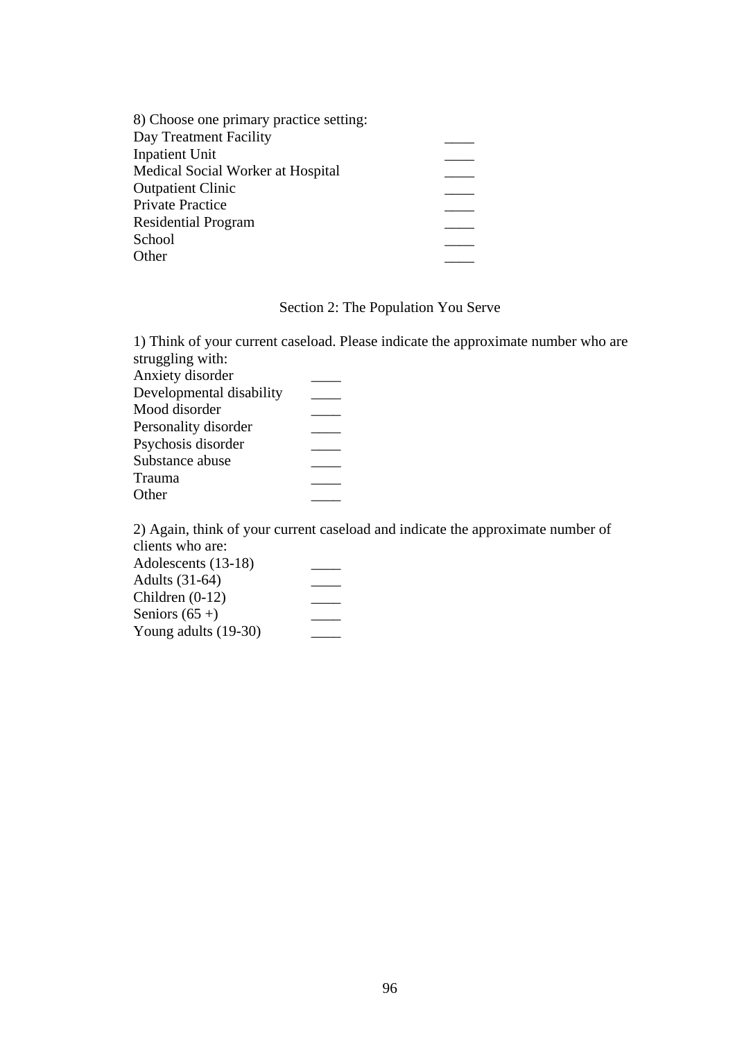8) Choose one primary practice setting:

Day Treatment Facility ____
Inpatient Unit ____
Medical Social Worker at Hospital ____
Outpatient Clinic ____
Private Practice ____
Residential Program ____
School ____
Other ____

## Section 2: The Population You Serve

1) Think of your current caseload. Please indicate the approximate number who are struggling with:

Anxiety disorder ____
Developmental disability ____
Mood disorder ____
Personality disorder ____
Psychosis disorder ____
Substance abuse ____
Trauma ____
Other ____

2) Again, think of your current caseload and indicate the approximate number of clients who are:

Adolescents (13-18) ____
Adults (31-64) ____
Children (0-12) ____
Seniors (65 +) ____
Young adults (19-30) ____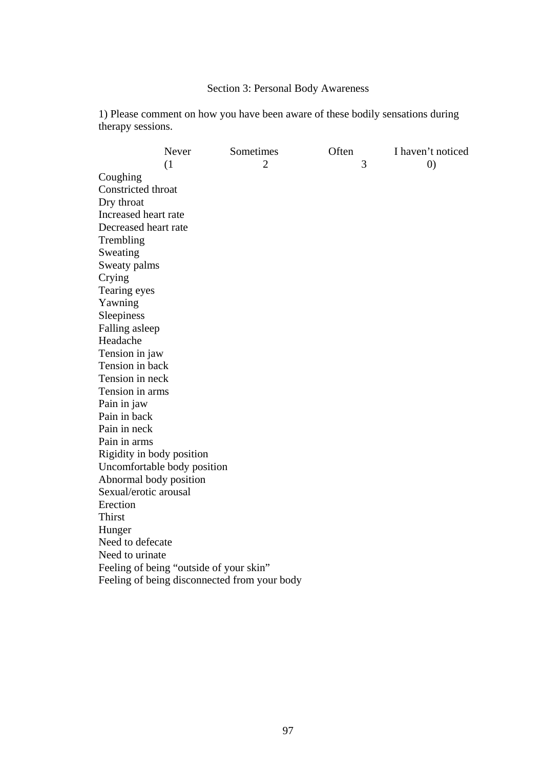## Section 3: Personal Body Awareness

1) Please comment on how you have been aware of these bodily sensations during therapy sessions.

| | Never (1 | Sometimes 2 | Often 3 | I haven't noticed 0) |
|---|---|---|---|---|
| Coughing | | | | |
| Constricted throat | | | | |
| Dry throat | | | | |
| Increased heart rate | | | | |
| Decreased heart rate | | | | |
| Trembling | | | | |
| Sweating | | | | |
| Sweaty palms | | | | |
| Crying | | | | |
| Tearing eyes | | | | |
| Yawning | | | | |
| Sleepiness | | | | |
| Falling asleep | | | | |
| Headache | | | | |
| Tension in jaw | | | | |
| Tension in back | | | | |
| Tension in neck | | | | |
| Tension in arms | | | | |
| Pain in jaw | | | | |
| Pain in back | | | | |
| Pain in neck | | | | |
| Pain in arms | | | | |
| Rigidity in body position | | | | |
| Uncomfortable body position | | | | |
| Abnormal body position | | | | |
| Sexual/erotic arousal | | | | |
| Erection | | | | |
| Thirst | | | | |
| Hunger | | | | |
| Need to defecate | | | | |
| Need to urinate | | | | |
| Feeling of being "outside of your skin" | | | | |
| Feeling of being disconnected from your body | | | | |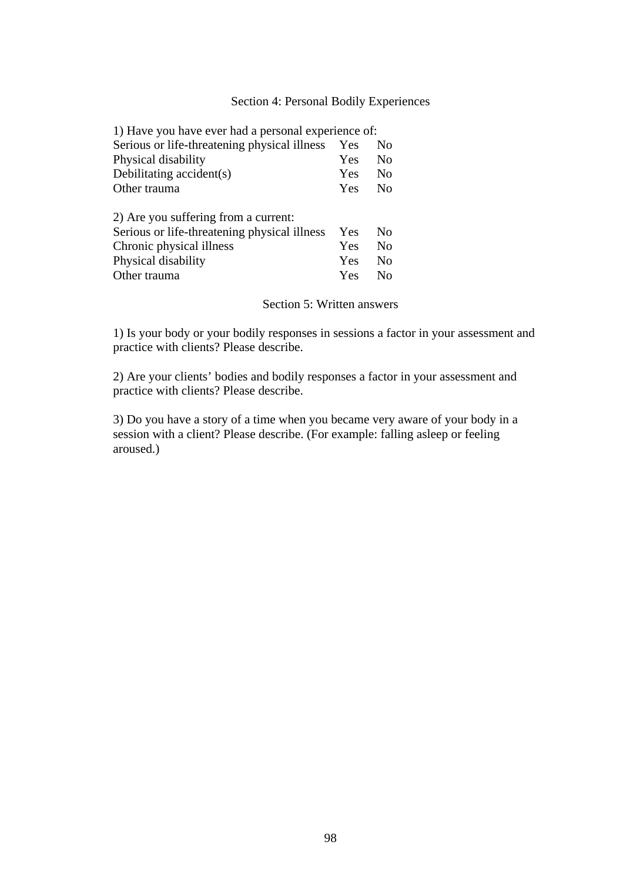## Section 4: Personal Bodily Experiences

1) Have you have ever had a personal experience of:

| | | |
|---|---|---|
| Serious or life-threatening physical illness | Yes | No |
| Physical disability | Yes | No |
| Debilitating accident(s) | Yes | No |
| Other trauma | Yes | No |

2) Are you suffering from a current:

| | | |
|---|---|---|
| Serious or life-threatening physical illness | Yes | No |
| Chronic physical illness | Yes | No |
| Physical disability | Yes | No |
| Other trauma | Yes | No |

## Section 5: Written answers

1) Is your body or your bodily responses in sessions a factor in your assessment and practice with clients? Please describe.

2) Are your clients' bodies and bodily responses a factor in your assessment and practice with clients? Please describe.

3) Do you have a story of a time when you became very aware of your body in a session with a client? Please describe. (For example: falling asleep or feeling aroused.)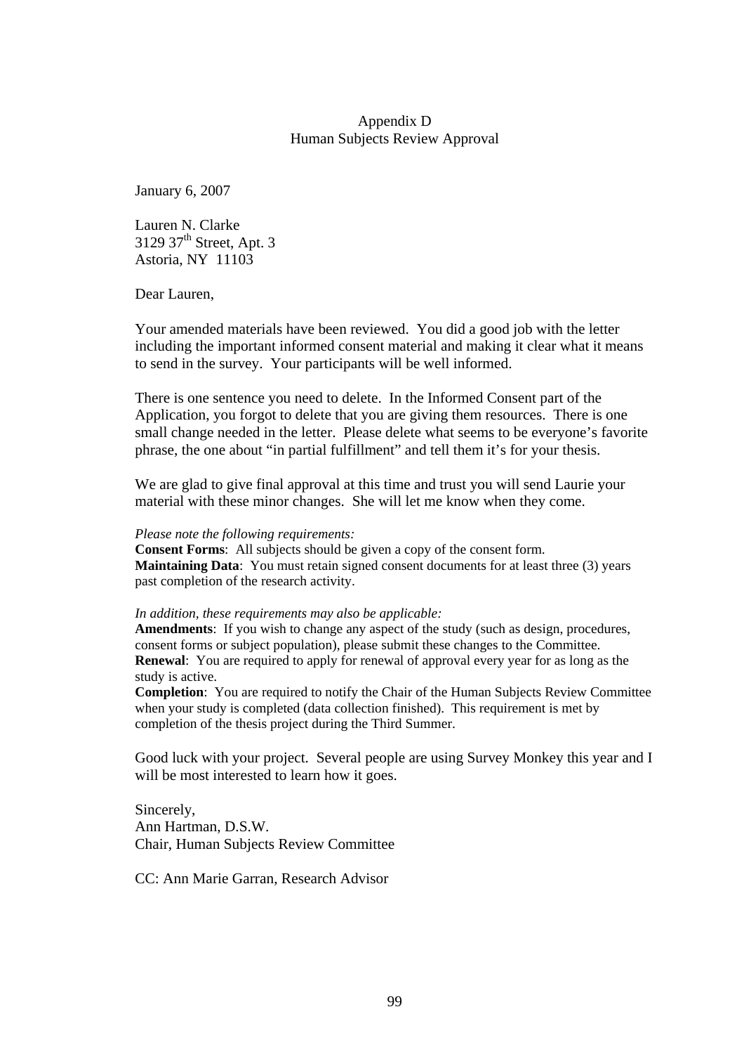# Appendix D
## Human Subjects Review Approval

January 6, 2007

Lauren N. Clarke
3129 37th Street, Apt. 3
Astoria, NY 11103

Dear Lauren,

Your amended materials have been reviewed. You did a good job with the letter including the important informed consent material and making it clear what it means to send in the survey. Your participants will be well informed.

There is one sentence you need to delete. In the Informed Consent part of the Application, you forgot to delete that you are giving them resources. There is one small change needed in the letter. Please delete what seems to be everyone's favorite phrase, the one about "in partial fulfillment" and tell them it's for your thesis.

We are glad to give final approval at this time and trust you will send Laurie your material with these minor changes. She will let me know when they come.

*Please note the following requirements:*
**Consent Forms**: All subjects should be given a copy of the consent form.
**Maintaining Data**: You must retain signed consent documents for at least three (3) years past completion of the research activity.

*In addition, these requirements may also be applicable:*
**Amendments**: If you wish to change any aspect of the study (such as design, procedures, consent forms or subject population), please submit these changes to the Committee.
**Renewal**: You are required to apply for renewal of approval every year for as long as the study is active.
**Completion**: You are required to notify the Chair of the Human Subjects Review Committee when your study is completed (data collection finished). This requirement is met by completion of the thesis project during the Third Summer.

Good luck with your project. Several people are using Survey Monkey this year and I will be most interested to learn how it goes.

Sincerely,
Ann Hartman, D.S.W.
Chair, Human Subjects Review Committee

CC: Ann Marie Garran, Research Advisor